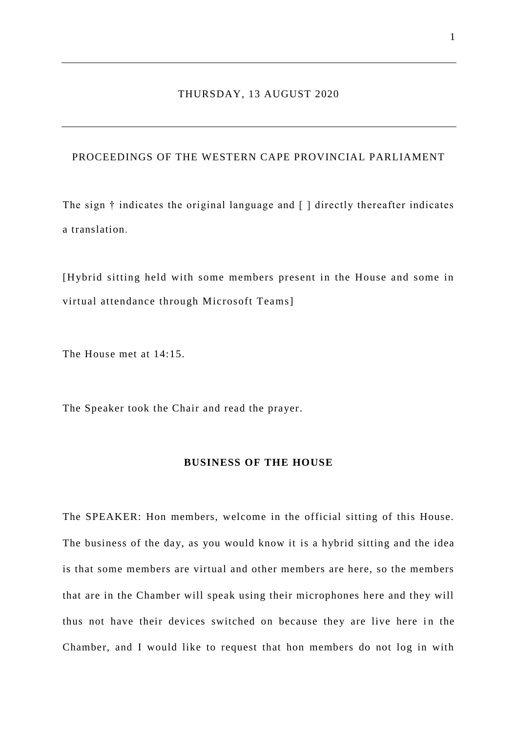THURSDAY, 13 AUGUST 2020

---

PROCEEDINGS OF THE WESTERN CAPE PROVINCIAL PARLIAMENT

The sign † indicates the original language and [ ] directly thereafter indicates a translation.

[Hybrid sitting held with some members present in the House and some in virtual attendance through Microsoft Teams]

The House met at 14:15.

The Speaker took the Chair and read the prayer.

## BUSINESS OF THE HOUSE

The SPEAKER: Hon members, welcome in the official sitting of this House. The business of the day, as you would know it is a hybrid sitting and the idea is that some members are virtual and other members are here, so the members that are in the Chamber will speak using their microphones here and they will thus not have their devices switched on because they are live here in the Chamber, and I would like to request that hon members do not log in with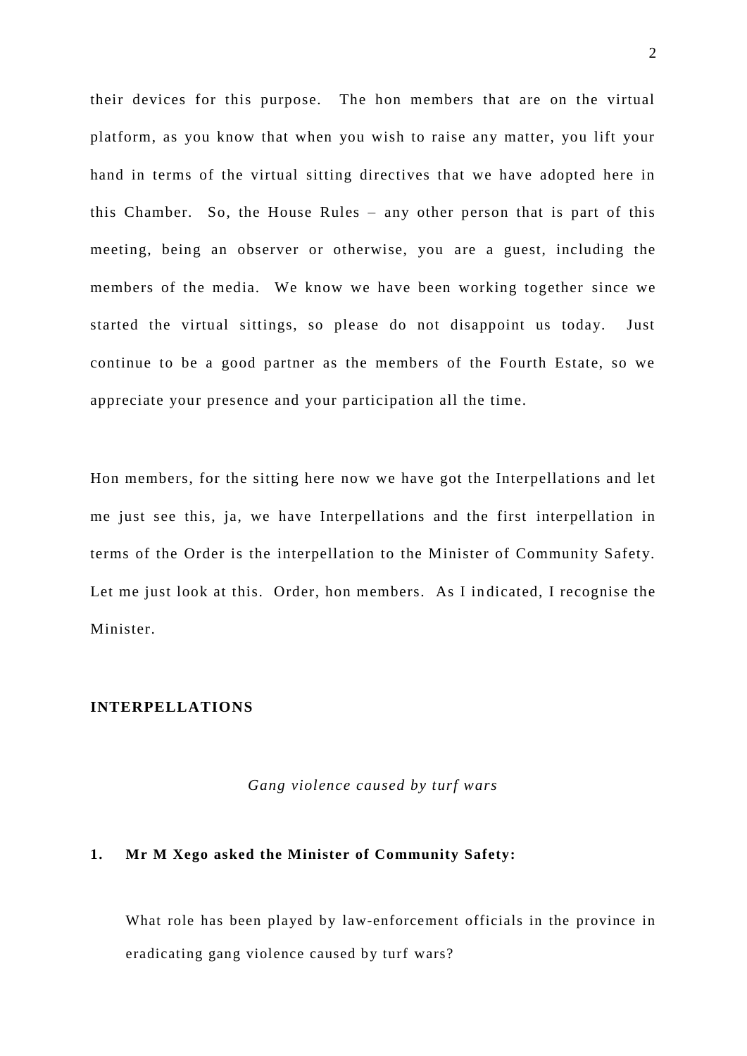their devices for this purpose. The hon members that are on the virtual platform, as you know that when you wish to raise any matter, you lift your hand in terms of the virtual sitting directives that we have adopted here in this Chamber. So, the House Rules – any other person that is part of this meeting, being an observer or otherwise, you are a guest, including the members of the media. We know we have been working together since we started the virtual sittings, so please do not disappoint us today. Just continue to be a good partner as the members of the Fourth Estate, so we appreciate your presence and your participation all the time.

Hon members, for the sitting here now we have got the Interpellations and let me just see this, ja, we have Interpellations and the first interpellation in terms of the Order is the interpellation to the Minister of Community Safety. Let me just look at this. Order, hon members. As I indicated, I recognise the Minister.

**INTERPELLATIONS**

*Gang violence caused by turf wars*

**1. Mr M Xego asked the Minister of Community Safety:**

What role has been played by law-enforcement officials in the province in eradicating gang violence caused by turf wars?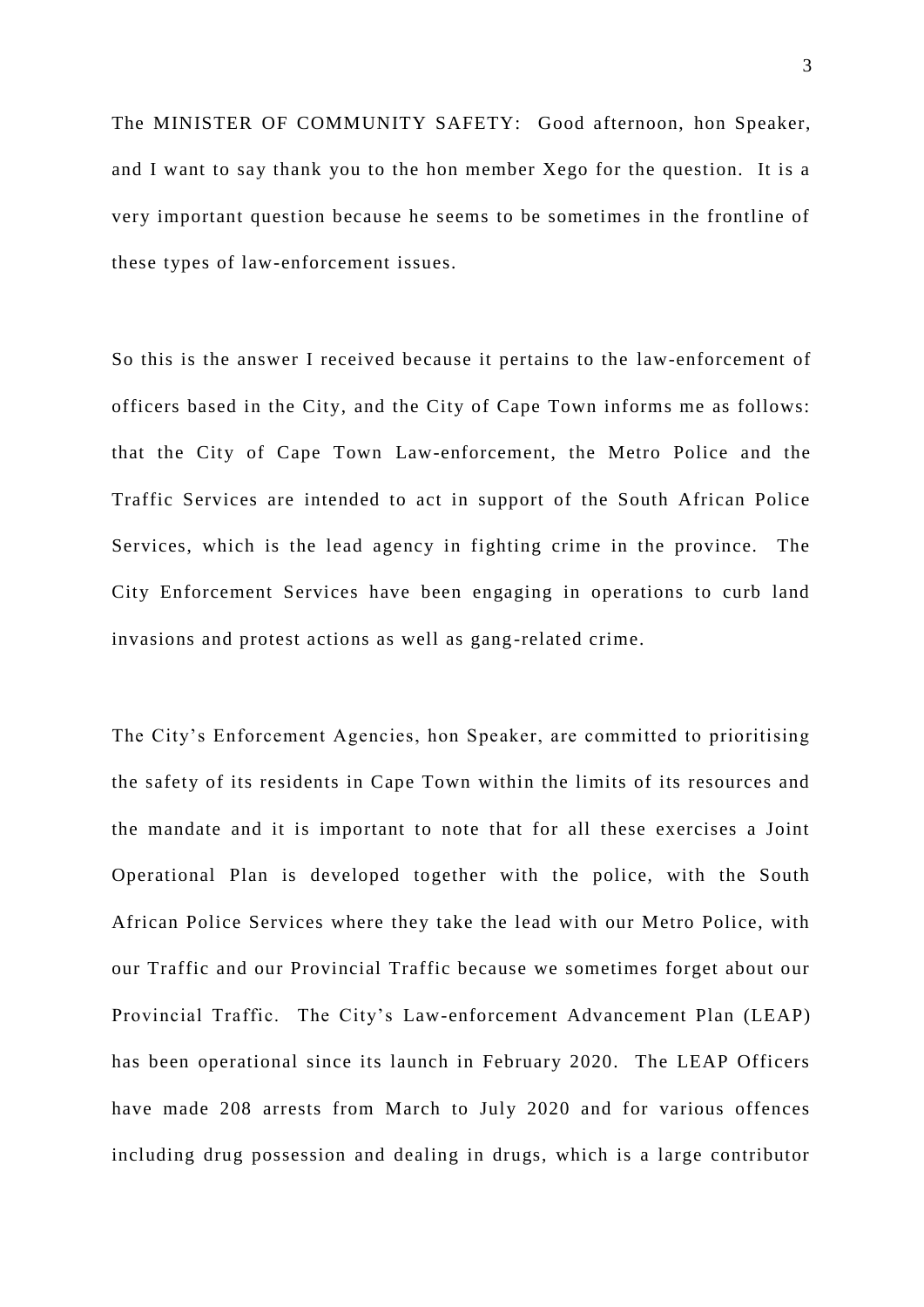The MINISTER OF COMMUNITY SAFETY: Good afternoon, hon Speaker, and I want to say thank you to the hon member Xego for the question. It is a very important question because he seems to be sometimes in the frontline of these types of law-enforcement issues.

So this is the answer I received because it pertains to the law-enforcement of officers based in the City, and the City of Cape Town informs me as follows: that the City of Cape Town Law-enforcement, the Metro Police and the Traffic Services are intended to act in support of the South African Police Services, which is the lead agency in fighting crime in the province. The City Enforcement Services have been engaging in operations to curb land invasions and protest actions as well as gang-related crime.

The City's Enforcement Agencies, hon Speaker, are committed to prioritising the safety of its residents in Cape Town within the limits of its resources and the mandate and it is important to note that for all these exercises a Joint Operational Plan is developed together with the police, with the South African Police Services where they take the lead with our Metro Police, with our Traffic and our Provincial Traffic because we sometimes forget about our Provincial Traffic. The City's Law-enforcement Advancement Plan (LEAP) has been operational since its launch in February 2020. The LEAP Officers have made 208 arrests from March to July 2020 and for various offences including drug possession and dealing in drugs, which is a large contributor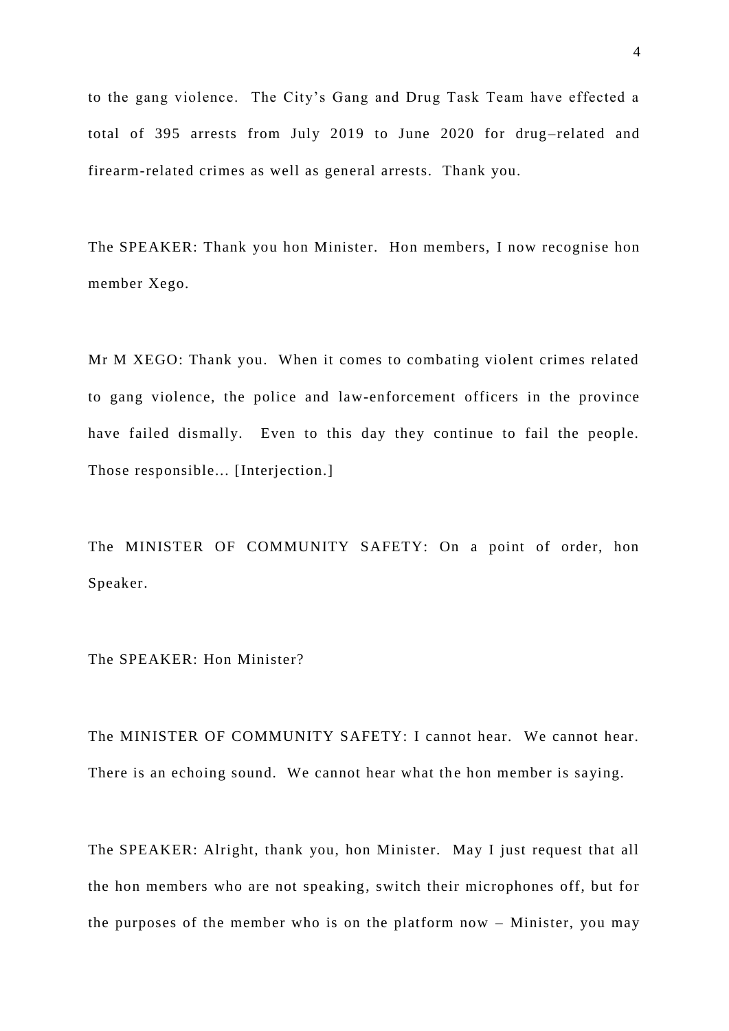to the gang violence. The City's Gang and Drug Task Team have effected a total of 395 arrests from July 2019 to June 2020 for drug–related and firearm-related crimes as well as general arrests. Thank you.

The SPEAKER: Thank you hon Minister. Hon members, I now recognise hon member Xego.

Mr M XEGO: Thank you. When it comes to combating violent crimes related to gang violence, the police and law-enforcement officers in the province have failed dismally. Even to this day they continue to fail the people. Those responsible... [Interjection.]

The MINISTER OF COMMUNITY SAFETY: On a point of order, hon Speaker.

The SPEAKER: Hon Minister?

The MINISTER OF COMMUNITY SAFETY: I cannot hear. We cannot hear. There is an echoing sound. We cannot hear what the hon member is saying.

The SPEAKER: Alright, thank you, hon Minister. May I just request that all the hon members who are not speaking, switch their microphones off, but for the purposes of the member who is on the platform now – Minister, you may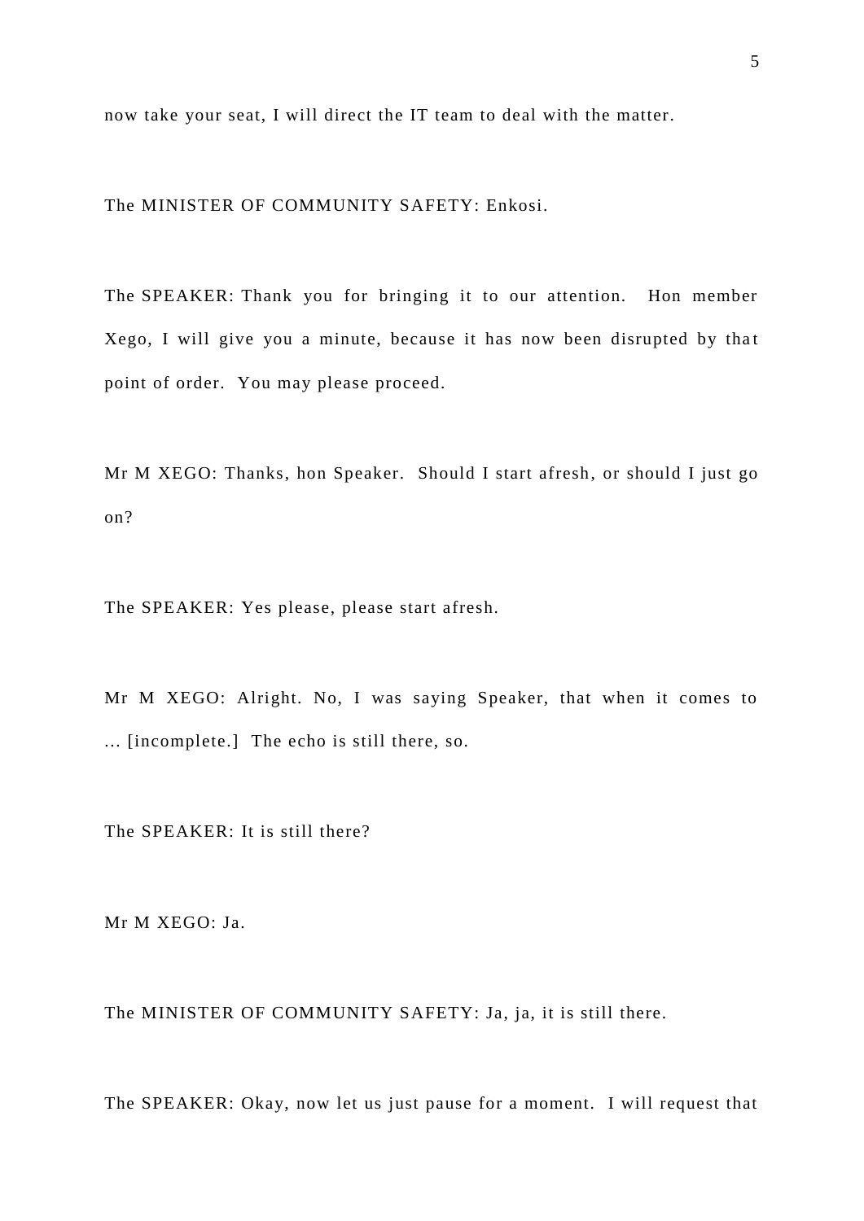now take your seat, I will direct the IT team to deal with the matter.

The MINISTER OF COMMUNITY SAFETY: Enkosi.

The SPEAKER: Thank you for bringing it to our attention. Hon member Xego, I will give you a minute, because it has now been disrupted by that point of order. You may please proceed.

Mr M XEGO: Thanks, hon Speaker. Should I start afresh, or should I just go on?

The SPEAKER: Yes please, please start afresh.

Mr M XEGO: Alright. No, I was saying Speaker, that when it comes to ... [incomplete.] The echo is still there, so.

The SPEAKER: It is still there?

Mr M XEGO: Ja.

The MINISTER OF COMMUNITY SAFETY: Ja, ja, it is still there.

The SPEAKER: Okay, now let us just pause for a moment. I will request that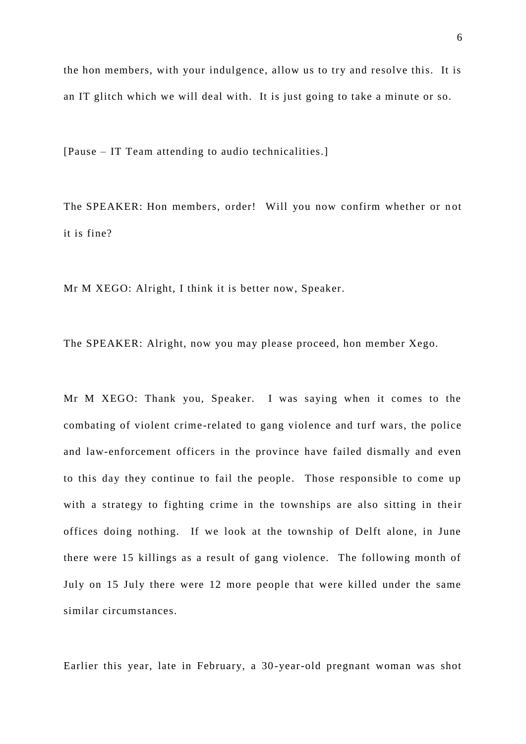the hon members, with your indulgence, allow us to try and resolve this. It is an IT glitch which we will deal with. It is just going to take a minute or so.

[Pause – IT Team attending to audio technicalities.]

The SPEAKER: Hon members, order! Will you now confirm whether or not it is fine?

Mr M XEGO: Alright, I think it is better now, Speaker.

The SPEAKER: Alright, now you may please proceed, hon member Xego.

Mr M XEGO: Thank you, Speaker. I was saying when it comes to the combating of violent crime-related to gang violence and turf wars, the police and law-enforcement officers in the province have failed dismally and even to this day they continue to fail the people. Those responsible to come up with a strategy to fighting crime in the townships are also sitting in their offices doing nothing. If we look at the township of Delft alone, in June there were 15 killings as a result of gang violence. The following month of July on 15 July there were 12 more people that were killed under the same similar circumstances.

Earlier this year, late in February, a 30-year-old pregnant woman was shot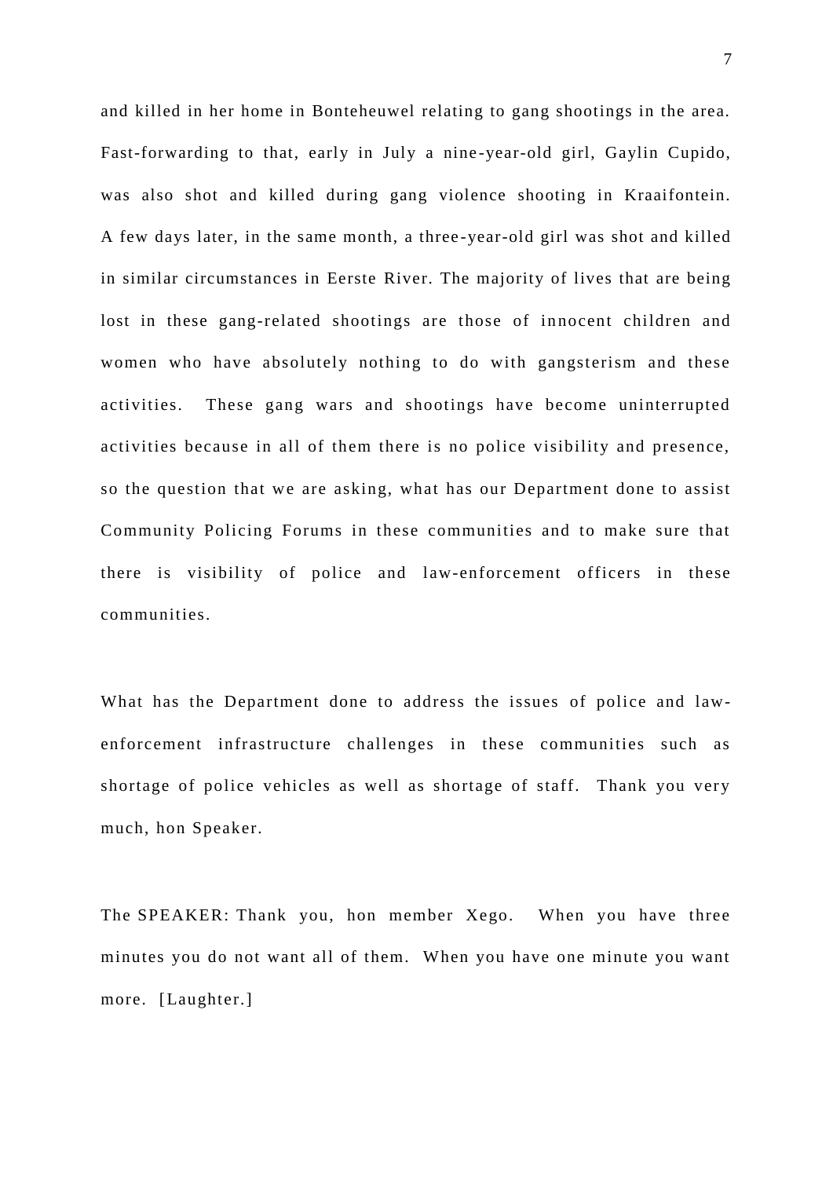and killed in her home in Bonteheuwel relating to gang shootings in the area. Fast-forwarding to that, early in July a nine-year-old girl, Gaylin Cupido, was also shot and killed during gang violence shooting in Kraaifontein. A few days later, in the same month, a three-year-old girl was shot and killed in similar circumstances in Eerste River. The majority of lives that are being lost in these gang-related shootings are those of innocent children and women who have absolutely nothing to do with gangsterism and these activities. These gang wars and shootings have become uninterrupted activities because in all of them there is no police visibility and presence, so the question that we are asking, what has our Department done to assist Community Policing Forums in these communities and to make sure that there is visibility of police and law-enforcement officers in these communities.

What has the Department done to address the issues of police and law-enforcement infrastructure challenges in these communities such as shortage of police vehicles as well as shortage of staff. Thank you very much, hon Speaker.

The SPEAKER: Thank you, hon member Xego. When you have three minutes you do not want all of them. When you have one minute you want more. [Laughter.]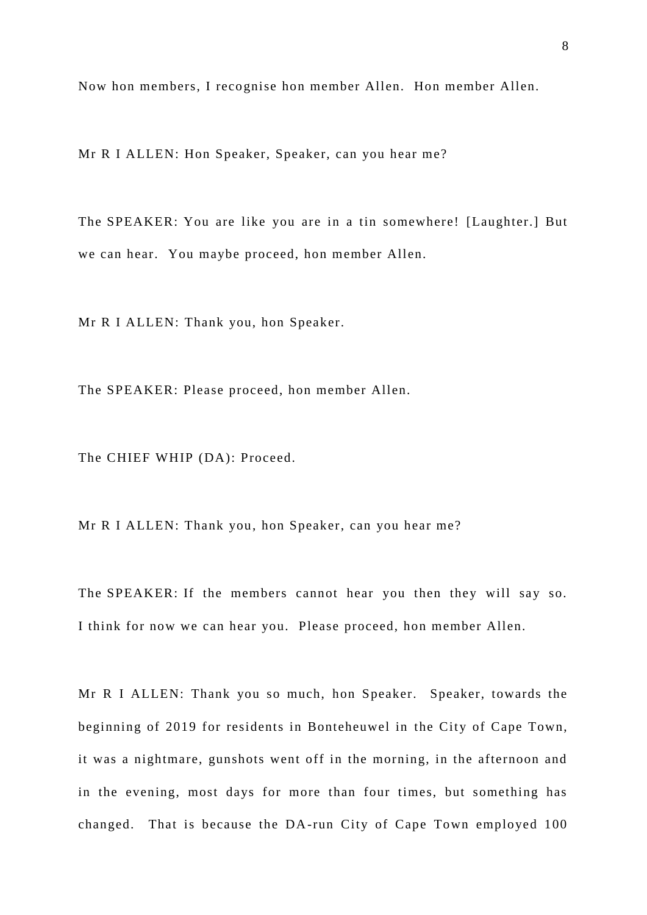Now hon members, I recognise hon member Allen. Hon member Allen.

Mr R I ALLEN: Hon Speaker, Speaker, can you hear me?

The SPEAKER: You are like you are in a tin somewhere! [Laughter.] But we can hear. You maybe proceed, hon member Allen.

Mr R I ALLEN: Thank you, hon Speaker.

The SPEAKER: Please proceed, hon member Allen.

The CHIEF WHIP (DA): Proceed.

Mr R I ALLEN: Thank you, hon Speaker, can you hear me?

The SPEAKER: If the members cannot hear you then they will say so. I think for now we can hear you. Please proceed, hon member Allen.

Mr R I ALLEN: Thank you so much, hon Speaker. Speaker, towards the beginning of 2019 for residents in Bonteheuwel in the City of Cape Town, it was a nightmare, gunshots went off in the morning, in the afternoon and in the evening, most days for more than four times, but something has changed. That is because the DA-run City of Cape Town employed 100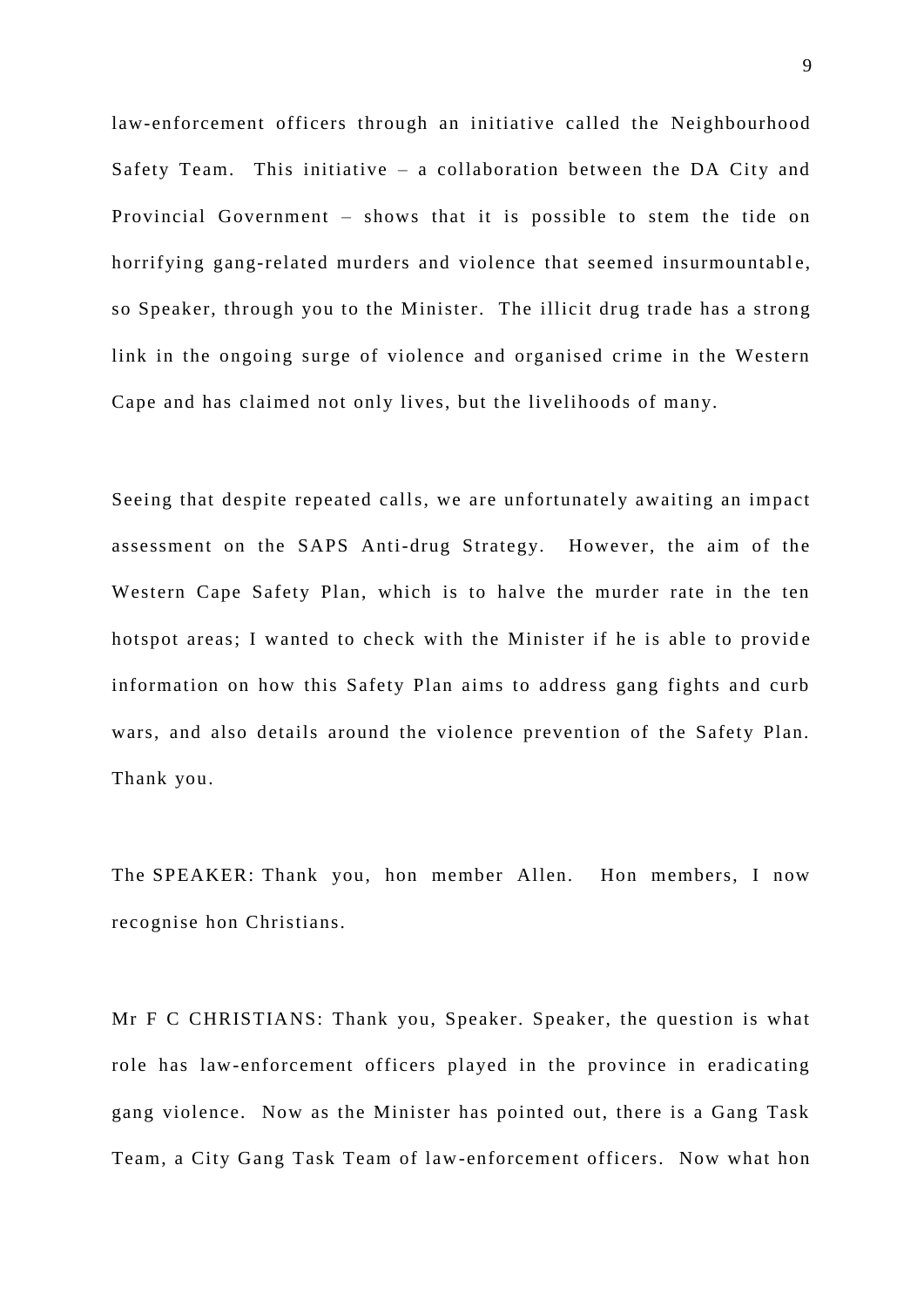law-enforcement officers through an initiative called the Neighbourhood Safety Team. This initiative – a collaboration between the DA City and Provincial Government – shows that it is possible to stem the tide on horrifying gang-related murders and violence that seemed insurmountable, so Speaker, through you to the Minister. The illicit drug trade has a strong link in the ongoing surge of violence and organised crime in the Western Cape and has claimed not only lives, but the livelihoods of many.

Seeing that despite repeated calls, we are unfortunately awaiting an impact assessment on the SAPS Anti-drug Strategy. However, the aim of the Western Cape Safety Plan, which is to halve the murder rate in the ten hotspot areas; I wanted to check with the Minister if he is able to provide information on how this Safety Plan aims to address gang fights and curb wars, and also details around the violence prevention of the Safety Plan. Thank you.

The SPEAKER: Thank you, hon member Allen. Hon members, I now recognise hon Christians.

Mr F C CHRISTIANS: Thank you, Speaker. Speaker, the question is what role has law-enforcement officers played in the province in eradicating gang violence. Now as the Minister has pointed out, there is a Gang Task Team, a City Gang Task Team of law-enforcement officers. Now what hon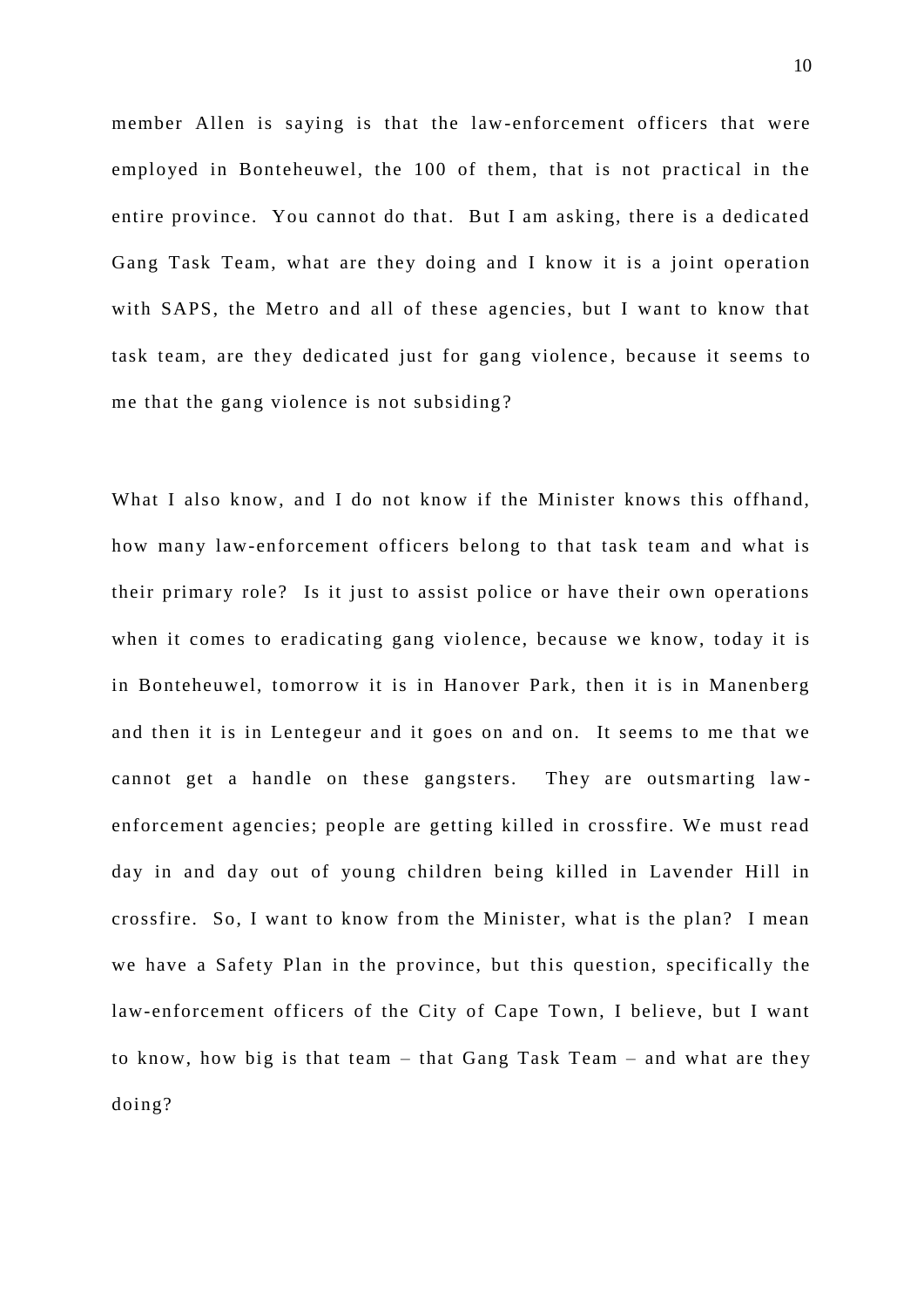member Allen is saying is that the law-enforcement officers that were employed in Bonteheuwel, the 100 of them, that is not practical in the entire province. You cannot do that. But I am asking, there is a dedicated Gang Task Team, what are they doing and I know it is a joint operation with SAPS, the Metro and all of these agencies, but I want to know that task team, are they dedicated just for gang violence, because it seems to me that the gang violence is not subsiding?

What I also know, and I do not know if the Minister knows this offhand, how many law-enforcement officers belong to that task team and what is their primary role? Is it just to assist police or have their own operations when it comes to eradicating gang violence, because we know, today it is in Bonteheuwel, tomorrow it is in Hanover Park, then it is in Manenberg and then it is in Lentegeur and it goes on and on. It seems to me that we cannot get a handle on these gangsters. They are outsmarting law-enforcement agencies; people are getting killed in crossfire. We must read day in and day out of young children being killed in Lavender Hill in crossfire. So, I want to know from the Minister, what is the plan? I mean we have a Safety Plan in the province, but this question, specifically the law-enforcement officers of the City of Cape Town, I believe, but I want to know, how big is that team – that Gang Task Team – and what are they doing?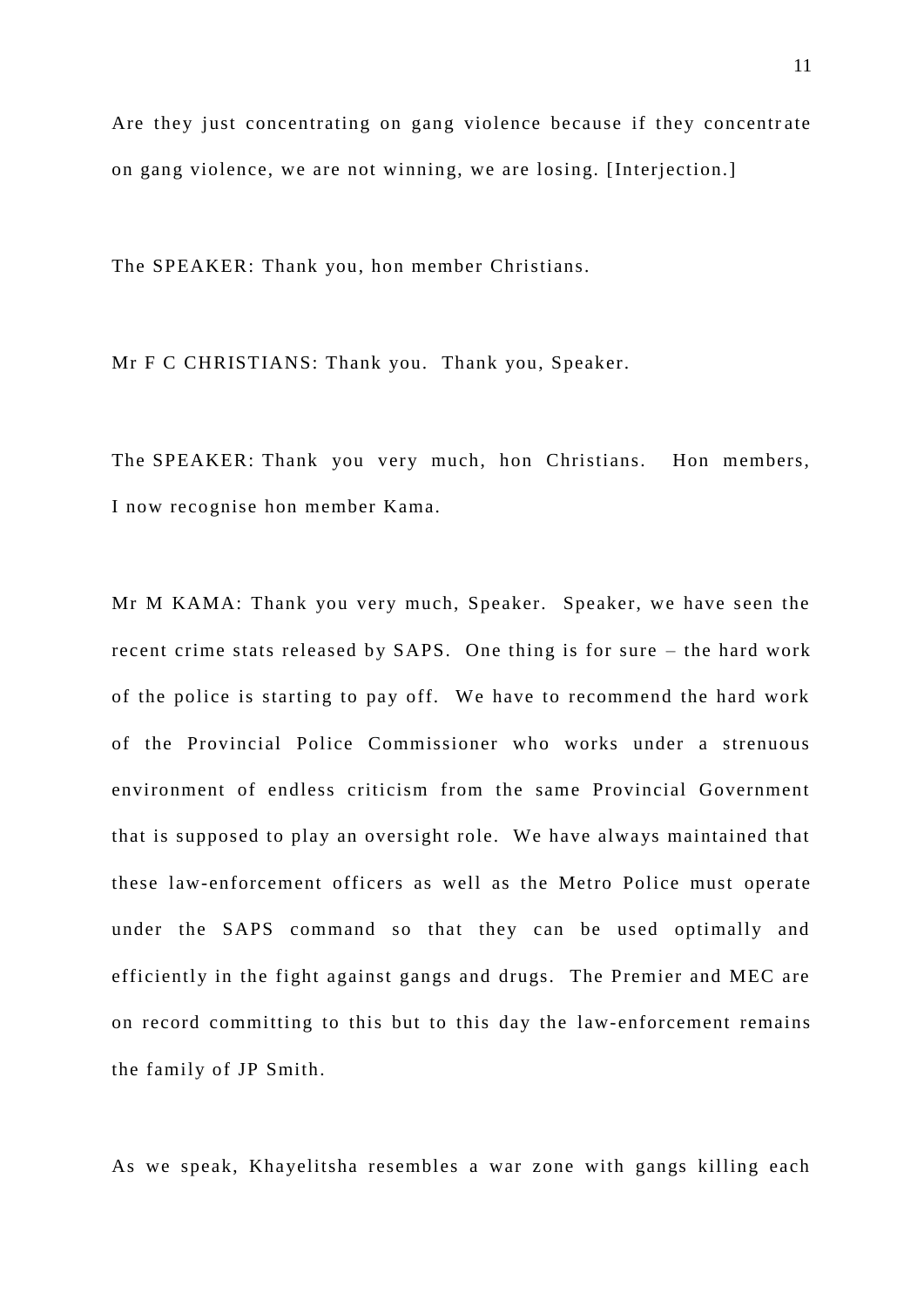Are they just concentrating on gang violence because if they concentrate on gang violence, we are not winning, we are losing. [Interjection.]

The SPEAKER: Thank you, hon member Christians.

Mr F C CHRISTIANS: Thank you. Thank you, Speaker.

The SPEAKER: Thank you very much, hon Christians. Hon members, I now recognise hon member Kama.

Mr M KAMA: Thank you very much, Speaker. Speaker, we have seen the recent crime stats released by SAPS. One thing is for sure – the hard work of the police is starting to pay off. We have to recommend the hard work of the Provincial Police Commissioner who works under a strenuous environment of endless criticism from the same Provincial Government that is supposed to play an oversight role. We have always maintained that these law-enforcement officers as well as the Metro Police must operate under the SAPS command so that they can be used optimally and efficiently in the fight against gangs and drugs. The Premier and MEC are on record committing to this but to this day the law-enforcement remains the family of JP Smith.

As we speak, Khayelitsha resembles a war zone with gangs killing each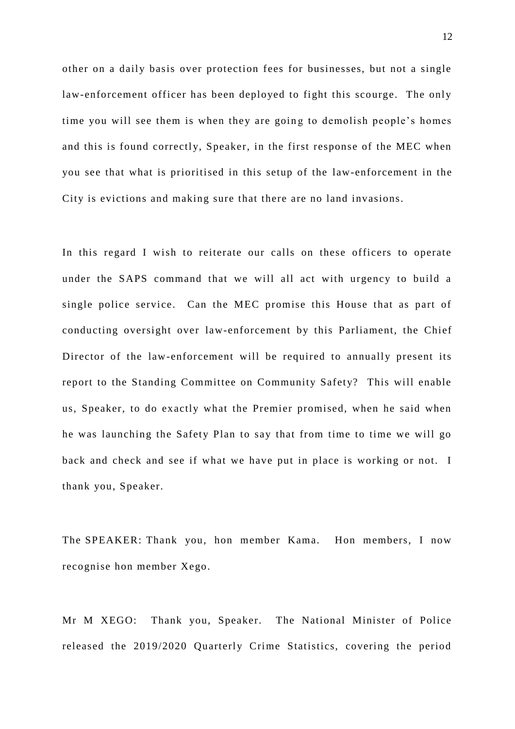other on a daily basis over protection fees for businesses, but not a single law-enforcement officer has been deployed to fight this scourge. The only time you will see them is when they are going to demolish people's homes and this is found correctly, Speaker, in the first response of the MEC when you see that what is prioritised in this setup of the law-enforcement in the City is evictions and making sure that there are no land invasions.

In this regard I wish to reiterate our calls on these officers to operate under the SAPS command that we will all act with urgency to build a single police service. Can the MEC promise this House that as part of conducting oversight over law-enforcement by this Parliament, the Chief Director of the law-enforcement will be required to annually present its report to the Standing Committee on Community Safety? This will enable us, Speaker, to do exactly what the Premier promised, when he said when he was launching the Safety Plan to say that from time to time we will go back and check and see if what we have put in place is working or not. I thank you, Speaker.

The SPEAKER: Thank you, hon member Kama. Hon members, I now recognise hon member Xego.

Mr M XEGO: Thank you, Speaker. The National Minister of Police released the 2019/2020 Quarterly Crime Statistics, covering the period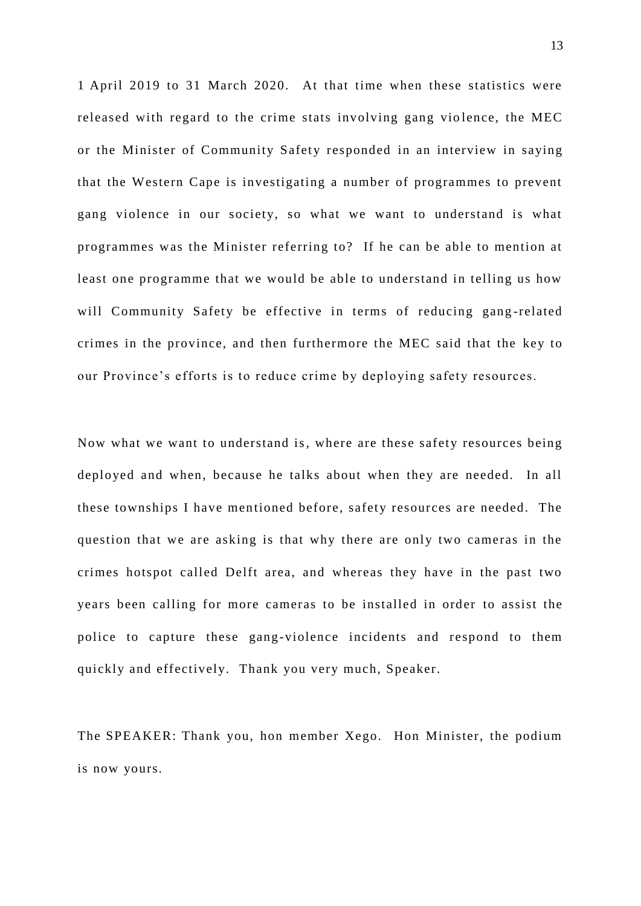1 April 2019 to 31 March 2020. At that time when these statistics were released with regard to the crime stats involving gang violence, the MEC or the Minister of Community Safety responded in an interview in saying that the Western Cape is investigating a number of programmes to prevent gang violence in our society, so what we want to understand is what programmes was the Minister referring to? If he can be able to mention at least one programme that we would be able to understand in telling us how will Community Safety be effective in terms of reducing gang-related crimes in the province, and then furthermore the MEC said that the key to our Province's efforts is to reduce crime by deploying safety resources.

Now what we want to understand is, where are these safety resources being deployed and when, because he talks about when they are needed. In all these townships I have mentioned before, safety resources are needed. The question that we are asking is that why there are only two cameras in the crimes hotspot called Delft area, and whereas they have in the past two years been calling for more cameras to be installed in order to assist the police to capture these gang-violence incidents and respond to them quickly and effectively. Thank you very much, Speaker.

The SPEAKER: Thank you, hon member Xego. Hon Minister, the podium is now yours.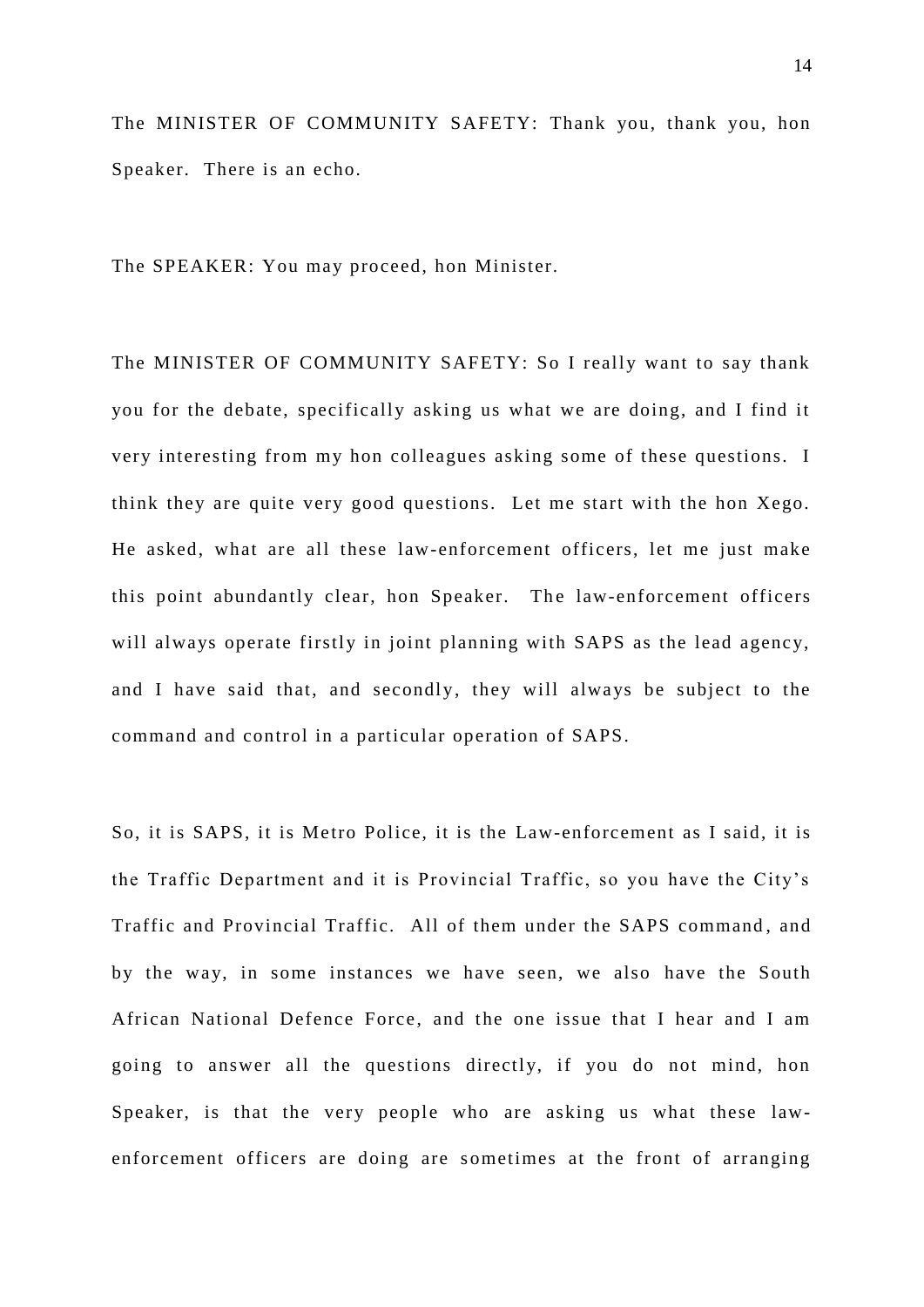The MINISTER OF COMMUNITY SAFETY: Thank you, thank you, hon Speaker. There is an echo.

The SPEAKER: You may proceed, hon Minister.

The MINISTER OF COMMUNITY SAFETY: So I really want to say thank you for the debate, specifically asking us what we are doing, and I find it very interesting from my hon colleagues asking some of these questions. I think they are quite very good questions. Let me start with the hon Xego. He asked, what are all these law-enforcement officers, let me just make this point abundantly clear, hon Speaker. The law-enforcement officers will always operate firstly in joint planning with SAPS as the lead agency, and I have said that, and secondly, they will always be subject to the command and control in a particular operation of SAPS.

So, it is SAPS, it is Metro Police, it is the Law-enforcement as I said, it is the Traffic Department and it is Provincial Traffic, so you have the City's Traffic and Provincial Traffic. All of them under the SAPS command, and by the way, in some instances we have seen, we also have the South African National Defence Force, and the one issue that I hear and I am going to answer all the questions directly, if you do not mind, hon Speaker, is that the very people who are asking us what these law-enforcement officers are doing are sometimes at the front of arranging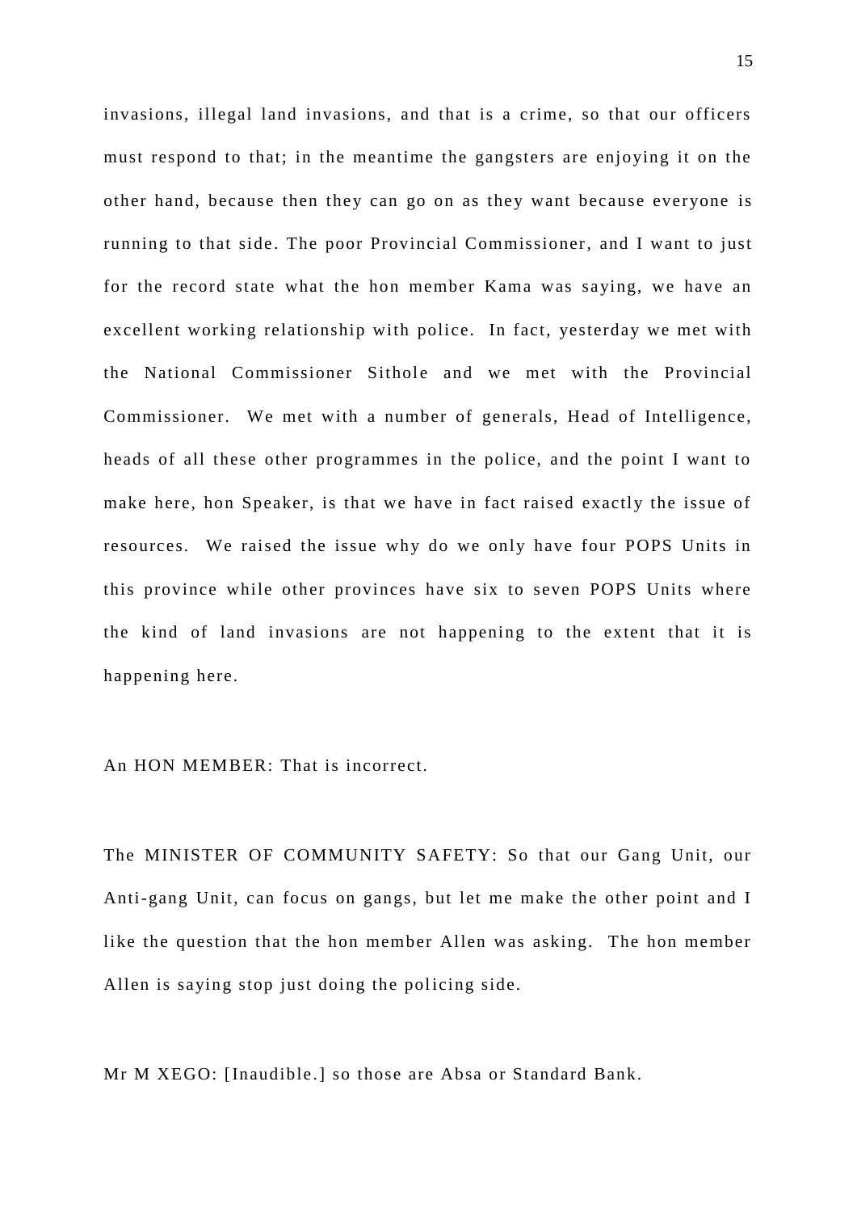invasions, illegal land invasions, and that is a crime, so that our officers must respond to that; in the meantime the gangsters are enjoying it on the other hand, because then they can go on as they want because everyone is running to that side. The poor Provincial Commissioner, and I want to just for the record state what the hon member Kama was saying, we have an excellent working relationship with police. In fact, yesterday we met with the National Commissioner Sithole and we met with the Provincial Commissioner. We met with a number of generals, Head of Intelligence, heads of all these other programmes in the police, and the point I want to make here, hon Speaker, is that we have in fact raised exactly the issue of resources. We raised the issue why do we only have four POPS Units in this province while other provinces have six to seven POPS Units where the kind of land invasions are not happening to the extent that it is happening here.

An HON MEMBER: That is incorrect.

The MINISTER OF COMMUNITY SAFETY: So that our Gang Unit, our Anti-gang Unit, can focus on gangs, but let me make the other point and I like the question that the hon member Allen was asking. The hon member Allen is saying stop just doing the policing side.

Mr M XEGO: [Inaudible.] so those are Absa or Standard Bank.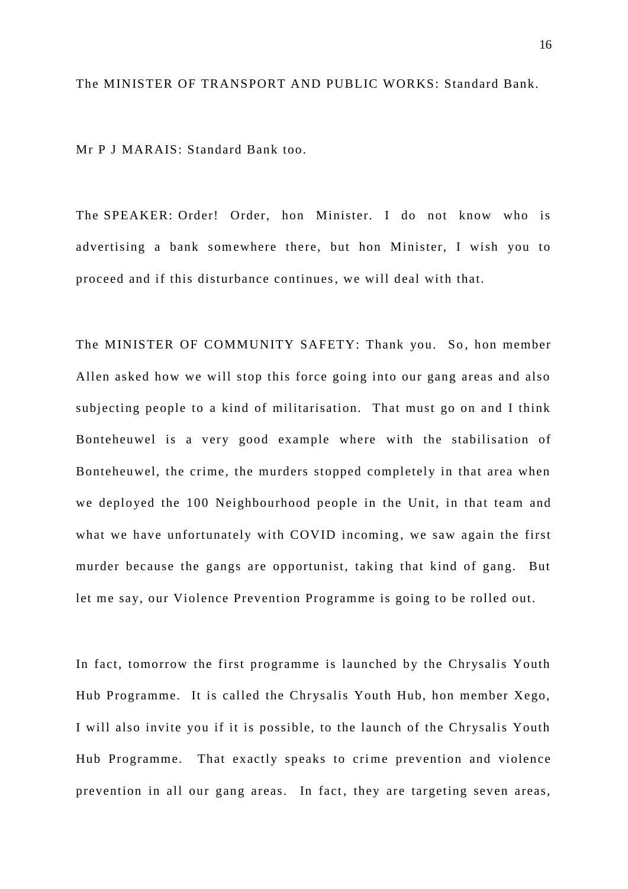The MINISTER OF TRANSPORT AND PUBLIC WORKS: Standard Bank.

Mr P J MARAIS: Standard Bank too.

The SPEAKER: Order! Order, hon Minister. I do not know who is advertising a bank somewhere there, but hon Minister, I wish you to proceed and if this disturbance continues, we will deal with that.

The MINISTER OF COMMUNITY SAFETY: Thank you. So, hon member Allen asked how we will stop this force going into our gang areas and also subjecting people to a kind of militarisation. That must go on and I think Bonteheuwel is a very good example where with the stabilisation of Bonteheuwel, the crime, the murders stopped completely in that area when we deployed the 100 Neighbourhood people in the Unit, in that team and what we have unfortunately with COVID incoming, we saw again the first murder because the gangs are opportunist, taking that kind of gang. But let me say, our Violence Prevention Programme is going to be rolled out.

In fact, tomorrow the first programme is launched by the Chrysalis Youth Hub Programme. It is called the Chrysalis Youth Hub, hon member Xego, I will also invite you if it is possible, to the launch of the Chrysalis Youth Hub Programme. That exactly speaks to crime prevention and violence prevention in all our gang areas. In fact, they are targeting seven areas,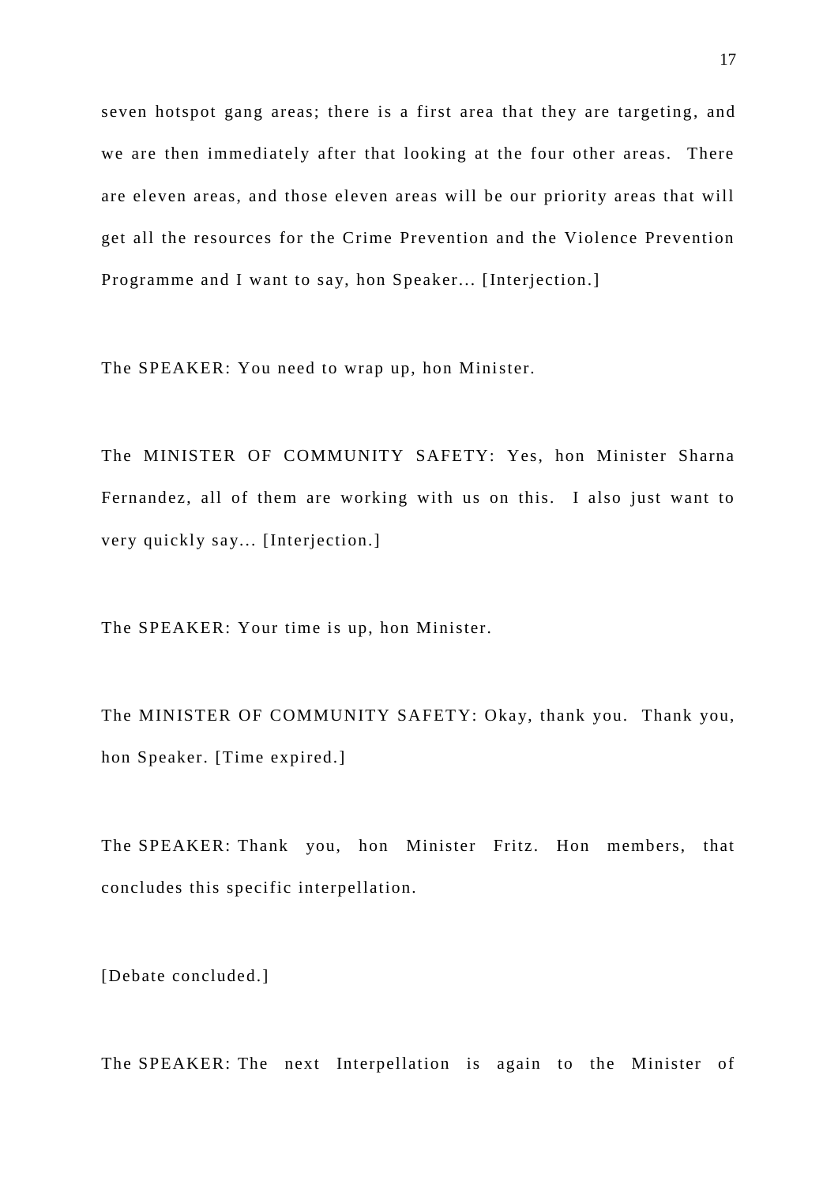seven hotspot gang areas; there is a first area that they are targeting, and we are then immediately after that looking at the four other areas. There are eleven areas, and those eleven areas will be our priority areas that will get all the resources for the Crime Prevention and the Violence Prevention Programme and I want to say, hon Speaker... [Interjection.]

The SPEAKER: You need to wrap up, hon Minister.

The MINISTER OF COMMUNITY SAFETY: Yes, hon Minister Sharna Fernandez, all of them are working with us on this. I also just want to very quickly say... [Interjection.]

The SPEAKER: Your time is up, hon Minister.

The MINISTER OF COMMUNITY SAFETY: Okay, thank you. Thank you, hon Speaker. [Time expired.]

The SPEAKER: Thank you, hon Minister Fritz. Hon members, that concludes this specific interpellation.

[Debate concluded.]

The SPEAKER: The next Interpellation is again to the Minister of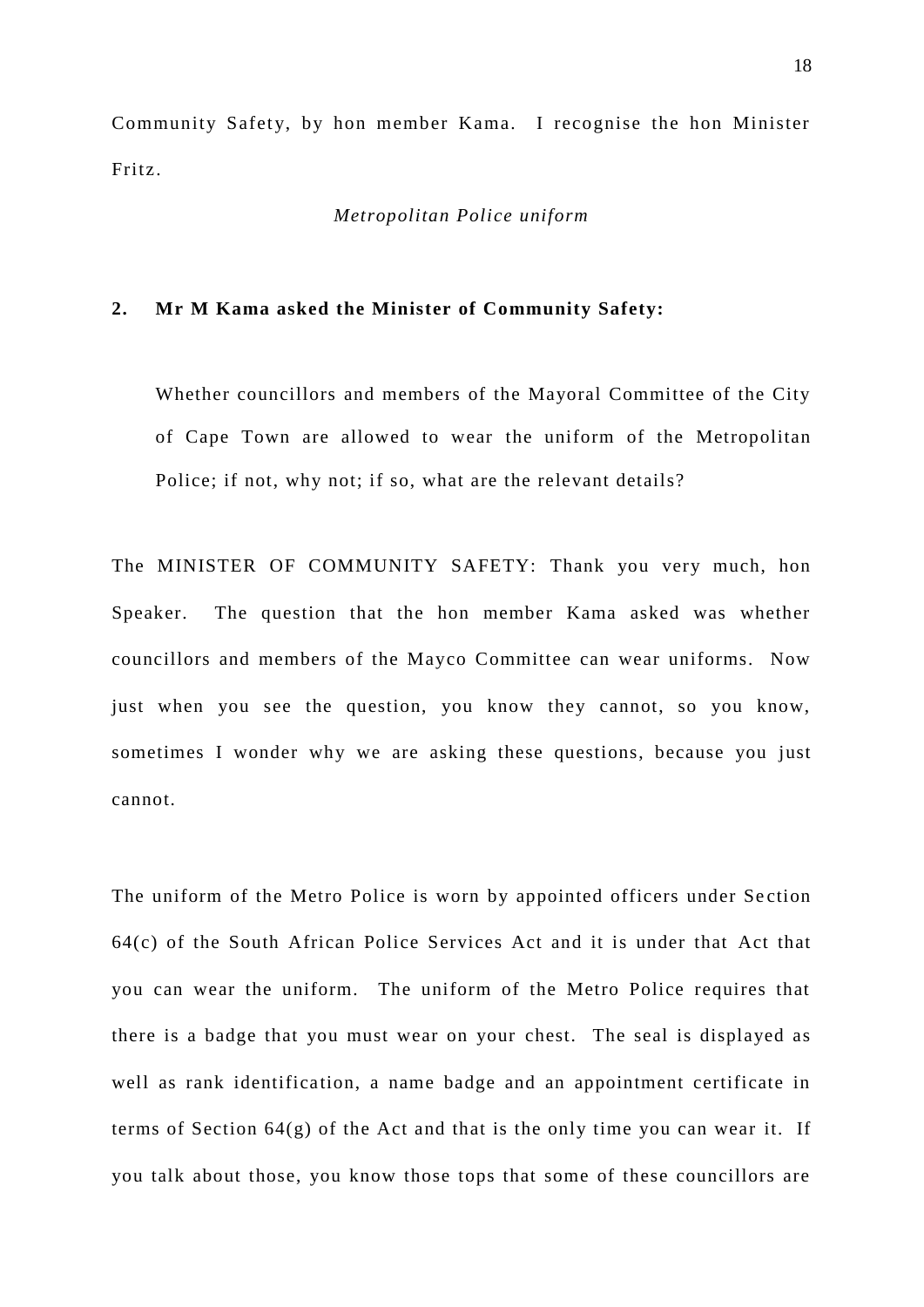Community Safety, by hon member Kama. I recognise the hon Minister Fritz.

*Metropolitan Police uniform*

**2. Mr M Kama asked the Minister of Community Safety:**

Whether councillors and members of the Mayoral Committee of the City of Cape Town are allowed to wear the uniform of the Metropolitan Police; if not, why not; if so, what are the relevant details?

The MINISTER OF COMMUNITY SAFETY: Thank you very much, hon Speaker. The question that the hon member Kama asked was whether councillors and members of the Mayco Committee can wear uniforms. Now just when you see the question, you know they cannot, so you know, sometimes I wonder why we are asking these questions, because you just cannot.

The uniform of the Metro Police is worn by appointed officers under Section 64(c) of the South African Police Services Act and it is under that Act that you can wear the uniform. The uniform of the Metro Police requires that there is a badge that you must wear on your chest. The seal is displayed as well as rank identification, a name badge and an appointment certificate in terms of Section 64(g) of the Act and that is the only time you can wear it. If you talk about those, you know those tops that some of these councillors are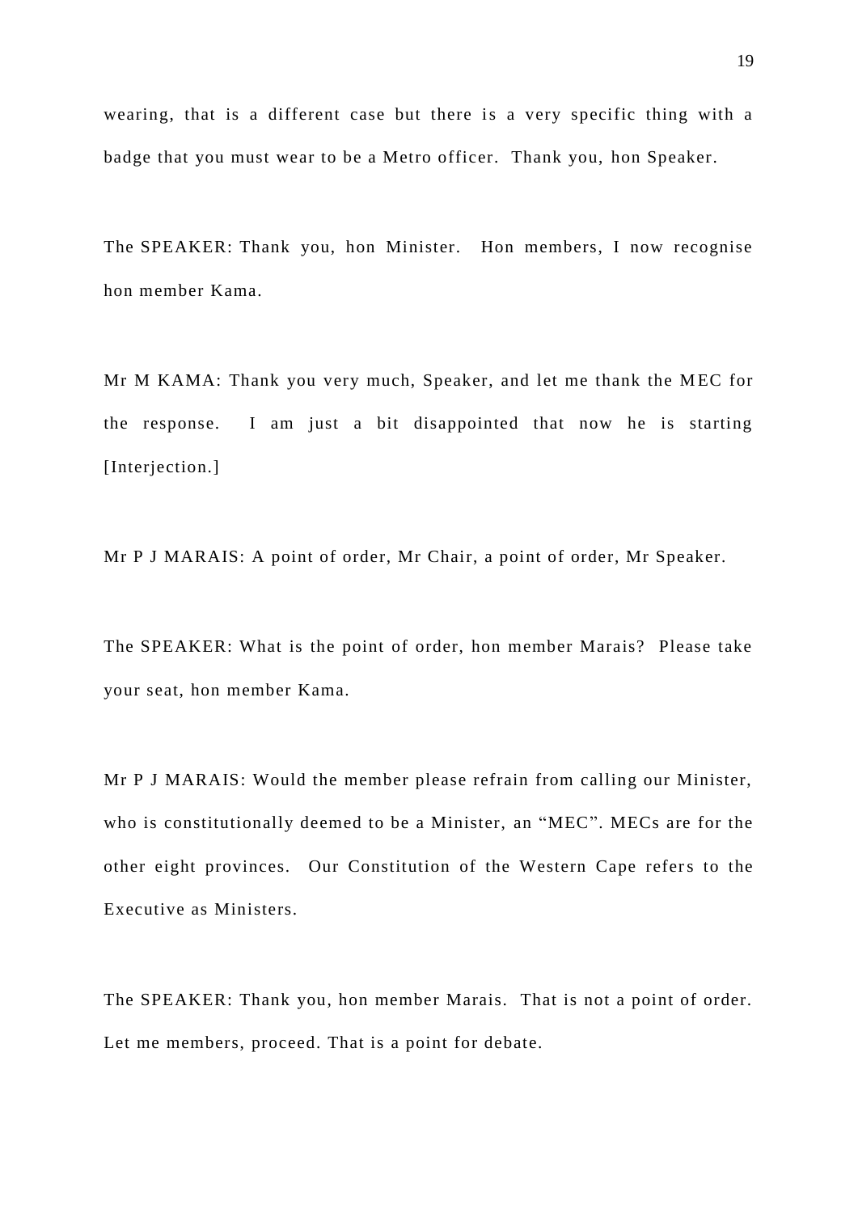wearing, that is a different case but there is a very specific thing with a badge that you must wear to be a Metro officer. Thank you, hon Speaker.

The SPEAKER: Thank you, hon Minister. Hon members, I now recognise hon member Kama.

Mr M KAMA: Thank you very much, Speaker, and let me thank the MEC for the response. I am just a bit disappointed that now he is starting [Interjection.]

Mr P J MARAIS: A point of order, Mr Chair, a point of order, Mr Speaker.

The SPEAKER: What is the point of order, hon member Marais? Please take your seat, hon member Kama.

Mr P J MARAIS: Would the member please refrain from calling our Minister, who is constitutionally deemed to be a Minister, an "MEC". MECs are for the other eight provinces. Our Constitution of the Western Cape refers to the Executive as Ministers.

The SPEAKER: Thank you, hon member Marais. That is not a point of order. Let me members, proceed. That is a point for debate.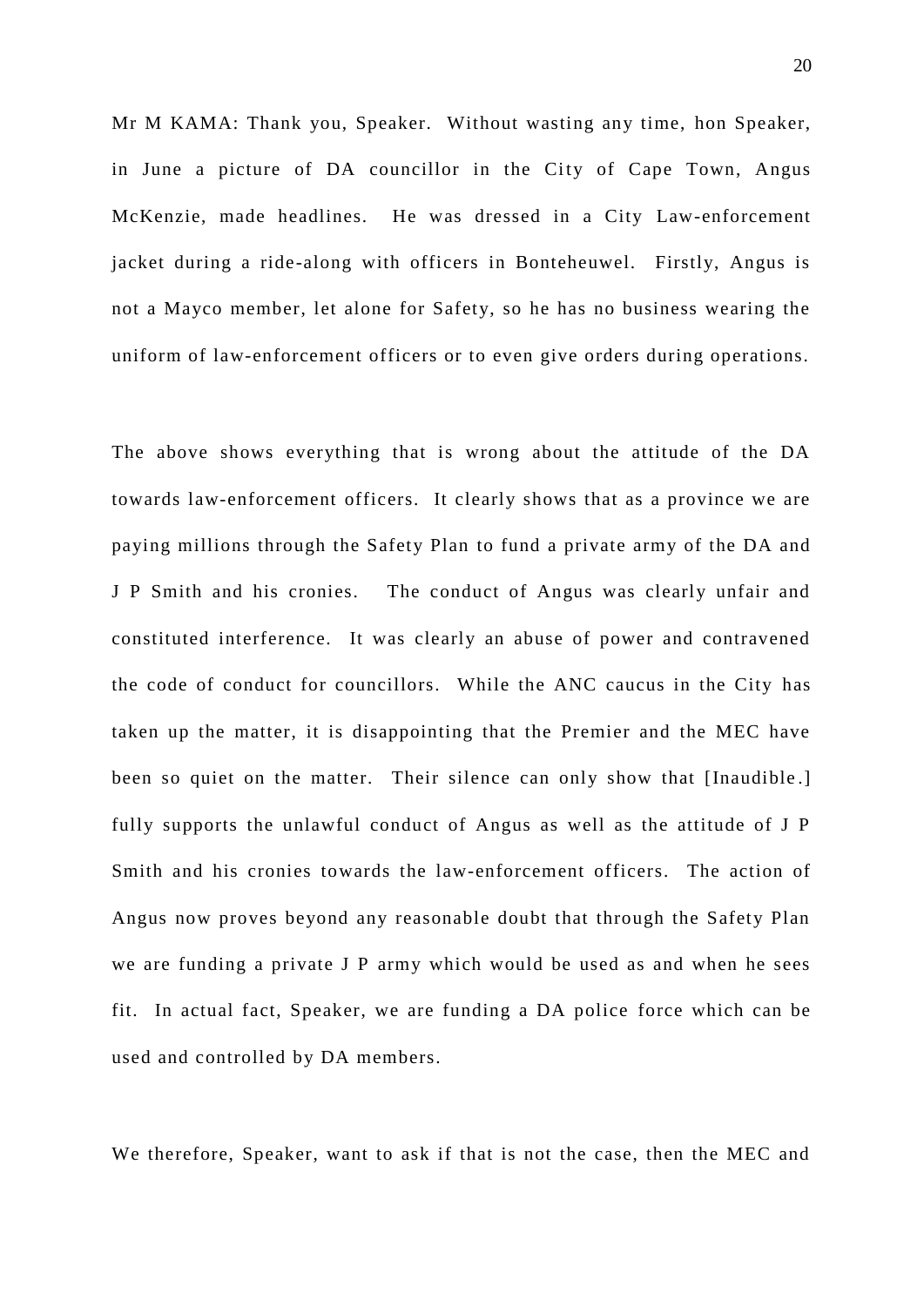Mr M KAMA: Thank you, Speaker. Without wasting any time, hon Speaker, in June a picture of DA councillor in the City of Cape Town, Angus McKenzie, made headlines. He was dressed in a City Law-enforcement jacket during a ride-along with officers in Bonteheuwel. Firstly, Angus is not a Mayco member, let alone for Safety, so he has no business wearing the uniform of law-enforcement officers or to even give orders during operations.

The above shows everything that is wrong about the attitude of the DA towards law-enforcement officers. It clearly shows that as a province we are paying millions through the Safety Plan to fund a private army of the DA and J P Smith and his cronies. The conduct of Angus was clearly unfair and constituted interference. It was clearly an abuse of power and contravened the code of conduct for councillors. While the ANC caucus in the City has taken up the matter, it is disappointing that the Premier and the MEC have been so quiet on the matter. Their silence can only show that [Inaudible.] fully supports the unlawful conduct of Angus as well as the attitude of J P Smith and his cronies towards the law-enforcement officers. The action of Angus now proves beyond any reasonable doubt that through the Safety Plan we are funding a private J P army which would be used as and when he sees fit. In actual fact, Speaker, we are funding a DA police force which can be used and controlled by DA members.

We therefore, Speaker, want to ask if that is not the case, then the MEC and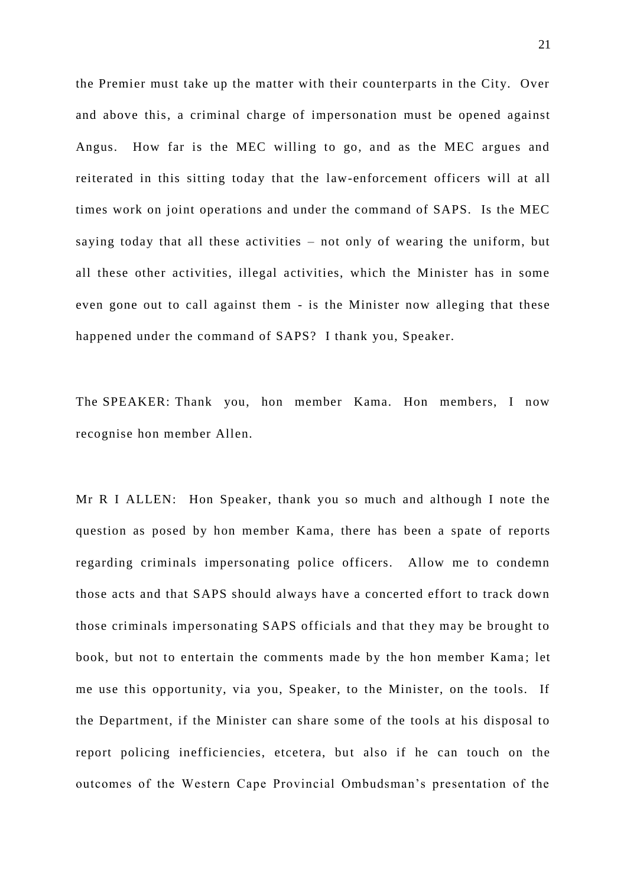the Premier must take up the matter with their counterparts in the City. Over and above this, a criminal charge of impersonation must be opened against Angus. How far is the MEC willing to go, and as the MEC argues and reiterated in this sitting today that the law-enforcement officers will at all times work on joint operations and under the command of SAPS. Is the MEC saying today that all these activities – not only of wearing the uniform, but all these other activities, illegal activities, which the Minister has in some even gone out to call against them - is the Minister now alleging that these happened under the command of SAPS? I thank you, Speaker.

The SPEAKER: Thank you, hon member Kama. Hon members, I now recognise hon member Allen.

Mr R I ALLEN: Hon Speaker, thank you so much and although I note the question as posed by hon member Kama, there has been a spate of reports regarding criminals impersonating police officers. Allow me to condemn those acts and that SAPS should always have a concerted effort to track down those criminals impersonating SAPS officials and that they may be brought to book, but not to entertain the comments made by the hon member Kama; let me use this opportunity, via you, Speaker, to the Minister, on the tools. If the Department, if the Minister can share some of the tools at his disposal to report policing inefficiencies, etcetera, but also if he can touch on the outcomes of the Western Cape Provincial Ombudsman's presentation of the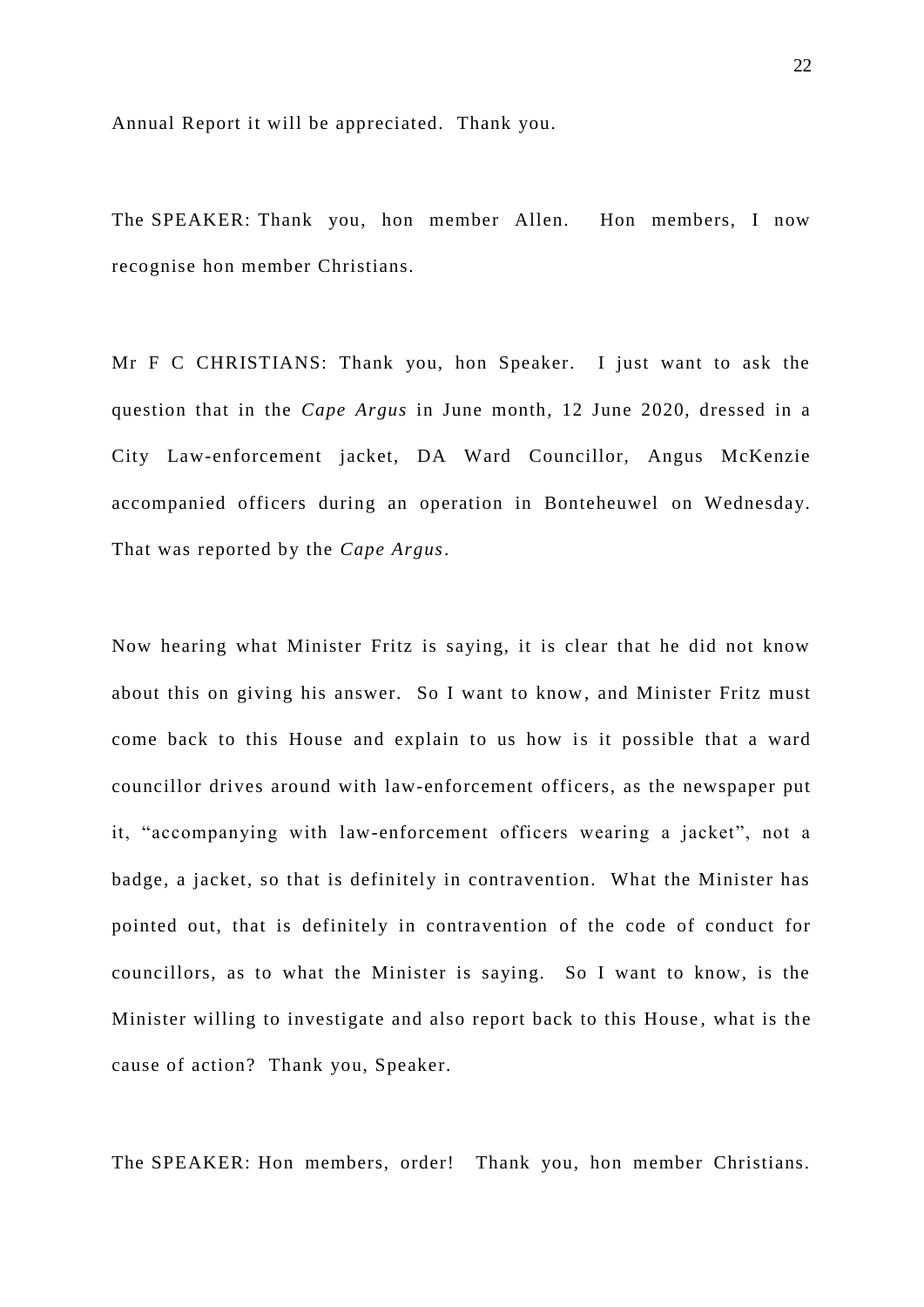Annual Report it will be appreciated. Thank you.

The SPEAKER: Thank you, hon member Allen. Hon members, I now recognise hon member Christians.

Mr F C CHRISTIANS: Thank you, hon Speaker. I just want to ask the question that in the *Cape Argus* in June month, 12 June 2020, dressed in a City Law-enforcement jacket, DA Ward Councillor, Angus McKenzie accompanied officers during an operation in Bonteheuwel on Wednesday. That was reported by the *Cape Argus*.

Now hearing what Minister Fritz is saying, it is clear that he did not know about this on giving his answer. So I want to know, and Minister Fritz must come back to this House and explain to us how is it possible that a ward councillor drives around with law-enforcement officers, as the newspaper put it, "accompanying with law-enforcement officers wearing a jacket", not a badge, a jacket, so that is definitely in contravention. What the Minister has pointed out, that is definitely in contravention of the code of conduct for councillors, as to what the Minister is saying. So I want to know, is the Minister willing to investigate and also report back to this House, what is the cause of action? Thank you, Speaker.

The SPEAKER: Hon members, order! Thank you, hon member Christians.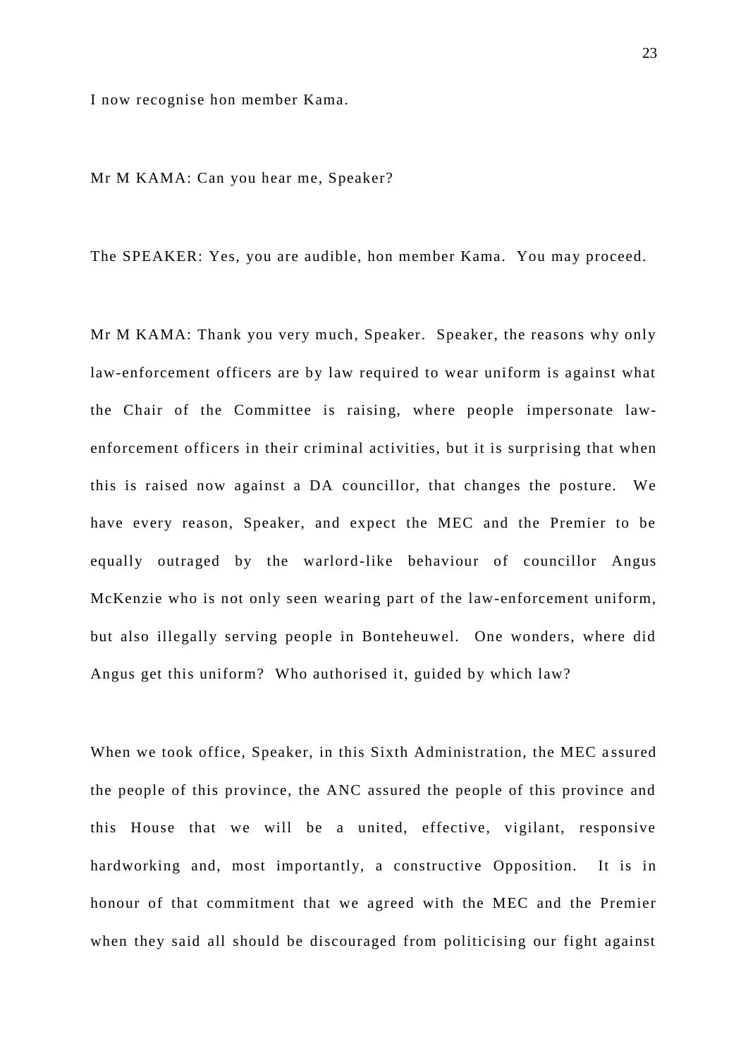I now recognise hon member Kama.

Mr M KAMA: Can you hear me, Speaker?

The SPEAKER: Yes, you are audible, hon member Kama. You may proceed.

Mr M KAMA: Thank you very much, Speaker. Speaker, the reasons why only law-enforcement officers are by law required to wear uniform is against what the Chair of the Committee is raising, where people impersonate law-enforcement officers in their criminal activities, but it is surprising that when this is raised now against a DA councillor, that changes the posture. We have every reason, Speaker, and expect the MEC and the Premier to be equally outraged by the warlord-like behaviour of councillor Angus McKenzie who is not only seen wearing part of the law-enforcement uniform, but also illegally serving people in Bonteheuwel. One wonders, where did Angus get this uniform? Who authorised it, guided by which law?

When we took office, Speaker, in this Sixth Administration, the MEC assured the people of this province, the ANC assured the people of this province and this House that we will be a united, effective, vigilant, responsive hardworking and, most importantly, a constructive Opposition. It is in honour of that commitment that we agreed with the MEC and the Premier when they said all should be discouraged from politicising our fight against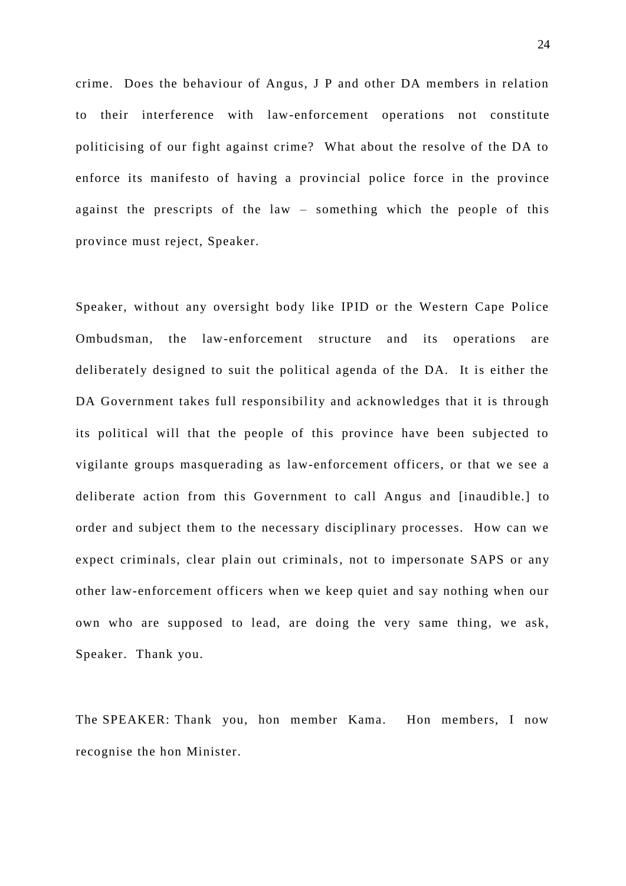crime. Does the behaviour of Angus, J P and other DA members in relation to their interference with law-enforcement operations not constitute politicising of our fight against crime? What about the resolve of the DA to enforce its manifesto of having a provincial police force in the province against the prescripts of the law – something which the people of this province must reject, Speaker.

Speaker, without any oversight body like IPID or the Western Cape Police Ombudsman, the law-enforcement structure and its operations are deliberately designed to suit the political agenda of the DA. It is either the DA Government takes full responsibility and acknowledges that it is through its political will that the people of this province have been subjected to vigilante groups masquerading as law-enforcement officers, or that we see a deliberate action from this Government to call Angus and [inaudible.] to order and subject them to the necessary disciplinary processes. How can we expect criminals, clear plain out criminals, not to impersonate SAPS or any other law-enforcement officers when we keep quiet and say nothing when our own who are supposed to lead, are doing the very same thing, we ask, Speaker. Thank you.

The SPEAKER: Thank you, hon member Kama. Hon members, I now recognise the hon Minister.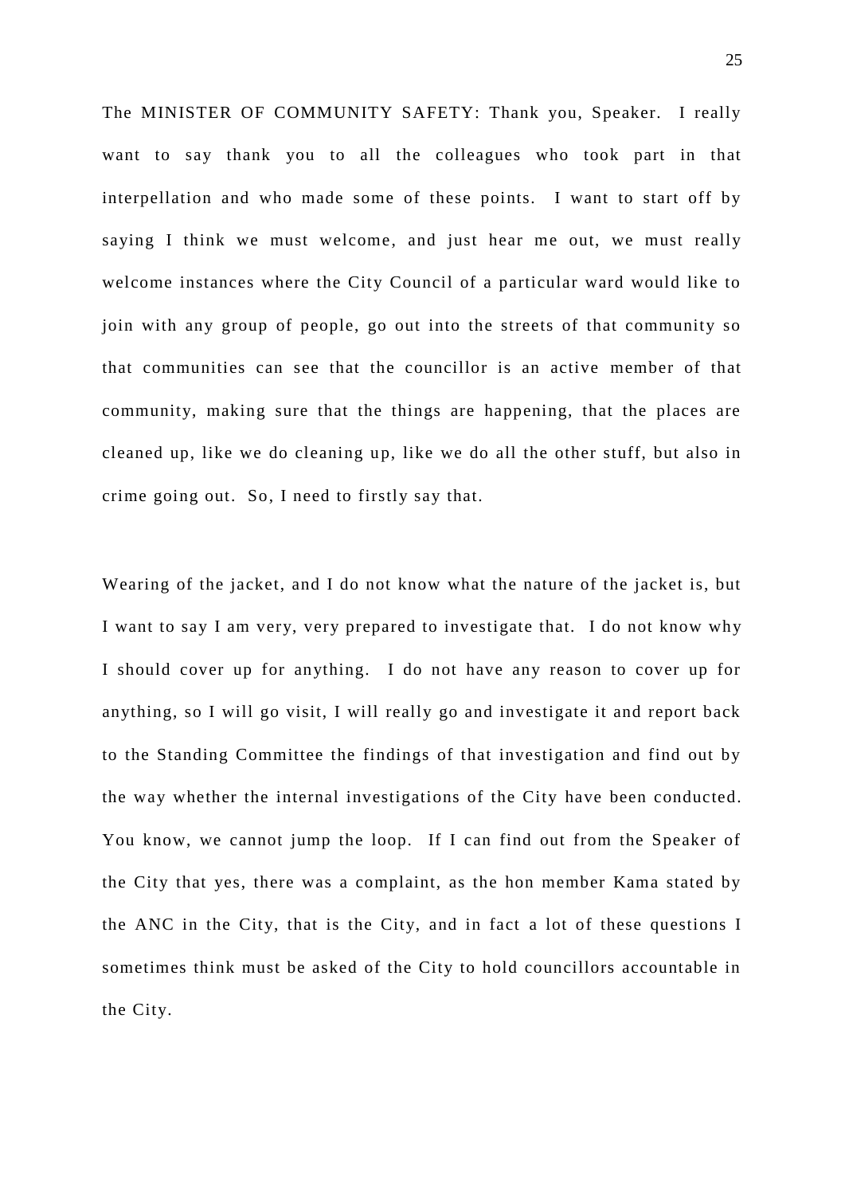The MINISTER OF COMMUNITY SAFETY: Thank you, Speaker. I really want to say thank you to all the colleagues who took part in that interpellation and who made some of these points. I want to start off by saying I think we must welcome, and just hear me out, we must really welcome instances where the City Council of a particular ward would like to join with any group of people, go out into the streets of that community so that communities can see that the councillor is an active member of that community, making sure that the things are happening, that the places are cleaned up, like we do cleaning up, like we do all the other stuff, but also in crime going out. So, I need to firstly say that.

Wearing of the jacket, and I do not know what the nature of the jacket is, but I want to say I am very, very prepared to investigate that. I do not know why I should cover up for anything. I do not have any reason to cover up for anything, so I will go visit, I will really go and investigate it and report back to the Standing Committee the findings of that investigation and find out by the way whether the internal investigations of the City have been conducted. You know, we cannot jump the loop. If I can find out from the Speaker of the City that yes, there was a complaint, as the hon member Kama stated by the ANC in the City, that is the City, and in fact a lot of these questions I sometimes think must be asked of the City to hold councillors accountable in the City.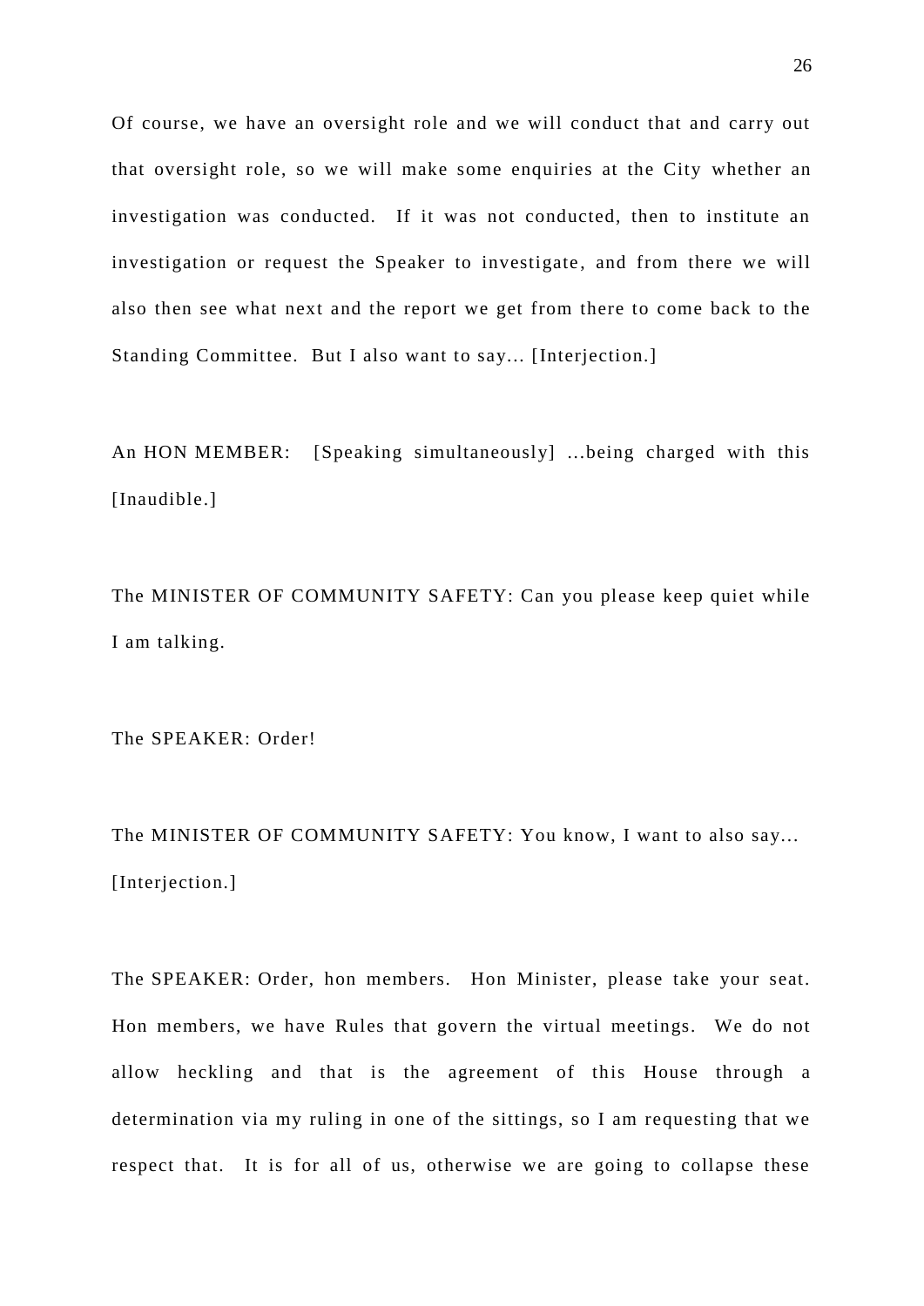Of course, we have an oversight role and we will conduct that and carry out that oversight role, so we will make some enquiries at the City whether an investigation was conducted. If it was not conducted, then to institute an investigation or request the Speaker to investigate, and from there we will also then see what next and the report we get from there to come back to the Standing Committee. But I also want to say... [Interjection.]

An HON MEMBER: [Speaking simultaneously] ...being charged with this [Inaudible.]

The MINISTER OF COMMUNITY SAFETY: Can you please keep quiet while I am talking.

The SPEAKER: Order!

The MINISTER OF COMMUNITY SAFETY: You know, I want to also say... [Interjection.]

The SPEAKER: Order, hon members. Hon Minister, please take your seat. Hon members, we have Rules that govern the virtual meetings. We do not allow heckling and that is the agreement of this House through a determination via my ruling in one of the sittings, so I am requesting that we respect that. It is for all of us, otherwise we are going to collapse these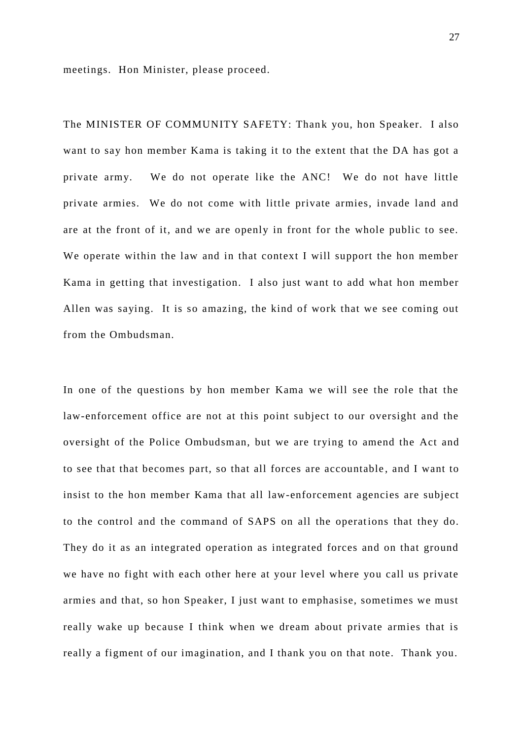meetings. Hon Minister, please proceed.

The MINISTER OF COMMUNITY SAFETY: Thank you, hon Speaker. I also want to say hon member Kama is taking it to the extent that the DA has got a private army. We do not operate like the ANC! We do not have little private armies. We do not come with little private armies, invade land and are at the front of it, and we are openly in front for the whole public to see. We operate within the law and in that context I will support the hon member Kama in getting that investigation. I also just want to add what hon member Allen was saying. It is so amazing, the kind of work that we see coming out from the Ombudsman.

In one of the questions by hon member Kama we will see the role that the law-enforcement office are not at this point subject to our oversight and the oversight of the Police Ombudsman, but we are trying to amend the Act and to see that that becomes part, so that all forces are accountable, and I want to insist to the hon member Kama that all law-enforcement agencies are subject to the control and the command of SAPS on all the operations that they do. They do it as an integrated operation as integrated forces and on that ground we have no fight with each other here at your level where you call us private armies and that, so hon Speaker, I just want to emphasise, sometimes we must really wake up because I think when we dream about private armies that is really a figment of our imagination, and I thank you on that note. Thank you.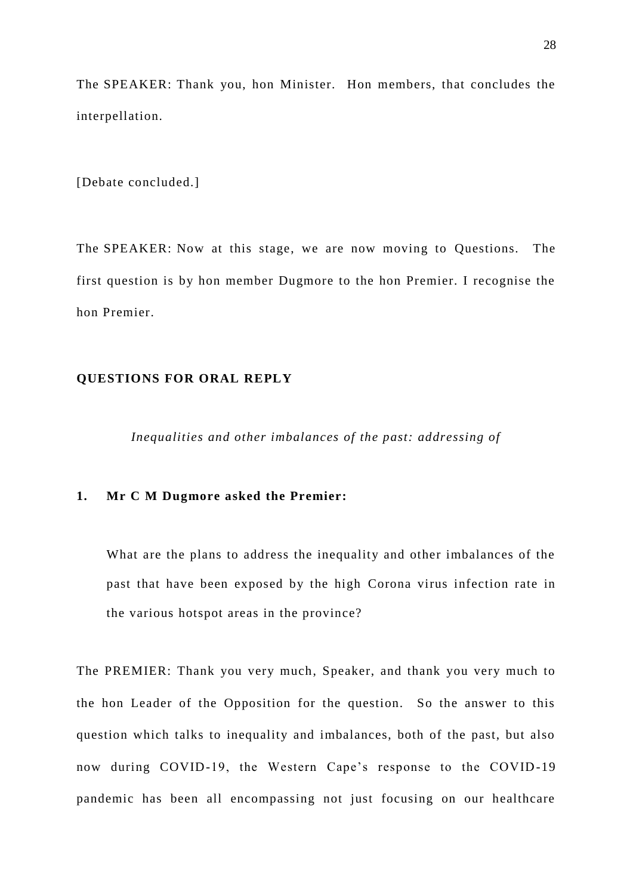The SPEAKER: Thank you, hon Minister. Hon members, that concludes the interpellation.

[Debate concluded.]

The SPEAKER: Now at this stage, we are now moving to Questions. The first question is by hon member Dugmore to the hon Premier. I recognise the hon Premier.

**QUESTIONS FOR ORAL REPLY**

*Inequalities and other imbalances of the past: addressing of*

**1. Mr C M Dugmore asked the Premier:**

What are the plans to address the inequality and other imbalances of the past that have been exposed by the high Corona virus infection rate in the various hotspot areas in the province?

The PREMIER: Thank you very much, Speaker, and thank you very much to the hon Leader of the Opposition for the question. So the answer to this question which talks to inequality and imbalances, both of the past, but also now during COVID-19, the Western Cape's response to the COVID-19 pandemic has been all encompassing not just focusing on our healthcare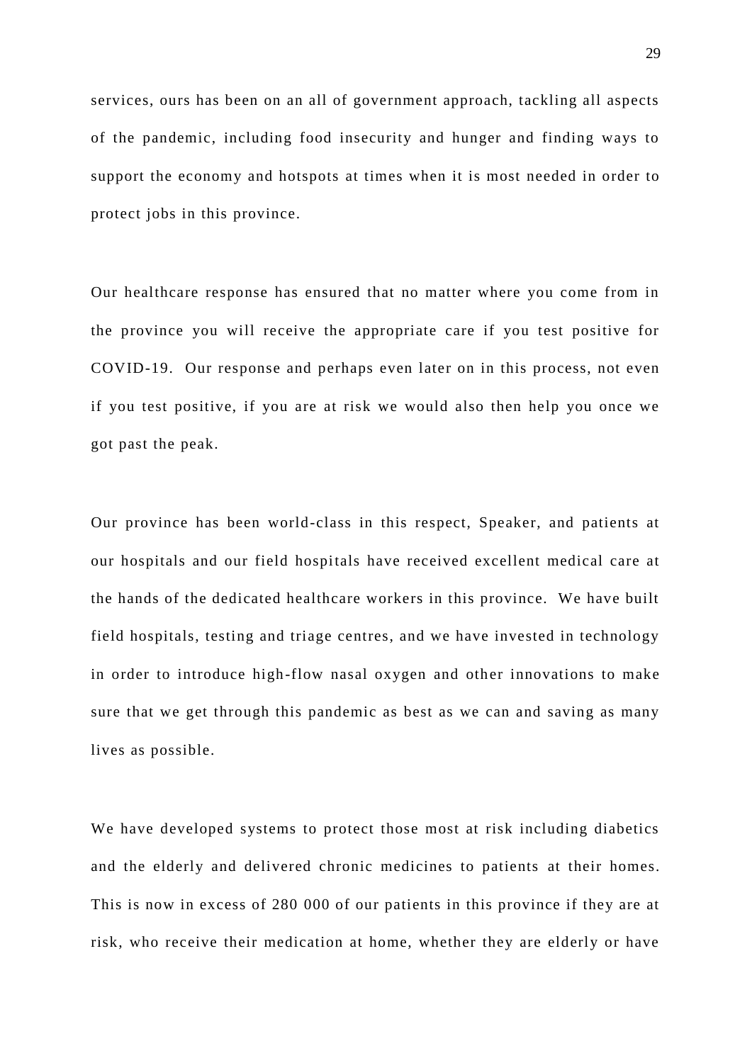services, ours has been on an all of government approach, tackling all aspects of the pandemic, including food insecurity and hunger and finding ways to support the economy and hotspots at times when it is most needed in order to protect jobs in this province.

Our healthcare response has ensured that no matter where you come from in the province you will receive the appropriate care if you test positive for COVID-19. Our response and perhaps even later on in this process, not even if you test positive, if you are at risk we would also then help you once we got past the peak.

Our province has been world-class in this respect, Speaker, and patients at our hospitals and our field hospitals have received excellent medical care at the hands of the dedicated healthcare workers in this province. We have built field hospitals, testing and triage centres, and we have invested in technology in order to introduce high-flow nasal oxygen and other innovations to make sure that we get through this pandemic as best as we can and saving as many lives as possible.

We have developed systems to protect those most at risk including diabetics and the elderly and delivered chronic medicines to patients at their homes. This is now in excess of 280 000 of our patients in this province if they are at risk, who receive their medication at home, whether they are elderly or have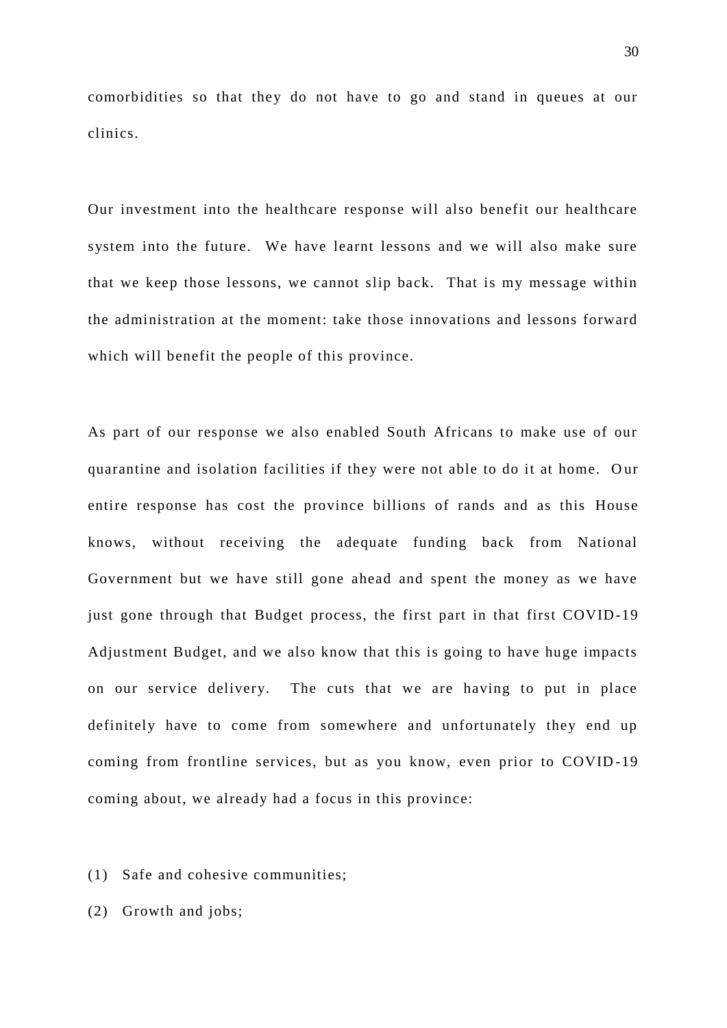comorbidities so that they do not have to go and stand in queues at our clinics.

Our investment into the healthcare response will also benefit our healthcare system into the future. We have learnt lessons and we will also make sure that we keep those lessons, we cannot slip back. That is my message within the administration at the moment: take those innovations and lessons forward which will benefit the people of this province.

As part of our response we also enabled South Africans to make use of our quarantine and isolation facilities if they were not able to do it at home. Our entire response has cost the province billions of rands and as this House knows, without receiving the adequate funding back from National Government but we have still gone ahead and spent the money as we have just gone through that Budget process, the first part in that first COVID-19 Adjustment Budget, and we also know that this is going to have huge impacts on our service delivery. The cuts that we are having to put in place definitely have to come from somewhere and unfortunately they end up coming from frontline services, but as you know, even prior to COVID-19 coming about, we already had a focus in this province:

(1) Safe and cohesive communities;

(2) Growth and jobs;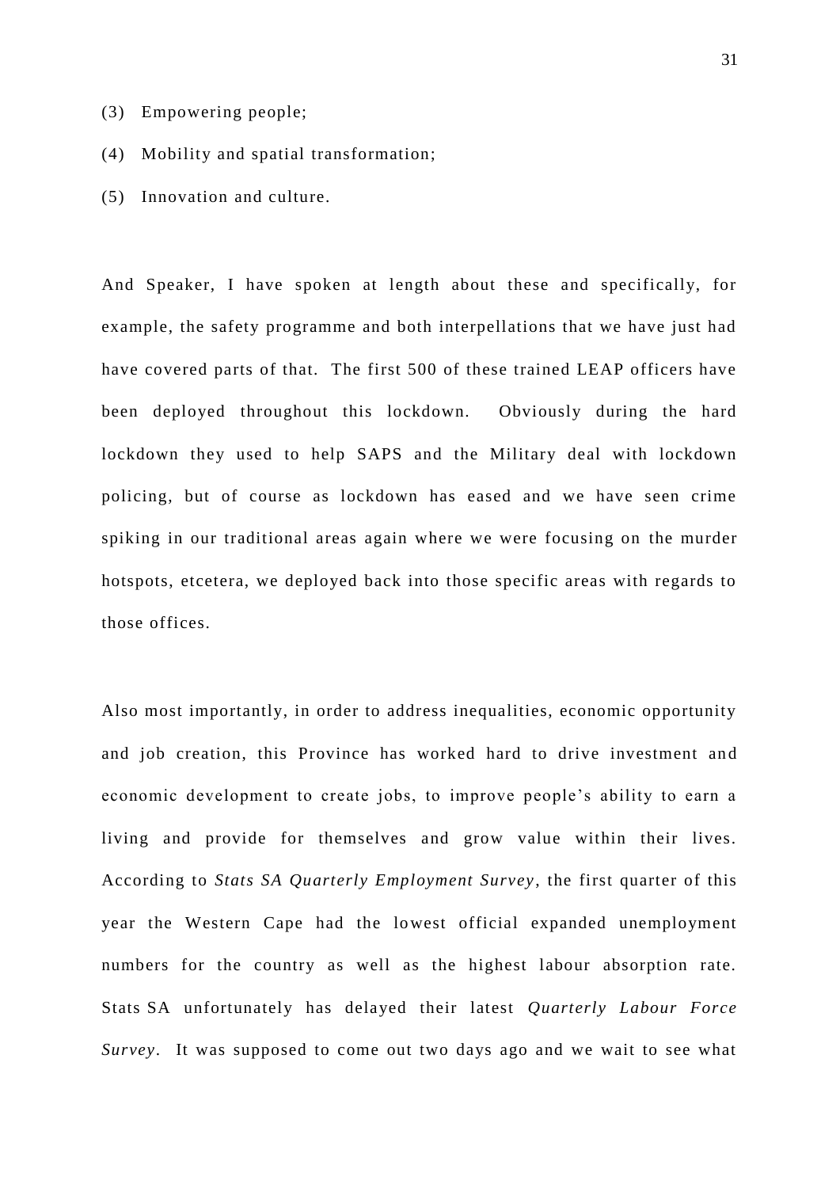(3) Empowering people;

(4) Mobility and spatial transformation;

(5) Innovation and culture.

And Speaker, I have spoken at length about these and specifically, for example, the safety programme and both interpellations that we have just had have covered parts of that. The first 500 of these trained LEAP officers have been deployed throughout this lockdown. Obviously during the hard lockdown they used to help SAPS and the Military deal with lockdown policing, but of course as lockdown has eased and we have seen crime spiking in our traditional areas again where we were focusing on the murder hotspots, etcetera, we deployed back into those specific areas with regards to those offices.

Also most importantly, in order to address inequalities, economic opportunity and job creation, this Province has worked hard to drive investment and economic development to create jobs, to improve people's ability to earn a living and provide for themselves and grow value within their lives. According to *Stats SA Quarterly Employment Survey*, the first quarter of this year the Western Cape had the lowest official expanded unemployment numbers for the country as well as the highest labour absorption rate. Stats SA unfortunately has delayed their latest *Quarterly Labour Force Survey*. It was supposed to come out two days ago and we wait to see what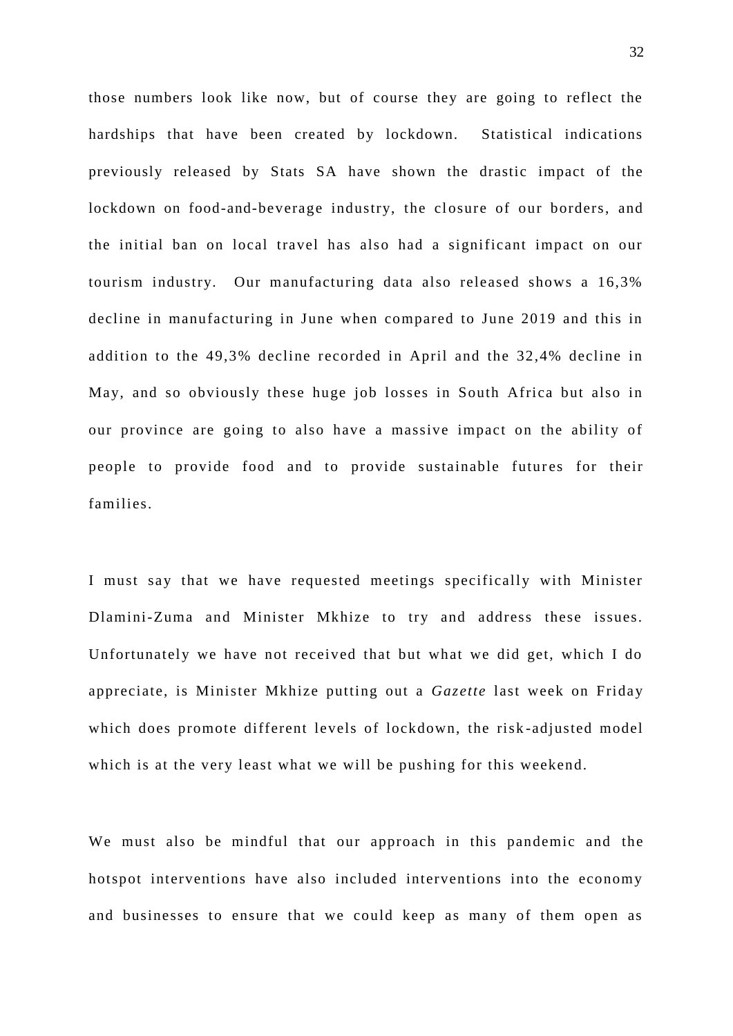those numbers look like now, but of course they are going to reflect the hardships that have been created by lockdown. Statistical indications previously released by Stats SA have shown the drastic impact of the lockdown on food-and-beverage industry, the closure of our borders, and the initial ban on local travel has also had a significant impact on our tourism industry. Our manufacturing data also released shows a 16,3% decline in manufacturing in June when compared to June 2019 and this in addition to the 49,3% decline recorded in April and the 32,4% decline in May, and so obviously these huge job losses in South Africa but also in our province are going to also have a massive impact on the ability of people to provide food and to provide sustainable futures for their families.

I must say that we have requested meetings specifically with Minister Dlamini-Zuma and Minister Mkhize to try and address these issues. Unfortunately we have not received that but what we did get, which I do appreciate, is Minister Mkhize putting out a *Gazette* last week on Friday which does promote different levels of lockdown, the risk-adjusted model which is at the very least what we will be pushing for this weekend.

We must also be mindful that our approach in this pandemic and the hotspot interventions have also included interventions into the economy and businesses to ensure that we could keep as many of them open as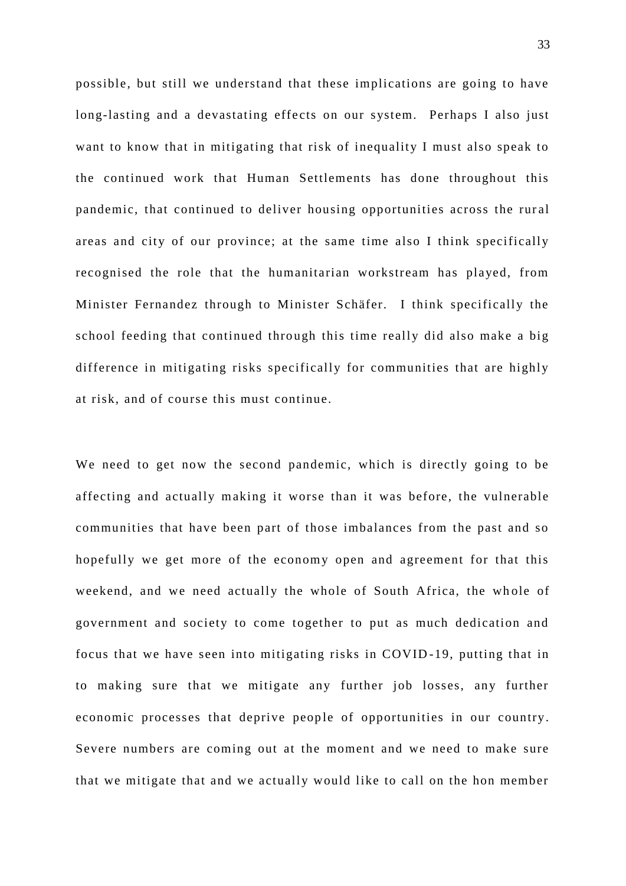possible, but still we understand that these implications are going to have long-lasting and a devastating effects on our system. Perhaps I also just want to know that in mitigating that risk of inequality I must also speak to the continued work that Human Settlements has done throughout this pandemic, that continued to deliver housing opportunities across the rural areas and city of our province; at the same time also I think specifically recognised the role that the humanitarian workstream has played, from Minister Fernandez through to Minister Schäfer. I think specifically the school feeding that continued through this time really did also make a big difference in mitigating risks specifically for communities that are highly at risk, and of course this must continue.

We need to get now the second pandemic, which is directly going to be affecting and actually making it worse than it was before, the vulnerable communities that have been part of those imbalances from the past and so hopefully we get more of the economy open and agreement for that this weekend, and we need actually the whole of South Africa, the whole of government and society to come together to put as much dedication and focus that we have seen into mitigating risks in COVID-19, putting that in to making sure that we mitigate any further job losses, any further economic processes that deprive people of opportunities in our country. Severe numbers are coming out at the moment and we need to make sure that we mitigate that and we actually would like to call on the hon member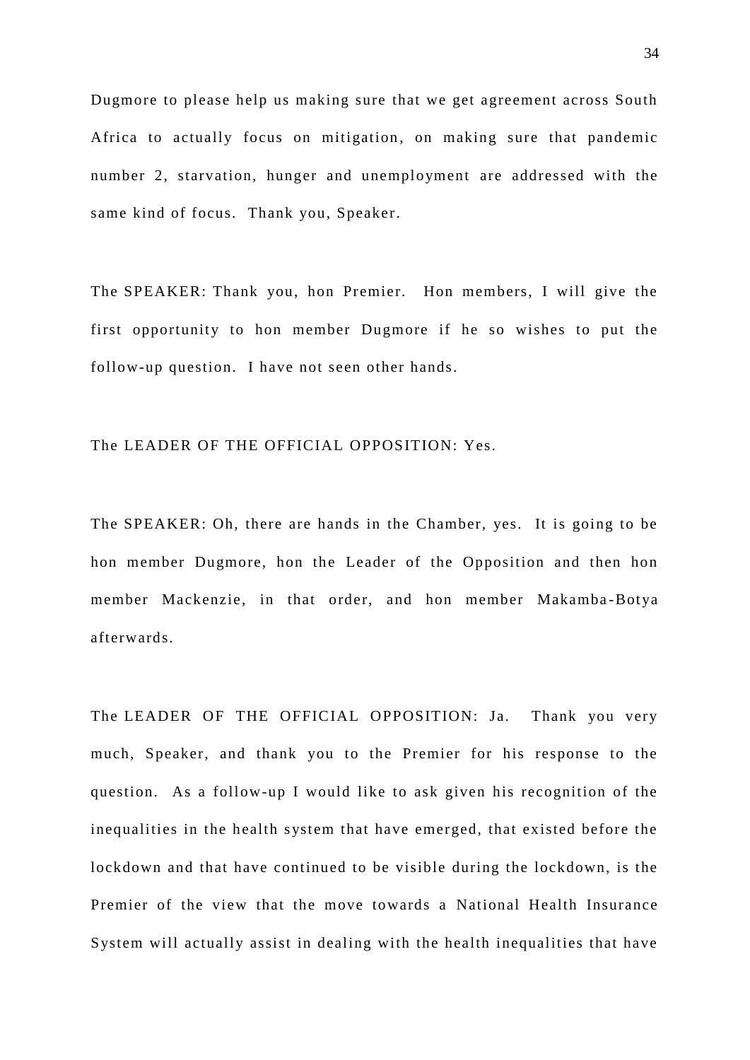Dugmore to please help us making sure that we get agreement across South Africa to actually focus on mitigation, on making sure that pandemic number 2, starvation, hunger and unemployment are addressed with the same kind of focus. Thank you, Speaker.

The SPEAKER: Thank you, hon Premier. Hon members, I will give the first opportunity to hon member Dugmore if he so wishes to put the follow-up question. I have not seen other hands.

The LEADER OF THE OFFICIAL OPPOSITION: Yes.

The SPEAKER: Oh, there are hands in the Chamber, yes. It is going to be hon member Dugmore, hon the Leader of the Opposition and then hon member Mackenzie, in that order, and hon member Makamba-Botya afterwards.

The LEADER OF THE OFFICIAL OPPOSITION: Ja. Thank you very much, Speaker, and thank you to the Premier for his response to the question. As a follow-up I would like to ask given his recognition of the inequalities in the health system that have emerged, that existed before the lockdown and that have continued to be visible during the lockdown, is the Premier of the view that the move towards a National Health Insurance System will actually assist in dealing with the health inequalities that have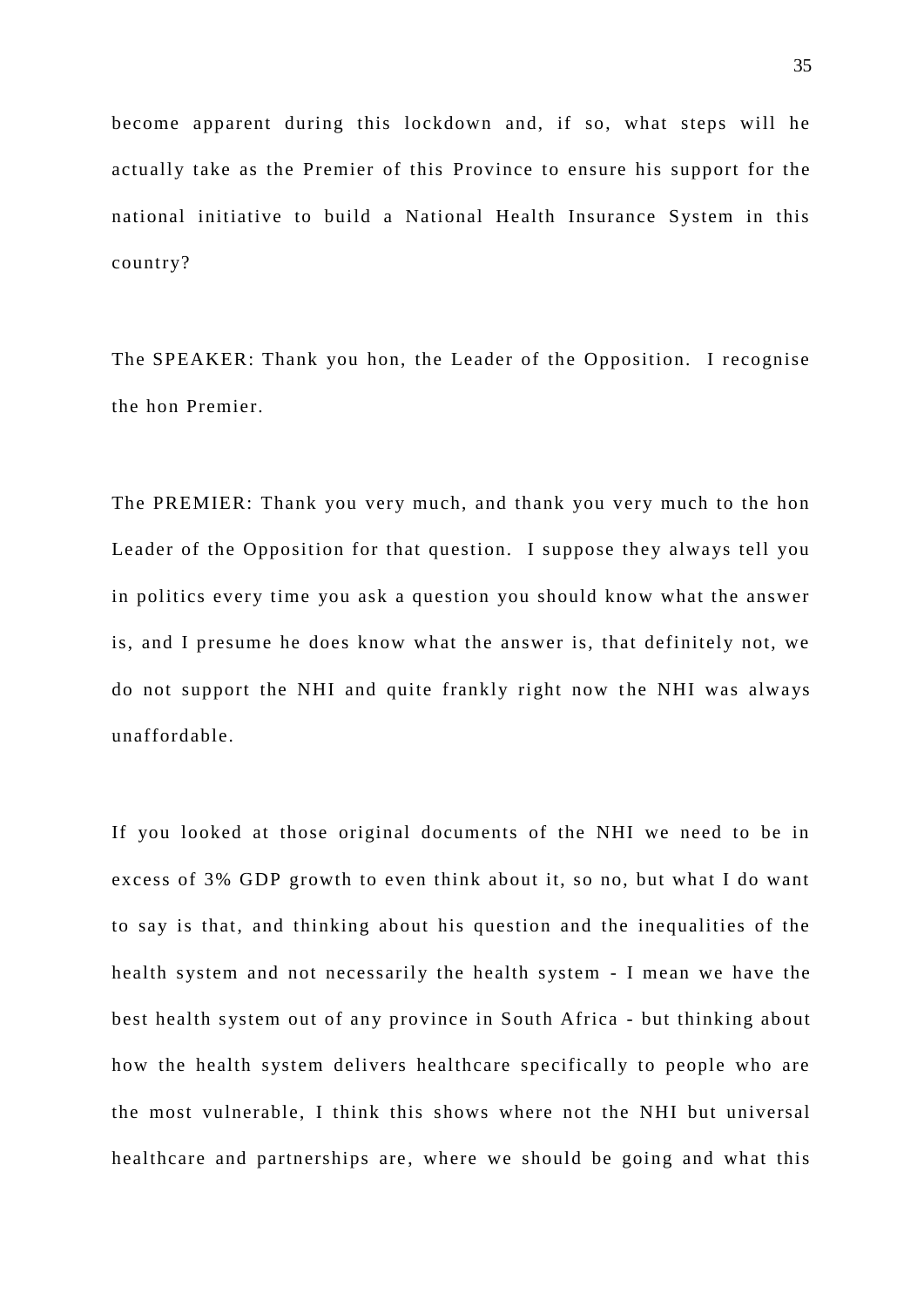become apparent during this lockdown and, if so, what steps will he actually take as the Premier of this Province to ensure his support for the national initiative to build a National Health Insurance System in this country?

The SPEAKER: Thank you hon, the Leader of the Opposition. I recognise the hon Premier.

The PREMIER: Thank you very much, and thank you very much to the hon Leader of the Opposition for that question. I suppose they always tell you in politics every time you ask a question you should know what the answer is, and I presume he does know what the answer is, that definitely not, we do not support the NHI and quite frankly right now the NHI was always unaffordable.

If you looked at those original documents of the NHI we need to be in excess of 3% GDP growth to even think about it, so no, but what I do want to say is that, and thinking about his question and the inequalities of the health system and not necessarily the health system - I mean we have the best health system out of any province in South Africa - but thinking about how the health system delivers healthcare specifically to people who are the most vulnerable, I think this shows where not the NHI but universal healthcare and partnerships are, where we should be going and what this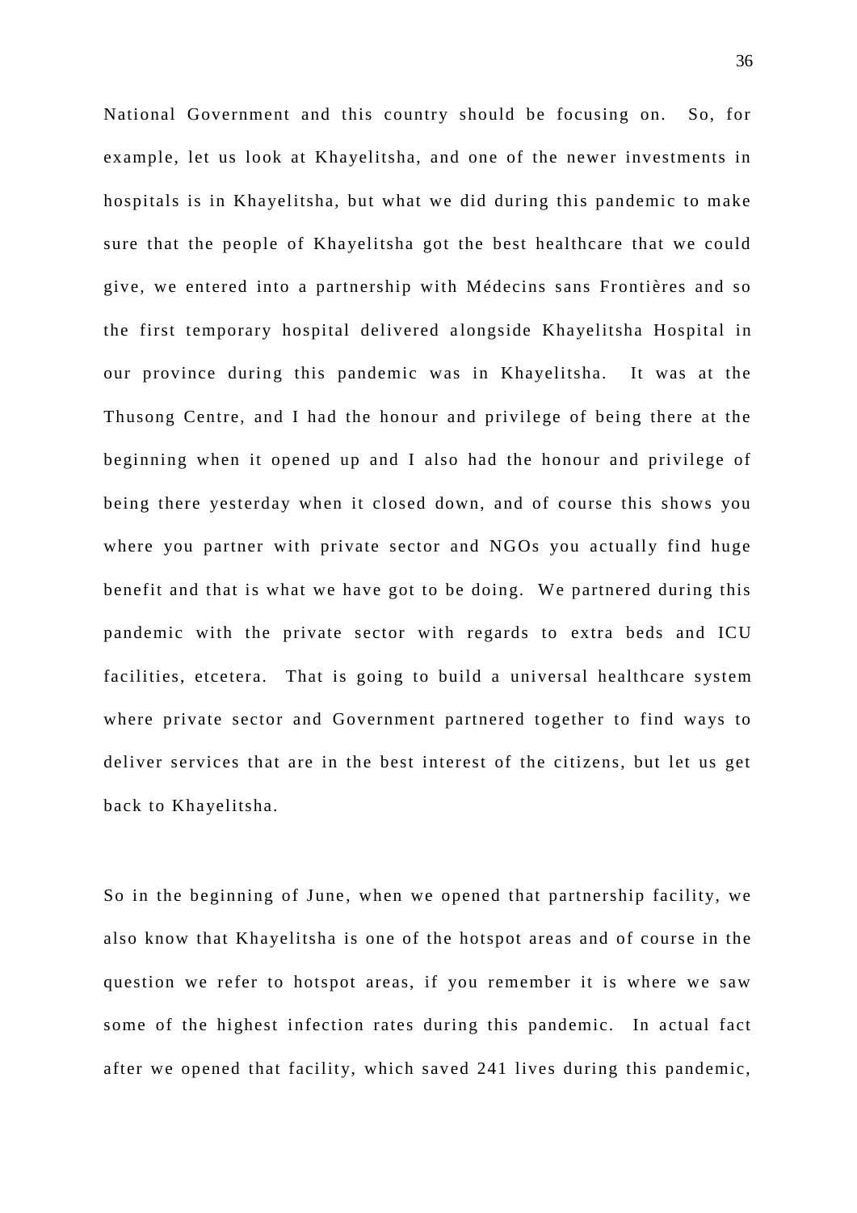National Government and this country should be focusing on. So, for example, let us look at Khayelitsha, and one of the newer investments in hospitals is in Khayelitsha, but what we did during this pandemic to make sure that the people of Khayelitsha got the best healthcare that we could give, we entered into a partnership with Médecins sans Frontières and so the first temporary hospital delivered alongside Khayelitsha Hospital in our province during this pandemic was in Khayelitsha. It was at the Thusong Centre, and I had the honour and privilege of being there at the beginning when it opened up and I also had the honour and privilege of being there yesterday when it closed down, and of course this shows you where you partner with private sector and NGOs you actually find huge benefit and that is what we have got to be doing. We partnered during this pandemic with the private sector with regards to extra beds and ICU facilities, etcetera. That is going to build a universal healthcare system where private sector and Government partnered together to find ways to deliver services that are in the best interest of the citizens, but let us get back to Khayelitsha.

So in the beginning of June, when we opened that partnership facility, we also know that Khayelitsha is one of the hotspot areas and of course in the question we refer to hotspot areas, if you remember it is where we saw some of the highest infection rates during this pandemic. In actual fact after we opened that facility, which saved 241 lives during this pandemic,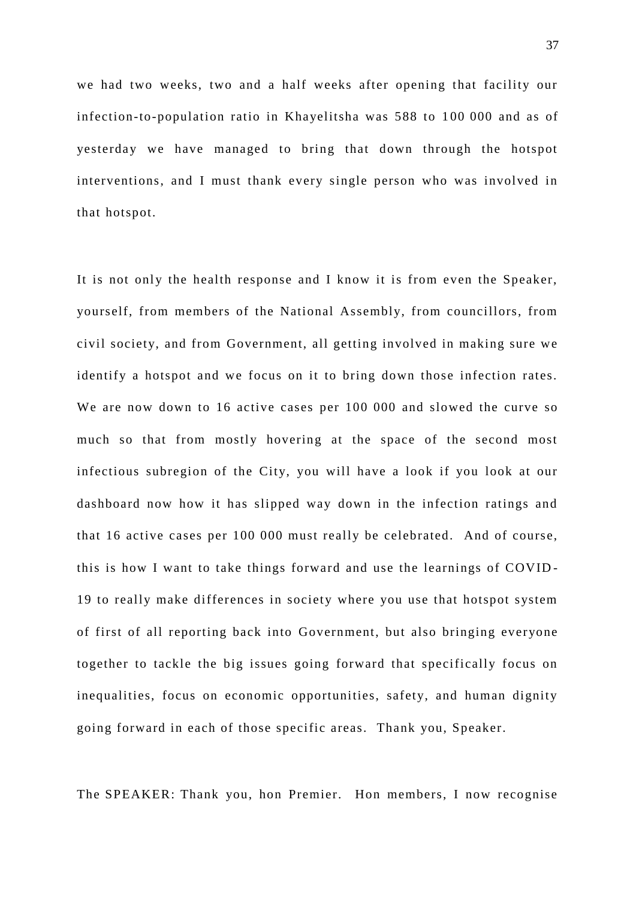we had two weeks, two and a half weeks after opening that facility our infection-to-population ratio in Khayelitsha was 588 to 100 000 and as of yesterday we have managed to bring that down through the hotspot interventions, and I must thank every single person who was involved in that hotspot.

It is not only the health response and I know it is from even the Speaker, yourself, from members of the National Assembly, from councillors, from civil society, and from Government, all getting involved in making sure we identify a hotspot and we focus on it to bring down those infection rates. We are now down to 16 active cases per 100 000 and slowed the curve so much so that from mostly hovering at the space of the second most infectious subregion of the City, you will have a look if you look at our dashboard now how it has slipped way down in the infection ratings and that 16 active cases per 100 000 must really be celebrated. And of course, this is how I want to take things forward and use the learnings of COVID-19 to really make differences in society where you use that hotspot system of first of all reporting back into Government, but also bringing everyone together to tackle the big issues going forward that specifically focus on inequalities, focus on economic opportunities, safety, and human dignity going forward in each of those specific areas. Thank you, Speaker.

The SPEAKER: Thank you, hon Premier. Hon members, I now recognise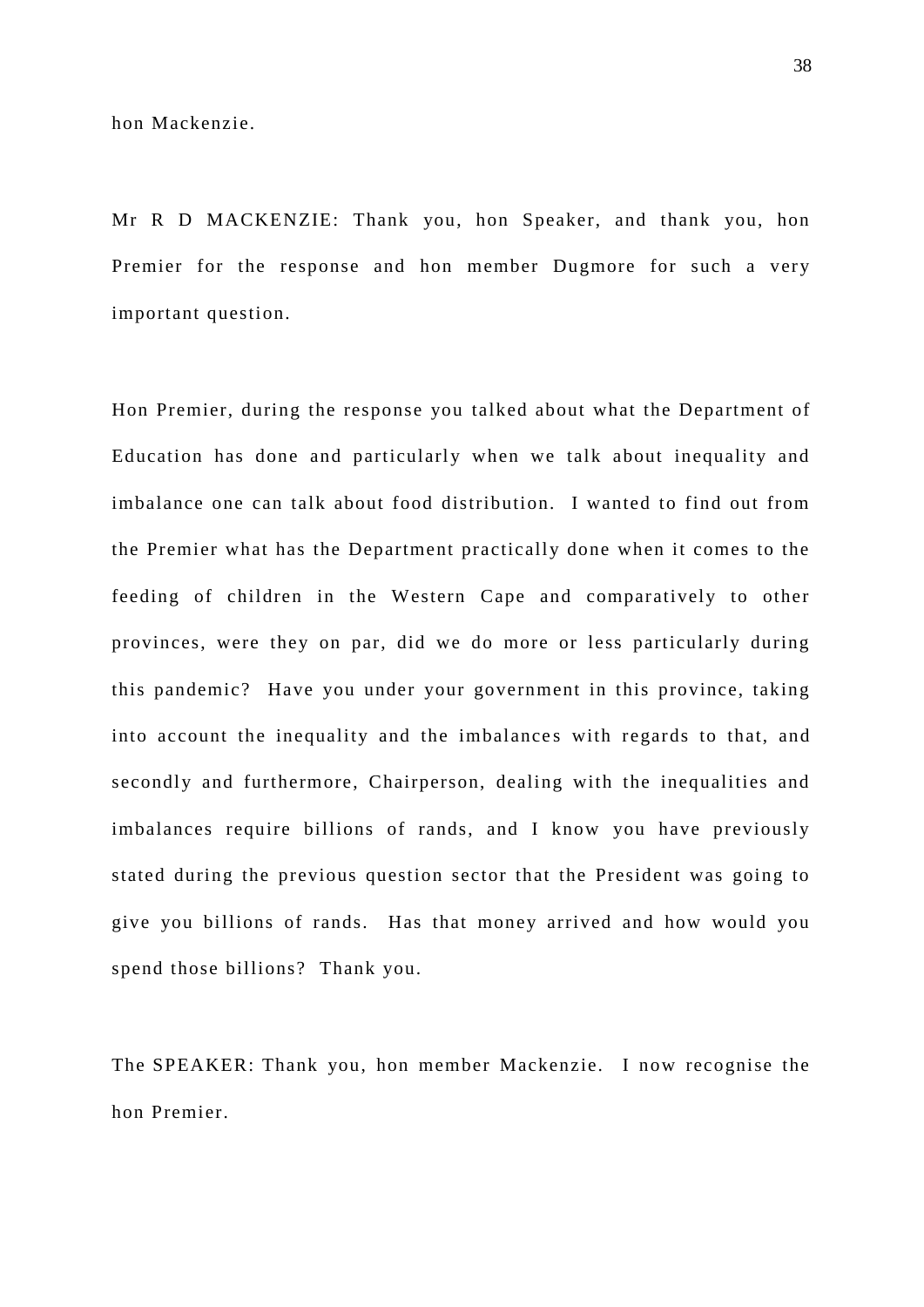hon Mackenzie.

Mr R D MACKENZIE: Thank you, hon Speaker, and thank you, hon Premier for the response and hon member Dugmore for such a very important question.

Hon Premier, during the response you talked about what the Department of Education has done and particularly when we talk about inequality and imbalance one can talk about food distribution. I wanted to find out from the Premier what has the Department practically done when it comes to the feeding of children in the Western Cape and comparatively to other provinces, were they on par, did we do more or less particularly during this pandemic? Have you under your government in this province, taking into account the inequality and the imbalances with regards to that, and secondly and furthermore, Chairperson, dealing with the inequalities and imbalances require billions of rands, and I know you have previously stated during the previous question sector that the President was going to give you billions of rands. Has that money arrived and how would you spend those billions? Thank you.

The SPEAKER: Thank you, hon member Mackenzie. I now recognise the hon Premier.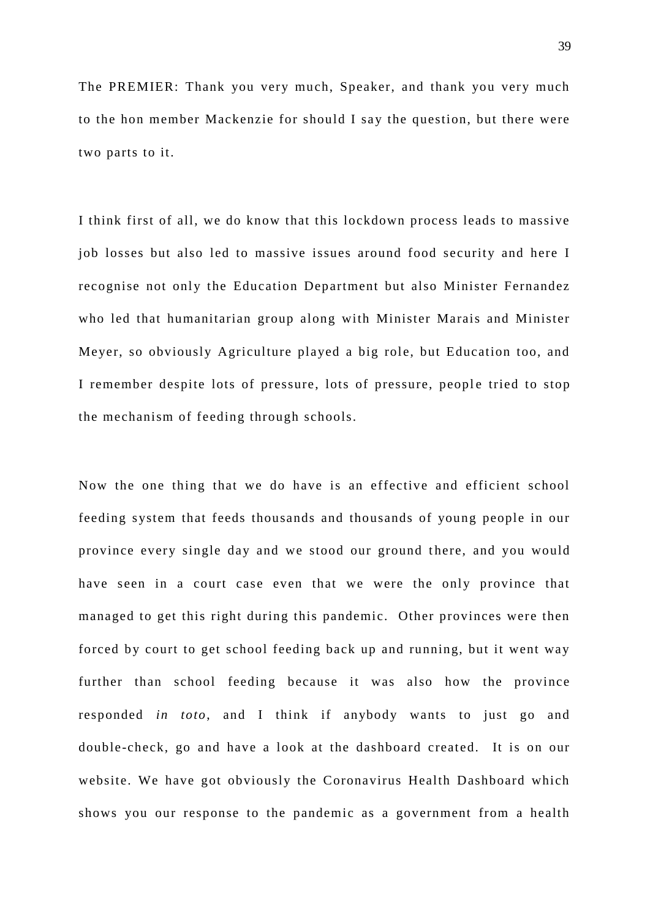The PREMIER: Thank you very much, Speaker, and thank you very much to the hon member Mackenzie for should I say the question, but there were two parts to it.

I think first of all, we do know that this lockdown process leads to massive job losses but also led to massive issues around food security and here I recognise not only the Education Department but also Minister Fernandez who led that humanitarian group along with Minister Marais and Minister Meyer, so obviously Agriculture played a big role, but Education too, and I remember despite lots of pressure, lots of pressure, people tried to stop the mechanism of feeding through schools.

Now the one thing that we do have is an effective and efficient school feeding system that feeds thousands and thousands of young people in our province every single day and we stood our ground there, and you would have seen in a court case even that we were the only province that managed to get this right during this pandemic. Other provinces were then forced by court to get school feeding back up and running, but it went way further than school feeding because it was also how the province responded *in toto*, and I think if anybody wants to just go and double-check, go and have a look at the dashboard created. It is on our website. We have got obviously the Coronavirus Health Dashboard which shows you our response to the pandemic as a government from a health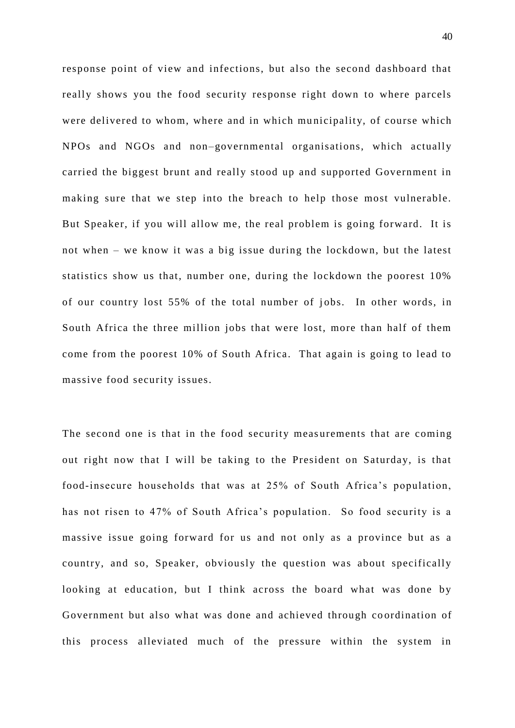response point of view and infections, but also the second dashboard that really shows you the food security response right down to where parcels were delivered to whom, where and in which municipality, of course which NPOs and NGOs and non–governmental organisations, which actually carried the biggest brunt and really stood up and supported Government in making sure that we step into the breach to help those most vulnerable. But Speaker, if you will allow me, the real problem is going forward. It is not when – we know it was a big issue during the lockdown, but the latest statistics show us that, number one, during the lockdown the poorest 10% of our country lost 55% of the total number of jobs. In other words, in South Africa the three million jobs that were lost, more than half of them come from the poorest 10% of South Africa. That again is going to lead to massive food security issues.

The second one is that in the food security measurements that are coming out right now that I will be taking to the President on Saturday, is that food-insecure households that was at 25% of South Africa's population, has not risen to 47% of South Africa's population. So food security is a massive issue going forward for us and not only as a province but as a country, and so, Speaker, obviously the question was about specifically looking at education, but I think across the board what was done by Government but also what was done and achieved through coordination of this process alleviated much of the pressure within the system in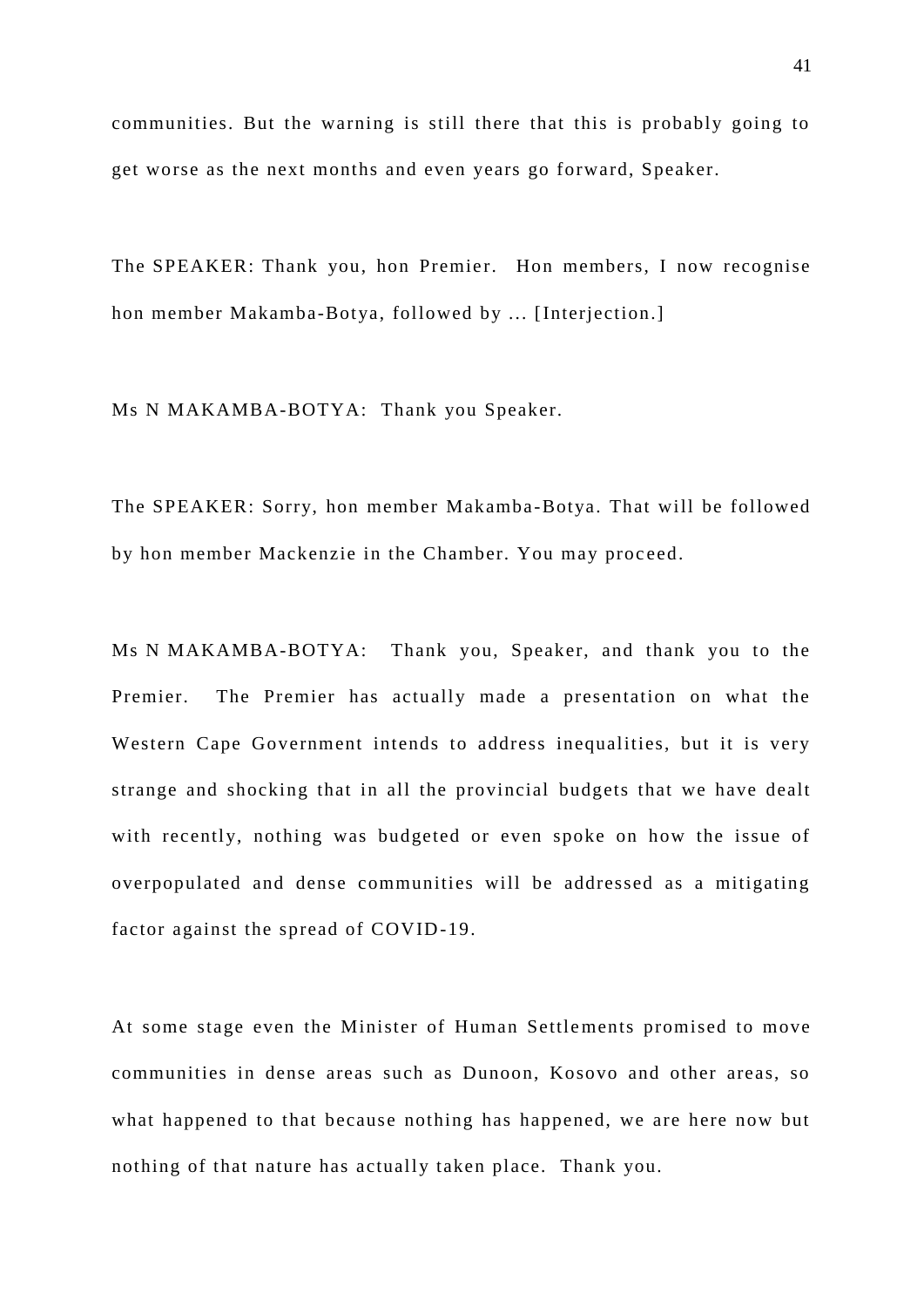communities. But the warning is still there that this is probably going to get worse as the next months and even years go forward, Speaker.

The SPEAKER: Thank you, hon Premier. Hon members, I now recognise hon member Makamba-Botya, followed by ... [Interjection.]

Ms N MAKAMBA-BOTYA: Thank you Speaker.

The SPEAKER: Sorry, hon member Makamba-Botya. That will be followed by hon member Mackenzie in the Chamber. You may proceed.

Ms N MAKAMBA-BOTYA: Thank you, Speaker, and thank you to the Premier. The Premier has actually made a presentation on what the Western Cape Government intends to address inequalities, but it is very strange and shocking that in all the provincial budgets that we have dealt with recently, nothing was budgeted or even spoke on how the issue of overpopulated and dense communities will be addressed as a mitigating factor against the spread of COVID-19.

At some stage even the Minister of Human Settlements promised to move communities in dense areas such as Dunoon, Kosovo and other areas, so what happened to that because nothing has happened, we are here now but nothing of that nature has actually taken place. Thank you.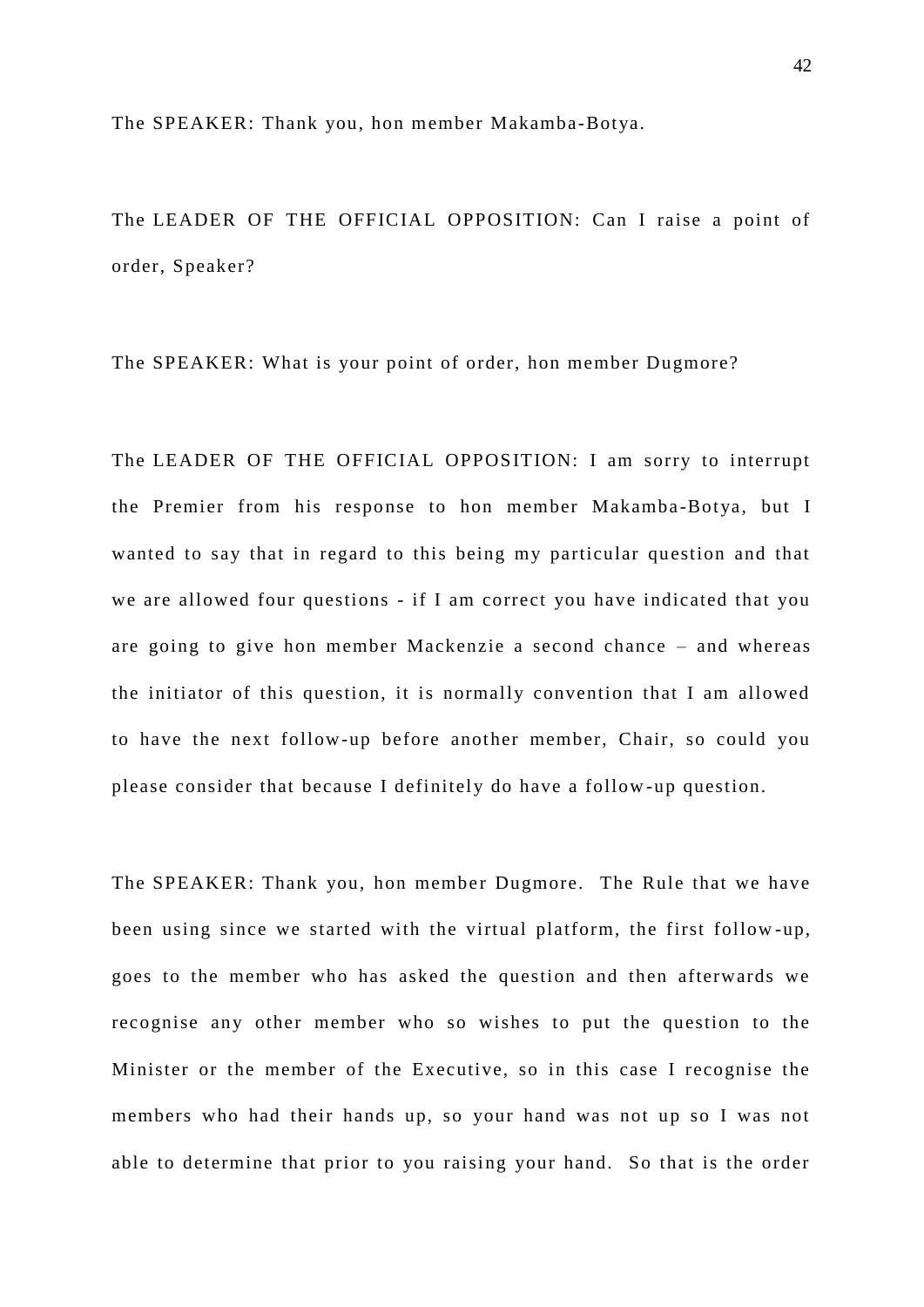The SPEAKER: Thank you, hon member Makamba-Botya.

The LEADER OF THE OFFICIAL OPPOSITION: Can I raise a point of order, Speaker?

The SPEAKER: What is your point of order, hon member Dugmore?

The LEADER OF THE OFFICIAL OPPOSITION: I am sorry to interrupt the Premier from his response to hon member Makamba-Botya, but I wanted to say that in regard to this being my particular question and that we are allowed four questions - if I am correct you have indicated that you are going to give hon member Mackenzie a second chance – and whereas the initiator of this question, it is normally convention that I am allowed to have the next follow-up before another member, Chair, so could you please consider that because I definitely do have a follow-up question.

The SPEAKER: Thank you, hon member Dugmore. The Rule that we have been using since we started with the virtual platform, the first follow-up, goes to the member who has asked the question and then afterwards we recognise any other member who so wishes to put the question to the Minister or the member of the Executive, so in this case I recognise the members who had their hands up, so your hand was not up so I was not able to determine that prior to you raising your hand. So that is the order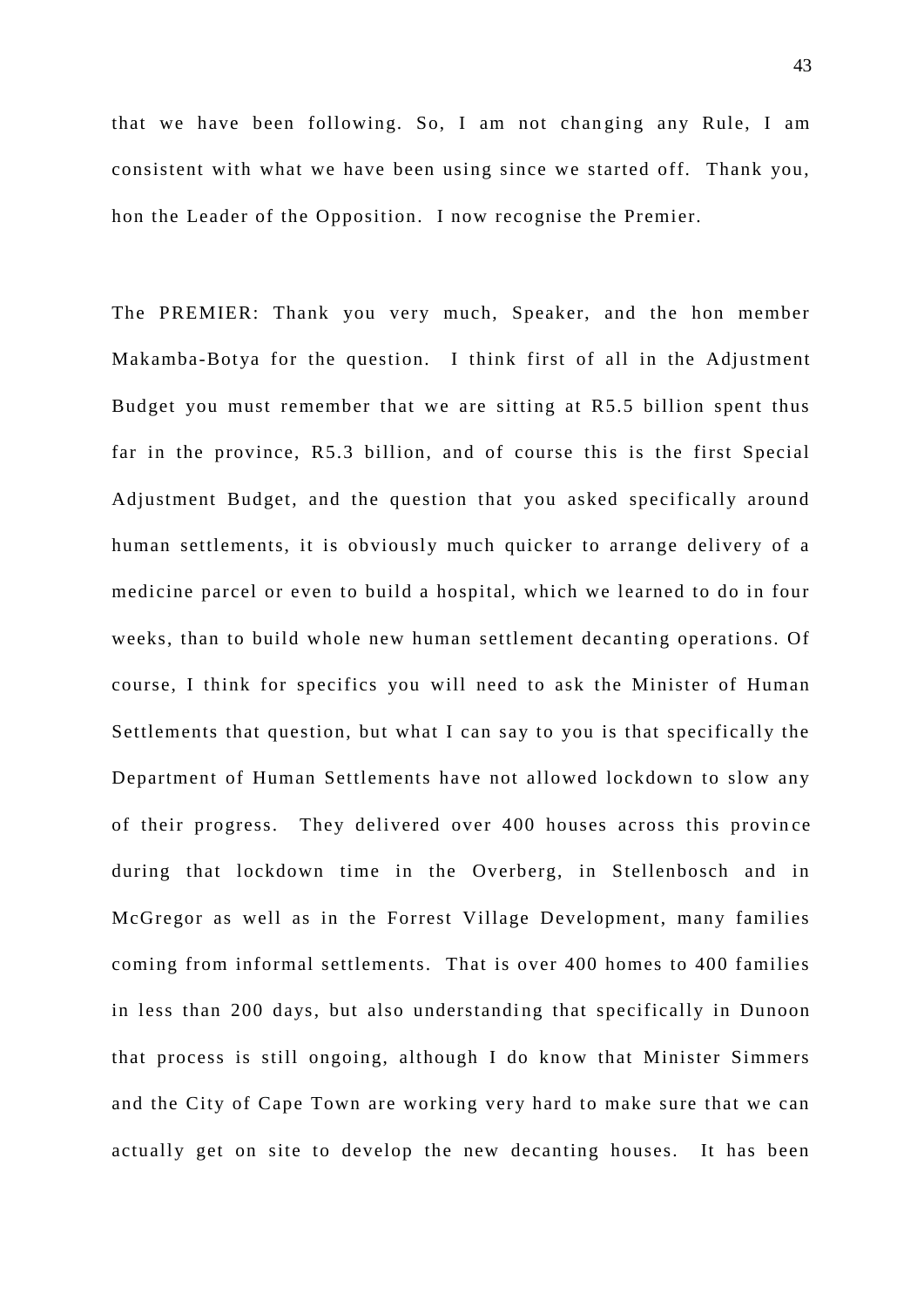that we have been following. So, I am not changing any Rule, I am consistent with what we have been using since we started off. Thank you, hon the Leader of the Opposition. I now recognise the Premier.

The PREMIER: Thank you very much, Speaker, and the hon member Makamba-Botya for the question. I think first of all in the Adjustment Budget you must remember that we are sitting at R5.5 billion spent thus far in the province, R5.3 billion, and of course this is the first Special Adjustment Budget, and the question that you asked specifically around human settlements, it is obviously much quicker to arrange delivery of a medicine parcel or even to build a hospital, which we learned to do in four weeks, than to build whole new human settlement decanting operations. Of course, I think for specifics you will need to ask the Minister of Human Settlements that question, but what I can say to you is that specifically the Department of Human Settlements have not allowed lockdown to slow any of their progress. They delivered over 400 houses across this province during that lockdown time in the Overberg, in Stellenbosch and in McGregor as well as in the Forrest Village Development, many families coming from informal settlements. That is over 400 homes to 400 families in less than 200 days, but also understanding that specifically in Dunoon that process is still ongoing, although I do know that Minister Simmers and the City of Cape Town are working very hard to make sure that we can actually get on site to develop the new decanting houses. It has been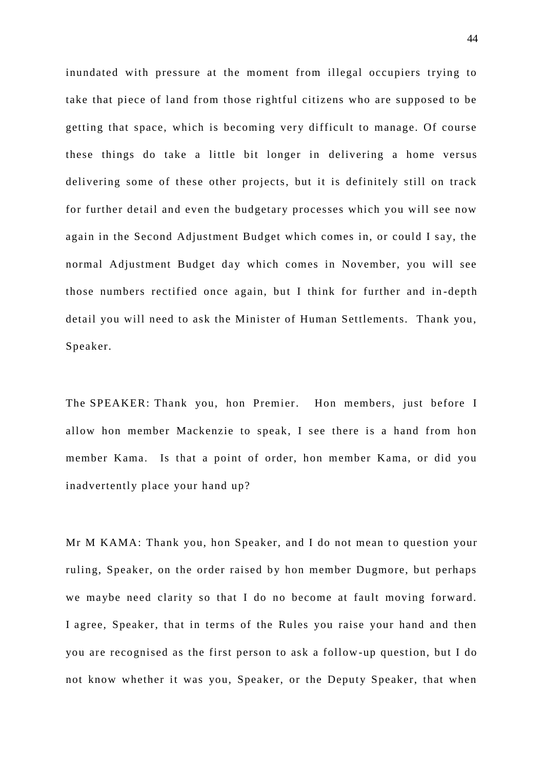inundated with pressure at the moment from illegal occupiers trying to take that piece of land from those rightful citizens who are supposed to be getting that space, which is becoming very difficult to manage. Of course these things do take a little bit longer in delivering a home versus delivering some of these other projects, but it is definitely still on track for further detail and even the budgetary processes which you will see now again in the Second Adjustment Budget which comes in, or could I say, the normal Adjustment Budget day which comes in November, you will see those numbers rectified once again, but I think for further and in-depth detail you will need to ask the Minister of Human Settlements. Thank you, Speaker.

The SPEAKER: Thank you, hon Premier. Hon members, just before I allow hon member Mackenzie to speak, I see there is a hand from hon member Kama. Is that a point of order, hon member Kama, or did you inadvertently place your hand up?

Mr M KAMA: Thank you, hon Speaker, and I do not mean to question your ruling, Speaker, on the order raised by hon member Dugmore, but perhaps we maybe need clarity so that I do no become at fault moving forward. I agree, Speaker, that in terms of the Rules you raise your hand and then you are recognised as the first person to ask a follow-up question, but I do not know whether it was you, Speaker, or the Deputy Speaker, that when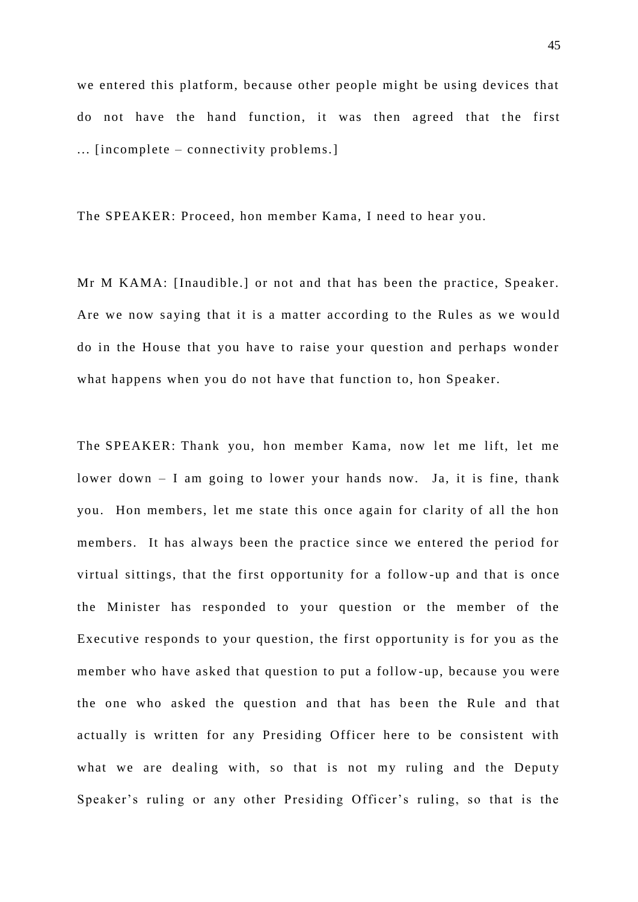we entered this platform, because other people might be using devices that do not have the hand function, it was then agreed that the first ... [incomplete – connectivity problems.]

The SPEAKER: Proceed, hon member Kama, I need to hear you.

Mr M KAMA: [Inaudible.] or not and that has been the practice, Speaker. Are we now saying that it is a matter according to the Rules as we would do in the House that you have to raise your question and perhaps wonder what happens when you do not have that function to, hon Speaker.

The SPEAKER: Thank you, hon member Kama, now let me lift, let me lower down – I am going to lower your hands now. Ja, it is fine, thank you. Hon members, let me state this once again for clarity of all the hon members. It has always been the practice since we entered the period for virtual sittings, that the first opportunity for a follow-up and that is once the Minister has responded to your question or the member of the Executive responds to your question, the first opportunity is for you as the member who have asked that question to put a follow-up, because you were the one who asked the question and that has been the Rule and that actually is written for any Presiding Officer here to be consistent with what we are dealing with, so that is not my ruling and the Deputy Speaker's ruling or any other Presiding Officer's ruling, so that is the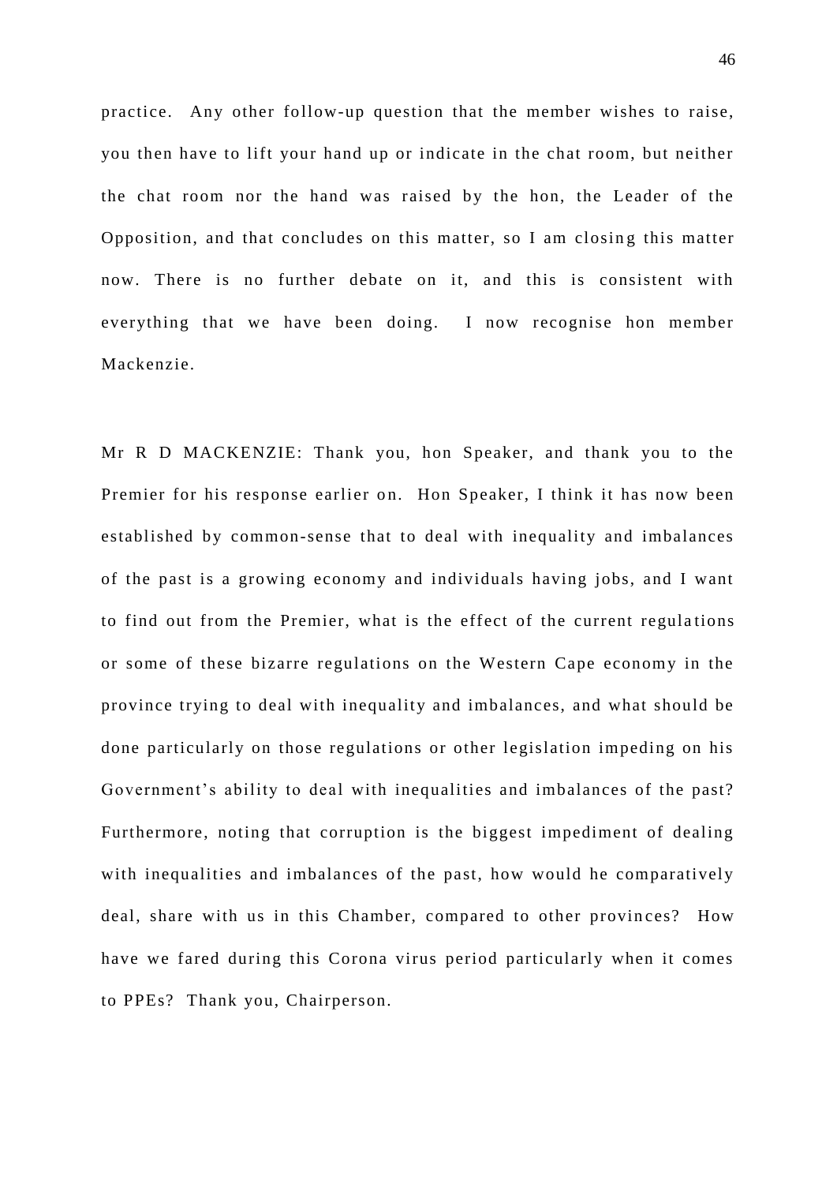practice. Any other follow-up question that the member wishes to raise, you then have to lift your hand up or indicate in the chat room, but neither the chat room nor the hand was raised by the hon, the Leader of the Opposition, and that concludes on this matter, so I am closing this matter now. There is no further debate on it, and this is consistent with everything that we have been doing. I now recognise hon member Mackenzie.

Mr R D MACKENZIE: Thank you, hon Speaker, and thank you to the Premier for his response earlier on. Hon Speaker, I think it has now been established by common-sense that to deal with inequality and imbalances of the past is a growing economy and individuals having jobs, and I want to find out from the Premier, what is the effect of the current regulations or some of these bizarre regulations on the Western Cape economy in the province trying to deal with inequality and imbalances, and what should be done particularly on those regulations or other legislation impeding on his Government's ability to deal with inequalities and imbalances of the past? Furthermore, noting that corruption is the biggest impediment of dealing with inequalities and imbalances of the past, how would he comparatively deal, share with us in this Chamber, compared to other provinces? How have we fared during this Corona virus period particularly when it comes to PPEs? Thank you, Chairperson.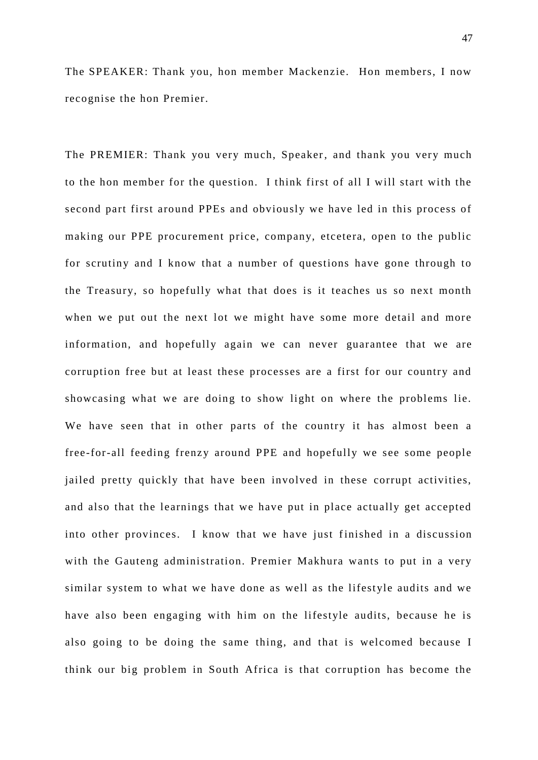The SPEAKER: Thank you, hon member Mackenzie. Hon members, I now recognise the hon Premier.

The PREMIER: Thank you very much, Speaker, and thank you very much to the hon member for the question. I think first of all I will start with the second part first around PPEs and obviously we have led in this process of making our PPE procurement price, company, etcetera, open to the public for scrutiny and I know that a number of questions have gone through to the Treasury, so hopefully what that does is it teaches us so next month when we put out the next lot we might have some more detail and more information, and hopefully again we can never guarantee that we are corruption free but at least these processes are a first for our country and showcasing what we are doing to show light on where the problems lie. We have seen that in other parts of the country it has almost been a free-for-all feeding frenzy around PPE and hopefully we see some people jailed pretty quickly that have been involved in these corrupt activities, and also that the learnings that we have put in place actually get accepted into other provinces. I know that we have just finished in a discussion with the Gauteng administration. Premier Makhura wants to put in a very similar system to what we have done as well as the lifestyle audits and we have also been engaging with him on the lifestyle audits, because he is also going to be doing the same thing, and that is welcomed because I think our big problem in South Africa is that corruption has become the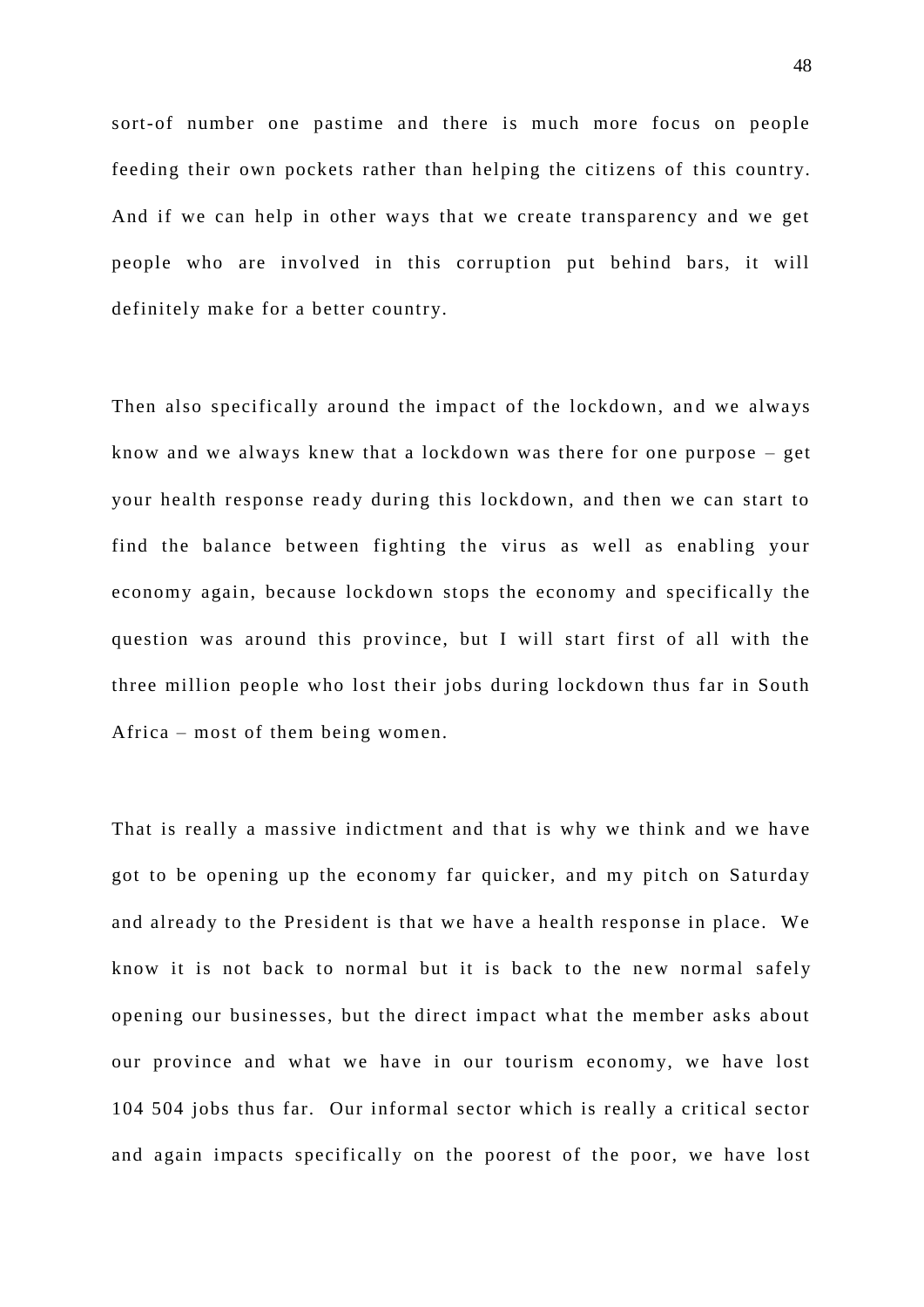sort-of number one pastime and there is much more focus on people feeding their own pockets rather than helping the citizens of this country. And if we can help in other ways that we create transparency and we get people who are involved in this corruption put behind bars, it will definitely make for a better country.

Then also specifically around the impact of the lockdown, and we always know and we always knew that a lockdown was there for one purpose – get your health response ready during this lockdown, and then we can start to find the balance between fighting the virus as well as enabling your economy again, because lockdown stops the economy and specifically the question was around this province, but I will start first of all with the three million people who lost their jobs during lockdown thus far in South Africa – most of them being women.

That is really a massive indictment and that is why we think and we have got to be opening up the economy far quicker, and my pitch on Saturday and already to the President is that we have a health response in place. We know it is not back to normal but it is back to the new normal safely opening our businesses, but the direct impact what the member asks about our province and what we have in our tourism economy, we have lost 104 504 jobs thus far. Our informal sector which is really a critical sector and again impacts specifically on the poorest of the poor, we have lost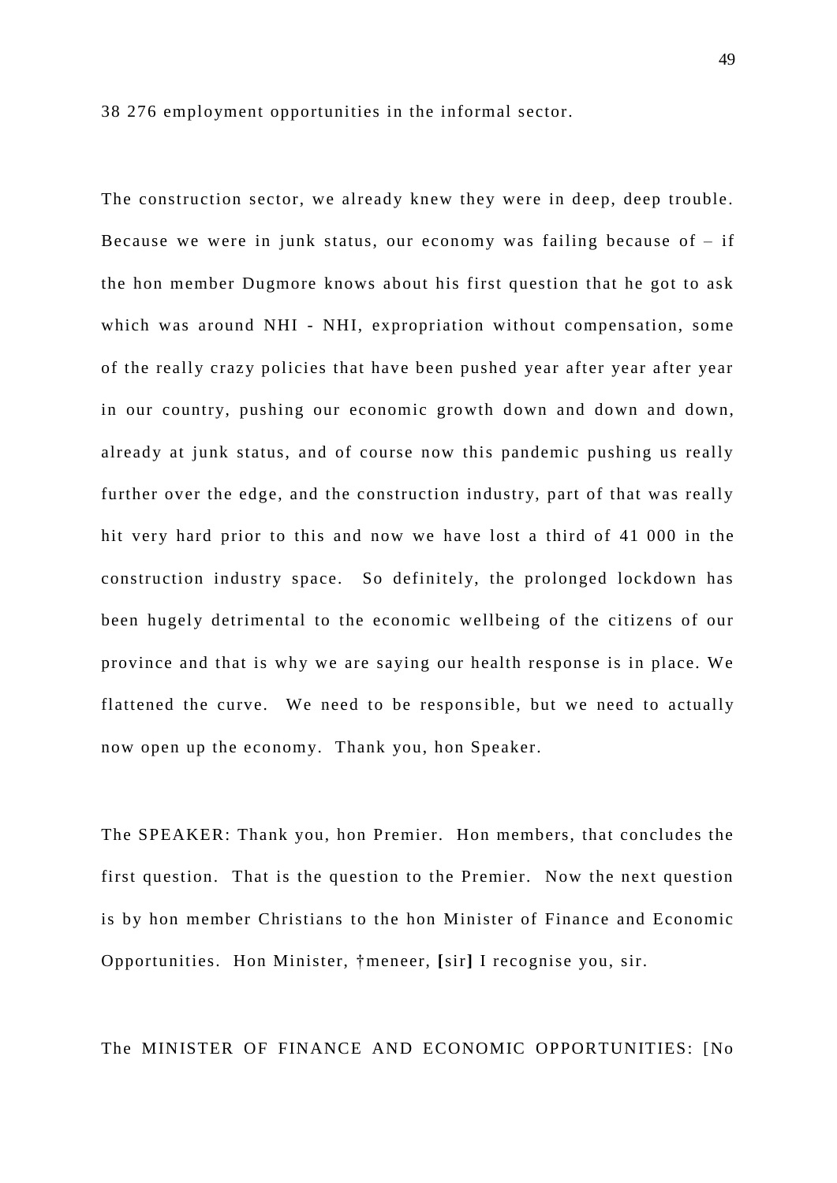38 276 employment opportunities in the informal sector.

The construction sector, we already knew they were in deep, deep trouble. Because we were in junk status, our economy was failing because of – if the hon member Dugmore knows about his first question that he got to ask which was around NHI - NHI, expropriation without compensation, some of the really crazy policies that have been pushed year after year after year in our country, pushing our economic growth down and down and down, already at junk status, and of course now this pandemic pushing us really further over the edge, and the construction industry, part of that was really hit very hard prior to this and now we have lost a third of 41 000 in the construction industry space. So definitely, the prolonged lockdown has been hugely detrimental to the economic wellbeing of the citizens of our province and that is why we are saying our health response is in place. We flattened the curve. We need to be responsible, but we need to actually now open up the economy. Thank you, hon Speaker.

The SPEAKER: Thank you, hon Premier. Hon members, that concludes the first question. That is the question to the Premier. Now the next question is by hon member Christians to the hon Minister of Finance and Economic Opportunities. Hon Minister, †meneer, **[**sir**]** I recognise you, sir.

The MINISTER OF FINANCE AND ECONOMIC OPPORTUNITIES: [No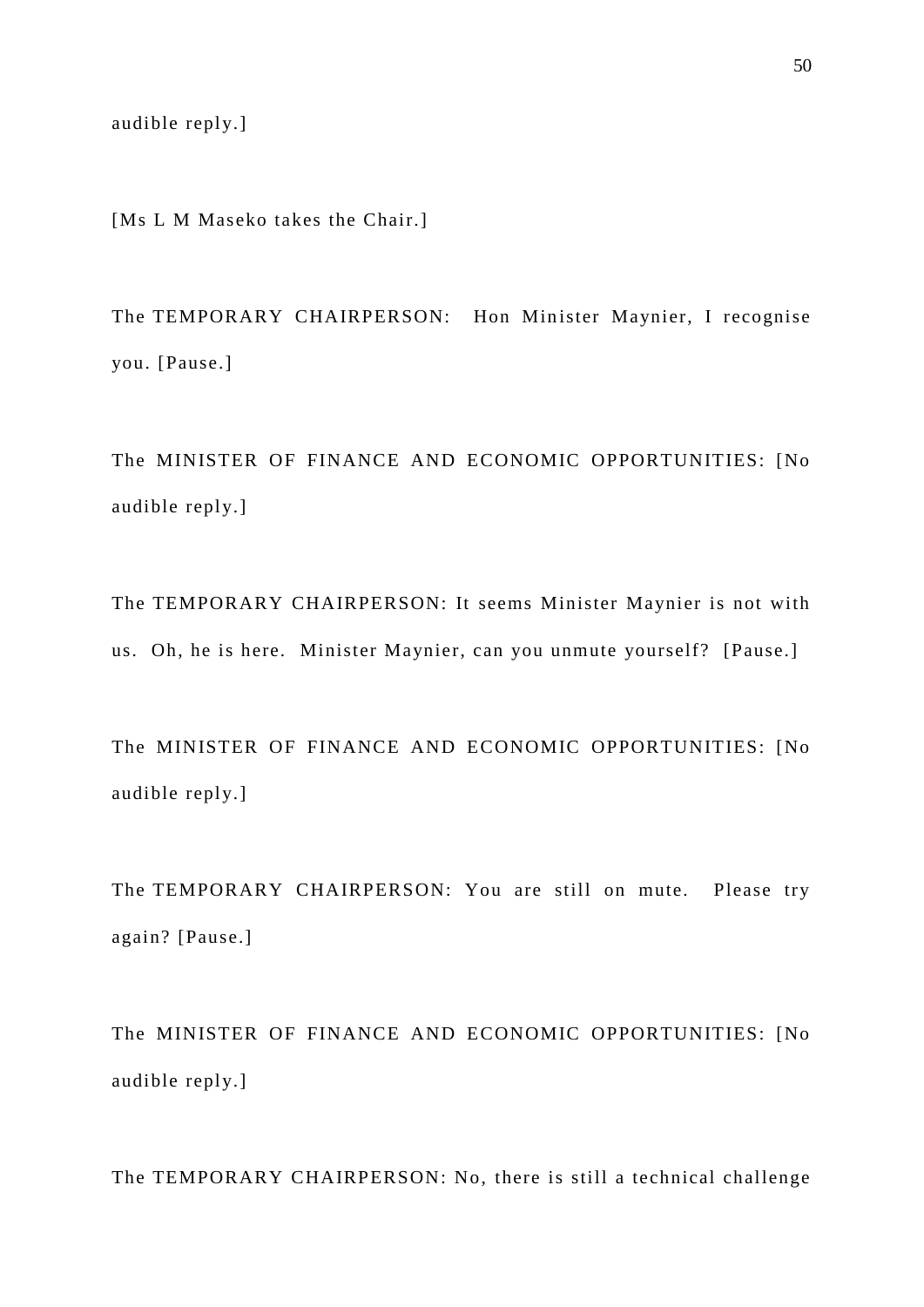audible reply.]

[Ms L M Maseko takes the Chair.]

The TEMPORARY CHAIRPERSON: Hon Minister Maynier, I recognise you. [Pause.]

The MINISTER OF FINANCE AND ECONOMIC OPPORTUNITIES: [No audible reply.]

The TEMPORARY CHAIRPERSON: It seems Minister Maynier is not with us. Oh, he is here. Minister Maynier, can you unmute yourself? [Pause.]

The MINISTER OF FINANCE AND ECONOMIC OPPORTUNITIES: [No audible reply.]

The TEMPORARY CHAIRPERSON: You are still on mute. Please try again? [Pause.]

The MINISTER OF FINANCE AND ECONOMIC OPPORTUNITIES: [No audible reply.]

The TEMPORARY CHAIRPERSON: No, there is still a technical challenge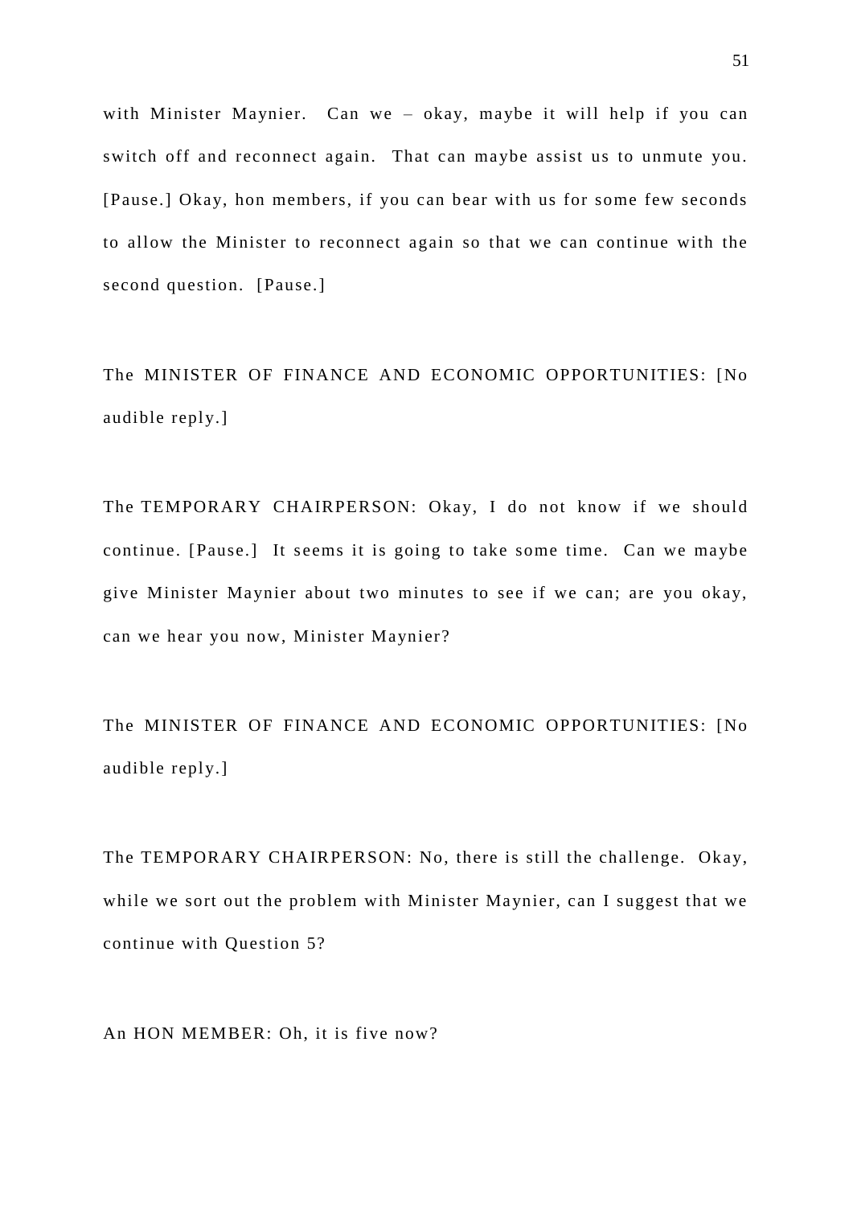with Minister Maynier. Can we – okay, maybe it will help if you can switch off and reconnect again. That can maybe assist us to unmute you. [Pause.] Okay, hon members, if you can bear with us for some few seconds to allow the Minister to reconnect again so that we can continue with the second question. [Pause.]

The MINISTER OF FINANCE AND ECONOMIC OPPORTUNITIES: [No audible reply.]

The TEMPORARY CHAIRPERSON: Okay, I do not know if we should continue. [Pause.] It seems it is going to take some time. Can we maybe give Minister Maynier about two minutes to see if we can; are you okay, can we hear you now, Minister Maynier?

The MINISTER OF FINANCE AND ECONOMIC OPPORTUNITIES: [No audible reply.]

The TEMPORARY CHAIRPERSON: No, there is still the challenge. Okay, while we sort out the problem with Minister Maynier, can I suggest that we continue with Question 5?

An HON MEMBER: Oh, it is five now?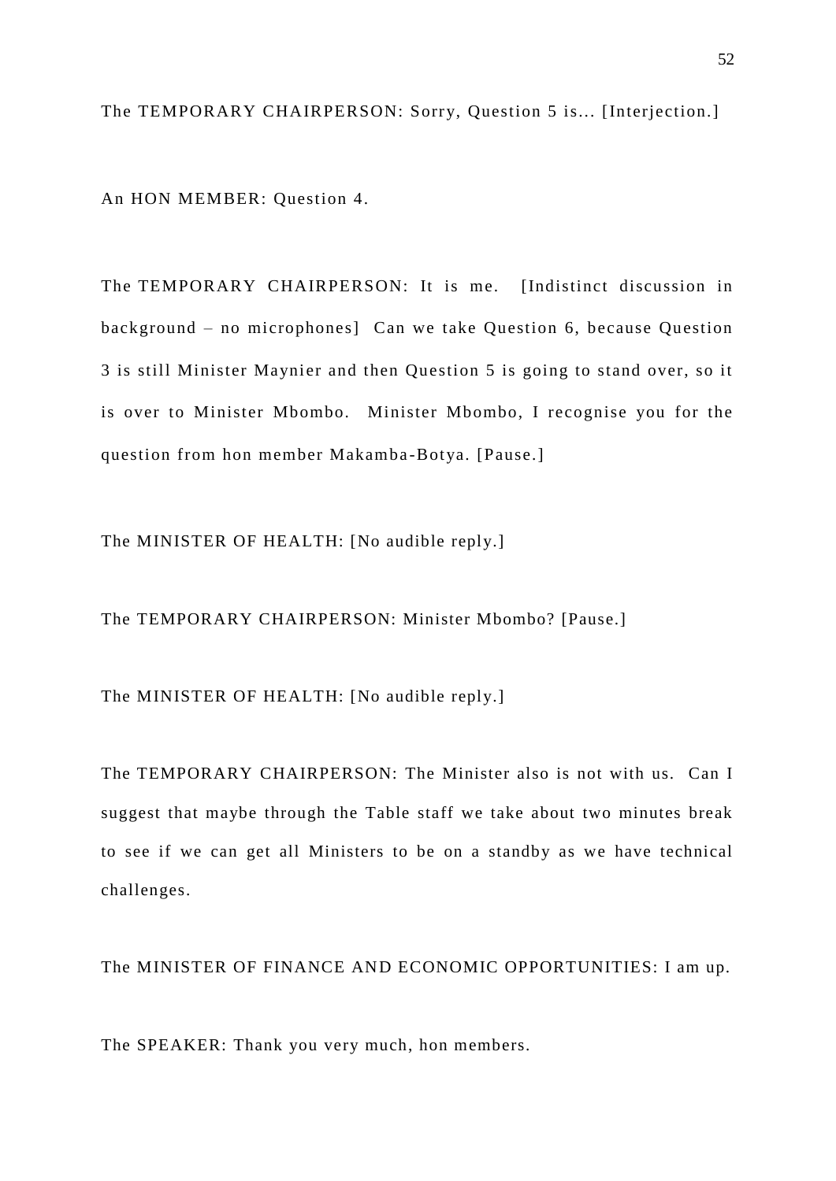The TEMPORARY CHAIRPERSON: Sorry, Question 5 is... [Interjection.]

An HON MEMBER: Question 4.

The TEMPORARY CHAIRPERSON: It is me. [Indistinct discussion in background – no microphones] Can we take Question 6, because Question 3 is still Minister Maynier and then Question 5 is going to stand over, so it is over to Minister Mbombo. Minister Mbombo, I recognise you for the question from hon member Makamba-Botya. [Pause.]

The MINISTER OF HEALTH: [No audible reply.]

The TEMPORARY CHAIRPERSON: Minister Mbombo? [Pause.]

The MINISTER OF HEALTH: [No audible reply.]

The TEMPORARY CHAIRPERSON: The Minister also is not with us. Can I suggest that maybe through the Table staff we take about two minutes break to see if we can get all Ministers to be on a standby as we have technical challenges.

The MINISTER OF FINANCE AND ECONOMIC OPPORTUNITIES: I am up.

The SPEAKER: Thank you very much, hon members.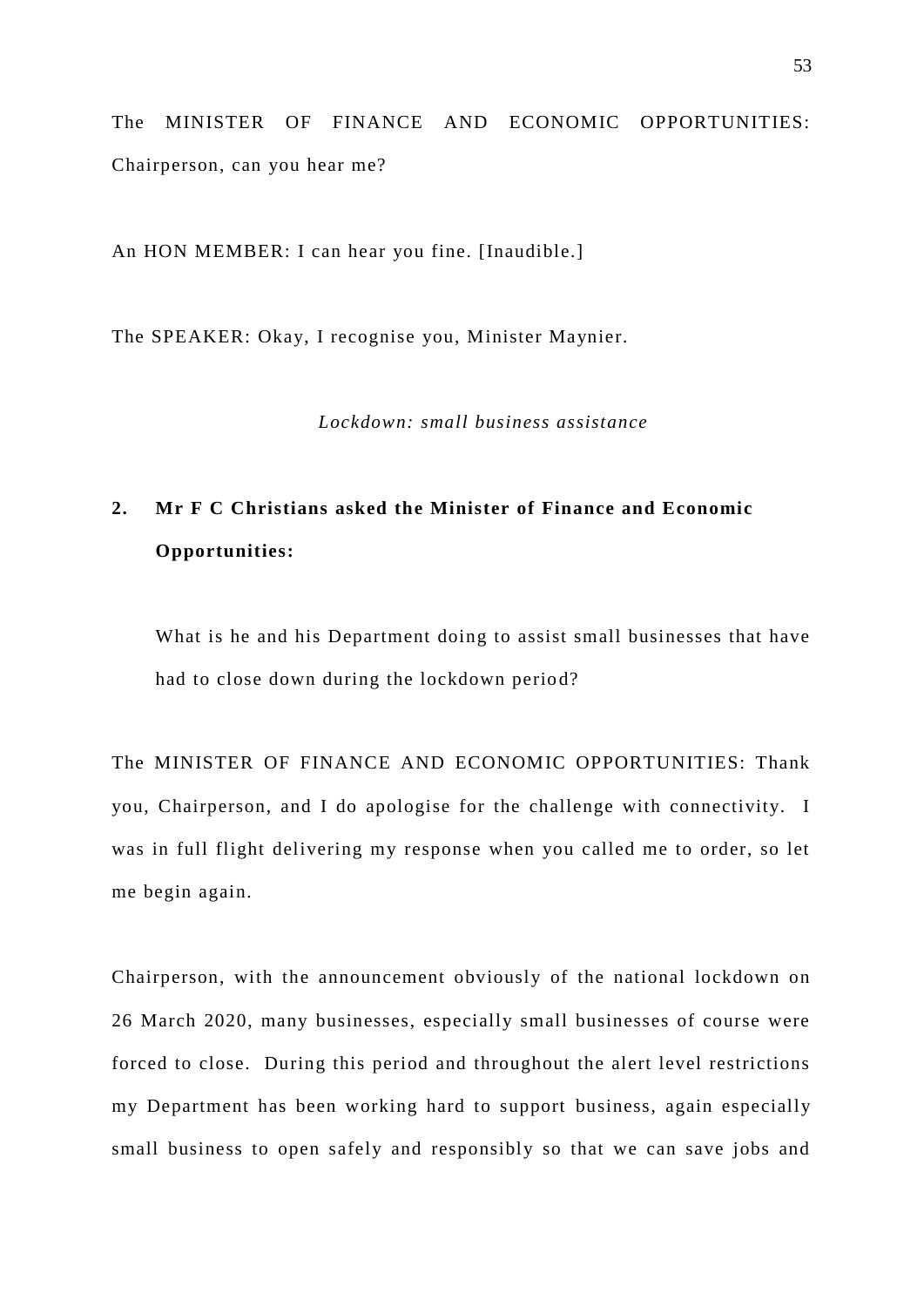The MINISTER OF FINANCE AND ECONOMIC OPPORTUNITIES: Chairperson, can you hear me?

An HON MEMBER: I can hear you fine. [Inaudible.]

The SPEAKER: Okay, I recognise you, Minister Maynier.

*Lockdown: small business assistance*

**2. Mr F C Christians asked the Minister of Finance and Economic Opportunities:**

What is he and his Department doing to assist small businesses that have had to close down during the lockdown period?

The MINISTER OF FINANCE AND ECONOMIC OPPORTUNITIES: Thank you, Chairperson, and I do apologise for the challenge with connectivity. I was in full flight delivering my response when you called me to order, so let me begin again.

Chairperson, with the announcement obviously of the national lockdown on 26 March 2020, many businesses, especially small businesses of course were forced to close. During this period and throughout the alert level restrictions my Department has been working hard to support business, again especially small business to open safely and responsibly so that we can save jobs and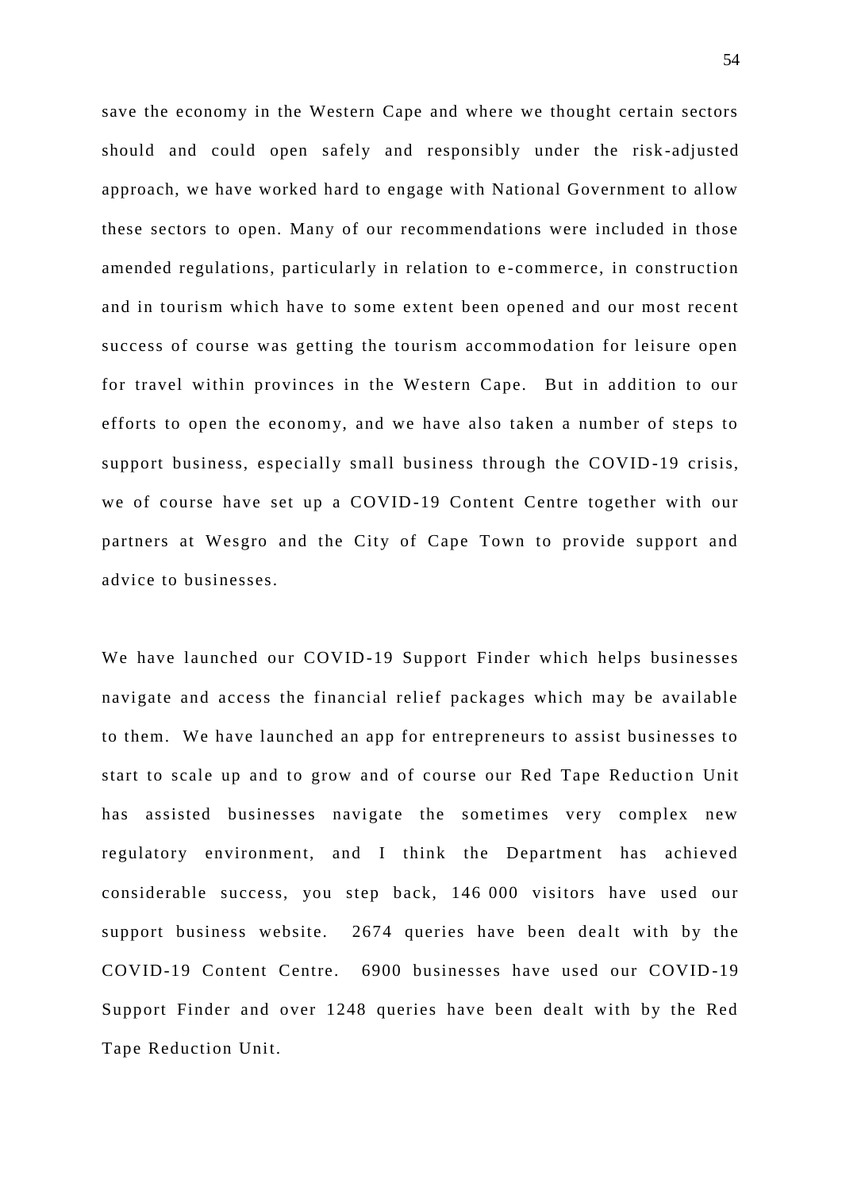save the economy in the Western Cape and where we thought certain sectors should and could open safely and responsibly under the risk-adjusted approach, we have worked hard to engage with National Government to allow these sectors to open. Many of our recommendations were included in those amended regulations, particularly in relation to e-commerce, in construction and in tourism which have to some extent been opened and our most recent success of course was getting the tourism accommodation for leisure open for travel within provinces in the Western Cape. But in addition to our efforts to open the economy, and we have also taken a number of steps to support business, especially small business through the COVID-19 crisis, we of course have set up a COVID-19 Content Centre together with our partners at Wesgro and the City of Cape Town to provide support and advice to businesses.

We have launched our COVID-19 Support Finder which helps businesses navigate and access the financial relief packages which may be available to them. We have launched an app for entrepreneurs to assist businesses to start to scale up and to grow and of course our Red Tape Reduction Unit has assisted businesses navigate the sometimes very complex new regulatory environment, and I think the Department has achieved considerable success, you step back, 146 000 visitors have used our support business website. 2674 queries have been dealt with by the COVID-19 Content Centre. 6900 businesses have used our COVID-19 Support Finder and over 1248 queries have been dealt with by the Red Tape Reduction Unit.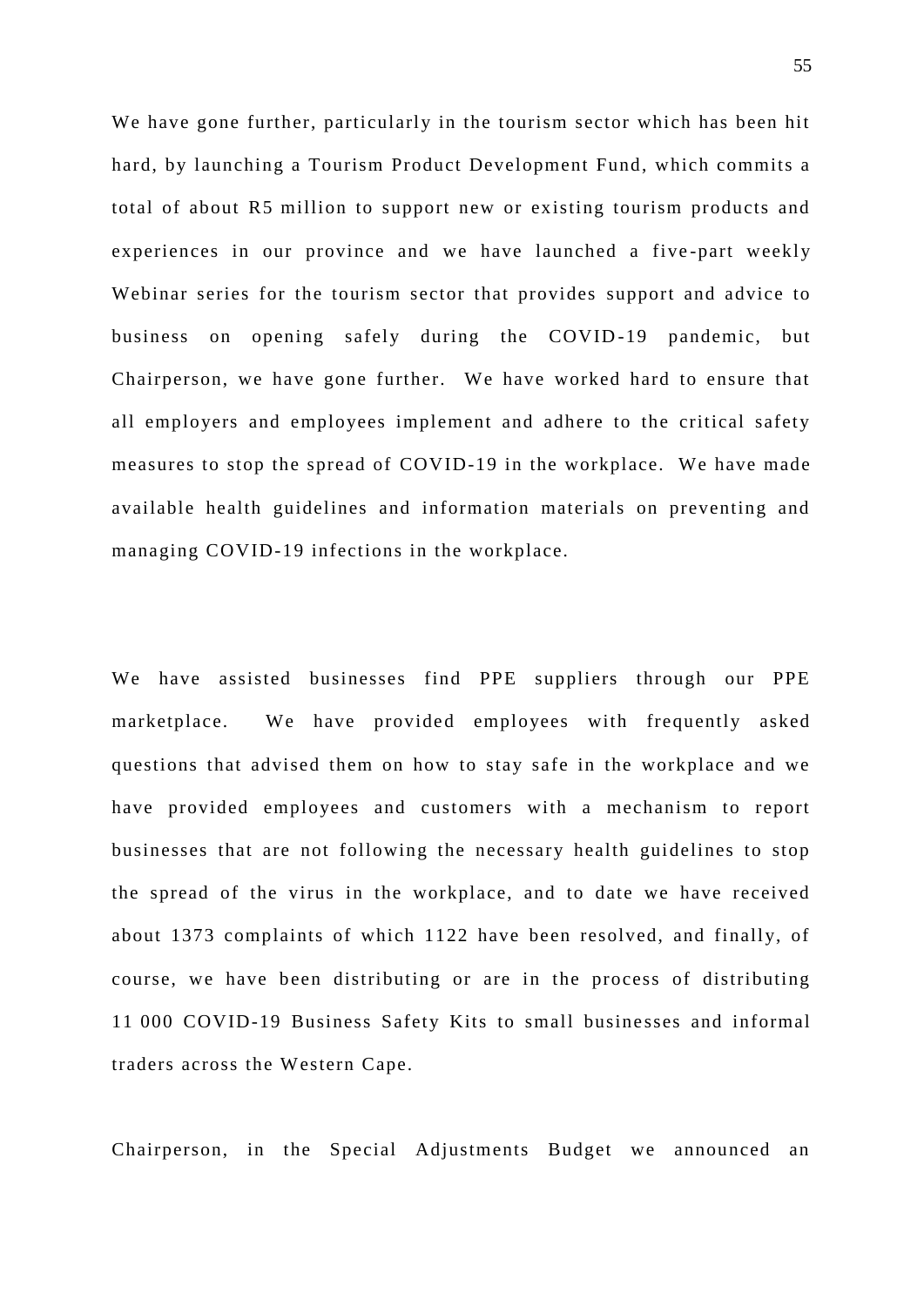We have gone further, particularly in the tourism sector which has been hit hard, by launching a Tourism Product Development Fund, which commits a total of about R5 million to support new or existing tourism products and experiences in our province and we have launched a five-part weekly Webinar series for the tourism sector that provides support and advice to business on opening safely during the COVID-19 pandemic, but Chairperson, we have gone further. We have worked hard to ensure that all employers and employees implement and adhere to the critical safety measures to stop the spread of COVID-19 in the workplace. We have made available health guidelines and information materials on preventing and managing COVID-19 infections in the workplace.

We have assisted businesses find PPE suppliers through our PPE marketplace. We have provided employees with frequently asked questions that advised them on how to stay safe in the workplace and we have provided employees and customers with a mechanism to report businesses that are not following the necessary health guidelines to stop the spread of the virus in the workplace, and to date we have received about 1373 complaints of which 1122 have been resolved, and finally, of course, we have been distributing or are in the process of distributing 11 000 COVID-19 Business Safety Kits to small businesses and informal traders across the Western Cape.

Chairperson, in the Special Adjustments Budget we announced an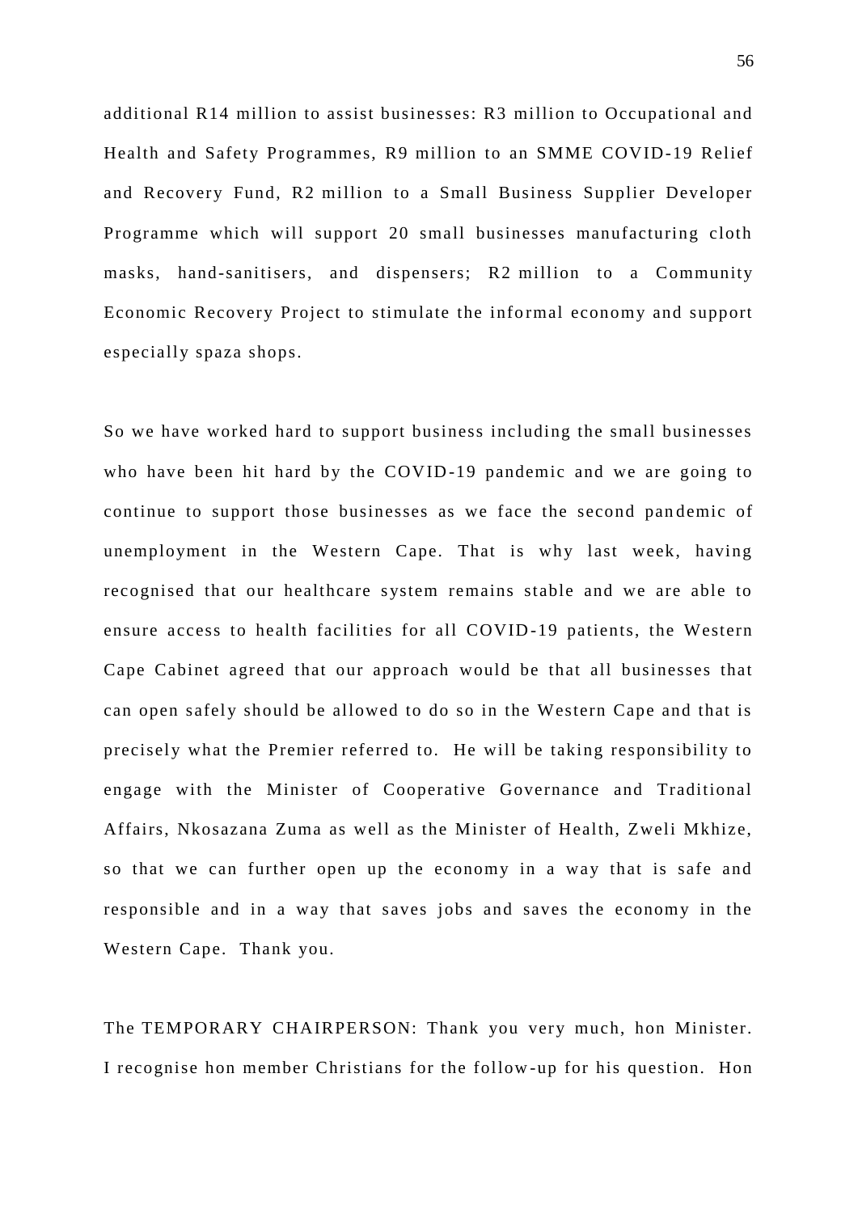additional R14 million to assist businesses: R3 million to Occupational and Health and Safety Programmes, R9 million to an SMME COVID-19 Relief and Recovery Fund, R2 million to a Small Business Supplier Developer Programme which will support 20 small businesses manufacturing cloth masks, hand-sanitisers, and dispensers; R2 million to a Community Economic Recovery Project to stimulate the informal economy and support especially spaza shops.

So we have worked hard to support business including the small businesses who have been hit hard by the COVID-19 pandemic and we are going to continue to support those businesses as we face the second pandemic of unemployment in the Western Cape. That is why last week, having recognised that our healthcare system remains stable and we are able to ensure access to health facilities for all COVID-19 patients, the Western Cape Cabinet agreed that our approach would be that all businesses that can open safely should be allowed to do so in the Western Cape and that is precisely what the Premier referred to. He will be taking responsibility to engage with the Minister of Cooperative Governance and Traditional Affairs, Nkosazana Zuma as well as the Minister of Health, Zweli Mkhize, so that we can further open up the economy in a way that is safe and responsible and in a way that saves jobs and saves the economy in the Western Cape. Thank you.

The TEMPORARY CHAIRPERSON: Thank you very much, hon Minister. I recognise hon member Christians for the follow-up for his question. Hon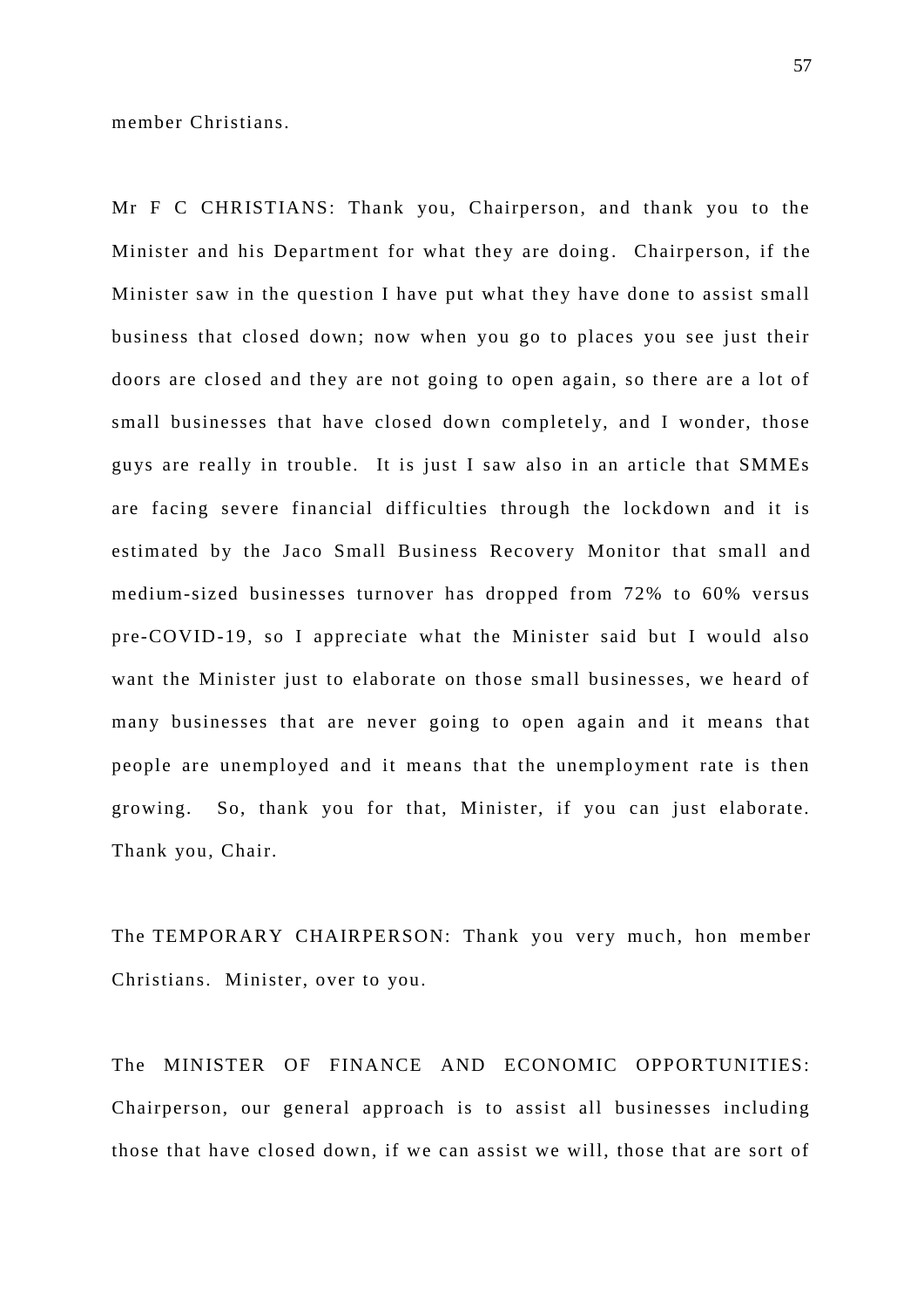member Christians.

Mr F C CHRISTIANS: Thank you, Chairperson, and thank you to the Minister and his Department for what they are doing. Chairperson, if the Minister saw in the question I have put what they have done to assist small business that closed down; now when you go to places you see just their doors are closed and they are not going to open again, so there are a lot of small businesses that have closed down completely, and I wonder, those guys are really in trouble. It is just I saw also in an article that SMMEs are facing severe financial difficulties through the lockdown and it is estimated by the Jaco Small Business Recovery Monitor that small and medium-sized businesses turnover has dropped from 72% to 60% versus pre-COVID-19, so I appreciate what the Minister said but I would also want the Minister just to elaborate on those small businesses, we heard of many businesses that are never going to open again and it means that people are unemployed and it means that the unemployment rate is then growing. So, thank you for that, Minister, if you can just elaborate. Thank you, Chair.

The TEMPORARY CHAIRPERSON: Thank you very much, hon member Christians. Minister, over to you.

The MINISTER OF FINANCE AND ECONOMIC OPPORTUNITIES: Chairperson, our general approach is to assist all businesses including those that have closed down, if we can assist we will, those that are sort of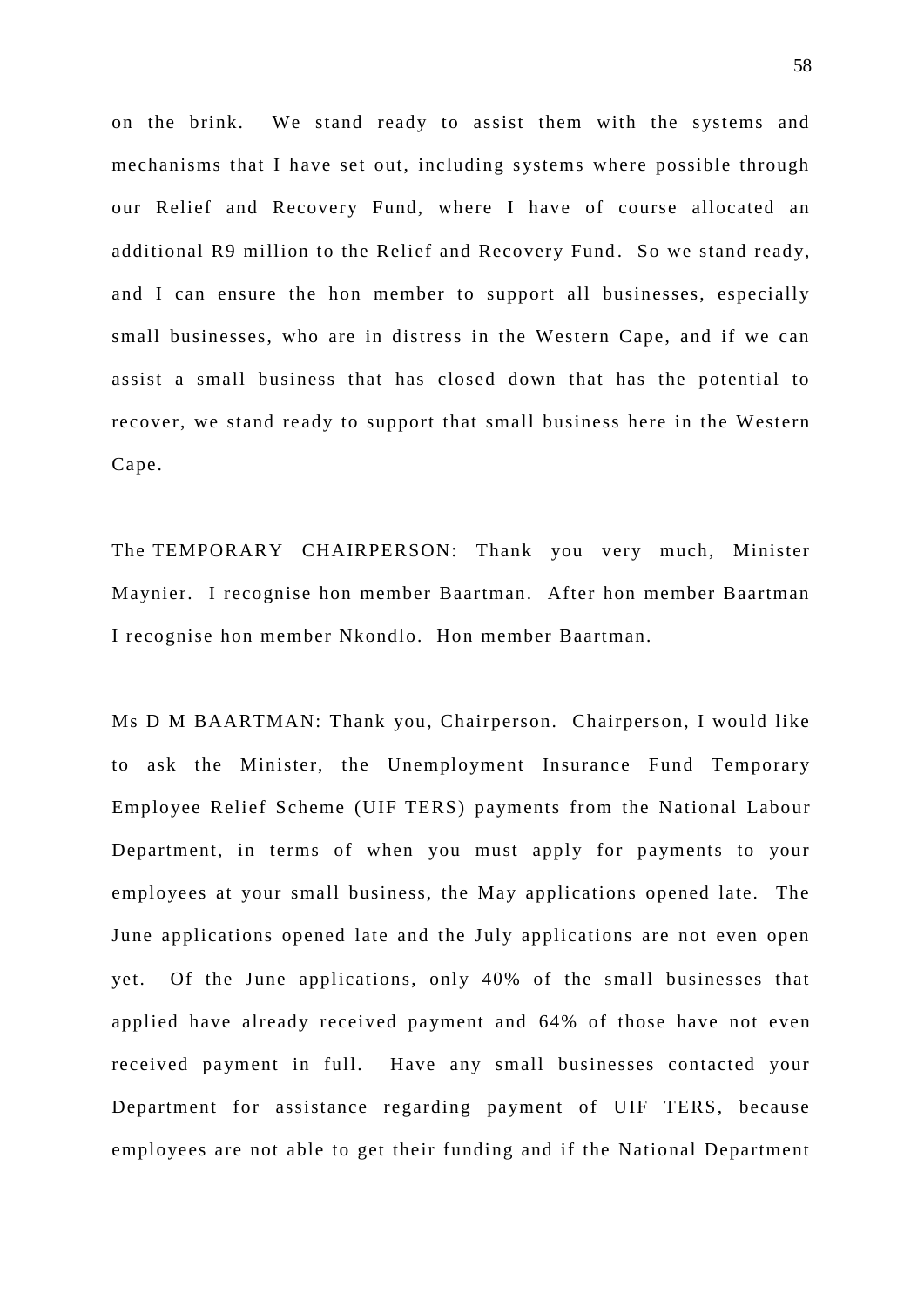on the brink. We stand ready to assist them with the systems and mechanisms that I have set out, including systems where possible through our Relief and Recovery Fund, where I have of course allocated an additional R9 million to the Relief and Recovery Fund. So we stand ready, and I can ensure the hon member to support all businesses, especially small businesses, who are in distress in the Western Cape, and if we can assist a small business that has closed down that has the potential to recover, we stand ready to support that small business here in the Western Cape.

The TEMPORARY CHAIRPERSON: Thank you very much, Minister Maynier. I recognise hon member Baartman. After hon member Baartman I recognise hon member Nkondlo. Hon member Baartman.

Ms D M BAARTMAN: Thank you, Chairperson. Chairperson, I would like to ask the Minister, the Unemployment Insurance Fund Temporary Employee Relief Scheme (UIF TERS) payments from the National Labour Department, in terms of when you must apply for payments to your employees at your small business, the May applications opened late. The June applications opened late and the July applications are not even open yet. Of the June applications, only 40% of the small businesses that applied have already received payment and 64% of those have not even received payment in full. Have any small businesses contacted your Department for assistance regarding payment of UIF TERS, because employees are not able to get their funding and if the National Department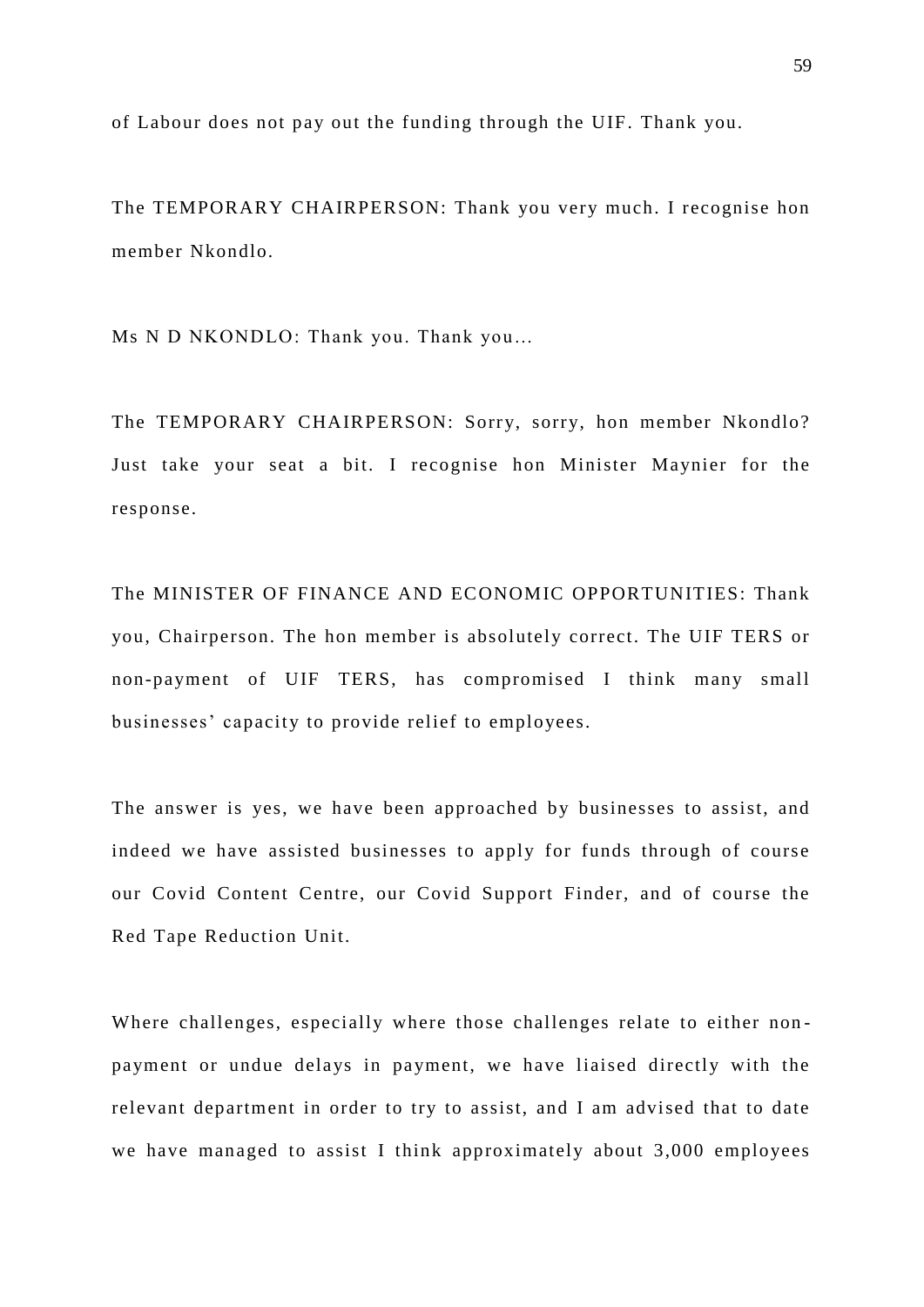of Labour does not pay out the funding through the UIF. Thank you.

The TEMPORARY CHAIRPERSON: Thank you very much. I recognise hon member Nkondlo.

Ms N D NKONDLO: Thank you. Thank you...

The TEMPORARY CHAIRPERSON: Sorry, sorry, hon member Nkondlo? Just take your seat a bit. I recognise hon Minister Maynier for the response.

The MINISTER OF FINANCE AND ECONOMIC OPPORTUNITIES: Thank you, Chairperson. The hon member is absolutely correct. The UIF TERS or non-payment of UIF TERS, has compromised I think many small businesses' capacity to provide relief to employees.

The answer is yes, we have been approached by businesses to assist, and indeed we have assisted businesses to apply for funds through of course our Covid Content Centre, our Covid Support Finder, and of course the Red Tape Reduction Unit.

Where challenges, especially where those challenges relate to either non-payment or undue delays in payment, we have liaised directly with the relevant department in order to try to assist, and I am advised that to date we have managed to assist I think approximately about 3,000 employees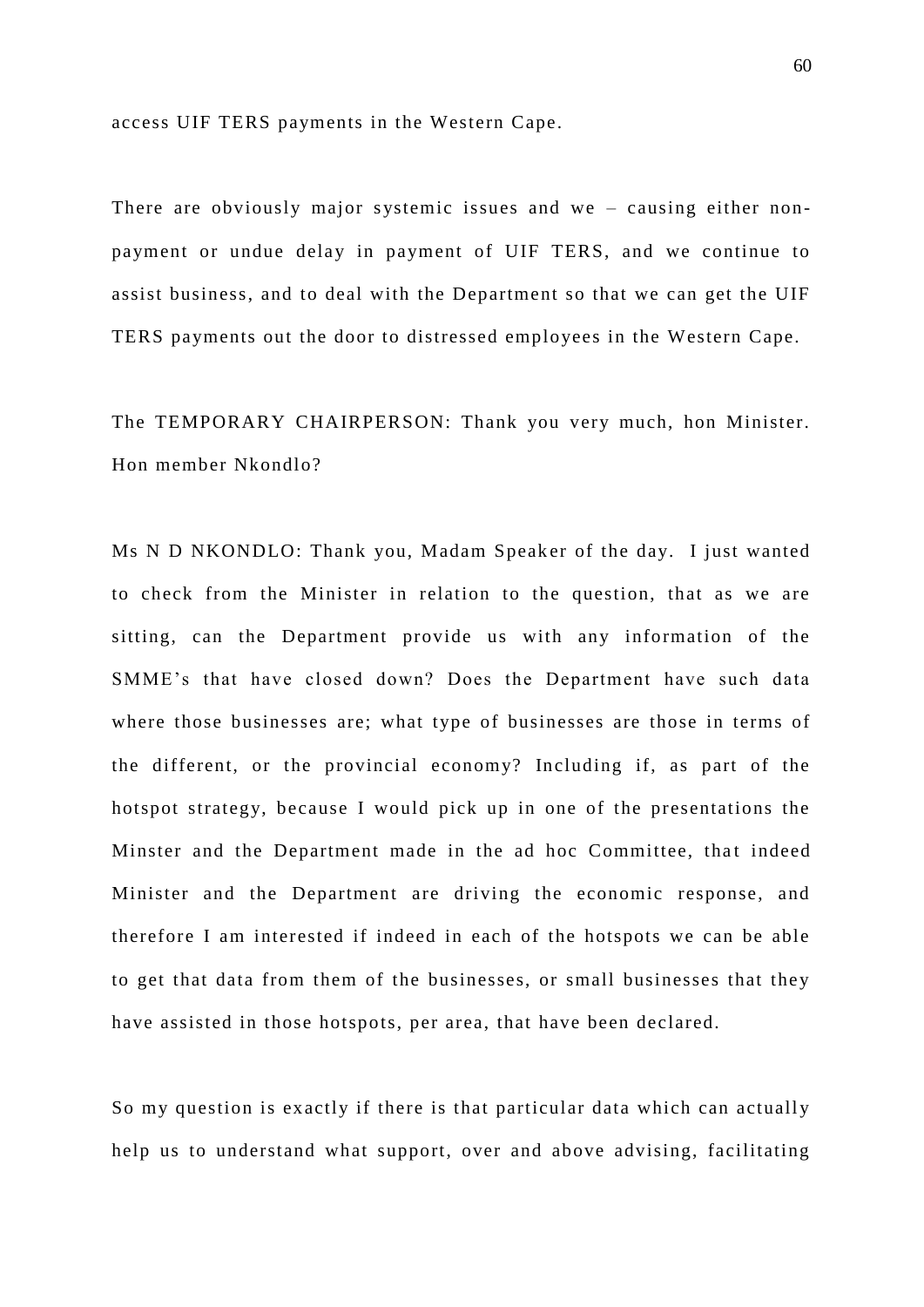access UIF TERS payments in the Western Cape.

There are obviously major systemic issues and we – causing either non-payment or undue delay in payment of UIF TERS, and we continue to assist business, and to deal with the Department so that we can get the UIF TERS payments out the door to distressed employees in the Western Cape.

The TEMPORARY CHAIRPERSON: Thank you very much, hon Minister. Hon member Nkondlo?

Ms N D NKONDLO: Thank you, Madam Speaker of the day. I just wanted to check from the Minister in relation to the question, that as we are sitting, can the Department provide us with any information of the SMME's that have closed down? Does the Department have such data where those businesses are; what type of businesses are those in terms of the different, or the provincial economy? Including if, as part of the hotspot strategy, because I would pick up in one of the presentations the Minster and the Department made in the ad hoc Committee, that indeed Minister and the Department are driving the economic response, and therefore I am interested if indeed in each of the hotspots we can be able to get that data from them of the businesses, or small businesses that they have assisted in those hotspots, per area, that have been declared.

So my question is exactly if there is that particular data which can actually help us to understand what support, over and above advising, facilitating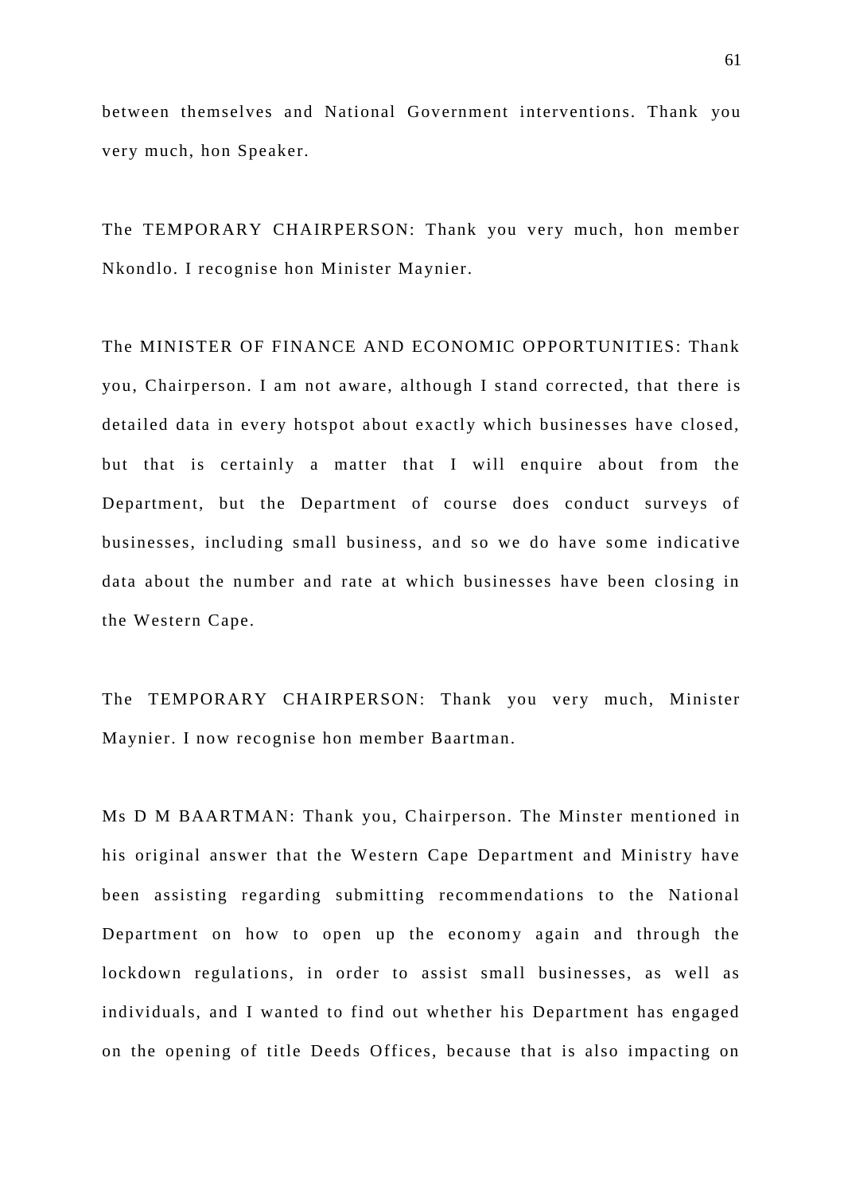between themselves and National Government interventions. Thank you very much, hon Speaker.

The TEMPORARY CHAIRPERSON: Thank you very much, hon member Nkondlo. I recognise hon Minister Maynier.

The MINISTER OF FINANCE AND ECONOMIC OPPORTUNITIES: Thank you, Chairperson. I am not aware, although I stand corrected, that there is detailed data in every hotspot about exactly which businesses have closed, but that is certainly a matter that I will enquire about from the Department, but the Department of course does conduct surveys of businesses, including small business, and so we do have some indicative data about the number and rate at which businesses have been closing in the Western Cape.

The TEMPORARY CHAIRPERSON: Thank you very much, Minister Maynier. I now recognise hon member Baartman.

Ms D M BAARTMAN: Thank you, Chairperson. The Minster mentioned in his original answer that the Western Cape Department and Ministry have been assisting regarding submitting recommendations to the National Department on how to open up the economy again and through the lockdown regulations, in order to assist small businesses, as well as individuals, and I wanted to find out whether his Department has engaged on the opening of title Deeds Offices, because that is also impacting on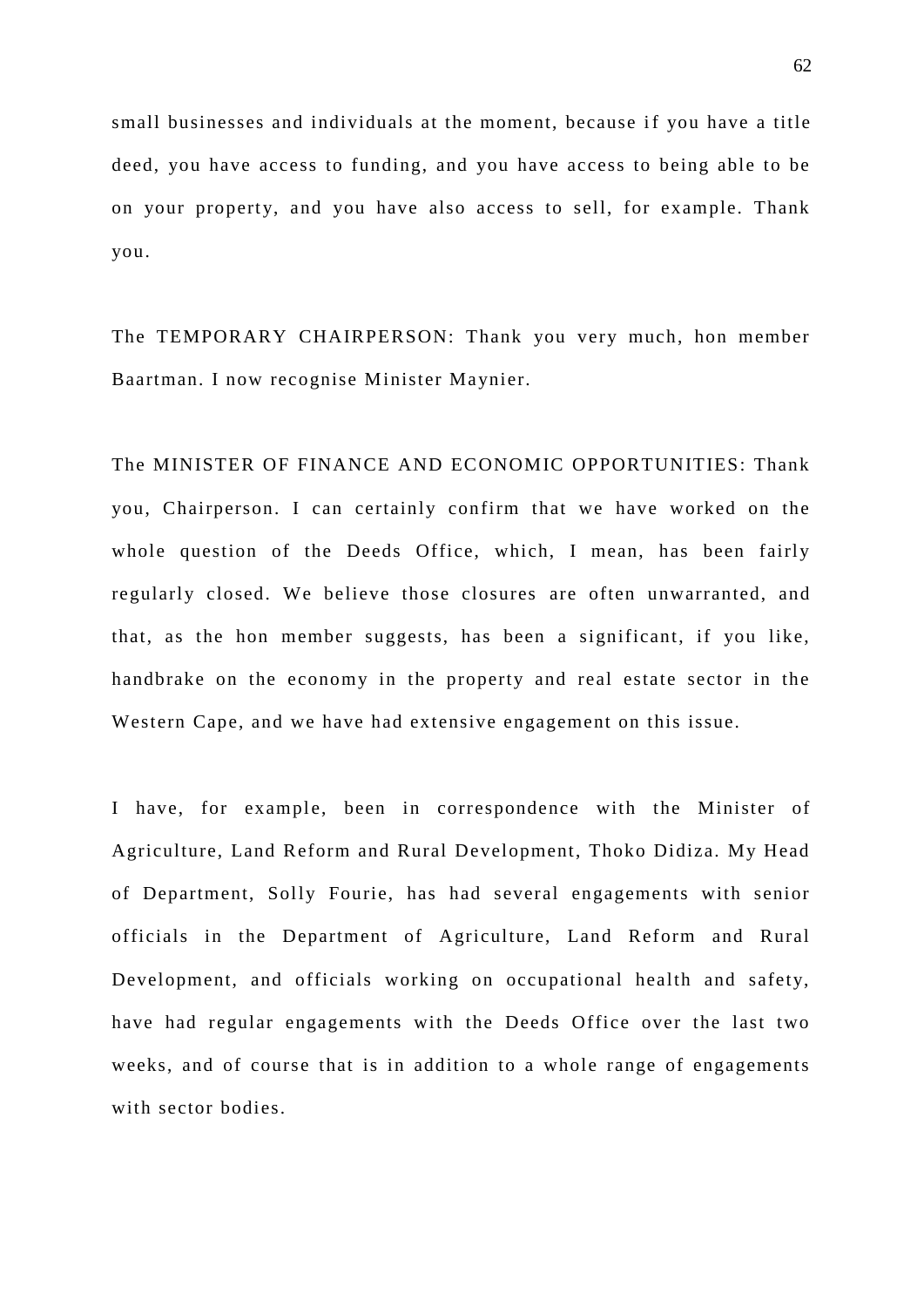small businesses and individuals at the moment, because if you have a title deed, you have access to funding, and you have access to being able to be on your property, and you have also access to sell, for example. Thank you.

The TEMPORARY CHAIRPERSON: Thank you very much, hon member Baartman. I now recognise Minister Maynier.

The MINISTER OF FINANCE AND ECONOMIC OPPORTUNITIES: Thank you, Chairperson. I can certainly confirm that we have worked on the whole question of the Deeds Office, which, I mean, has been fairly regularly closed. We believe those closures are often unwarranted, and that, as the hon member suggests, has been a significant, if you like, handbrake on the economy in the property and real estate sector in the Western Cape, and we have had extensive engagement on this issue.

I have, for example, been in correspondence with the Minister of Agriculture, Land Reform and Rural Development, Thoko Didiza. My Head of Department, Solly Fourie, has had several engagements with senior officials in the Department of Agriculture, Land Reform and Rural Development, and officials working on occupational health and safety, have had regular engagements with the Deeds Office over the last two weeks, and of course that is in addition to a whole range of engagements with sector bodies.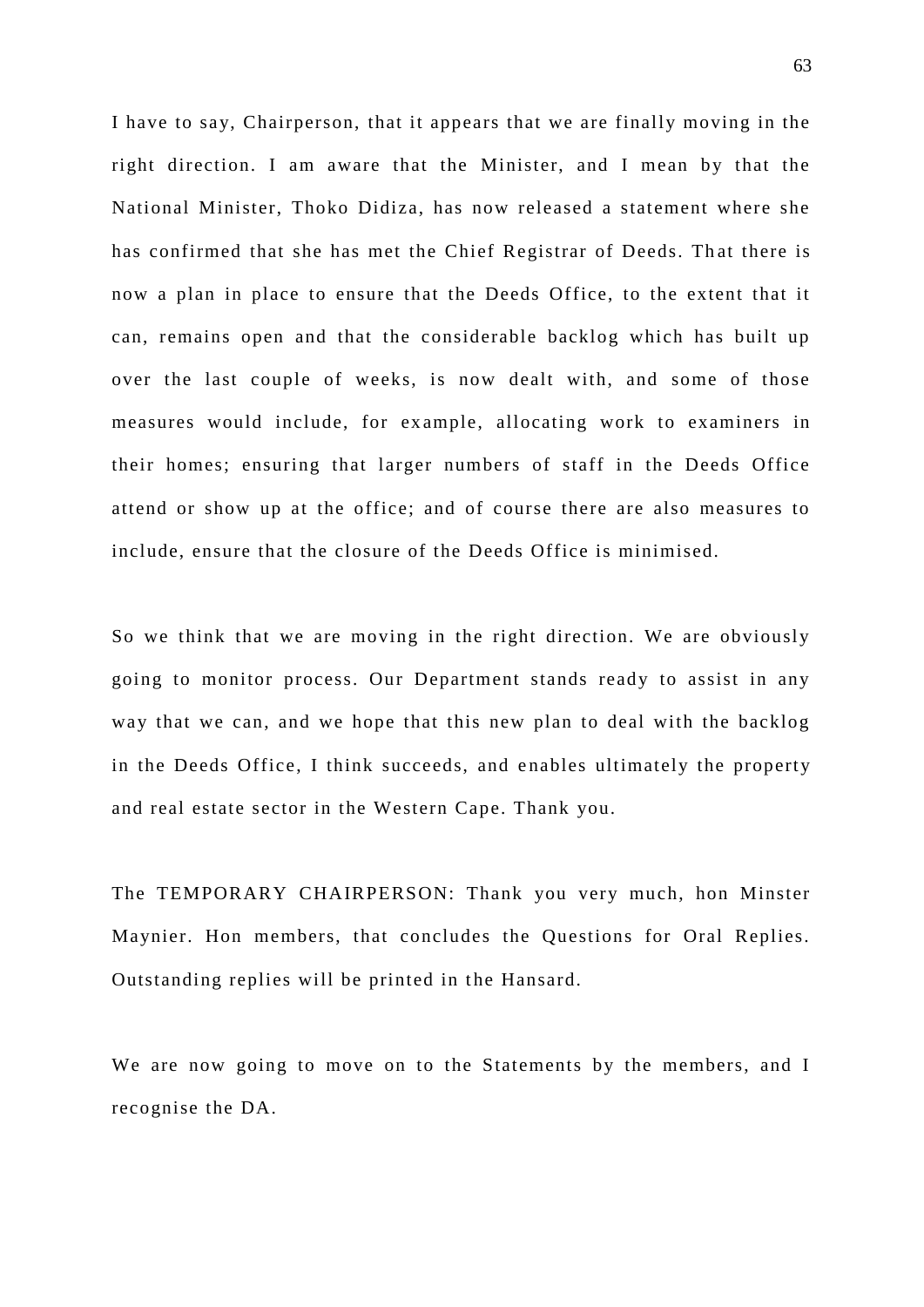I have to say, Chairperson, that it appears that we are finally moving in the right direction. I am aware that the Minister, and I mean by that the National Minister, Thoko Didiza, has now released a statement where she has confirmed that she has met the Chief Registrar of Deeds. That there is now a plan in place to ensure that the Deeds Office, to the extent that it can, remains open and that the considerable backlog which has built up over the last couple of weeks, is now dealt with, and some of those measures would include, for example, allocating work to examiners in their homes; ensuring that larger numbers of staff in the Deeds Office attend or show up at the office; and of course there are also measures to include, ensure that the closure of the Deeds Office is minimised.

So we think that we are moving in the right direction. We are obviously going to monitor process. Our Department stands ready to assist in any way that we can, and we hope that this new plan to deal with the backlog in the Deeds Office, I think succeeds, and enables ultimately the property and real estate sector in the Western Cape. Thank you.

The TEMPORARY CHAIRPERSON: Thank you very much, hon Minster Maynier. Hon members, that concludes the Questions for Oral Replies. Outstanding replies will be printed in the Hansard.

We are now going to move on to the Statements by the members, and I recognise the DA.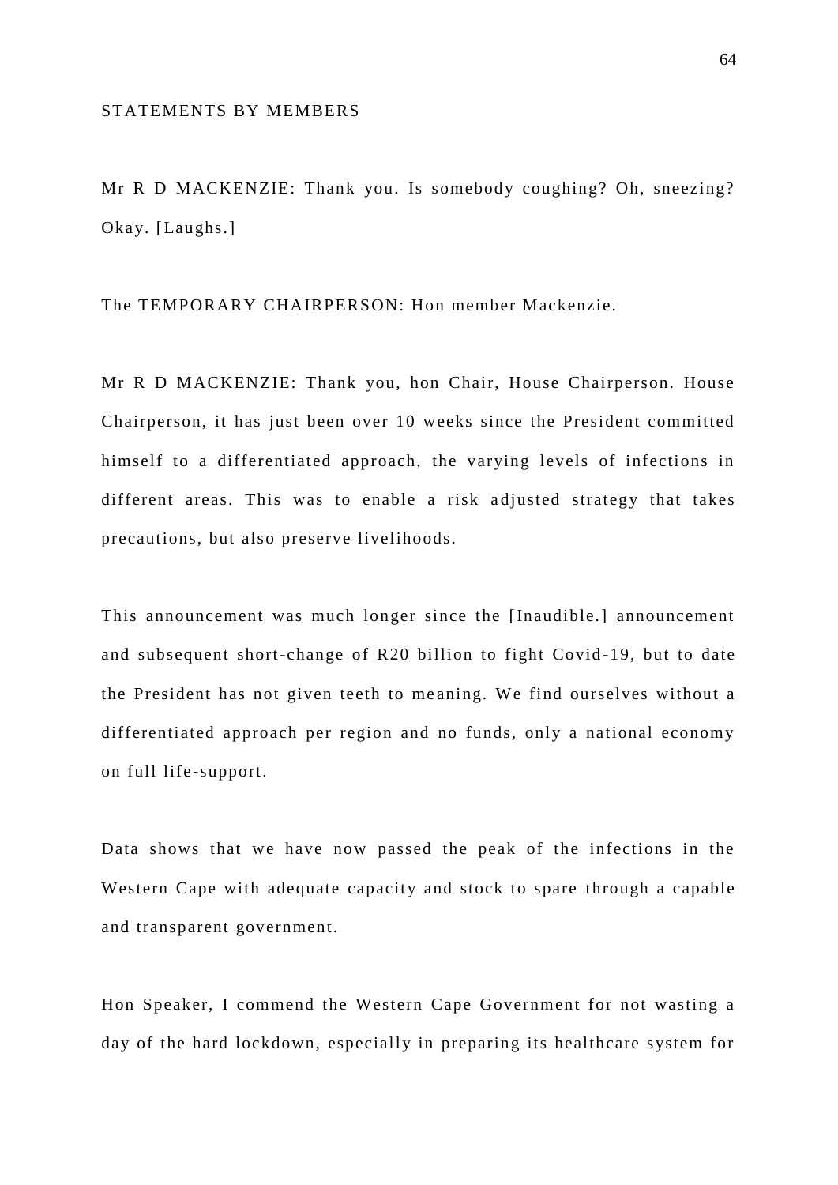STATEMENTS BY MEMBERS

Mr R D MACKENZIE: Thank you. Is somebody coughing? Oh, sneezing? Okay. [Laughs.]

The TEMPORARY CHAIRPERSON: Hon member Mackenzie.

Mr R D MACKENZIE: Thank you, hon Chair, House Chairperson. House Chairperson, it has just been over 10 weeks since the President committed himself to a differentiated approach, the varying levels of infections in different areas. This was to enable a risk adjusted strategy that takes precautions, but also preserve livelihoods.

This announcement was much longer since the [Inaudible.] announcement and subsequent short-change of R20 billion to fight Covid-19, but to date the President has not given teeth to meaning. We find ourselves without a differentiated approach per region and no funds, only a national economy on full life-support.

Data shows that we have now passed the peak of the infections in the Western Cape with adequate capacity and stock to spare through a capable and transparent government.

Hon Speaker, I commend the Western Cape Government for not wasting a day of the hard lockdown, especially in preparing its healthcare system for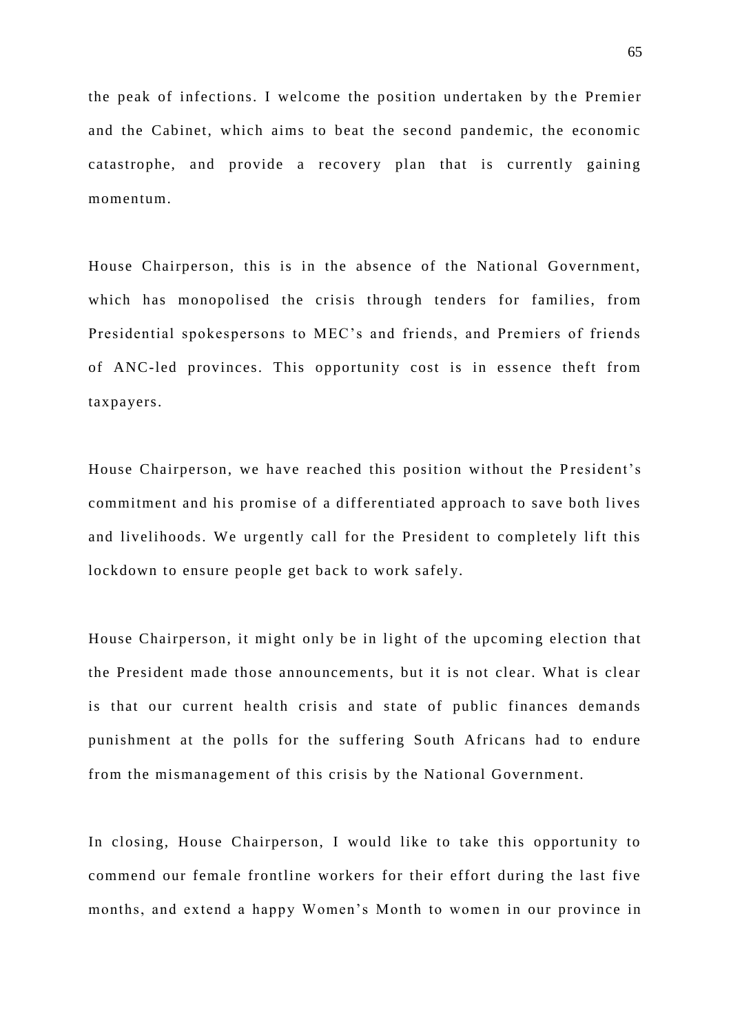the peak of infections. I welcome the position undertaken by the Premier and the Cabinet, which aims to beat the second pandemic, the economic catastrophe, and provide a recovery plan that is currently gaining momentum.

House Chairperson, this is in the absence of the National Government, which has monopolised the crisis through tenders for families, from Presidential spokespersons to MEC's and friends, and Premiers of friends of ANC-led provinces. This opportunity cost is in essence theft from taxpayers.

House Chairperson, we have reached this position without the President's commitment and his promise of a differentiated approach to save both lives and livelihoods. We urgently call for the President to completely lift this lockdown to ensure people get back to work safely.

House Chairperson, it might only be in light of the upcoming election that the President made those announcements, but it is not clear. What is clear is that our current health crisis and state of public finances demands punishment at the polls for the suffering South Africans had to endure from the mismanagement of this crisis by the National Government.

In closing, House Chairperson, I would like to take this opportunity to commend our female frontline workers for their effort during the last five months, and extend a happy Women's Month to women in our province in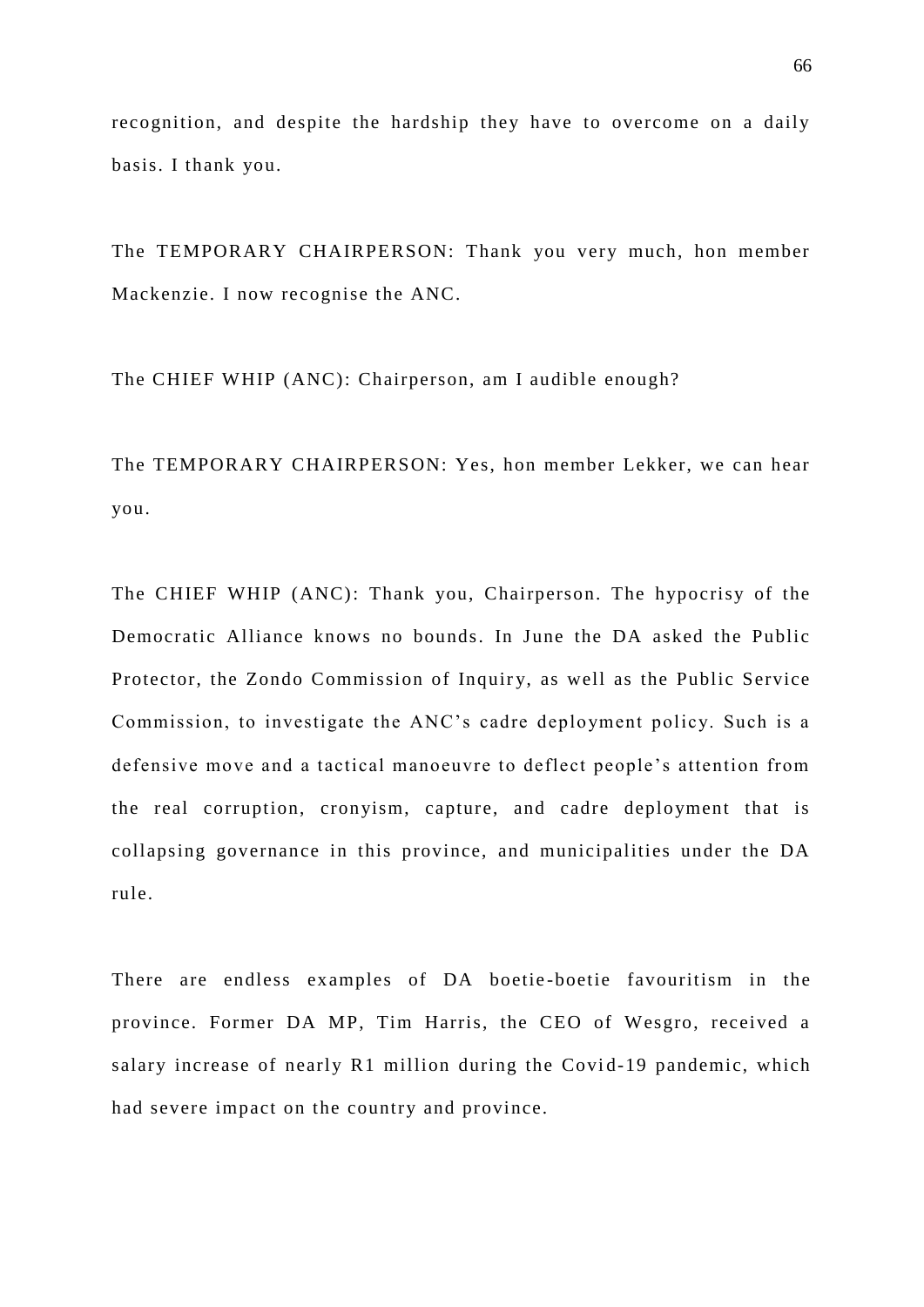recognition, and despite the hardship they have to overcome on a daily basis. I thank you.

The TEMPORARY CHAIRPERSON: Thank you very much, hon member Mackenzie. I now recognise the ANC.

The CHIEF WHIP (ANC): Chairperson, am I audible enough?

The TEMPORARY CHAIRPERSON: Yes, hon member Lekker, we can hear you.

The CHIEF WHIP (ANC): Thank you, Chairperson. The hypocrisy of the Democratic Alliance knows no bounds. In June the DA asked the Public Protector, the Zondo Commission of Inquiry, as well as the Public Service Commission, to investigate the ANC's cadre deployment policy. Such is a defensive move and a tactical manoeuvre to deflect people's attention from the real corruption, cronyism, capture, and cadre deployment that is collapsing governance in this province, and municipalities under the DA rule.

There are endless examples of DA boetie-boetie favouritism in the province. Former DA MP, Tim Harris, the CEO of Wesgro, received a salary increase of nearly R1 million during the Covid-19 pandemic, which had severe impact on the country and province.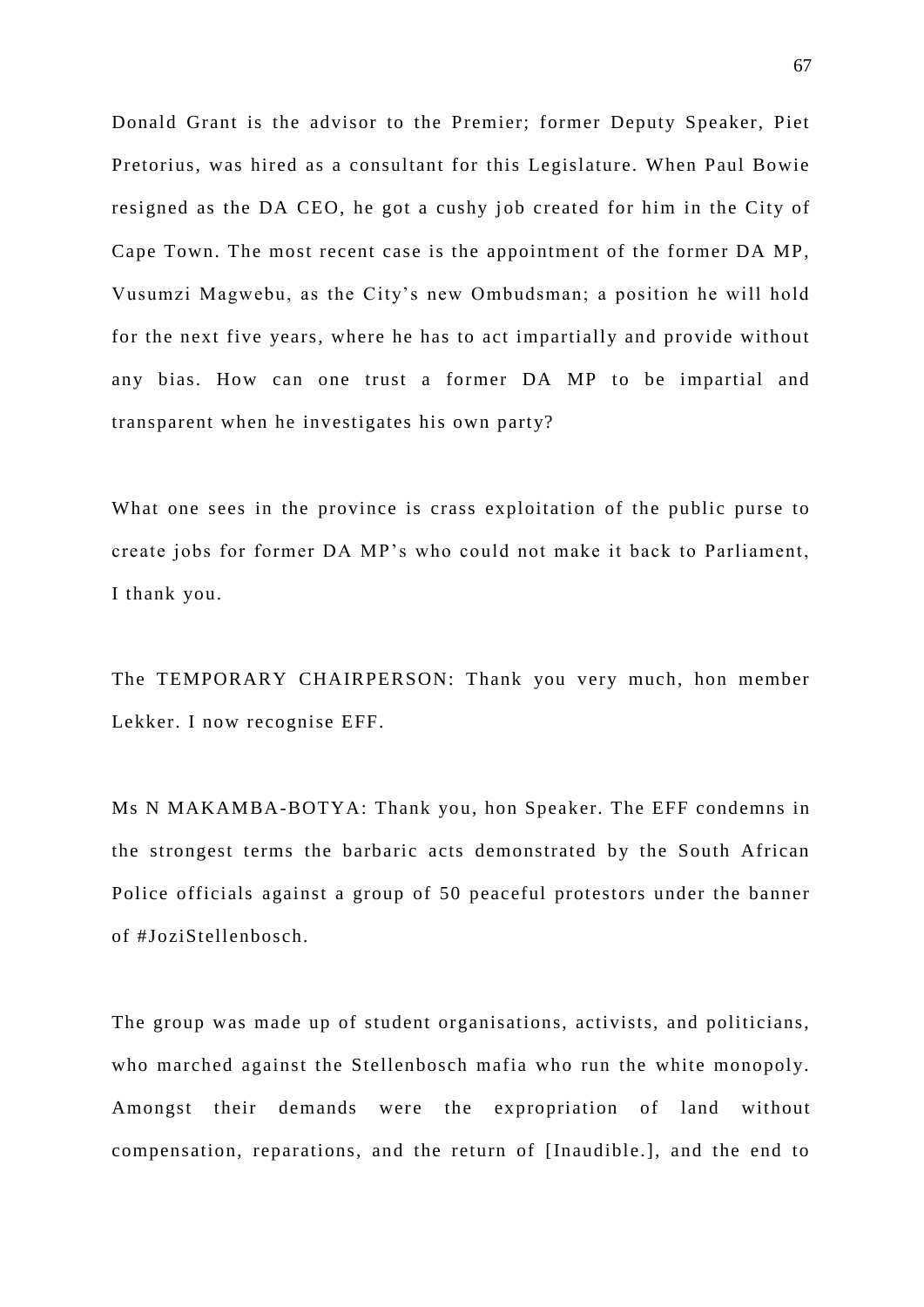Donald Grant is the advisor to the Premier; former Deputy Speaker, Piet Pretorius, was hired as a consultant for this Legislature. When Paul Bowie resigned as the DA CEO, he got a cushy job created for him in the City of Cape Town. The most recent case is the appointment of the former DA MP, Vusumzi Magwebu, as the City's new Ombudsman; a position he will hold for the next five years, where he has to act impartially and provide without any bias. How can one trust a former DA MP to be impartial and transparent when he investigates his own party?

What one sees in the province is crass exploitation of the public purse to create jobs for former DA MP's who could not make it back to Parliament, I thank you.

The TEMPORARY CHAIRPERSON: Thank you very much, hon member Lekker. I now recognise EFF.

Ms N MAKAMBA-BOTYA: Thank you, hon Speaker. The EFF condemns in the strongest terms the barbaric acts demonstrated by the South African Police officials against a group of 50 peaceful protestors under the banner of #JoziStellenbosch.

The group was made up of student organisations, activists, and politicians, who marched against the Stellenbosch mafia who run the white monopoly. Amongst their demands were the expropriation of land without compensation, reparations, and the return of [Inaudible.], and the end to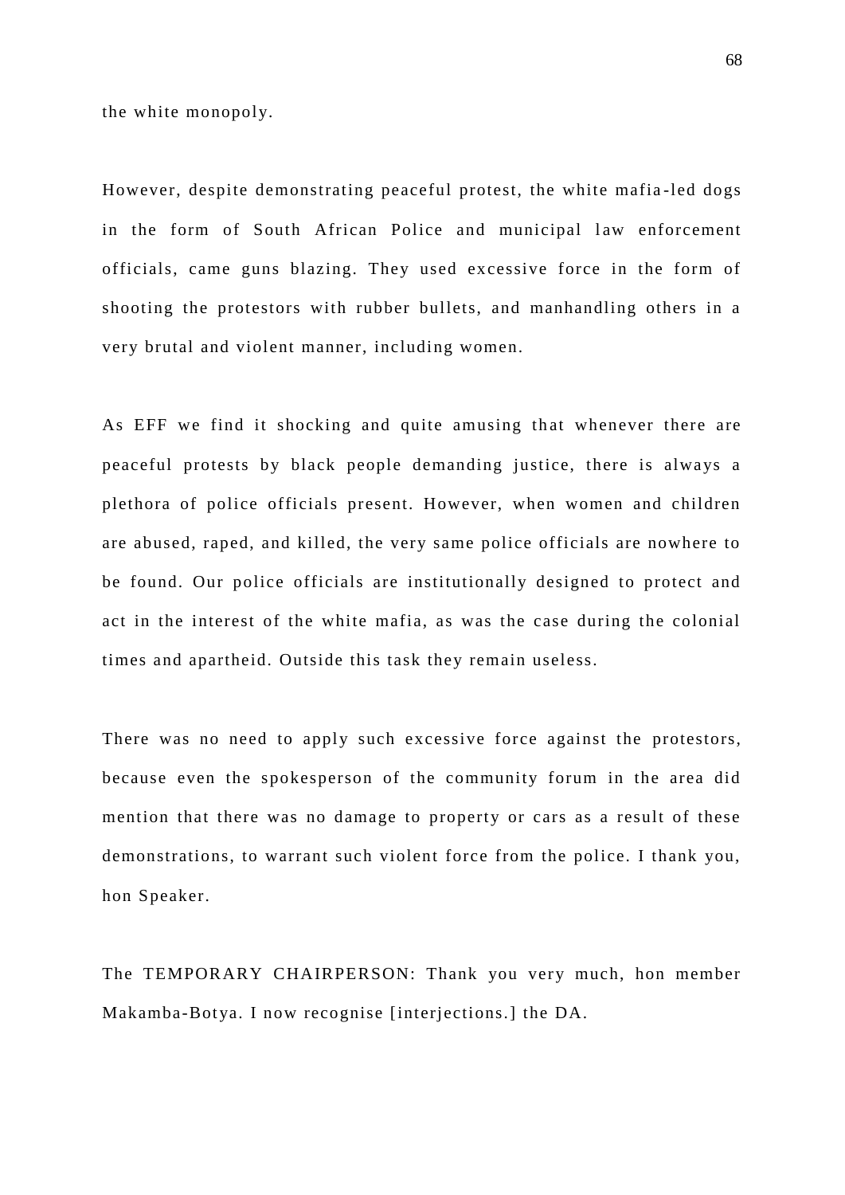the white monopoly.

However, despite demonstrating peaceful protest, the white mafia-led dogs in the form of South African Police and municipal law enforcement officials, came guns blazing. They used excessive force in the form of shooting the protestors with rubber bullets, and manhandling others in a very brutal and violent manner, including women.

As EFF we find it shocking and quite amusing that whenever there are peaceful protests by black people demanding justice, there is always a plethora of police officials present. However, when women and children are abused, raped, and killed, the very same police officials are nowhere to be found. Our police officials are institutionally designed to protect and act in the interest of the white mafia, as was the case during the colonial times and apartheid. Outside this task they remain useless.

There was no need to apply such excessive force against the protestors, because even the spokesperson of the community forum in the area did mention that there was no damage to property or cars as a result of these demonstrations, to warrant such violent force from the police. I thank you, hon Speaker.

The TEMPORARY CHAIRPERSON: Thank you very much, hon member Makamba-Botya. I now recognise [interjections.] the DA.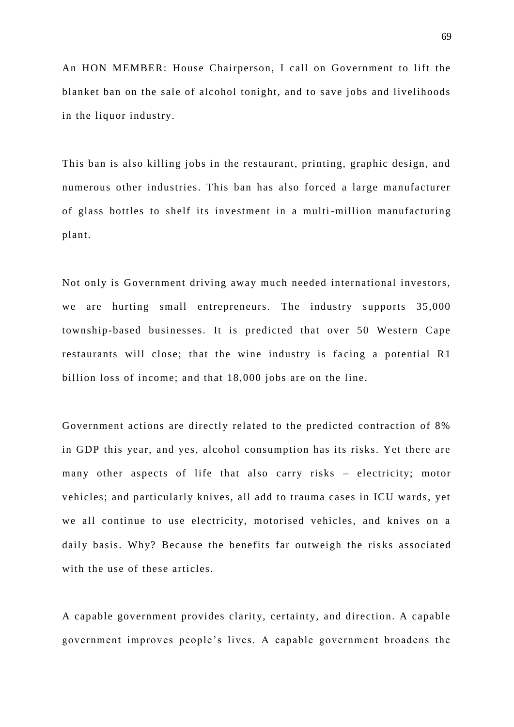An HON MEMBER: House Chairperson, I call on Government to lift the blanket ban on the sale of alcohol tonight, and to save jobs and livelihoods in the liquor industry.

This ban is also killing jobs in the restaurant, printing, graphic design, and numerous other industries. This ban has also forced a large manufacturer of glass bottles to shelf its investment in a multi-million manufacturing plant.

Not only is Government driving away much needed international investors, we are hurting small entrepreneurs. The industry supports 35,000 township-based businesses. It is predicted that over 50 Western Cape restaurants will close; that the wine industry is facing a potential R1 billion loss of income; and that 18,000 jobs are on the line.

Government actions are directly related to the predicted contraction of 8% in GDP this year, and yes, alcohol consumption has its risks. Yet there are many other aspects of life that also carry risks – electricity; motor vehicles; and particularly knives, all add to trauma cases in ICU wards, yet we all continue to use electricity, motorised vehicles, and knives on a daily basis. Why? Because the benefits far outweigh the risks associated with the use of these articles.

A capable government provides clarity, certainty, and direction. A capable government improves people's lives. A capable government broadens the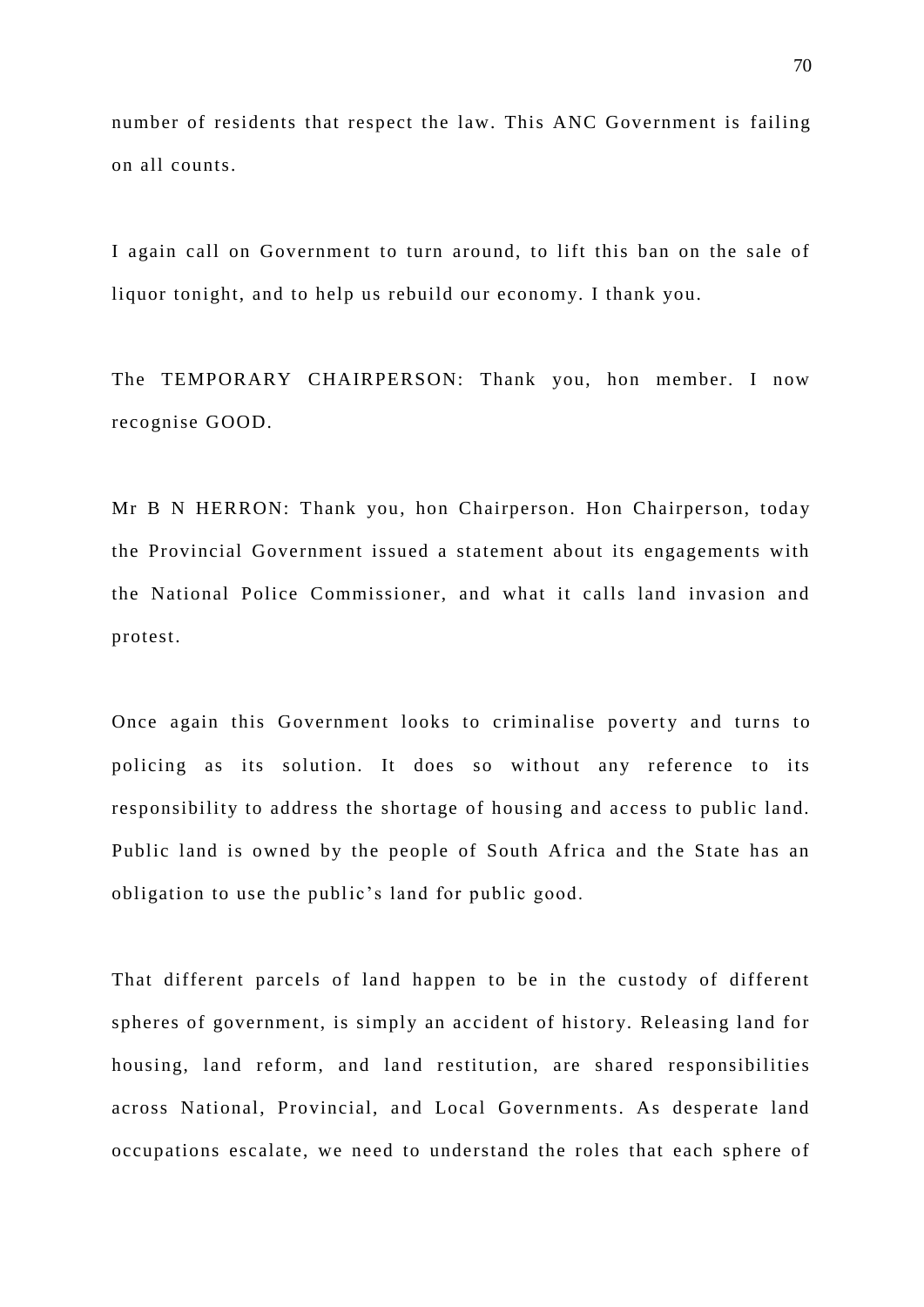number of residents that respect the law. This ANC Government is failing on all counts.

I again call on Government to turn around, to lift this ban on the sale of liquor tonight, and to help us rebuild our economy. I thank you.

The TEMPORARY CHAIRPERSON: Thank you, hon member. I now recognise GOOD.

Mr B N HERRON: Thank you, hon Chairperson. Hon Chairperson, today the Provincial Government issued a statement about its engagements with the National Police Commissioner, and what it calls land invasion and protest.

Once again this Government looks to criminalise poverty and turns to policing as its solution. It does so without any reference to its responsibility to address the shortage of housing and access to public land. Public land is owned by the people of South Africa and the State has an obligation to use the public's land for public good.

That different parcels of land happen to be in the custody of different spheres of government, is simply an accident of history. Releasing land for housing, land reform, and land restitution, are shared responsibilities across National, Provincial, and Local Governments. As desperate land occupations escalate, we need to understand the roles that each sphere of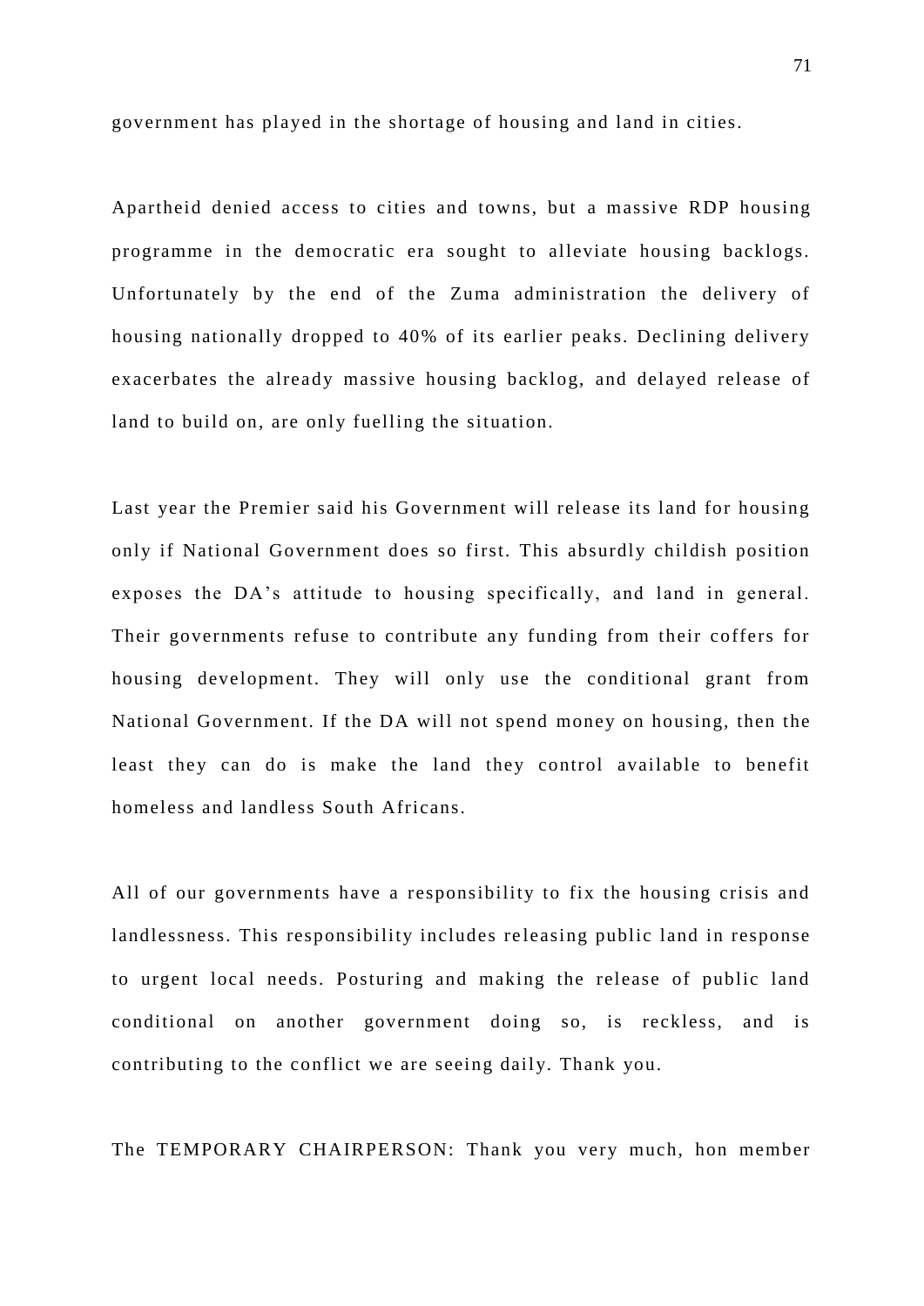government has played in the shortage of housing and land in cities.

Apartheid denied access to cities and towns, but a massive RDP housing programme in the democratic era sought to alleviate housing backlogs. Unfortunately by the end of the Zuma administration the delivery of housing nationally dropped to 40% of its earlier peaks. Declining delivery exacerbates the already massive housing backlog, and delayed release of land to build on, are only fuelling the situation.

Last year the Premier said his Government will release its land for housing only if National Government does so first. This absurdly childish position exposes the DA's attitude to housing specifically, and land in general. Their governments refuse to contribute any funding from their coffers for housing development. They will only use the conditional grant from National Government. If the DA will not spend money on housing, then the least they can do is make the land they control available to benefit homeless and landless South Africans.

All of our governments have a responsibility to fix the housing crisis and landlessness. This responsibility includes releasing public land in response to urgent local needs. Posturing and making the release of public land conditional on another government doing so, is reckless, and is contributing to the conflict we are seeing daily. Thank you.

The TEMPORARY CHAIRPERSON: Thank you very much, hon member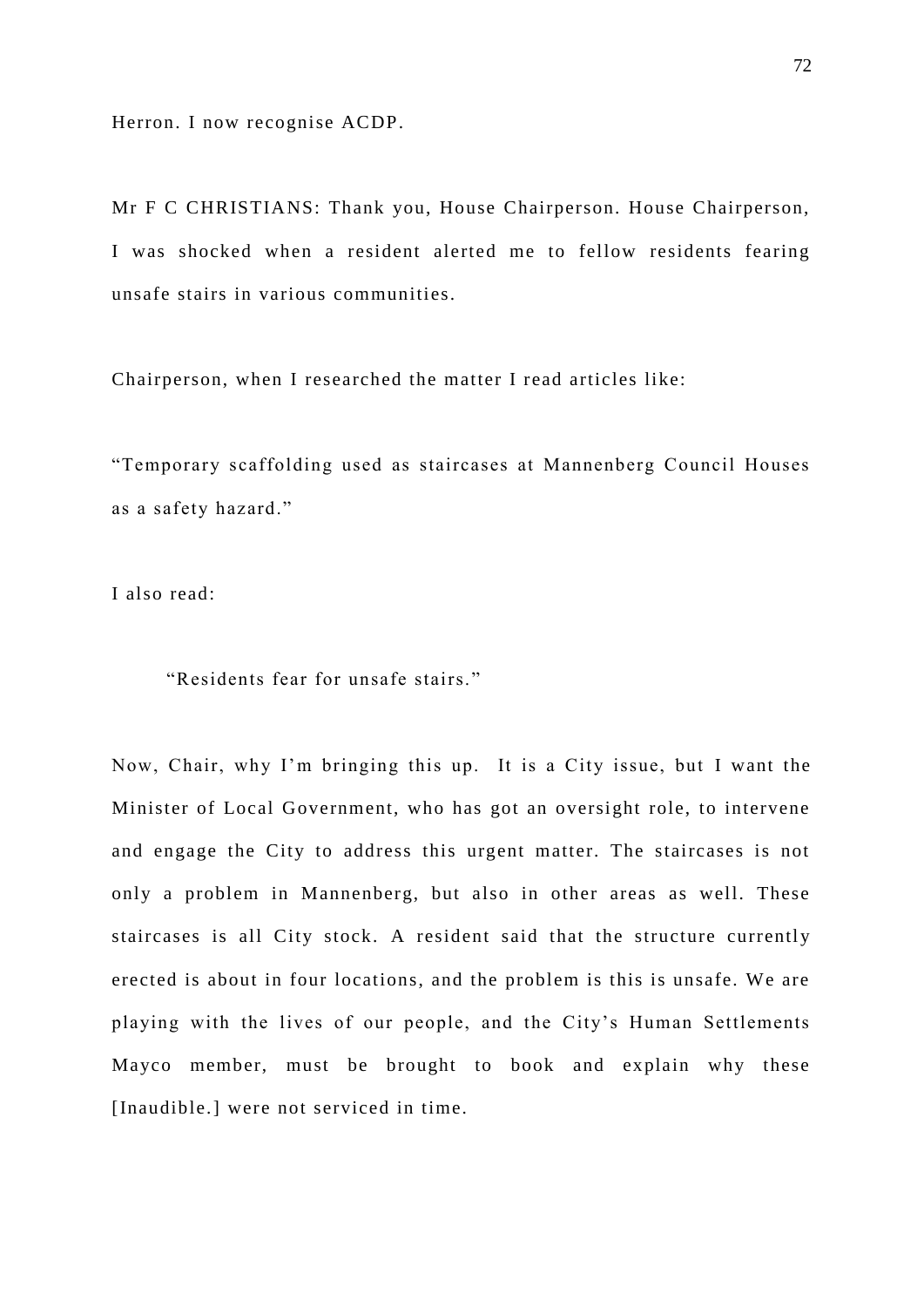Herron. I now recognise ACDP.

Mr F C CHRISTIANS: Thank you, House Chairperson. House Chairperson, I was shocked when a resident alerted me to fellow residents fearing unsafe stairs in various communities.

Chairperson, when I researched the matter I read articles like:

"Temporary scaffolding used as staircases at Mannenberg Council Houses as a safety hazard."

I also read:

> "Residents fear for unsafe stairs."

Now, Chair, why I'm bringing this up. It is a City issue, but I want the Minister of Local Government, who has got an oversight role, to intervene and engage the City to address this urgent matter. The staircases is not only a problem in Mannenberg, but also in other areas as well. These staircases is all City stock. A resident said that the structure currently erected is about in four locations, and the problem is this is unsafe. We are playing with the lives of our people, and the City's Human Settlements Mayco member, must be brought to book and explain why these [Inaudible.] were not serviced in time.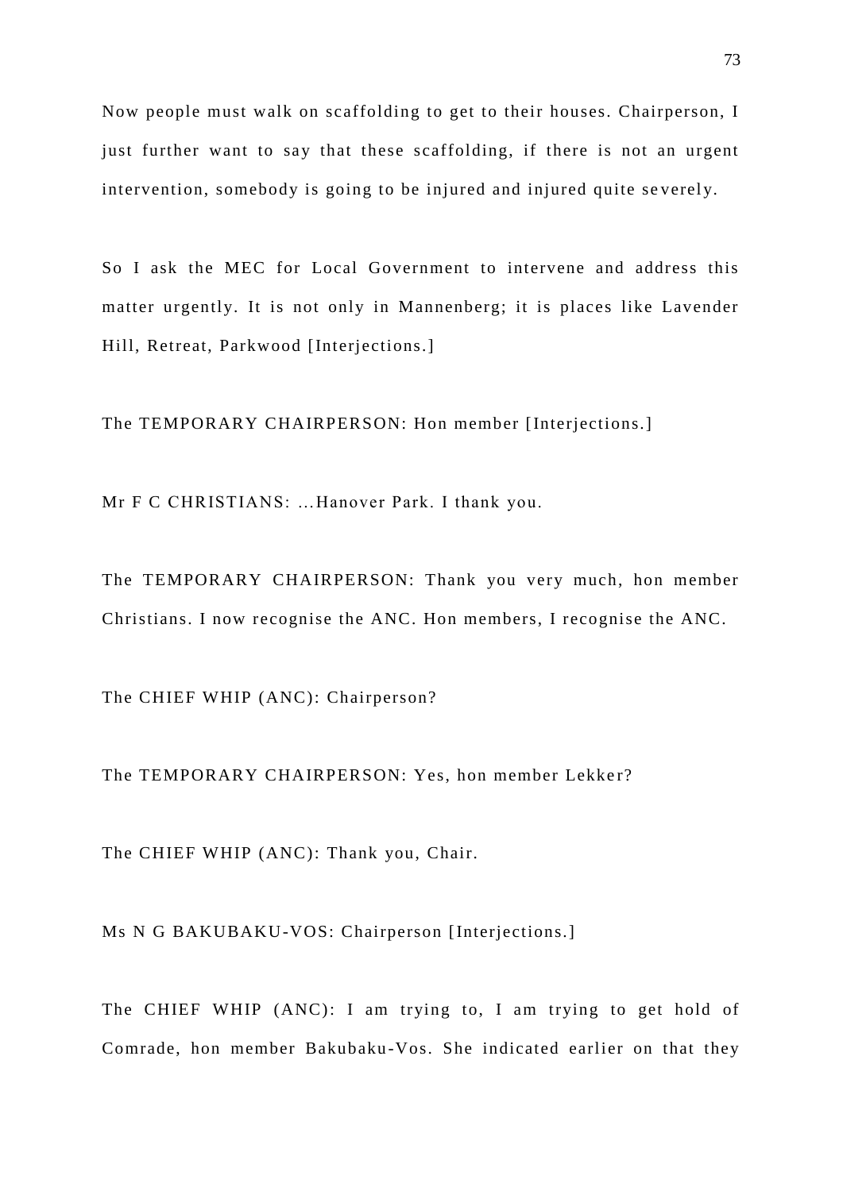Now people must walk on scaffolding to get to their houses. Chairperson, I just further want to say that these scaffolding, if there is not an urgent intervention, somebody is going to be injured and injured quite severely.

So I ask the MEC for Local Government to intervene and address this matter urgently. It is not only in Mannenberg; it is places like Lavender Hill, Retreat, Parkwood [Interjections.]

The TEMPORARY CHAIRPERSON: Hon member [Interjections.]

Mr F C CHRISTIANS: …Hanover Park. I thank you.

The TEMPORARY CHAIRPERSON: Thank you very much, hon member Christians. I now recognise the ANC. Hon members, I recognise the ANC.

The CHIEF WHIP (ANC): Chairperson?

The TEMPORARY CHAIRPERSON: Yes, hon member Lekker?

The CHIEF WHIP (ANC): Thank you, Chair.

Ms N G BAKUBAKU-VOS: Chairperson [Interjections.]

The CHIEF WHIP (ANC): I am trying to, I am trying to get hold of Comrade, hon member Bakubaku-Vos. She indicated earlier on that they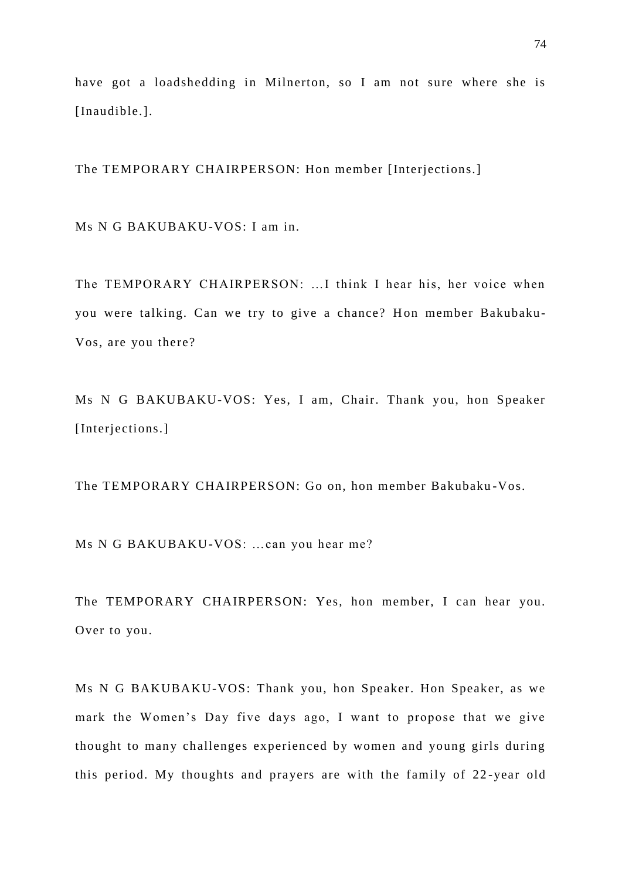have got a loadshedding in Milnerton, so I am not sure where she is [Inaudible.].

The TEMPORARY CHAIRPERSON: Hon member [Interjections.]

Ms N G BAKUBAKU-VOS: I am in.

The TEMPORARY CHAIRPERSON: …I think I hear his, her voice when you were talking. Can we try to give a chance? Hon member Bakubaku-Vos, are you there?

Ms N G BAKUBAKU-VOS: Yes, I am, Chair. Thank you, hon Speaker [Interjections.]

The TEMPORARY CHAIRPERSON: Go on, hon member Bakubaku-Vos.

Ms N G BAKUBAKU-VOS: …can you hear me?

The TEMPORARY CHAIRPERSON: Yes, hon member, I can hear you. Over to you.

Ms N G BAKUBAKU-VOS: Thank you, hon Speaker. Hon Speaker, as we mark the Women's Day five days ago, I want to propose that we give thought to many challenges experienced by women and young girls during this period. My thoughts and prayers are with the family of 22-year old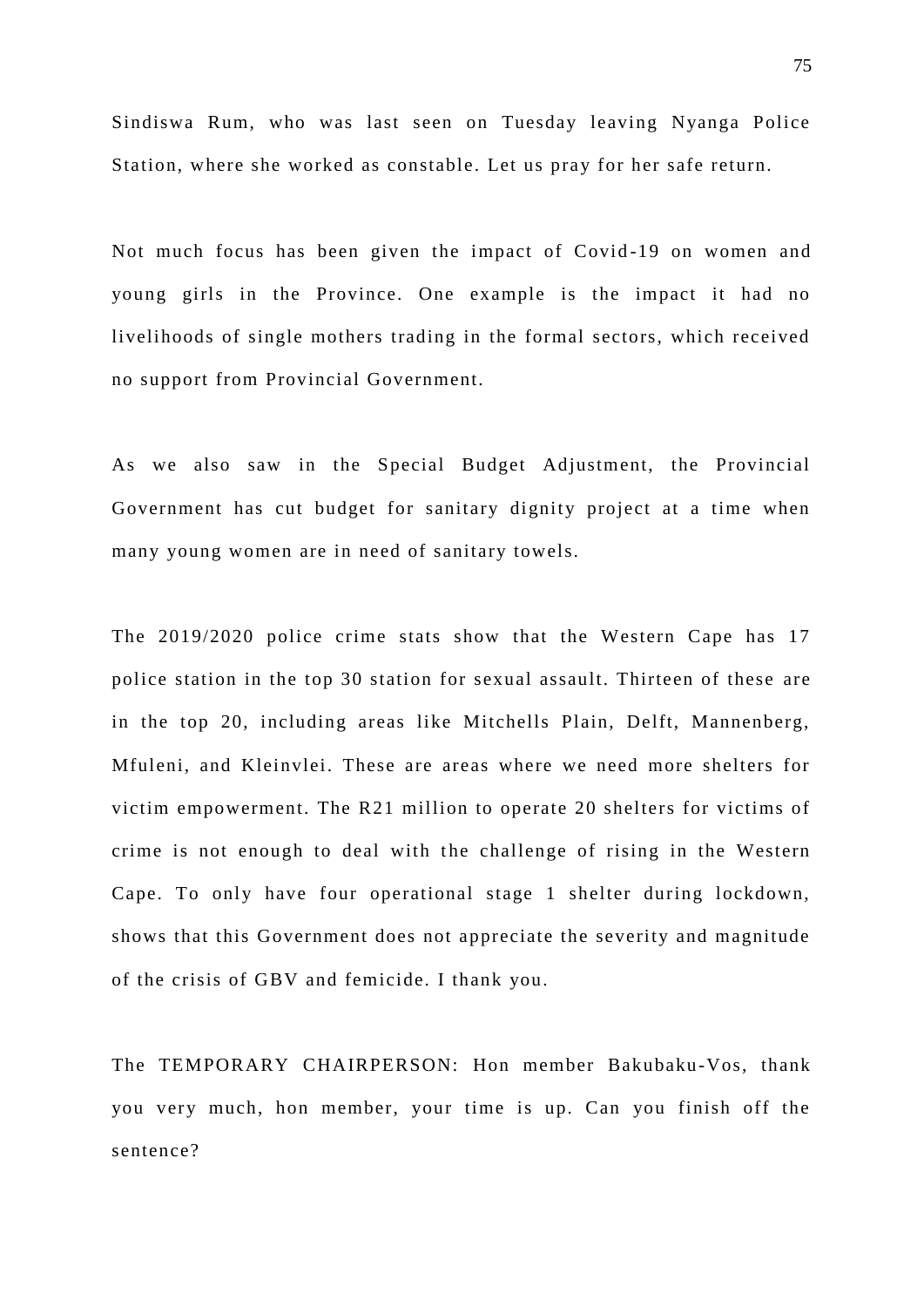Sindiswa Rum, who was last seen on Tuesday leaving Nyanga Police Station, where she worked as constable. Let us pray for her safe return.

Not much focus has been given the impact of Covid-19 on women and young girls in the Province. One example is the impact it had no livelihoods of single mothers trading in the formal sectors, which received no support from Provincial Government.

As we also saw in the Special Budget Adjustment, the Provincial Government has cut budget for sanitary dignity project at a time when many young women are in need of sanitary towels.

The 2019/2020 police crime stats show that the Western Cape has 17 police station in the top 30 station for sexual assault. Thirteen of these are in the top 20, including areas like Mitchells Plain, Delft, Mannenberg, Mfuleni, and Kleinvlei. These are areas where we need more shelters for victim empowerment. The R21 million to operate 20 shelters for victims of crime is not enough to deal with the challenge of rising in the Western Cape. To only have four operational stage 1 shelter during lockdown, shows that this Government does not appreciate the severity and magnitude of the crisis of GBV and femicide. I thank you.

The TEMPORARY CHAIRPERSON: Hon member Bakubaku-Vos, thank you very much, hon member, your time is up. Can you finish off the sentence?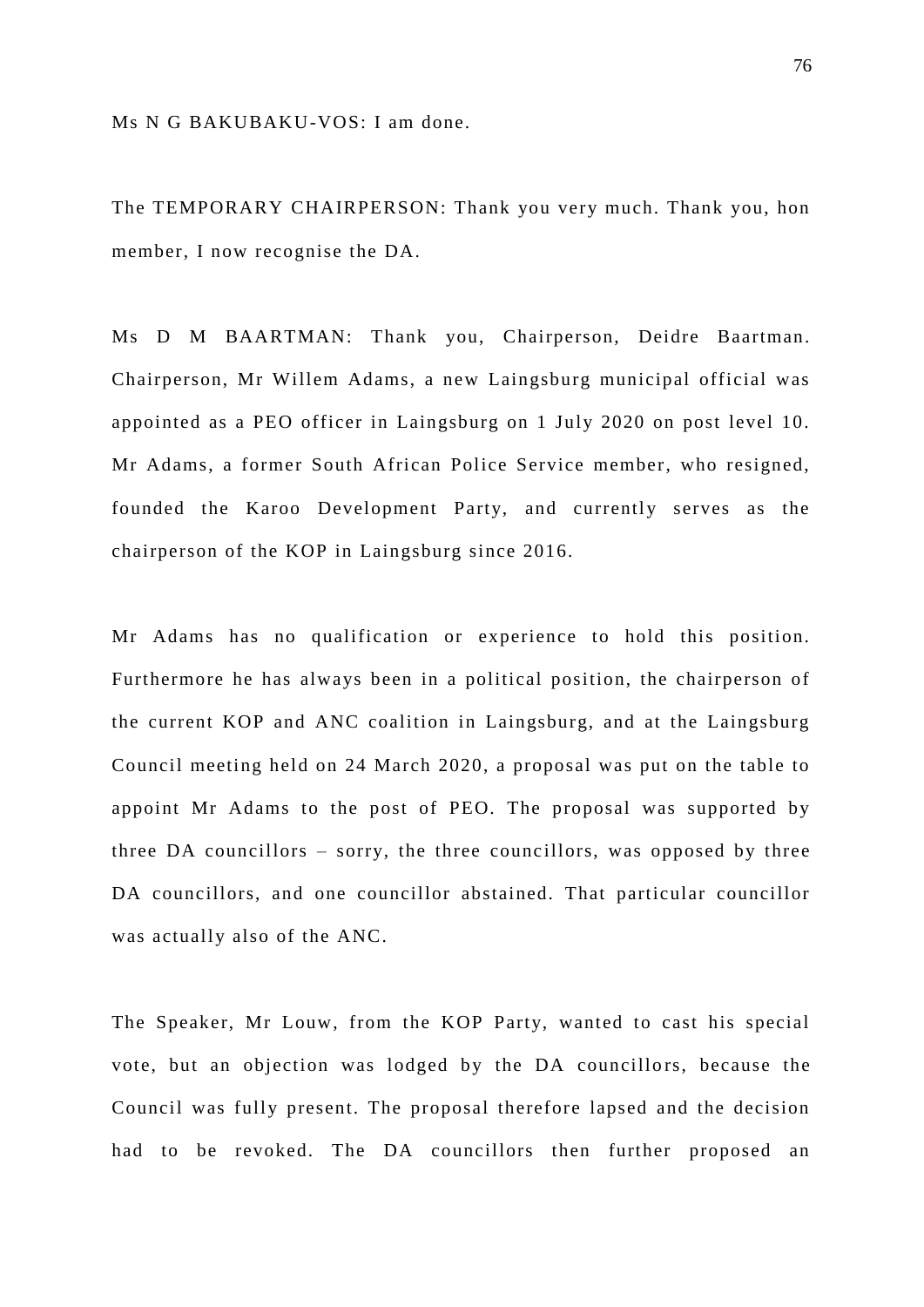Ms N G BAKUBAKU-VOS: I am done.

The TEMPORARY CHAIRPERSON: Thank you very much. Thank you, hon member, I now recognise the DA.

Ms D M BAARTMAN: Thank you, Chairperson, Deidre Baartman. Chairperson, Mr Willem Adams, a new Laingsburg municipal official was appointed as a PEO officer in Laingsburg on 1 July 2020 on post level 10. Mr Adams, a former South African Police Service member, who resigned, founded the Karoo Development Party, and currently serves as the chairperson of the KOP in Laingsburg since 2016.

Mr Adams has no qualification or experience to hold this position. Furthermore he has always been in a political position, the chairperson of the current KOP and ANC coalition in Laingsburg, and at the Laingsburg Council meeting held on 24 March 2020, a proposal was put on the table to appoint Mr Adams to the post of PEO. The proposal was supported by three DA councillors – sorry, the three councillors, was opposed by three DA councillors, and one councillor abstained. That particular councillor was actually also of the ANC.

The Speaker, Mr Louw, from the KOP Party, wanted to cast his special vote, but an objection was lodged by the DA councillors, because the Council was fully present. The proposal therefore lapsed and the decision had to be revoked. The DA councillors then further proposed an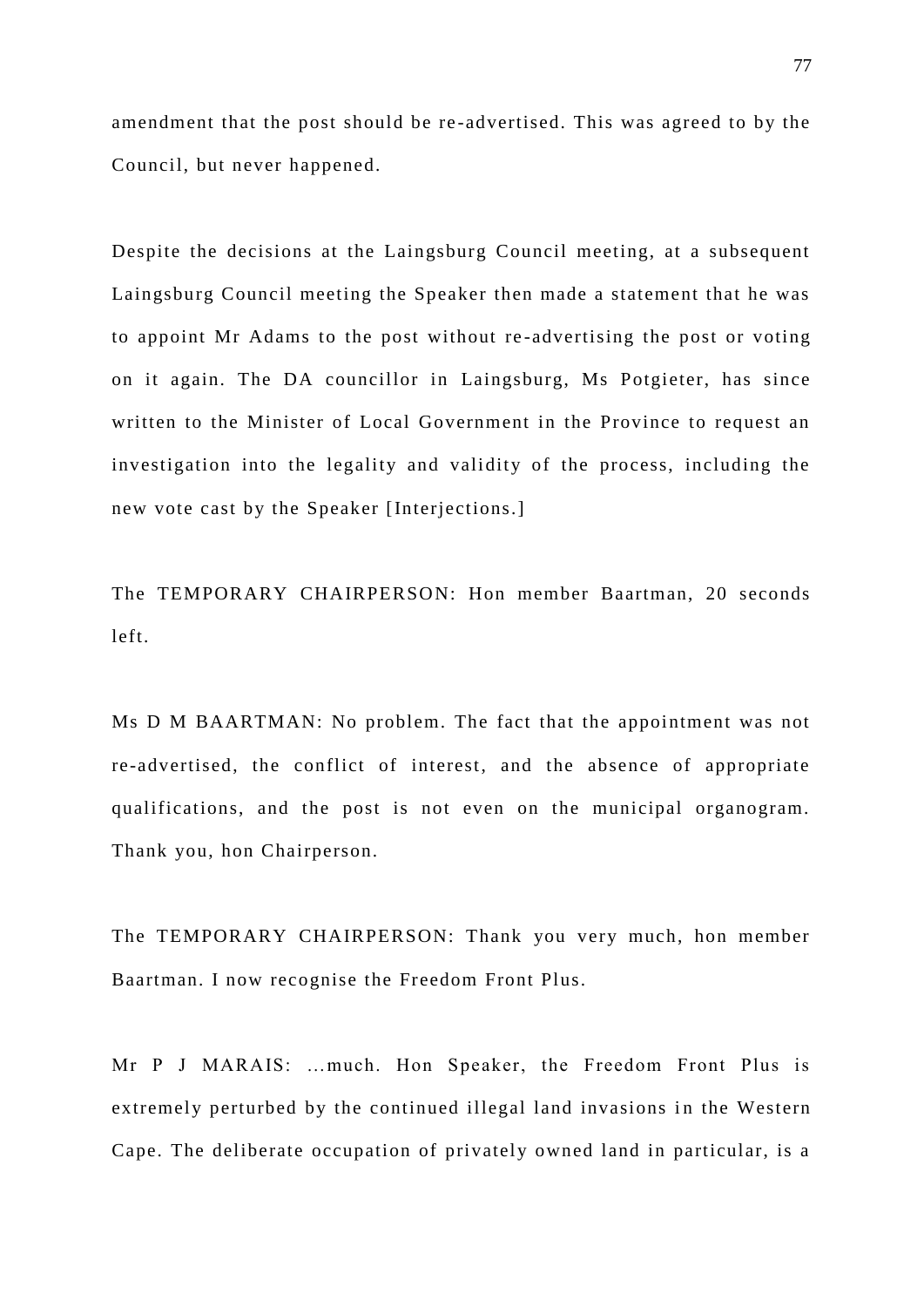amendment that the post should be re-advertised. This was agreed to by the Council, but never happened.

Despite the decisions at the Laingsburg Council meeting, at a subsequent Laingsburg Council meeting the Speaker then made a statement that he was to appoint Mr Adams to the post without re-advertising the post or voting on it again. The DA councillor in Laingsburg, Ms Potgieter, has since written to the Minister of Local Government in the Province to request an investigation into the legality and validity of the process, including the new vote cast by the Speaker [Interjections.]

The TEMPORARY CHAIRPERSON: Hon member Baartman, 20 seconds left.

Ms D M BAARTMAN: No problem. The fact that the appointment was not re-advertised, the conflict of interest, and the absence of appropriate qualifications, and the post is not even on the municipal organogram. Thank you, hon Chairperson.

The TEMPORARY CHAIRPERSON: Thank you very much, hon member Baartman. I now recognise the Freedom Front Plus.

Mr P J MARAIS: …much. Hon Speaker, the Freedom Front Plus is extremely perturbed by the continued illegal land invasions in the Western Cape. The deliberate occupation of privately owned land in particular, is a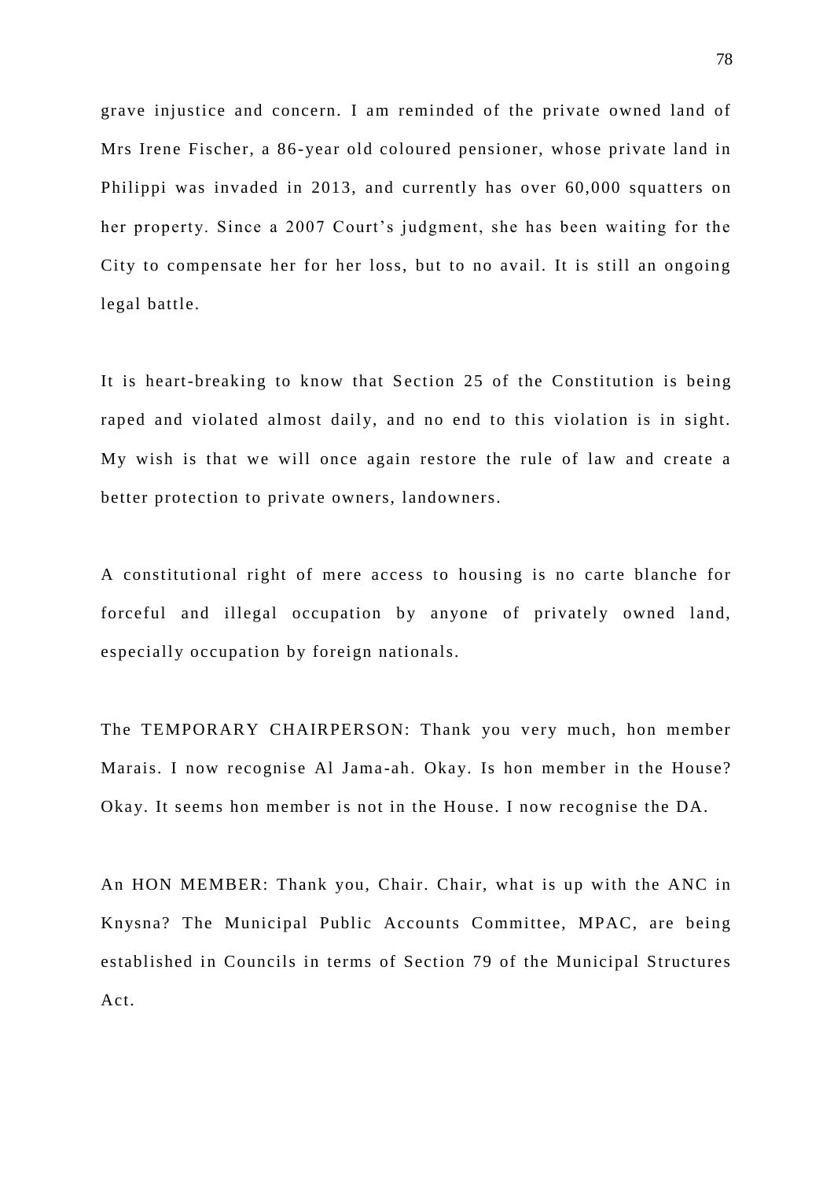grave injustice and concern. I am reminded of the private owned land of Mrs Irene Fischer, a 86-year old coloured pensioner, whose private land in Philippi was invaded in 2013, and currently has over 60,000 squatters on her property. Since a 2007 Court's judgment, she has been waiting for the City to compensate her for her loss, but to no avail. It is still an ongoing legal battle.

It is heart-breaking to know that Section 25 of the Constitution is being raped and violated almost daily, and no end to this violation is in sight. My wish is that we will once again restore the rule of law and create a better protection to private owners, landowners.

A constitutional right of mere access to housing is no carte blanche for forceful and illegal occupation by anyone of privately owned land, especially occupation by foreign nationals.

The TEMPORARY CHAIRPERSON: Thank you very much, hon member Marais. I now recognise Al Jama-ah. Okay. Is hon member in the House? Okay. It seems hon member is not in the House. I now recognise the DA.

An HON MEMBER: Thank you, Chair. Chair, what is up with the ANC in Knysna? The Municipal Public Accounts Committee, MPAC, are being established in Councils in terms of Section 79 of the Municipal Structures Act.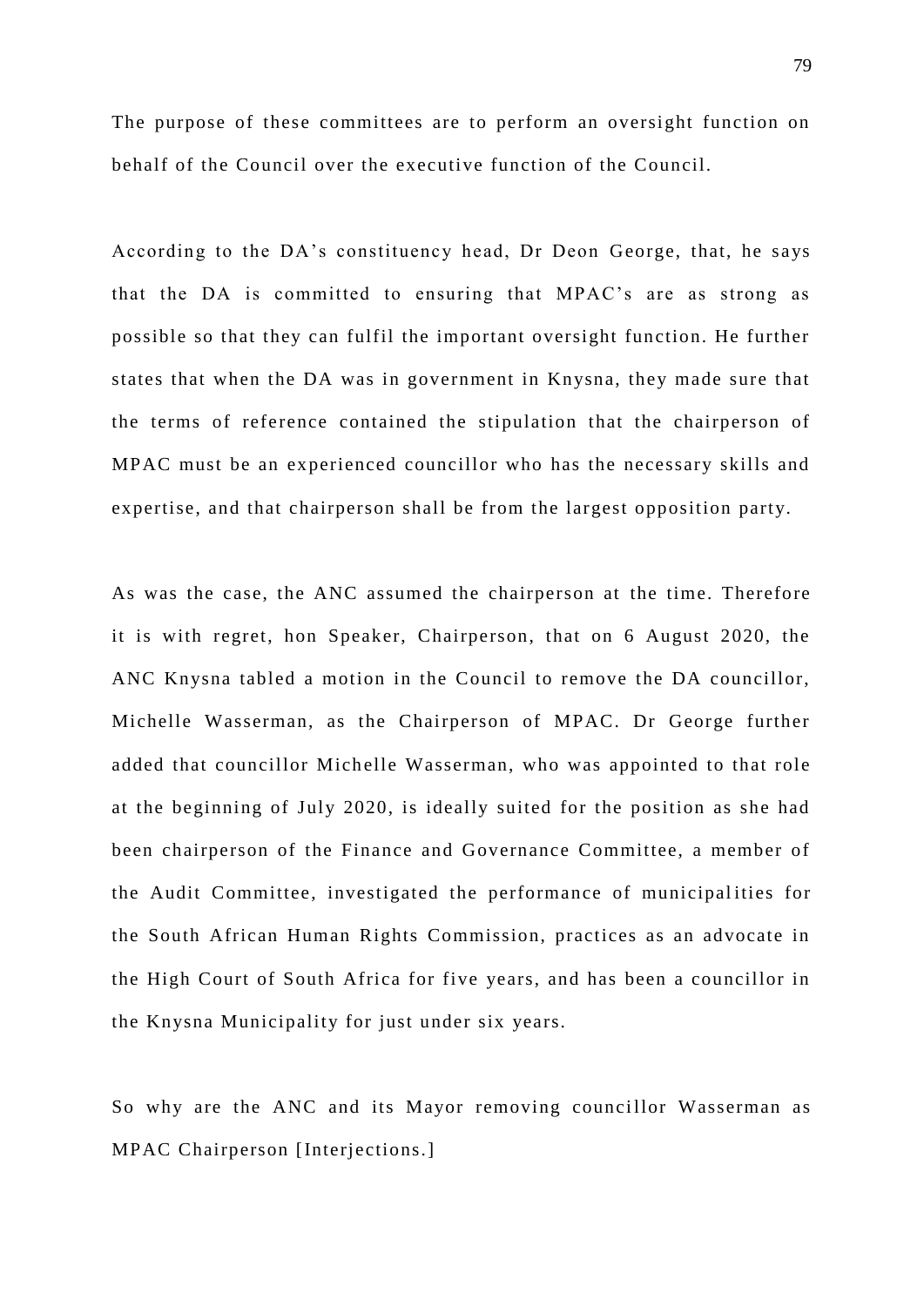The purpose of these committees are to perform an oversight function on behalf of the Council over the executive function of the Council.

According to the DA's constituency head, Dr Deon George, that, he says that the DA is committed to ensuring that MPAC's are as strong as possible so that they can fulfil the important oversight function. He further states that when the DA was in government in Knysna, they made sure that the terms of reference contained the stipulation that the chairperson of MPAC must be an experienced councillor who has the necessary skills and expertise, and that chairperson shall be from the largest opposition party.

As was the case, the ANC assumed the chairperson at the time. Therefore it is with regret, hon Speaker, Chairperson, that on 6 August 2020, the ANC Knysna tabled a motion in the Council to remove the DA councillor, Michelle Wasserman, as the Chairperson of MPAC. Dr George further added that councillor Michelle Wasserman, who was appointed to that role at the beginning of July 2020, is ideally suited for the position as she had been chairperson of the Finance and Governance Committee, a member of the Audit Committee, investigated the performance of municipalities for the South African Human Rights Commission, practices as an advocate in the High Court of South Africa for five years, and has been a councillor in the Knysna Municipality for just under six years.

So why are the ANC and its Mayor removing councillor Wasserman as MPAC Chairperson [Interjections.]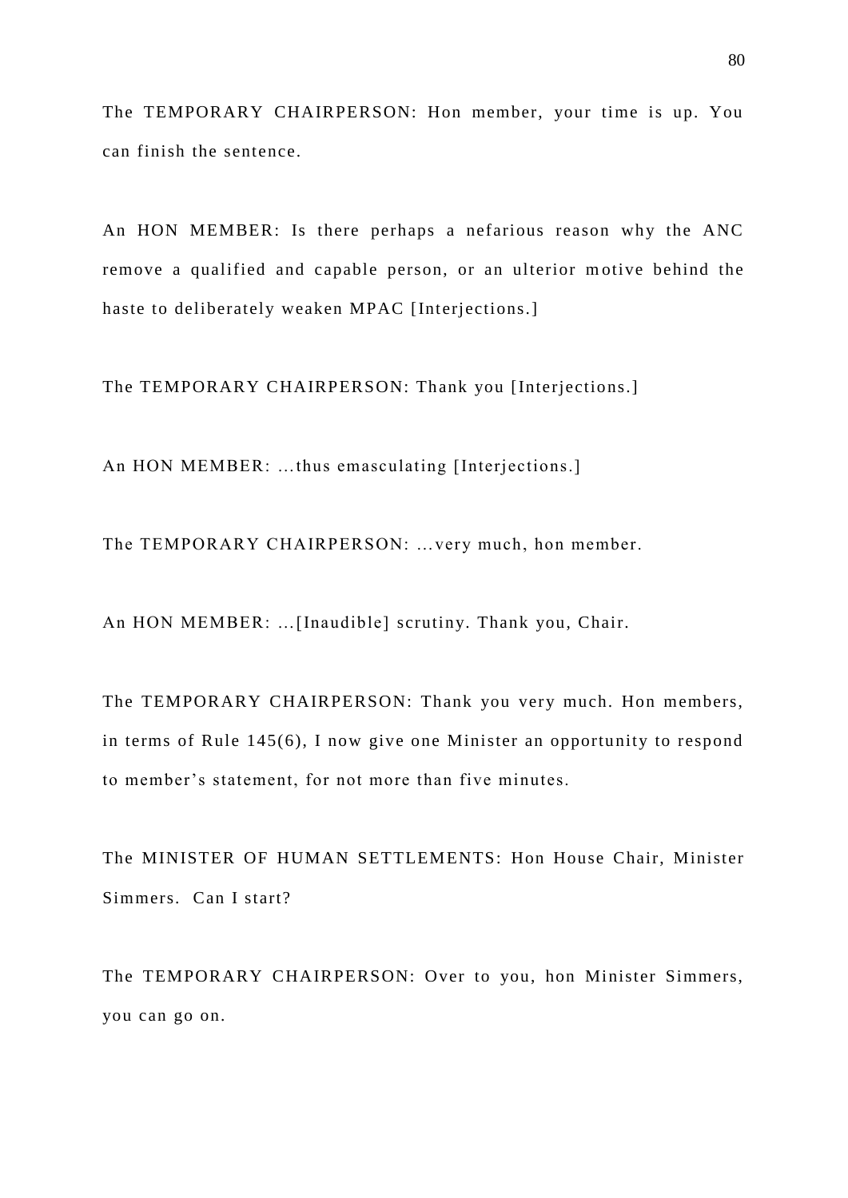The TEMPORARY CHAIRPERSON: Hon member, your time is up. You can finish the sentence.

An HON MEMBER: Is there perhaps a nefarious reason why the ANC remove a qualified and capable person, or an ulterior motive behind the haste to deliberately weaken MPAC [Interjections.]

The TEMPORARY CHAIRPERSON: Thank you [Interjections.]

An HON MEMBER: …thus emasculating [Interjections.]

The TEMPORARY CHAIRPERSON: …very much, hon member.

An HON MEMBER: …[Inaudible] scrutiny. Thank you, Chair.

The TEMPORARY CHAIRPERSON: Thank you very much. Hon members, in terms of Rule 145(6), I now give one Minister an opportunity to respond to member's statement, for not more than five minutes.

The MINISTER OF HUMAN SETTLEMENTS: Hon House Chair, Minister Simmers. Can I start?

The TEMPORARY CHAIRPERSON: Over to you, hon Minister Simmers, you can go on.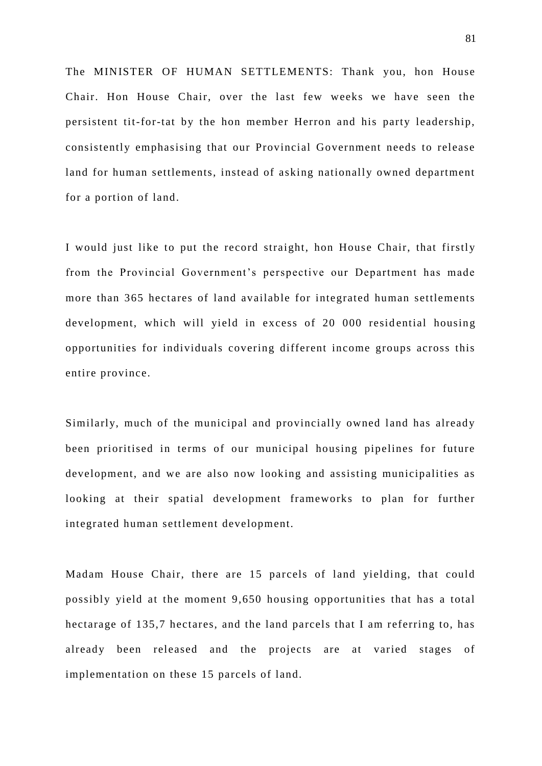The MINISTER OF HUMAN SETTLEMENTS: Thank you, hon House Chair. Hon House Chair, over the last few weeks we have seen the persistent tit-for-tat by the hon member Herron and his party leadership, consistently emphasising that our Provincial Government needs to release land for human settlements, instead of asking nationally owned department for a portion of land.

I would just like to put the record straight, hon House Chair, that firstly from the Provincial Government's perspective our Department has made more than 365 hectares of land available for integrated human settlements development, which will yield in excess of 20 000 residential housing opportunities for individuals covering different income groups across this entire province.

Similarly, much of the municipal and provincially owned land has already been prioritised in terms of our municipal housing pipelines for future development, and we are also now looking and assisting municipalities as looking at their spatial development frameworks to plan for further integrated human settlement development.

Madam House Chair, there are 15 parcels of land yielding, that could possibly yield at the moment 9,650 housing opportunities that has a total hectarage of 135,7 hectares, and the land parcels that I am referring to, has already been released and the projects are at varied stages of implementation on these 15 parcels of land.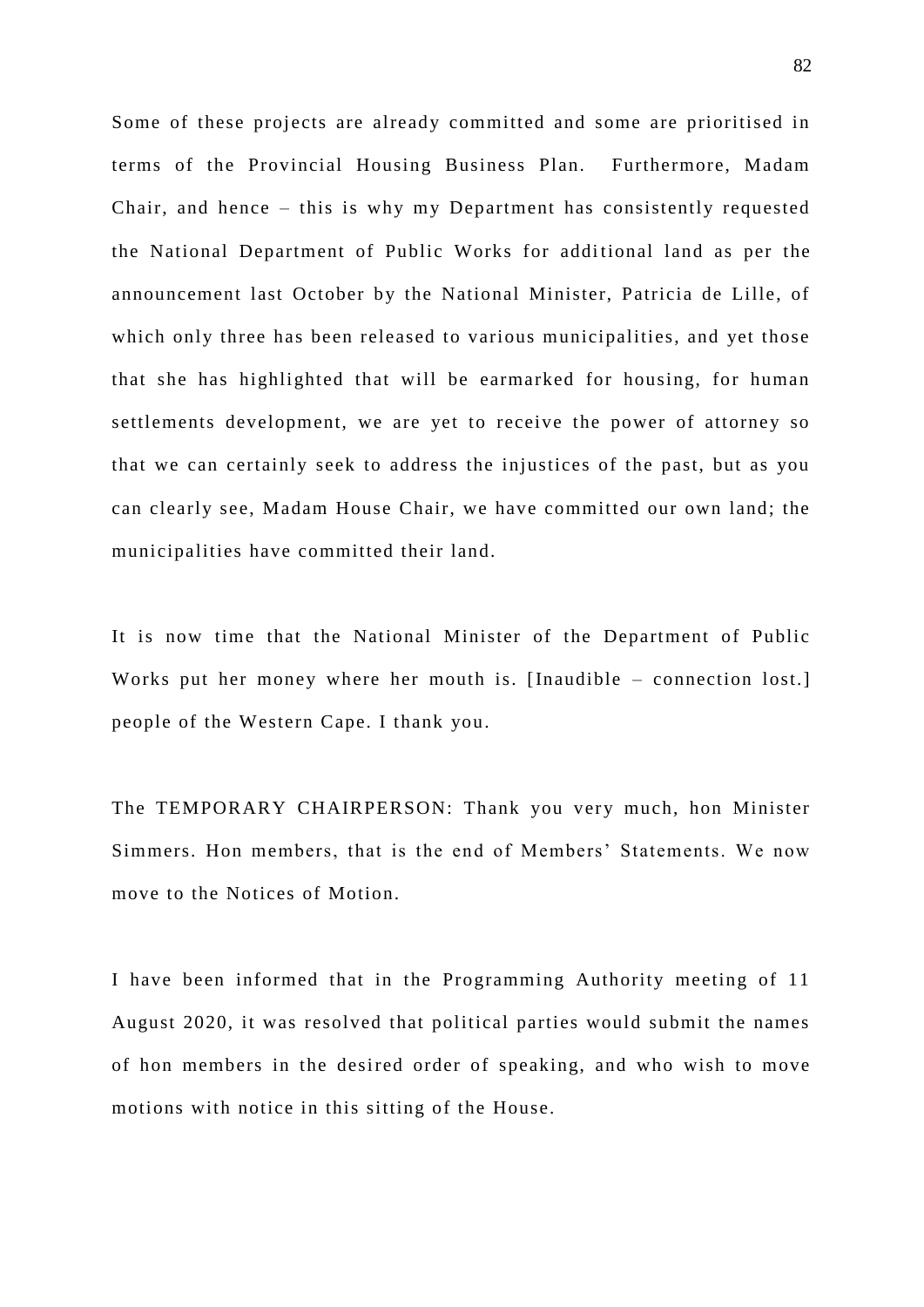Some of these projects are already committed and some are prioritised in terms of the Provincial Housing Business Plan. Furthermore, Madam Chair, and hence – this is why my Department has consistently requested the National Department of Public Works for additional land as per the announcement last October by the National Minister, Patricia de Lille, of which only three has been released to various municipalities, and yet those that she has highlighted that will be earmarked for housing, for human settlements development, we are yet to receive the power of attorney so that we can certainly seek to address the injustices of the past, but as you can clearly see, Madam House Chair, we have committed our own land; the municipalities have committed their land.

It is now time that the National Minister of the Department of Public Works put her money where her mouth is. [Inaudible – connection lost.] people of the Western Cape. I thank you.

The TEMPORARY CHAIRPERSON: Thank you very much, hon Minister Simmers. Hon members, that is the end of Members' Statements. We now move to the Notices of Motion.

I have been informed that in the Programming Authority meeting of 11 August 2020, it was resolved that political parties would submit the names of hon members in the desired order of speaking, and who wish to move motions with notice in this sitting of the House.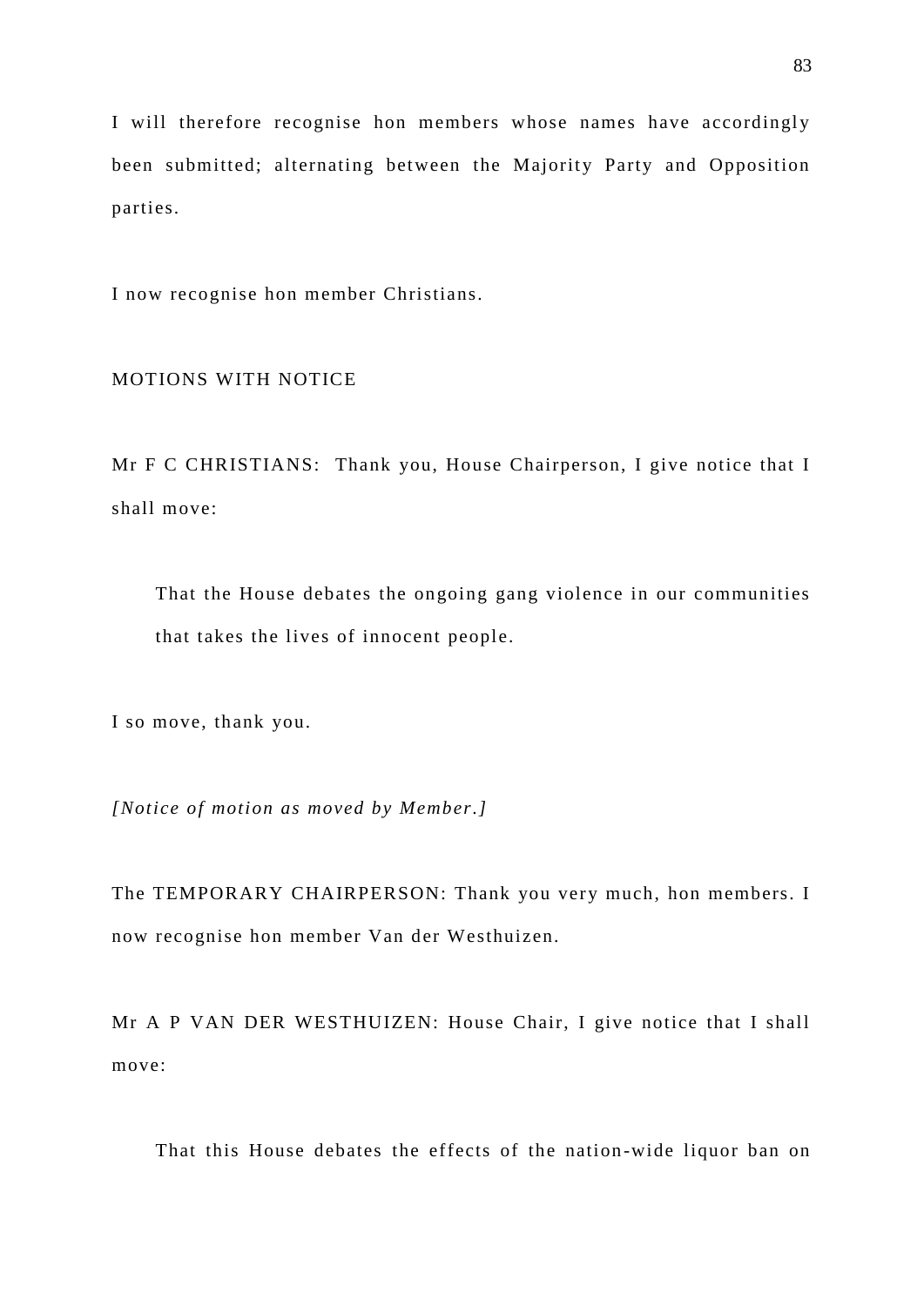I will therefore recognise hon members whose names have accordingly been submitted; alternating between the Majority Party and Opposition parties.

I now recognise hon member Christians.

MOTIONS WITH NOTICE

Mr F C CHRISTIANS: Thank you, House Chairperson, I give notice that I shall move:

> That the House debates the ongoing gang violence in our communities that takes the lives of innocent people.

I so move, thank you.

*[Notice of motion as moved by Member.]*

The TEMPORARY CHAIRPERSON: Thank you very much, hon members. I now recognise hon member Van der Westhuizen.

Mr A P VAN DER WESTHUIZEN: House Chair, I give notice that I shall move:

> That this House debates the effects of the nation-wide liquor ban on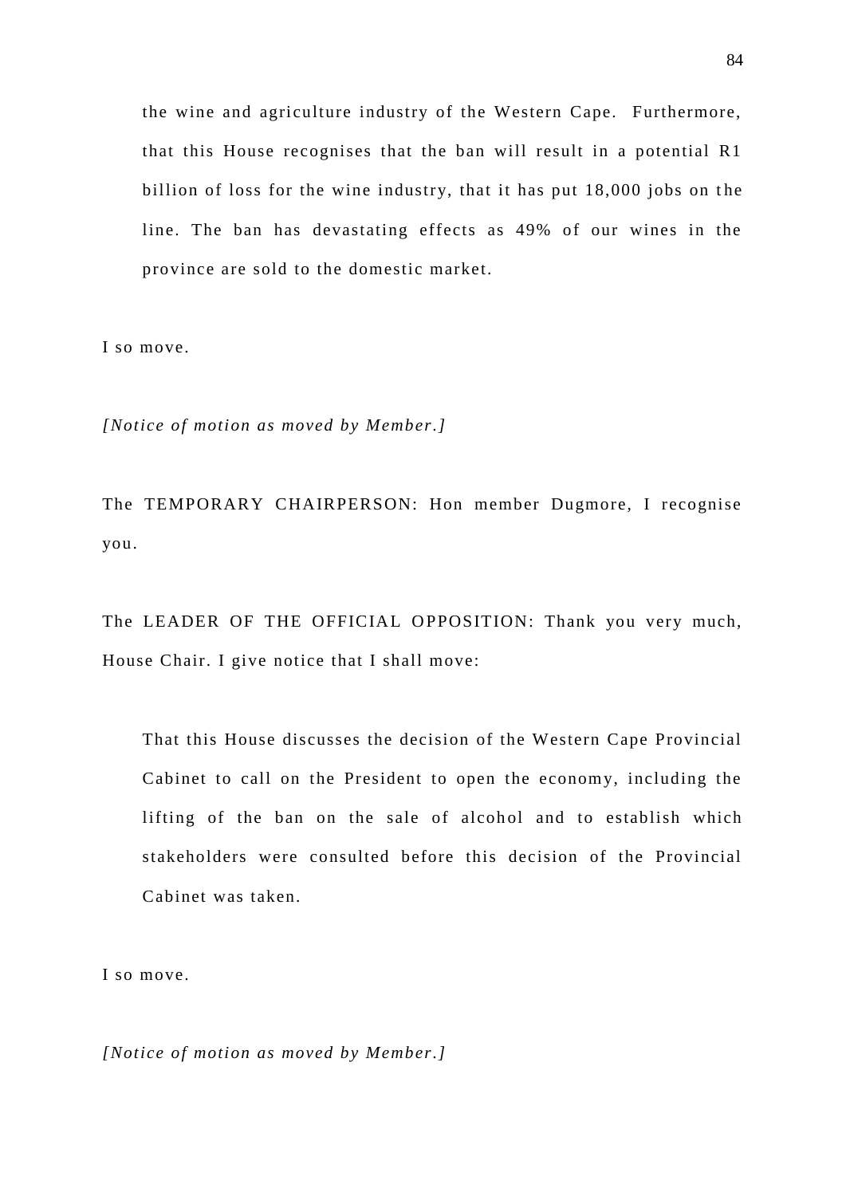> the wine and agriculture industry of the Western Cape. Furthermore, that this House recognises that the ban will result in a potential R1 billion of loss for the wine industry, that it has put 18,000 jobs on the line. The ban has devastating effects as 49% of our wines in the province are sold to the domestic market.

I so move.

*[Notice of motion as moved by Member.]*

The TEMPORARY CHAIRPERSON: Hon member Dugmore, I recognise you.

The LEADER OF THE OFFICIAL OPPOSITION: Thank you very much, House Chair. I give notice that I shall move:

> That this House discusses the decision of the Western Cape Provincial Cabinet to call on the President to open the economy, including the lifting of the ban on the sale of alcohol and to establish which stakeholders were consulted before this decision of the Provincial Cabinet was taken.

I so move.

*[Notice of motion as moved by Member.]*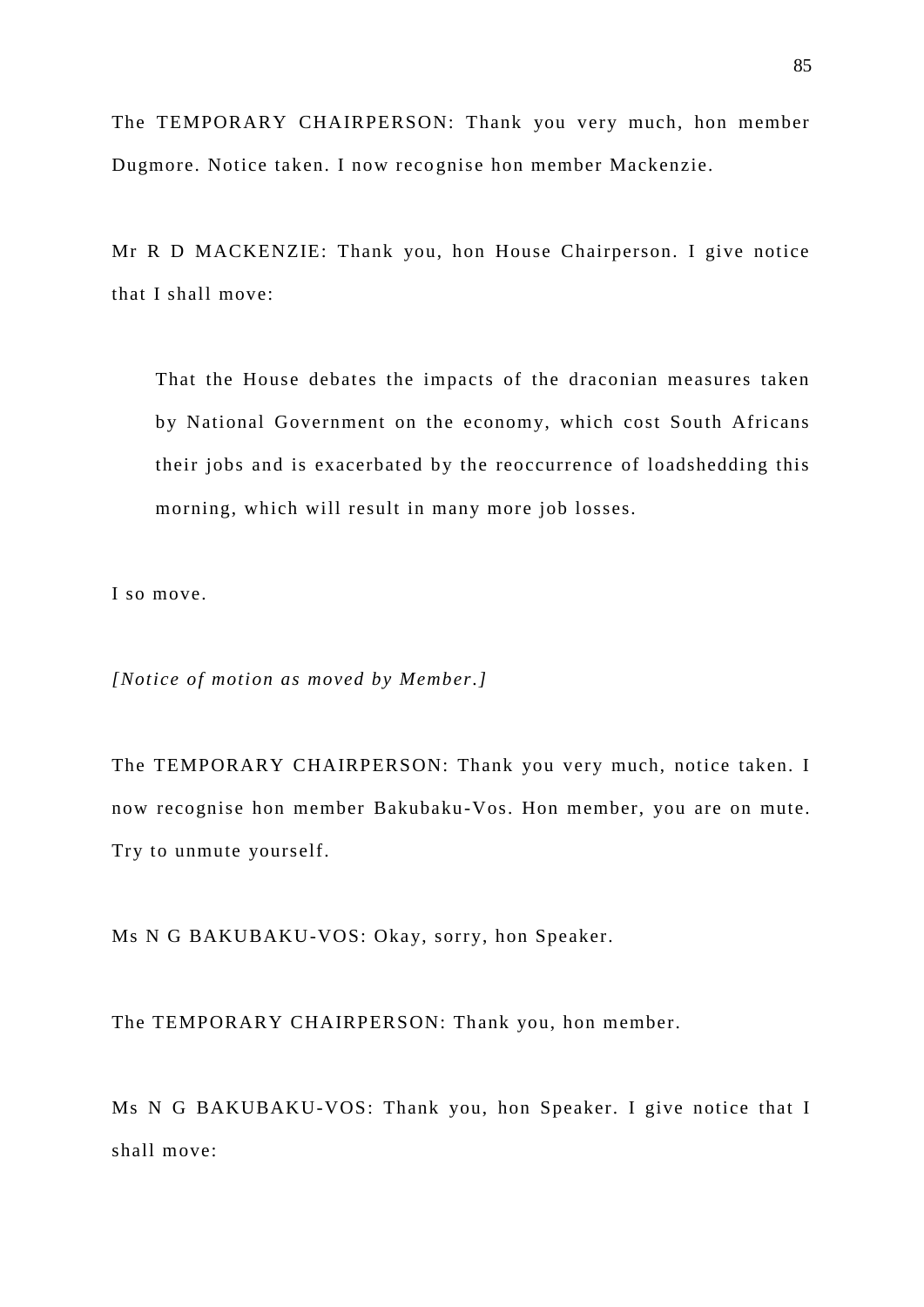The TEMPORARY CHAIRPERSON: Thank you very much, hon member Dugmore. Notice taken. I now recognise hon member Mackenzie.

Mr R D MACKENZIE: Thank you, hon House Chairperson. I give notice that I shall move:

> That the House debates the impacts of the draconian measures taken by National Government on the economy, which cost South Africans their jobs and is exacerbated by the reoccurrence of loadshedding this morning, which will result in many more job losses.

I so move.

*[Notice of motion as moved by Member.]*

The TEMPORARY CHAIRPERSON: Thank you very much, notice taken. I now recognise hon member Bakubaku-Vos. Hon member, you are on mute. Try to unmute yourself.

Ms N G BAKUBAKU-VOS: Okay, sorry, hon Speaker.

The TEMPORARY CHAIRPERSON: Thank you, hon member.

Ms N G BAKUBAKU-VOS: Thank you, hon Speaker. I give notice that I shall move: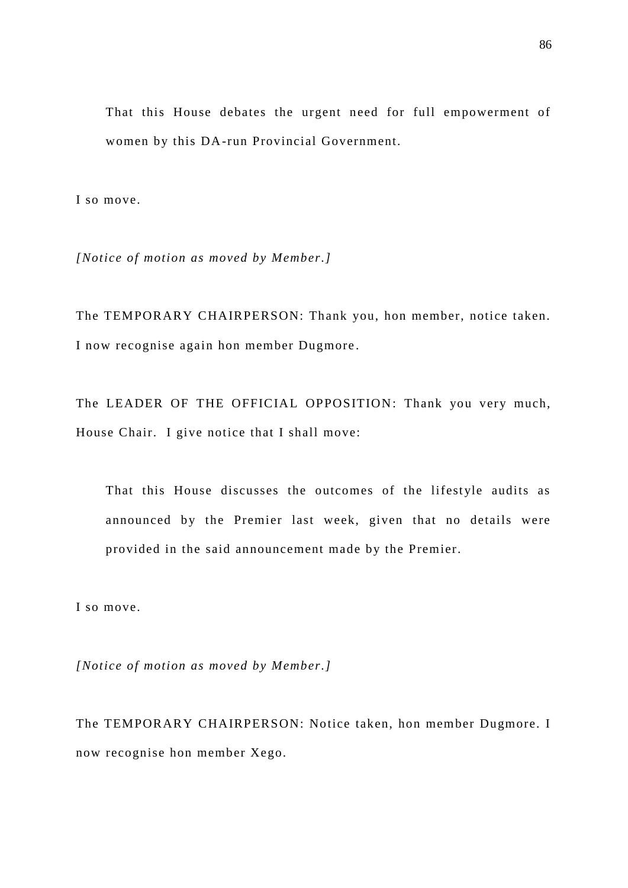> That this House debates the urgent need for full empowerment of women by this DA-run Provincial Government.

I so move.

*[Notice of motion as moved by Member.]*

The TEMPORARY CHAIRPERSON: Thank you, hon member, notice taken. I now recognise again hon member Dugmore.

The LEADER OF THE OFFICIAL OPPOSITION: Thank you very much, House Chair. I give notice that I shall move:

> That this House discusses the outcomes of the lifestyle audits as announced by the Premier last week, given that no details were provided in the said announcement made by the Premier.

I so move.

*[Notice of motion as moved by Member.]*

The TEMPORARY CHAIRPERSON: Notice taken, hon member Dugmore. I now recognise hon member Xego.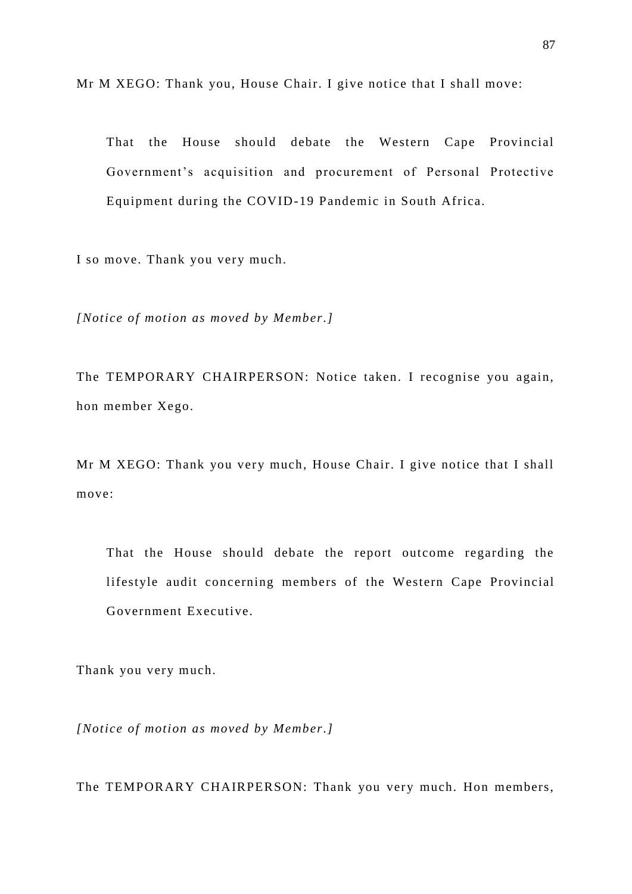Mr M XEGO: Thank you, House Chair. I give notice that I shall move:

> That the House should debate the Western Cape Provincial Government's acquisition and procurement of Personal Protective Equipment during the COVID-19 Pandemic in South Africa.

I so move. Thank you very much.

*[Notice of motion as moved by Member.]*

The TEMPORARY CHAIRPERSON: Notice taken. I recognise you again, hon member Xego.

Mr M XEGO: Thank you very much, House Chair. I give notice that I shall move:

> That the House should debate the report outcome regarding the lifestyle audit concerning members of the Western Cape Provincial Government Executive.

Thank you very much.

*[Notice of motion as moved by Member.]*

The TEMPORARY CHAIRPERSON: Thank you very much. Hon members,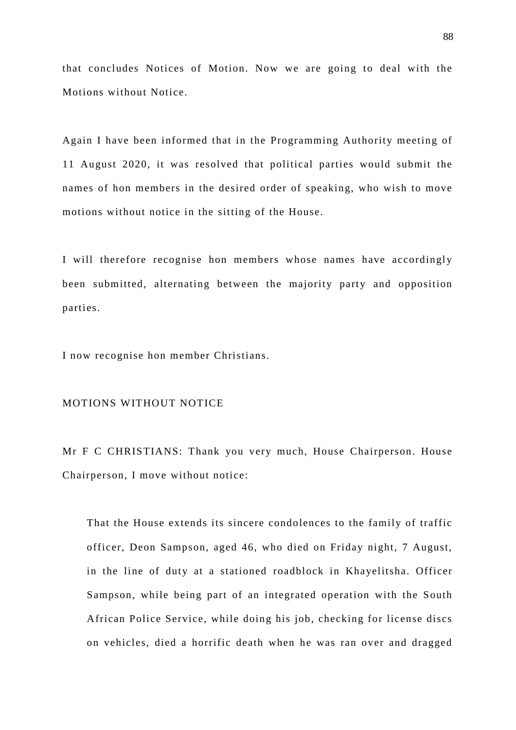that concludes Notices of Motion. Now we are going to deal with the Motions without Notice.

Again I have been informed that in the Programming Authority meeting of 11 August 2020, it was resolved that political parties would submit the names of hon members in the desired order of speaking, who wish to move motions without notice in the sitting of the House.

I will therefore recognise hon members whose names have accordingly been submitted, alternating between the majority party and opposition parties.

I now recognise hon member Christians.

MOTIONS WITHOUT NOTICE

Mr F C CHRISTIANS: Thank you very much, House Chairperson. House Chairperson, I move without notice:

> That the House extends its sincere condolences to the family of traffic officer, Deon Sampson, aged 46, who died on Friday night, 7 August, in the line of duty at a stationed roadblock in Khayelitsha. Officer Sampson, while being part of an integrated operation with the South African Police Service, while doing his job, checking for license discs on vehicles, died a horrific death when he was ran over and dragged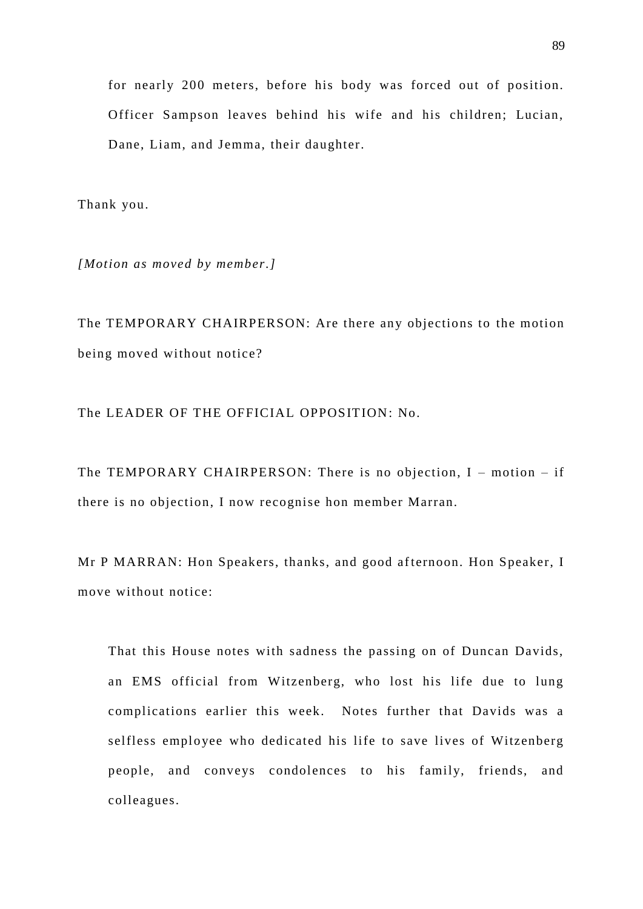> for nearly 200 meters, before his body was forced out of position. Officer Sampson leaves behind his wife and his children; Lucian, Dane, Liam, and Jemma, their daughter.

Thank you.

*[Motion as moved by member.]*

The TEMPORARY CHAIRPERSON: Are there any objections to the motion being moved without notice?

The LEADER OF THE OFFICIAL OPPOSITION: No.

The TEMPORARY CHAIRPERSON: There is no objection, I – motion – if there is no objection, I now recognise hon member Marran.

Mr P MARRAN: Hon Speakers, thanks, and good afternoon. Hon Speaker, I move without notice:

> That this House notes with sadness the passing on of Duncan Davids, an EMS official from Witzenberg, who lost his life due to lung complications earlier this week. Notes further that Davids was a selfless employee who dedicated his life to save lives of Witzenberg people, and conveys condolences to his family, friends, and colleagues.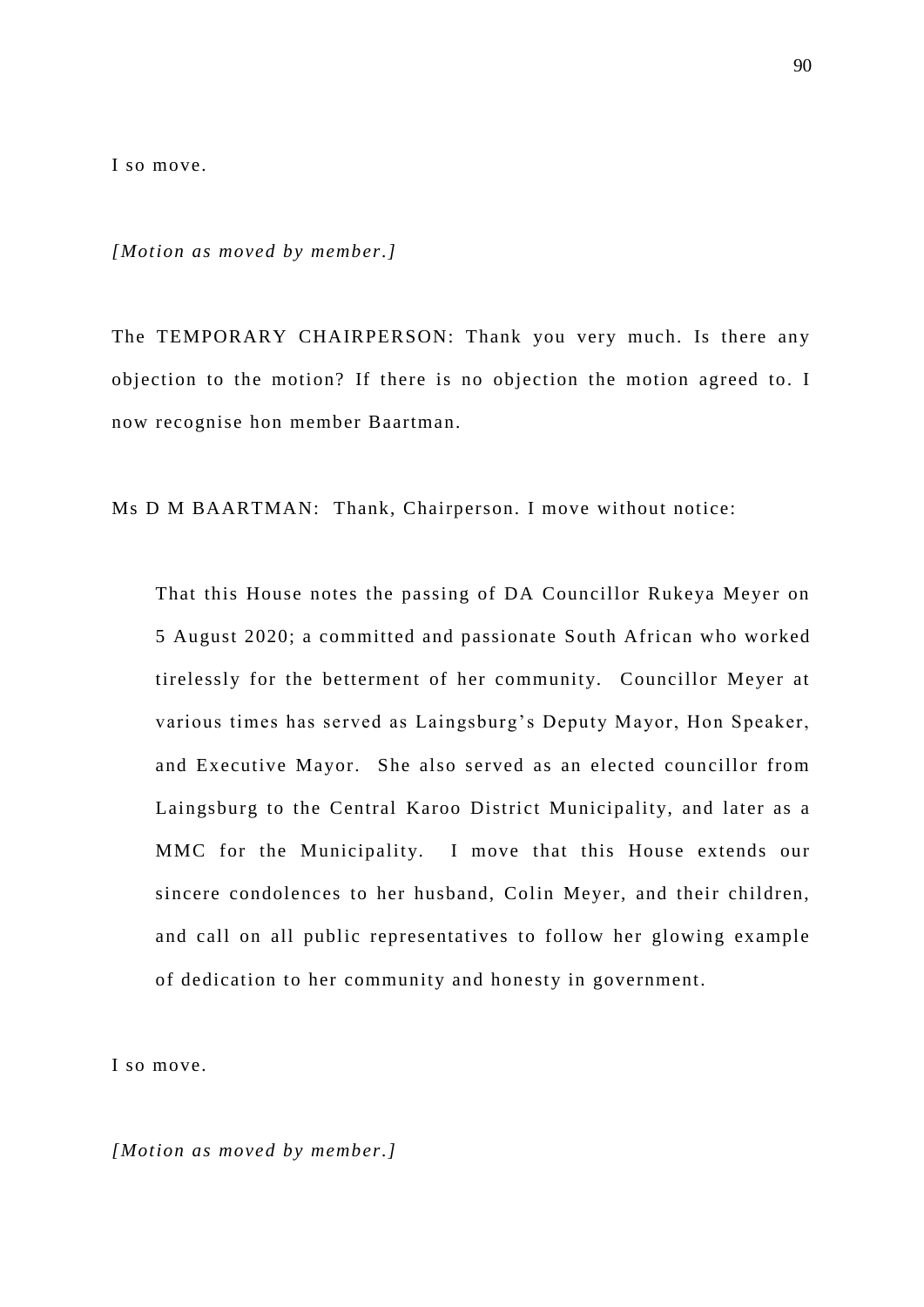I so move.

*[Motion as moved by member.]*

The TEMPORARY CHAIRPERSON: Thank you very much. Is there any objection to the motion? If there is no objection the motion agreed to. I now recognise hon member Baartman.

Ms D M BAARTMAN: Thank, Chairperson. I move without notice:

> That this House notes the passing of DA Councillor Rukeya Meyer on 5 August 2020; a committed and passionate South African who worked tirelessly for the betterment of her community. Councillor Meyer at various times has served as Laingsburg's Deputy Mayor, Hon Speaker, and Executive Mayor. She also served as an elected councillor from Laingsburg to the Central Karoo District Municipality, and later as a MMC for the Municipality. I move that this House extends our sincere condolences to her husband, Colin Meyer, and their children, and call on all public representatives to follow her glowing example of dedication to her community and honesty in government.

I so move.

*[Motion as moved by member.]*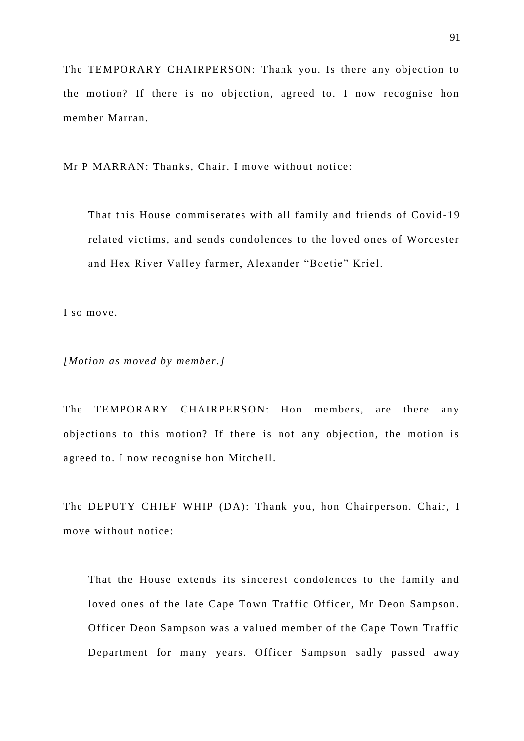The TEMPORARY CHAIRPERSON: Thank you. Is there any objection to the motion? If there is no objection, agreed to. I now recognise hon member Marran.

Mr P MARRAN: Thanks, Chair. I move without notice:

> That this House commiserates with all family and friends of Covid-19 related victims, and sends condolences to the loved ones of Worcester and Hex River Valley farmer, Alexander "Boetie" Kriel.

I so move.

*[Motion as moved by member.]*

The TEMPORARY CHAIRPERSON: Hon members, are there any objections to this motion? If there is not any objection, the motion is agreed to. I now recognise hon Mitchell.

The DEPUTY CHIEF WHIP (DA): Thank you, hon Chairperson. Chair, I move without notice:

> That the House extends its sincerest condolences to the family and loved ones of the late Cape Town Traffic Officer, Mr Deon Sampson. Officer Deon Sampson was a valued member of the Cape Town Traffic Department for many years. Officer Sampson sadly passed away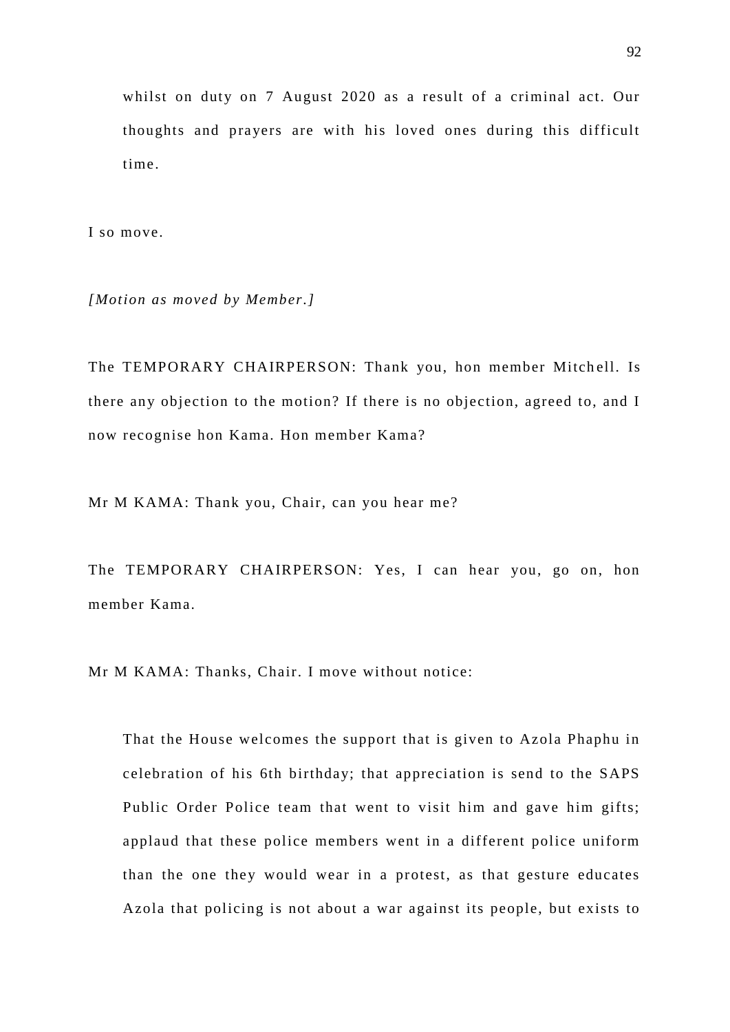> whilst on duty on 7 August 2020 as a result of a criminal act. Our thoughts and prayers are with his loved ones during this difficult time.

I so move.

*[Motion as moved by Member.]*

The TEMPORARY CHAIRPERSON: Thank you, hon member Mitchell. Is there any objection to the motion? If there is no objection, agreed to, and I now recognise hon Kama. Hon member Kama?

Mr M KAMA: Thank you, Chair, can you hear me?

The TEMPORARY CHAIRPERSON: Yes, I can hear you, go on, hon member Kama.

Mr M KAMA: Thanks, Chair. I move without notice:

> That the House welcomes the support that is given to Azola Phaphu in celebration of his 6th birthday; that appreciation is send to the SAPS Public Order Police team that went to visit him and gave him gifts; applaud that these police members went in a different police uniform than the one they would wear in a protest, as that gesture educates Azola that policing is not about a war against its people, but exists to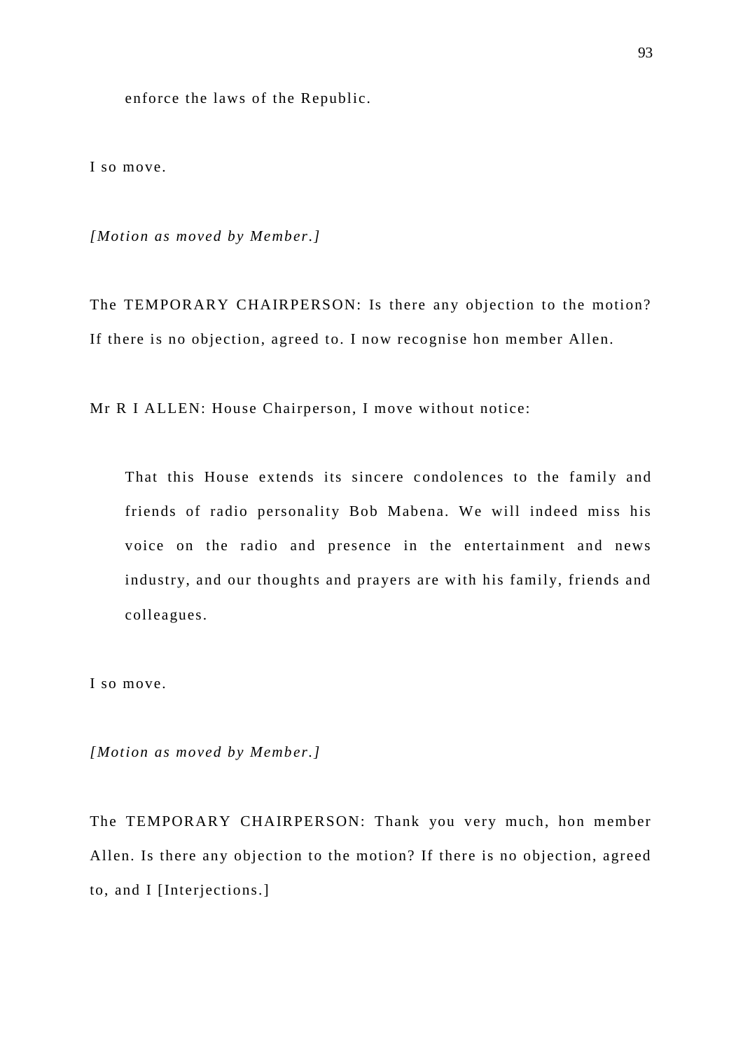> enforce the laws of the Republic.

I so move.

*[Motion as moved by Member.]*

The TEMPORARY CHAIRPERSON: Is there any objection to the motion? If there is no objection, agreed to. I now recognise hon member Allen.

Mr R I ALLEN: House Chairperson, I move without notice:

> That this House extends its sincere condolences to the family and friends of radio personality Bob Mabena. We will indeed miss his voice on the radio and presence in the entertainment and news industry, and our thoughts and prayers are with his family, friends and colleagues.

I so move.

*[Motion as moved by Member.]*

The TEMPORARY CHAIRPERSON: Thank you very much, hon member Allen. Is there any objection to the motion? If there is no objection, agreed to, and I [Interjections.]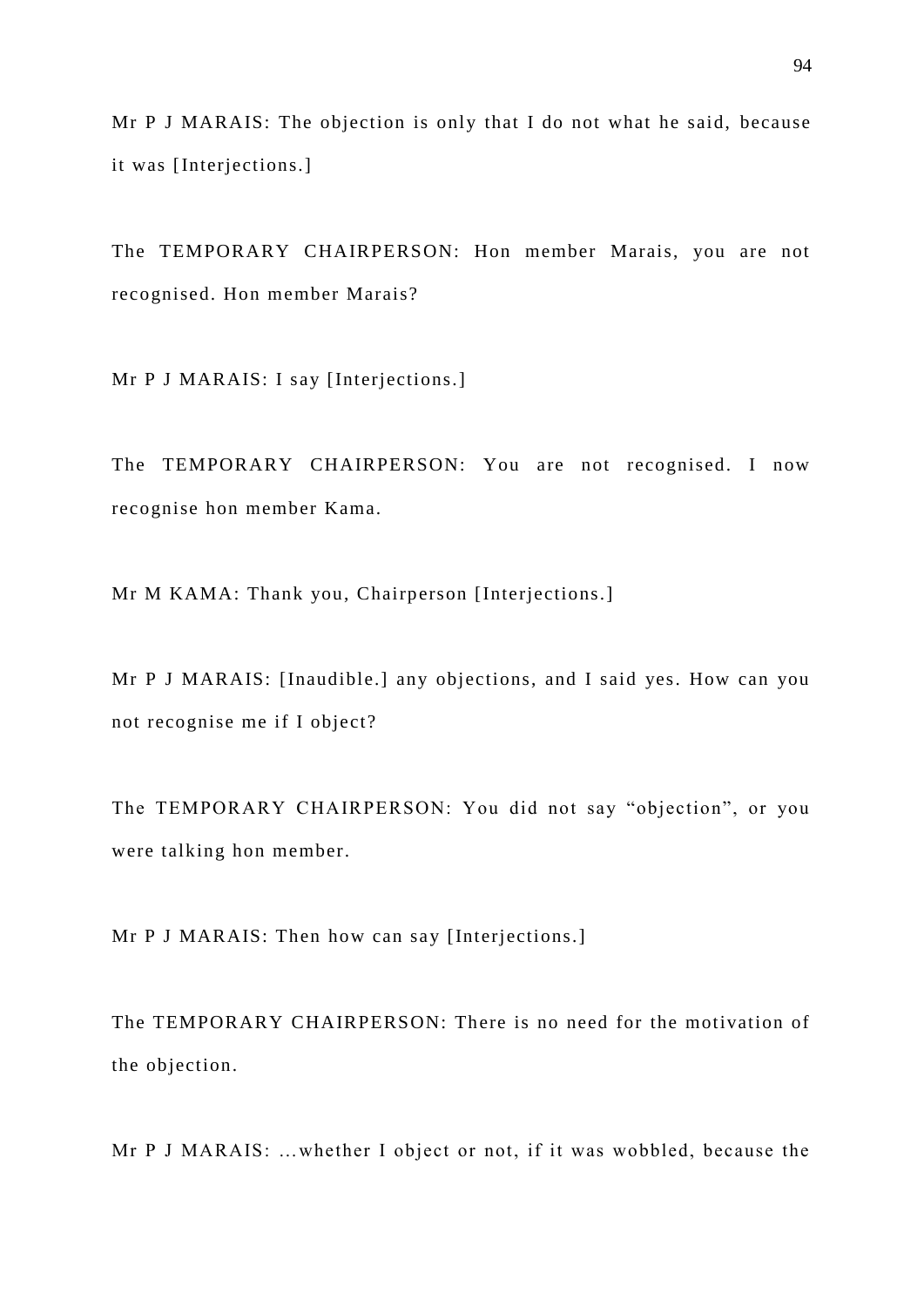Mr P J MARAIS: The objection is only that I do not what he said, because it was [Interjections.]

The TEMPORARY CHAIRPERSON: Hon member Marais, you are not recognised. Hon member Marais?

Mr P J MARAIS: I say [Interjections.]

The TEMPORARY CHAIRPERSON: You are not recognised. I now recognise hon member Kama.

Mr M KAMA: Thank you, Chairperson [Interjections.]

Mr P J MARAIS: [Inaudible.] any objections, and I said yes. How can you not recognise me if I object?

The TEMPORARY CHAIRPERSON: You did not say "objection", or you were talking hon member.

Mr P J MARAIS: Then how can say [Interjections.]

The TEMPORARY CHAIRPERSON: There is no need for the motivation of the objection.

Mr P J MARAIS: ...whether I object or not, if it was wobbled, because the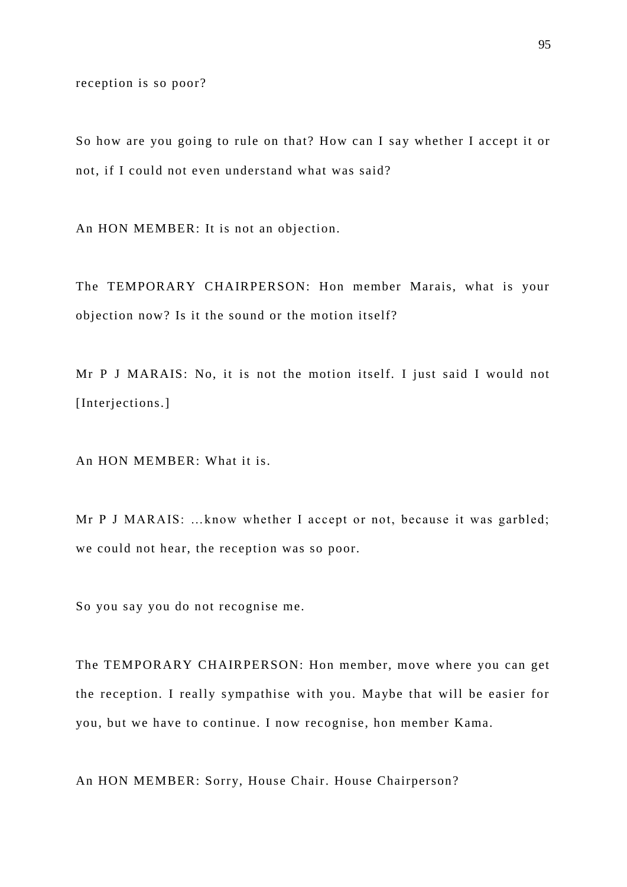reception is so poor?

So how are you going to rule on that? How can I say whether I accept it or not, if I could not even understand what was said?

An HON MEMBER: It is not an objection.

The TEMPORARY CHAIRPERSON: Hon member Marais, what is your objection now? Is it the sound or the motion itself?

Mr P J MARAIS: No, it is not the motion itself. I just said I would not [Interjections.]

An HON MEMBER: What it is.

Mr P J MARAIS: ...know whether I accept or not, because it was garbled; we could not hear, the reception was so poor.

So you say you do not recognise me.

The TEMPORARY CHAIRPERSON: Hon member, move where you can get the reception. I really sympathise with you. Maybe that will be easier for you, but we have to continue. I now recognise, hon member Kama.

An HON MEMBER: Sorry, House Chair. House Chairperson?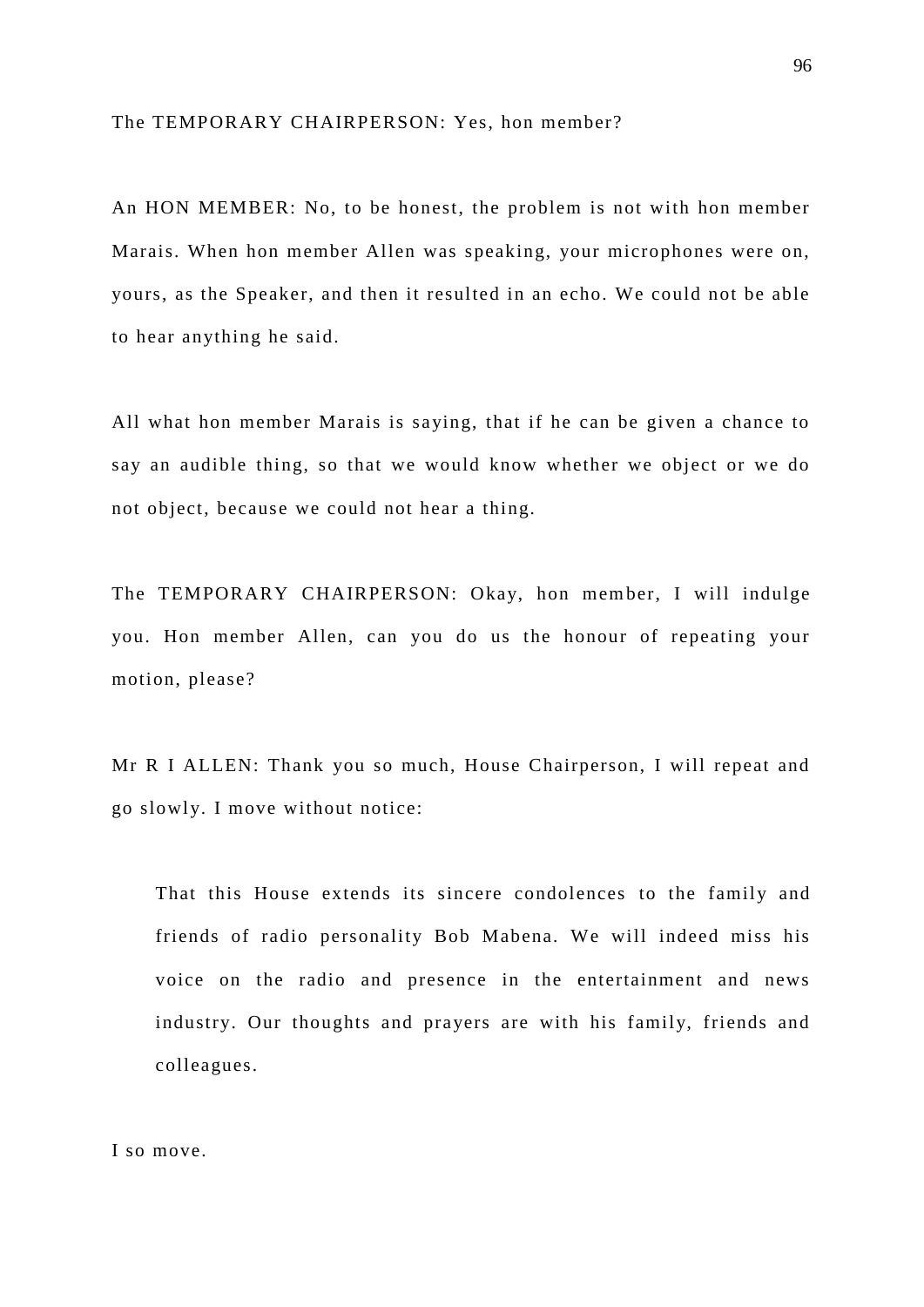The TEMPORARY CHAIRPERSON: Yes, hon member?

An HON MEMBER: No, to be honest, the problem is not with hon member Marais. When hon member Allen was speaking, your microphones were on, yours, as the Speaker, and then it resulted in an echo. We could not be able to hear anything he said.

All what hon member Marais is saying, that if he can be given a chance to say an audible thing, so that we would know whether we object or we do not object, because we could not hear a thing.

The TEMPORARY CHAIRPERSON: Okay, hon member, I will indulge you. Hon member Allen, can you do us the honour of repeating your motion, please?

Mr R I ALLEN: Thank you so much, House Chairperson, I will repeat and go slowly. I move without notice:

> That this House extends its sincere condolences to the family and friends of radio personality Bob Mabena. We will indeed miss his voice on the radio and presence in the entertainment and news industry. Our thoughts and prayers are with his family, friends and colleagues.

I so move.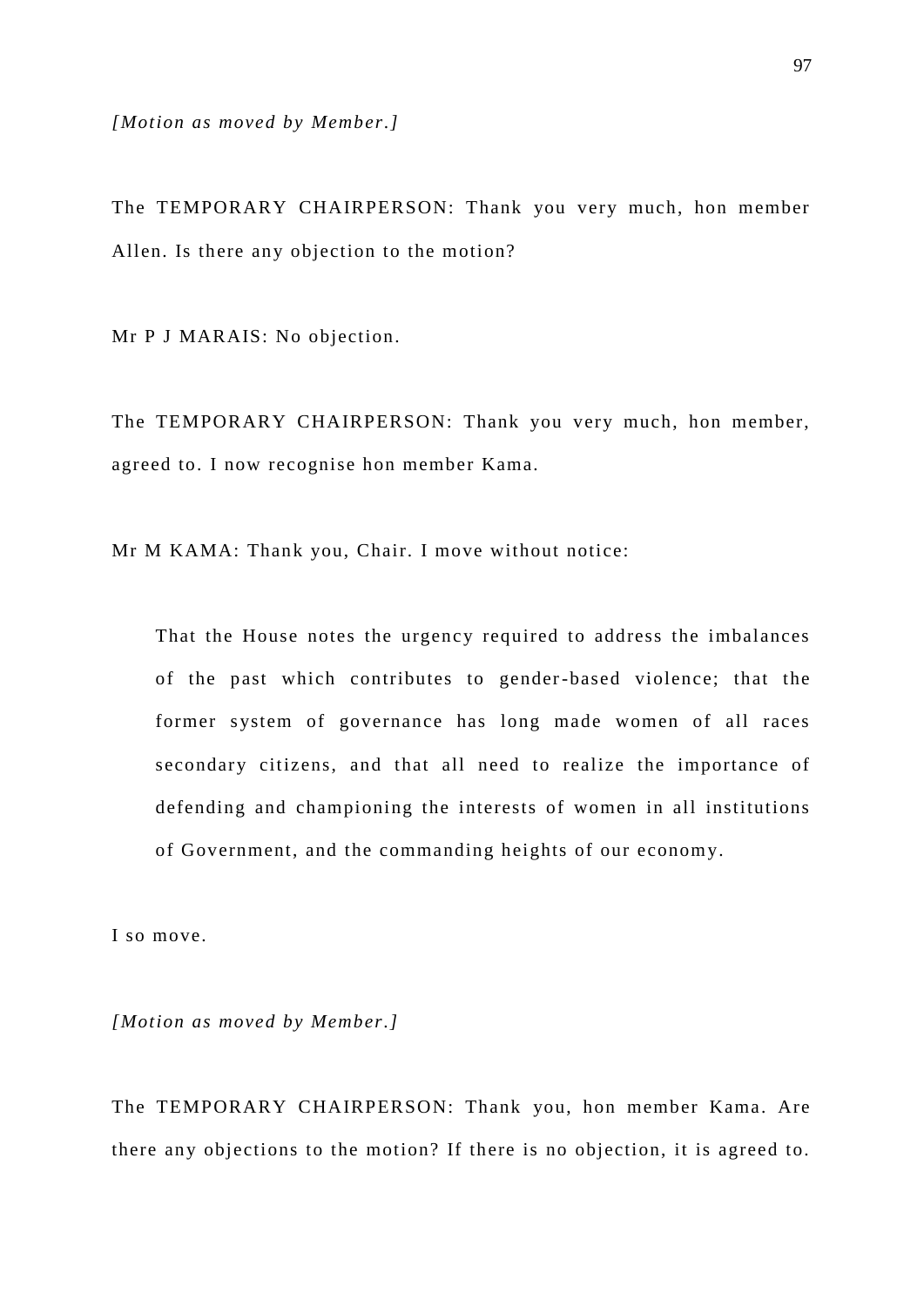*[Motion as moved by Member.]*

The TEMPORARY CHAIRPERSON: Thank you very much, hon member Allen. Is there any objection to the motion?

Mr P J MARAIS: No objection.

The TEMPORARY CHAIRPERSON: Thank you very much, hon member, agreed to. I now recognise hon member Kama.

Mr M KAMA: Thank you, Chair. I move without notice:

> That the House notes the urgency required to address the imbalances of the past which contributes to gender-based violence; that the former system of governance has long made women of all races secondary citizens, and that all need to realize the importance of defending and championing the interests of women in all institutions of Government, and the commanding heights of our economy.

I so move.

*[Motion as moved by Member.]*

The TEMPORARY CHAIRPERSON: Thank you, hon member Kama. Are there any objections to the motion? If there is no objection, it is agreed to.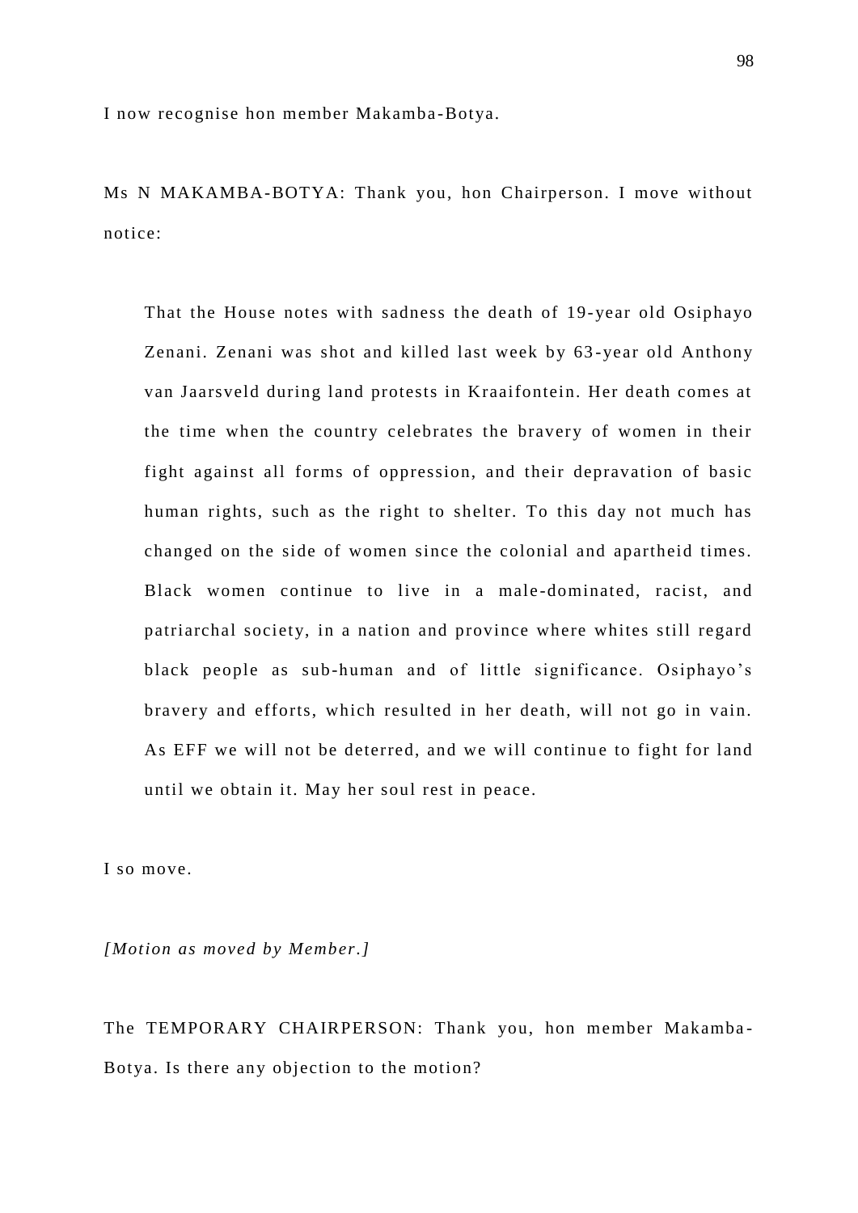I now recognise hon member Makamba-Botya.

Ms N MAKAMBA-BOTYA: Thank you, hon Chairperson. I move without notice:

> That the House notes with sadness the death of 19-year old Osiphayo Zenani. Zenani was shot and killed last week by 63-year old Anthony van Jaarsveld during land protests in Kraaifontein. Her death comes at the time when the country celebrates the bravery of women in their fight against all forms of oppression, and their depravation of basic human rights, such as the right to shelter. To this day not much has changed on the side of women since the colonial and apartheid times. Black women continue to live in a male-dominated, racist, and patriarchal society, in a nation and province where whites still regard black people as sub-human and of little significance. Osiphayo's bravery and efforts, which resulted in her death, will not go in vain. As EFF we will not be deterred, and we will continue to fight for land until we obtain it. May her soul rest in peace.

I so move.

*[Motion as moved by Member.]*

The TEMPORARY CHAIRPERSON: Thank you, hon member Makamba-Botya. Is there any objection to the motion?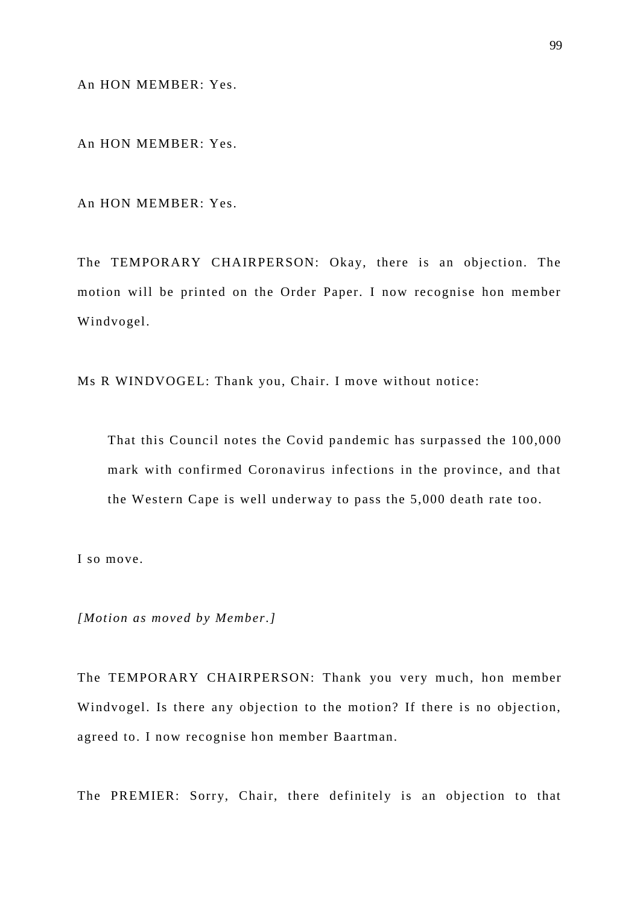An HON MEMBER: Yes.

An HON MEMBER: Yes.

An HON MEMBER: Yes.

The TEMPORARY CHAIRPERSON: Okay, there is an objection. The motion will be printed on the Order Paper. I now recognise hon member Windvogel.

Ms R WINDVOGEL: Thank you, Chair. I move without notice:

> That this Council notes the Covid pandemic has surpassed the 100,000 mark with confirmed Coronavirus infections in the province, and that the Western Cape is well underway to pass the 5,000 death rate too.

I so move.

*[Motion as moved by Member.]*

The TEMPORARY CHAIRPERSON: Thank you very much, hon member Windvogel. Is there any objection to the motion? If there is no objection, agreed to. I now recognise hon member Baartman.

The PREMIER: Sorry, Chair, there definitely is an objection to that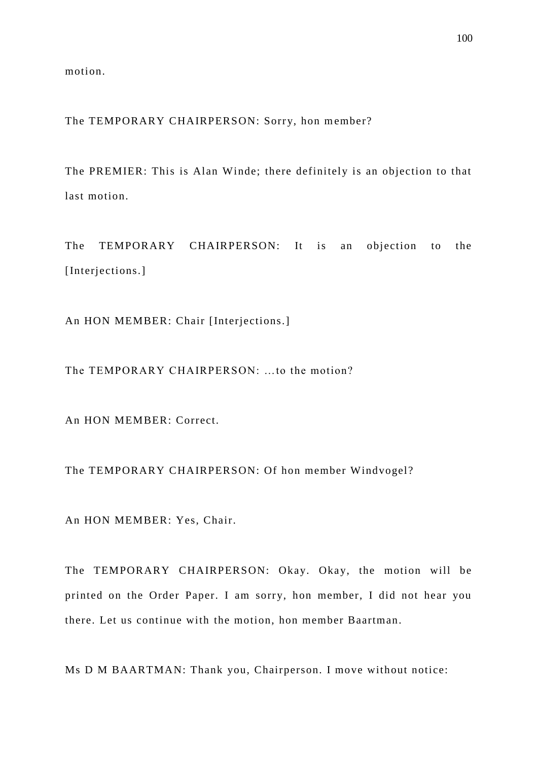motion.

The TEMPORARY CHAIRPERSON: Sorry, hon member?

The PREMIER: This is Alan Winde; there definitely is an objection to that last motion.

The TEMPORARY CHAIRPERSON: It is an objection to the [Interjections.]

An HON MEMBER: Chair [Interjections.]

The TEMPORARY CHAIRPERSON: ...to the motion?

An HON MEMBER: Correct.

The TEMPORARY CHAIRPERSON: Of hon member Windvogel?

An HON MEMBER: Yes, Chair.

The TEMPORARY CHAIRPERSON: Okay. Okay, the motion will be printed on the Order Paper. I am sorry, hon member, I did not hear you there. Let us continue with the motion, hon member Baartman.

Ms D M BAARTMAN: Thank you, Chairperson. I move without notice: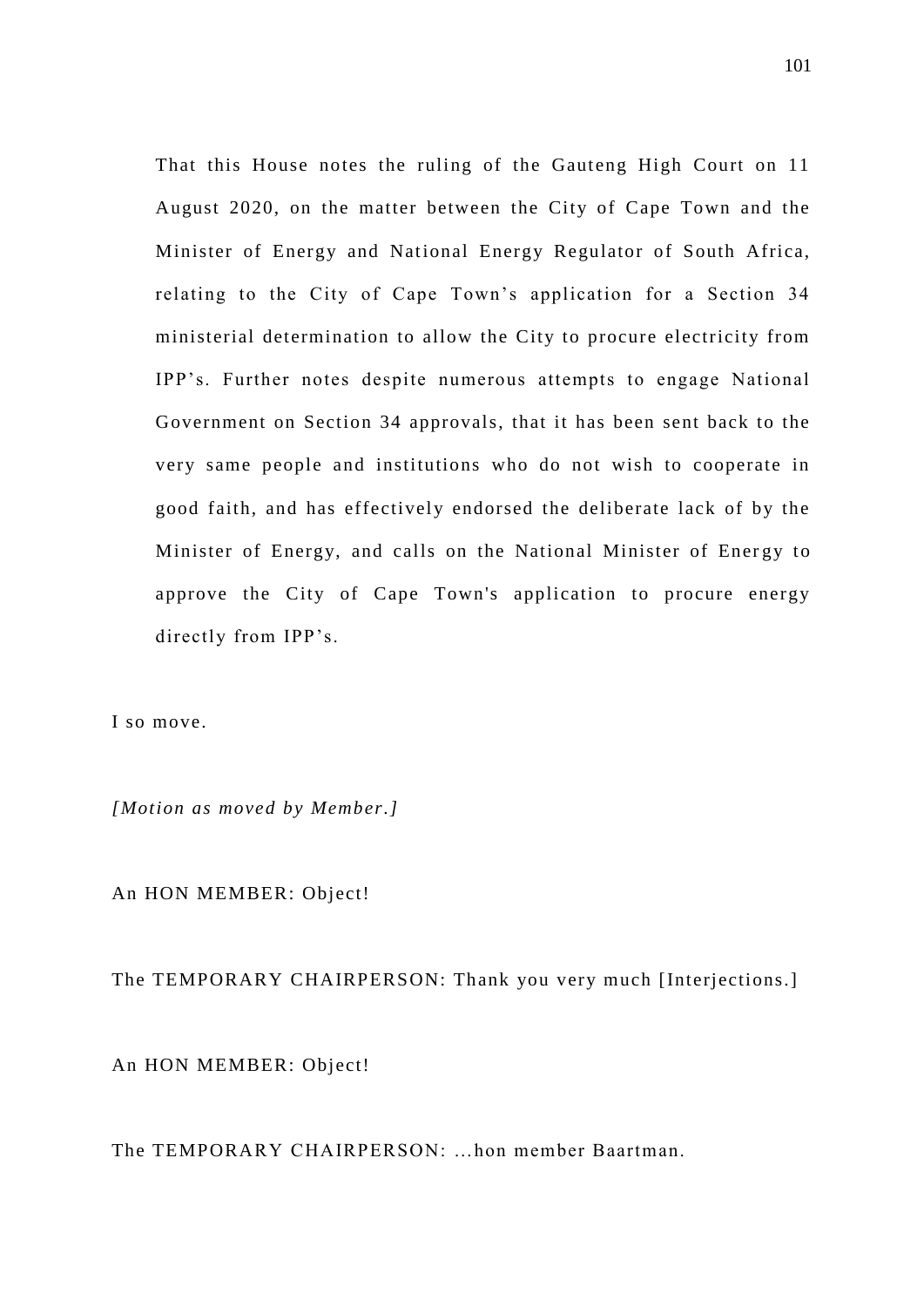That this House notes the ruling of the Gauteng High Court on 11 August 2020, on the matter between the City of Cape Town and the Minister of Energy and National Energy Regulator of South Africa, relating to the City of Cape Town's application for a Section 34 ministerial determination to allow the City to procure electricity from IPP's. Further notes despite numerous attempts to engage National Government on Section 34 approvals, that it has been sent back to the very same people and institutions who do not wish to cooperate in good faith, and has effectively endorsed the deliberate lack of by the Minister of Energy, and calls on the National Minister of Energy to approve the City of Cape Town's application to procure energy directly from IPP's.

I so move.

*[Motion as moved by Member.]*

An HON MEMBER: Object!

The TEMPORARY CHAIRPERSON: Thank you very much [Interjections.]

An HON MEMBER: Object!

The TEMPORARY CHAIRPERSON: ...hon member Baartman.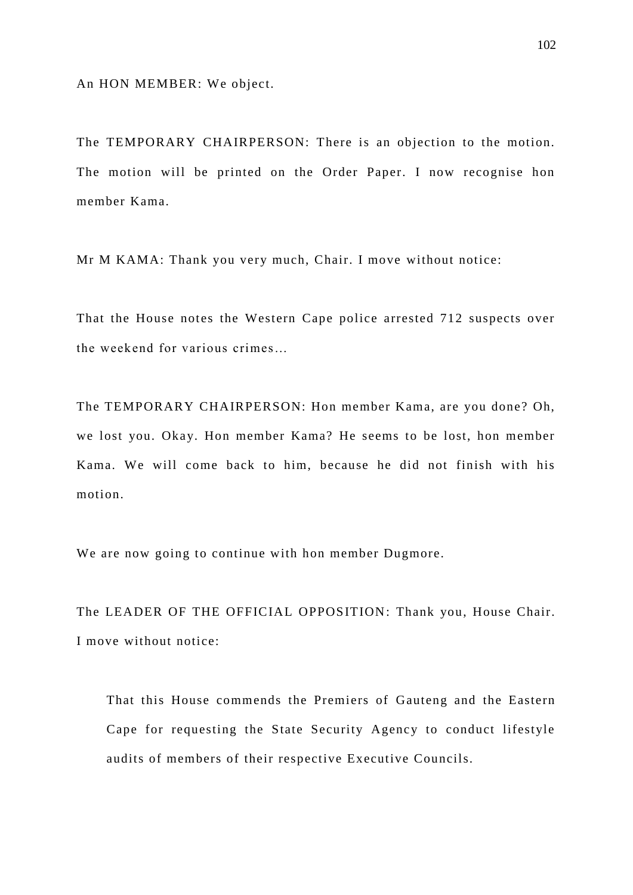An HON MEMBER: We object.

The TEMPORARY CHAIRPERSON: There is an objection to the motion. The motion will be printed on the Order Paper. I now recognise hon member Kama.

Mr M KAMA: Thank you very much, Chair. I move without notice:

That the House notes the Western Cape police arrested 712 suspects over the weekend for various crimes…

The TEMPORARY CHAIRPERSON: Hon member Kama, are you done? Oh, we lost you. Okay. Hon member Kama? He seems to be lost, hon member Kama. We will come back to him, because he did not finish with his motion.

We are now going to continue with hon member Dugmore.

The LEADER OF THE OFFICIAL OPPOSITION: Thank you, House Chair. I move without notice:

> That this House commends the Premiers of Gauteng and the Eastern Cape for requesting the State Security Agency to conduct lifestyle audits of members of their respective Executive Councils.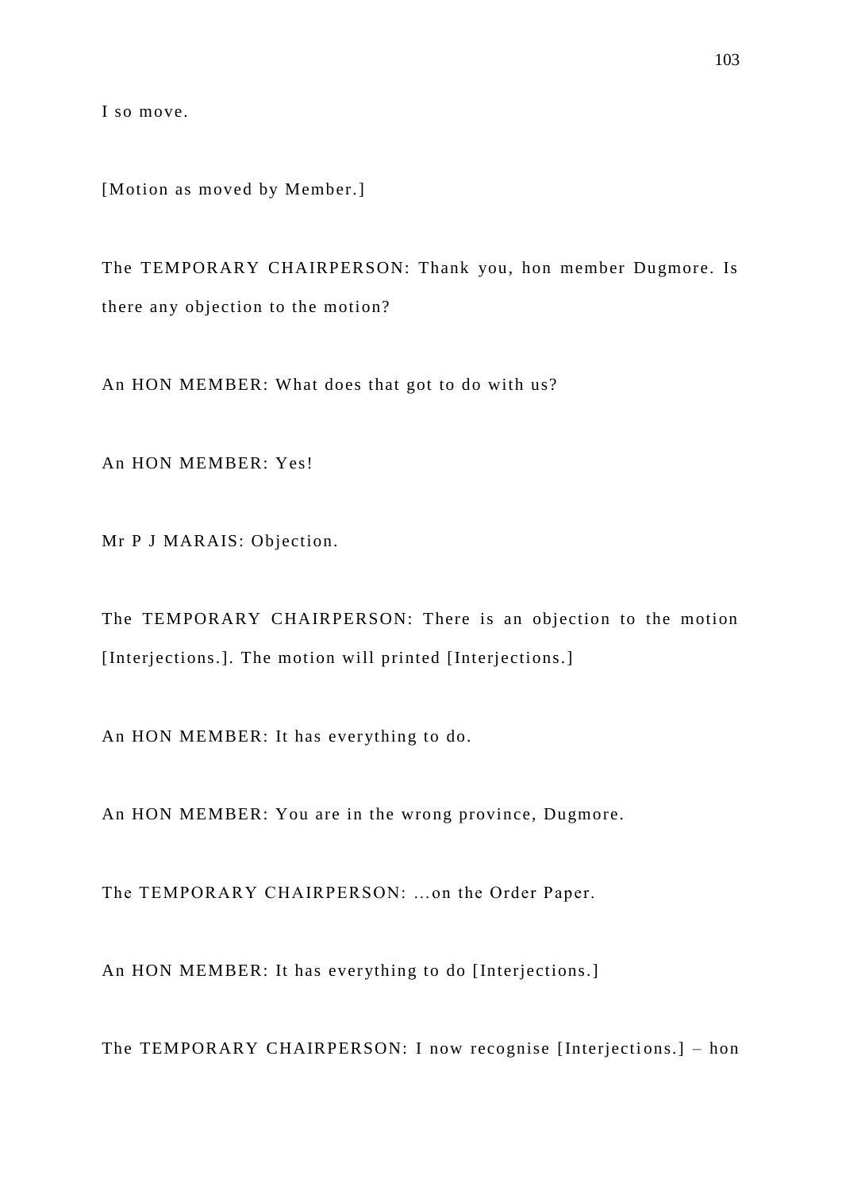I so move.

[Motion as moved by Member.]

The TEMPORARY CHAIRPERSON: Thank you, hon member Dugmore. Is there any objection to the motion?

An HON MEMBER: What does that got to do with us?

An HON MEMBER: Yes!

Mr P J MARAIS: Objection.

The TEMPORARY CHAIRPERSON: There is an objection to the motion [Interjections.]. The motion will printed [Interjections.]

An HON MEMBER: It has everything to do.

An HON MEMBER: You are in the wrong province, Dugmore.

The TEMPORARY CHAIRPERSON: ...on the Order Paper.

An HON MEMBER: It has everything to do [Interjections.]

The TEMPORARY CHAIRPERSON: I now recognise [Interjections.] – hon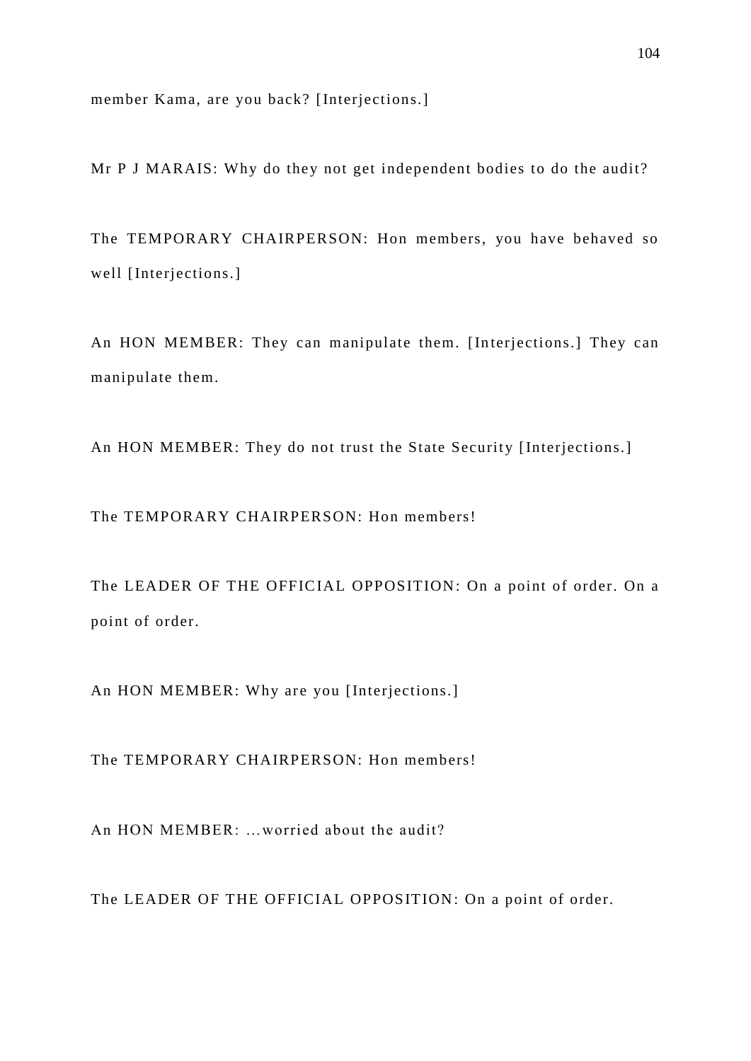member Kama, are you back? [Interjections.]

Mr P J MARAIS: Why do they not get independent bodies to do the audit?

The TEMPORARY CHAIRPERSON: Hon members, you have behaved so well [Interjections.]

An HON MEMBER: They can manipulate them. [Interjections.] They can manipulate them.

An HON MEMBER: They do not trust the State Security [Interjections.]

The TEMPORARY CHAIRPERSON: Hon members!

The LEADER OF THE OFFICIAL OPPOSITION: On a point of order. On a point of order.

An HON MEMBER: Why are you [Interjections.]

The TEMPORARY CHAIRPERSON: Hon members!

An HON MEMBER: …worried about the audit?

The LEADER OF THE OFFICIAL OPPOSITION: On a point of order.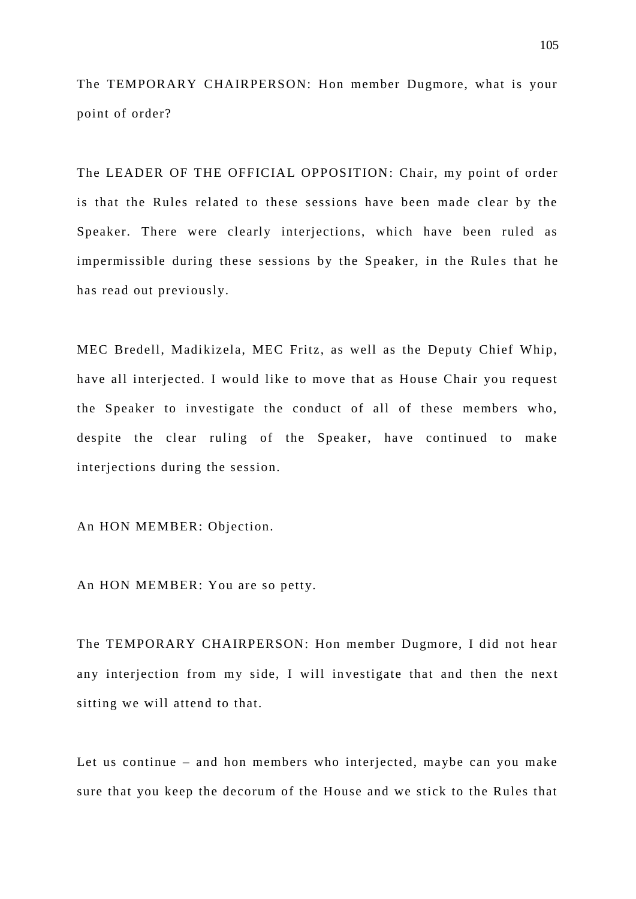The TEMPORARY CHAIRPERSON: Hon member Dugmore, what is your point of order?

The LEADER OF THE OFFICIAL OPPOSITION: Chair, my point of order is that the Rules related to these sessions have been made clear by the Speaker. There were clearly interjections, which have been ruled as impermissible during these sessions by the Speaker, in the Rules that he has read out previously.

MEC Bredell, Madikizela, MEC Fritz, as well as the Deputy Chief Whip, have all interjected. I would like to move that as House Chair you request the Speaker to investigate the conduct of all of these members who, despite the clear ruling of the Speaker, have continued to make interjections during the session.

An HON MEMBER: Objection.

An HON MEMBER: You are so petty.

The TEMPORARY CHAIRPERSON: Hon member Dugmore, I did not hear any interjection from my side, I will investigate that and then the next sitting we will attend to that.

Let us continue – and hon members who interjected, maybe can you make sure that you keep the decorum of the House and we stick to the Rules that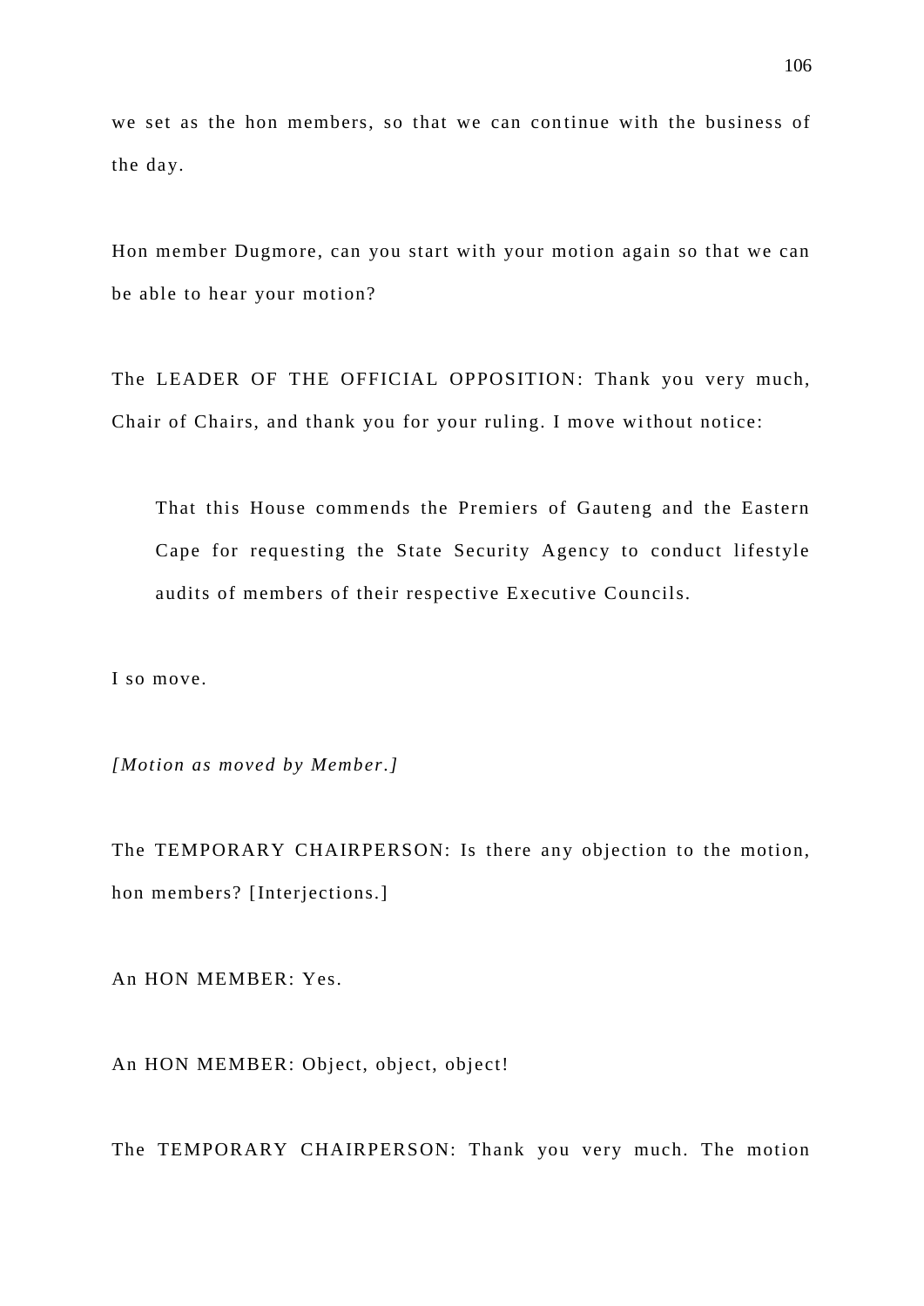we set as the hon members, so that we can continue with the business of the day.

Hon member Dugmore, can you start with your motion again so that we can be able to hear your motion?

The LEADER OF THE OFFICIAL OPPOSITION: Thank you very much, Chair of Chairs, and thank you for your ruling. I move without notice:

> That this House commends the Premiers of Gauteng and the Eastern Cape for requesting the State Security Agency to conduct lifestyle audits of members of their respective Executive Councils.

I so move.

*[Motion as moved by Member.]*

The TEMPORARY CHAIRPERSON: Is there any objection to the motion, hon members? [Interjections.]

An HON MEMBER: Yes.

An HON MEMBER: Object, object, object!

The TEMPORARY CHAIRPERSON: Thank you very much. The motion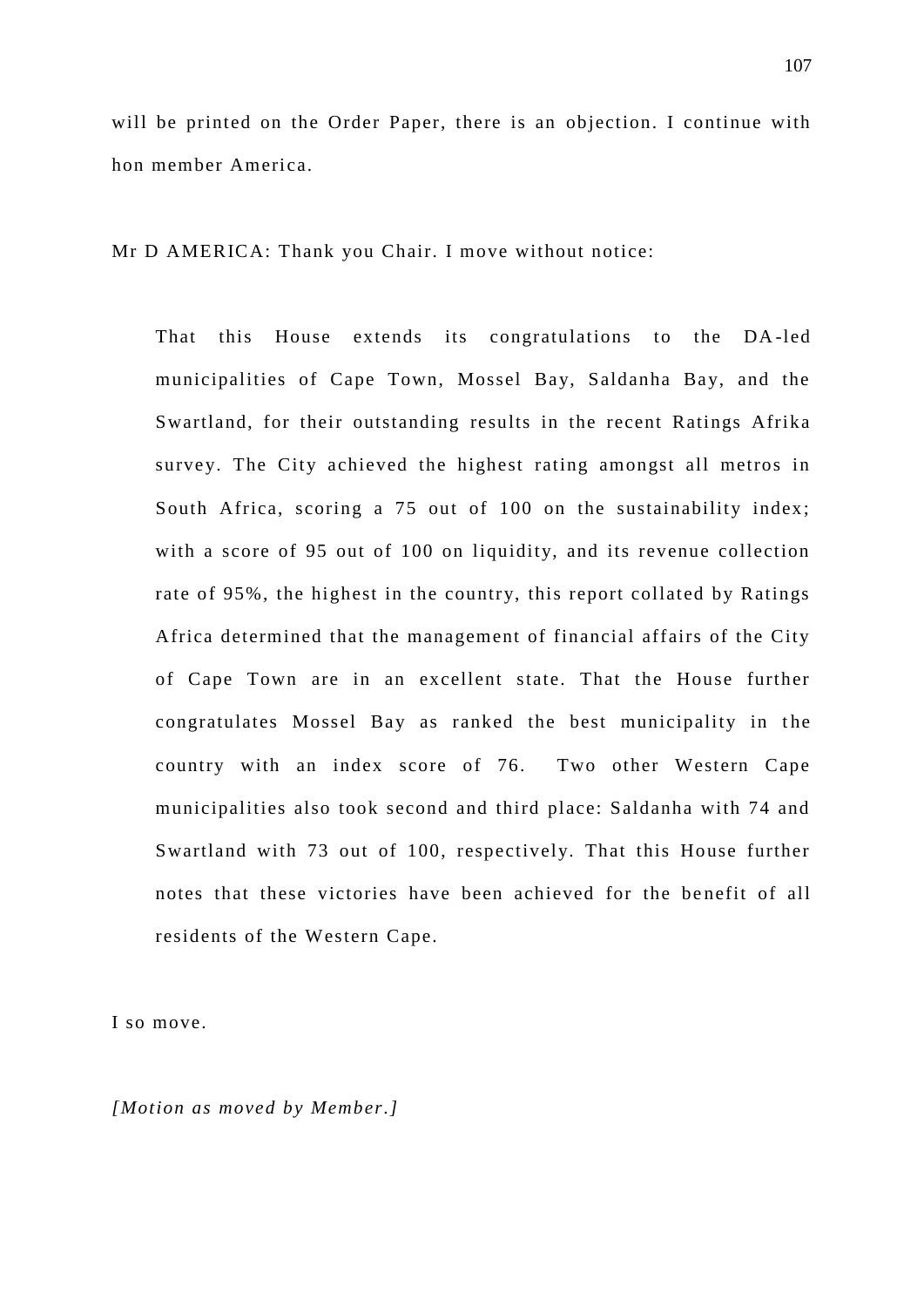will be printed on the Order Paper, there is an objection. I continue with hon member America.

Mr D AMERICA: Thank you Chair. I move without notice:

> That this House extends its congratulations to the DA-led municipalities of Cape Town, Mossel Bay, Saldanha Bay, and the Swartland, for their outstanding results in the recent Ratings Afrika survey. The City achieved the highest rating amongst all metros in South Africa, scoring a 75 out of 100 on the sustainability index; with a score of 95 out of 100 on liquidity, and its revenue collection rate of 95%, the highest in the country, this report collated by Ratings Africa determined that the management of financial affairs of the City of Cape Town are in an excellent state. That the House further congratulates Mossel Bay as ranked the best municipality in the country with an index score of 76. Two other Western Cape municipalities also took second and third place: Saldanha with 74 and Swartland with 73 out of 100, respectively. That this House further notes that these victories have been achieved for the benefit of all residents of the Western Cape.

I so move.

*[Motion as moved by Member.]*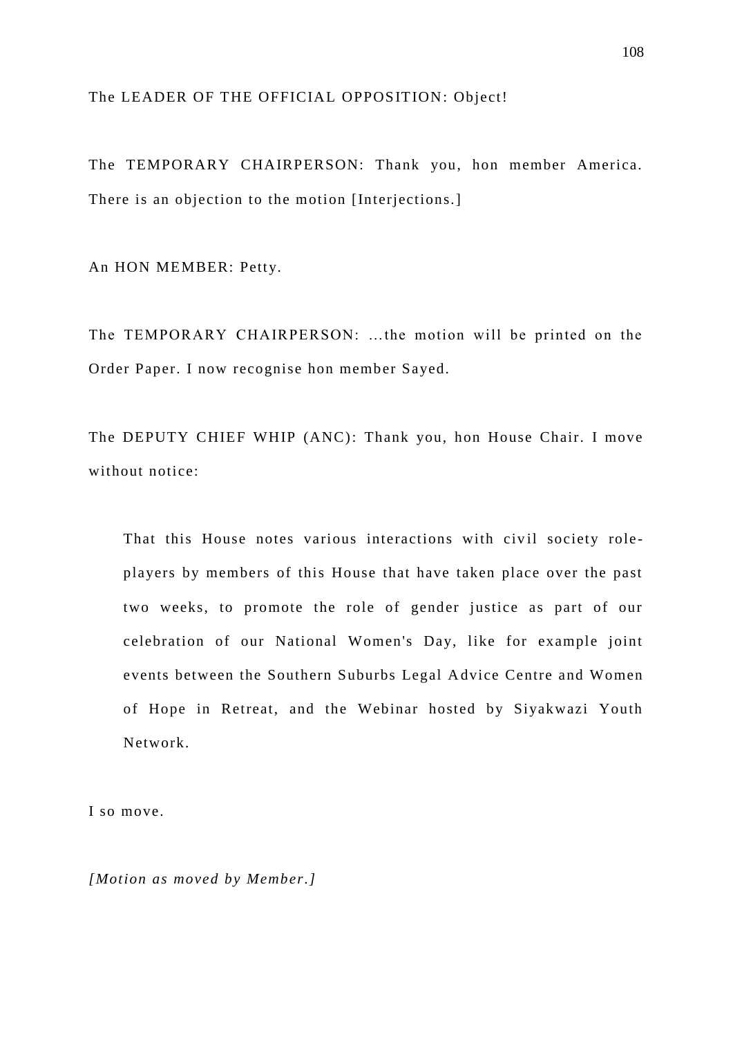The LEADER OF THE OFFICIAL OPPOSITION: Object!

The TEMPORARY CHAIRPERSON: Thank you, hon member America. There is an objection to the motion [Interjections.]

An HON MEMBER: Petty.

The TEMPORARY CHAIRPERSON: …the motion will be printed on the Order Paper. I now recognise hon member Sayed.

The DEPUTY CHIEF WHIP (ANC): Thank you, hon House Chair. I move without notice:

> That this House notes various interactions with civil society role-players by members of this House that have taken place over the past two weeks, to promote the role of gender justice as part of our celebration of our National Women's Day, like for example joint events between the Southern Suburbs Legal Advice Centre and Women of Hope in Retreat, and the Webinar hosted by Siyakwazi Youth Network.

I so move.

*[Motion as moved by Member.]*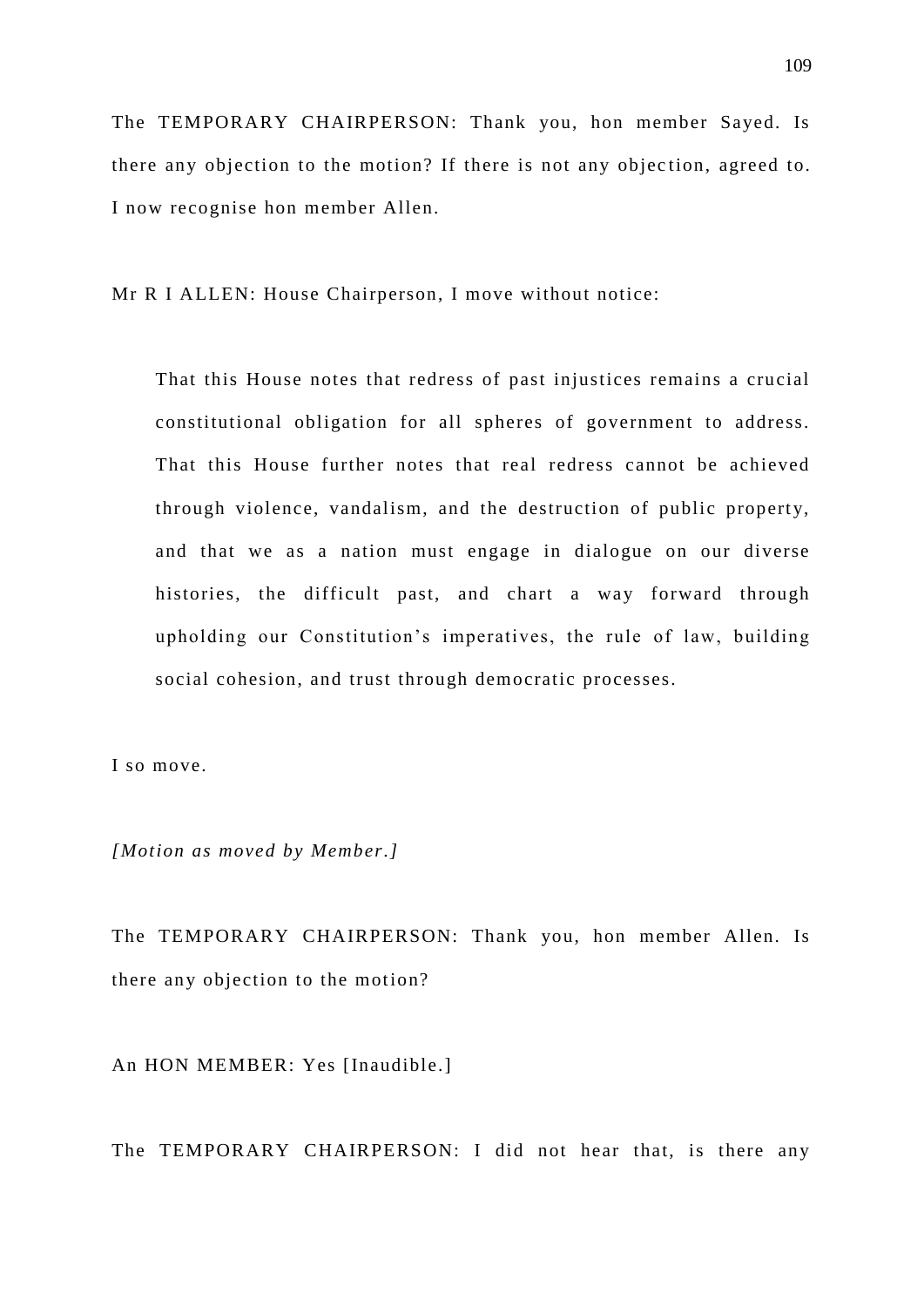The TEMPORARY CHAIRPERSON: Thank you, hon member Sayed. Is there any objection to the motion? If there is not any objection, agreed to. I now recognise hon member Allen.

Mr R I ALLEN: House Chairperson, I move without notice:

> That this House notes that redress of past injustices remains a crucial constitutional obligation for all spheres of government to address. That this House further notes that real redress cannot be achieved through violence, vandalism, and the destruction of public property, and that we as a nation must engage in dialogue on our diverse histories, the difficult past, and chart a way forward through upholding our Constitution's imperatives, the rule of law, building social cohesion, and trust through democratic processes.

I so move.

*[Motion as moved by Member.]*

The TEMPORARY CHAIRPERSON: Thank you, hon member Allen. Is there any objection to the motion?

An HON MEMBER: Yes [Inaudible.]

The TEMPORARY CHAIRPERSON: I did not hear that, is there any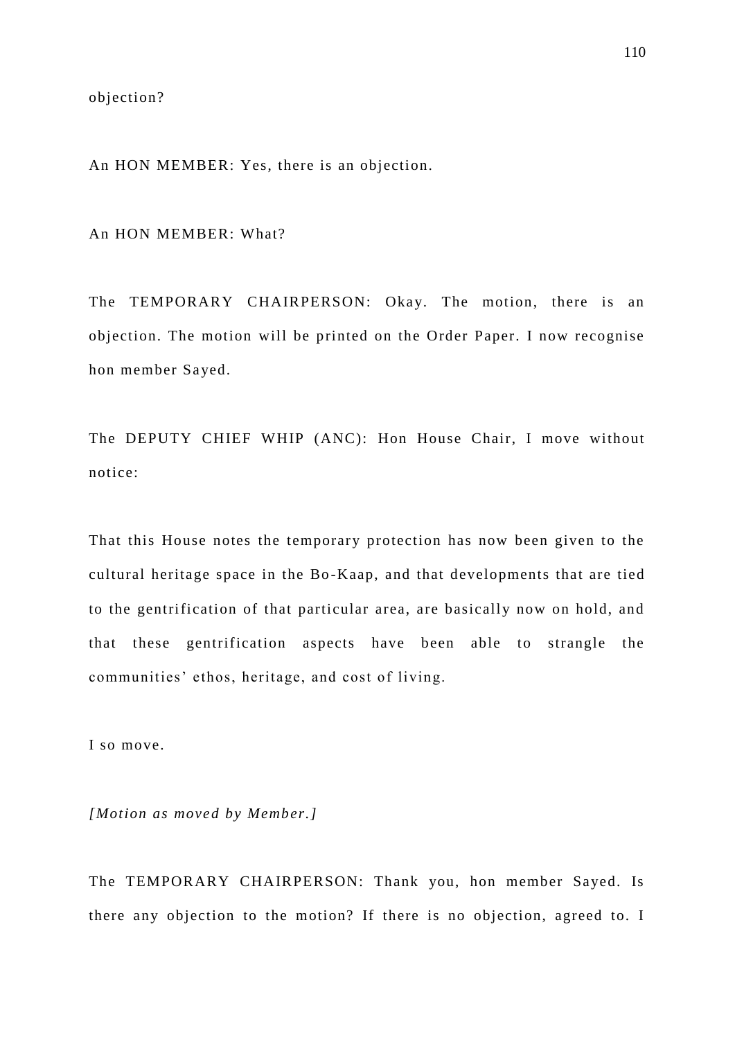objection?

An HON MEMBER: Yes, there is an objection.

An HON MEMBER: What?

The TEMPORARY CHAIRPERSON: Okay. The motion, there is an objection. The motion will be printed on the Order Paper. I now recognise hon member Sayed.

The DEPUTY CHIEF WHIP (ANC): Hon House Chair, I move without notice:

That this House notes the temporary protection has now been given to the cultural heritage space in the Bo-Kaap, and that developments that are tied to the gentrification of that particular area, are basically now on hold, and that these gentrification aspects have been able to strangle the communities' ethos, heritage, and cost of living.

I so move.

*[Motion as moved by Member.]*

The TEMPORARY CHAIRPERSON: Thank you, hon member Sayed. Is there any objection to the motion? If there is no objection, agreed to. I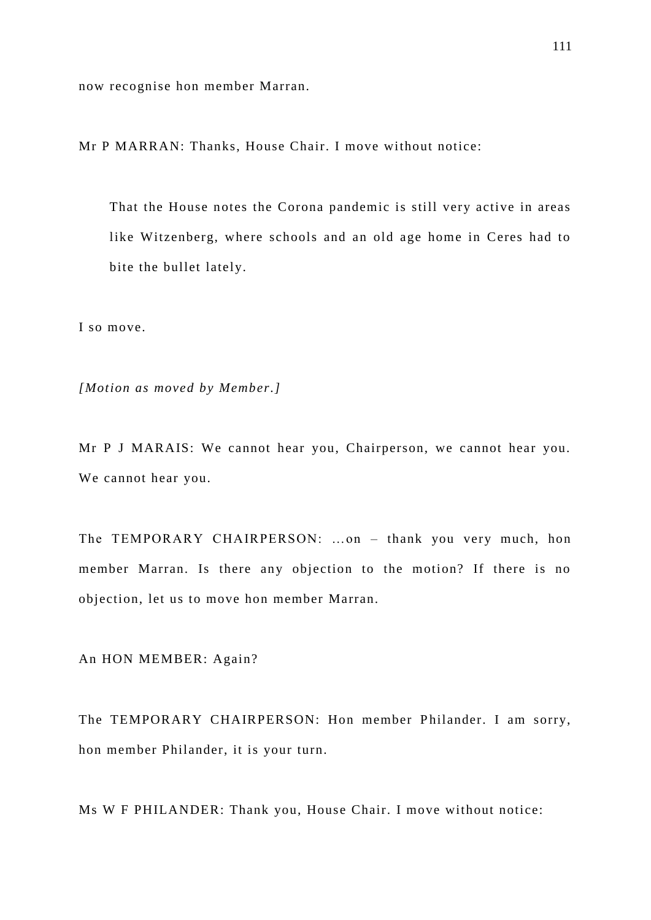now recognise hon member Marran.

Mr P MARRAN: Thanks, House Chair. I move without notice:

> That the House notes the Corona pandemic is still very active in areas like Witzenberg, where schools and an old age home in Ceres had to bite the bullet lately.

I so move.

*[Motion as moved by Member.]*

Mr P J MARAIS: We cannot hear you, Chairperson, we cannot hear you. We cannot hear you.

The TEMPORARY CHAIRPERSON: …on – thank you very much, hon member Marran. Is there any objection to the motion? If there is no objection, let us to move hon member Marran.

An HON MEMBER: Again?

The TEMPORARY CHAIRPERSON: Hon member Philander. I am sorry, hon member Philander, it is your turn.

Ms W F PHILANDER: Thank you, House Chair. I move without notice: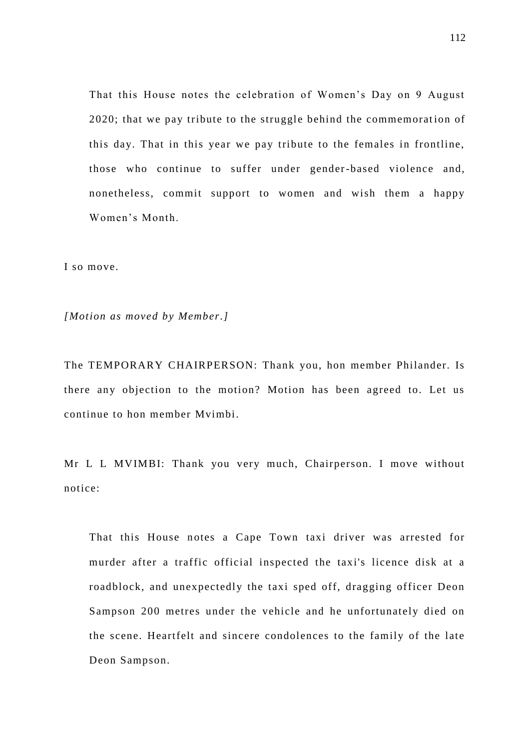> That this House notes the celebration of Women's Day on 9 August 2020; that we pay tribute to the struggle behind the commemoration of this day. That in this year we pay tribute to the females in frontline, those who continue to suffer under gender-based violence and, nonetheless, commit support to women and wish them a happy Women's Month.

I so move.

*[Motion as moved by Member.]*

The TEMPORARY CHAIRPERSON: Thank you, hon member Philander. Is there any objection to the motion? Motion has been agreed to. Let us continue to hon member Mvimbi.

Mr L L MVIMBI: Thank you very much, Chairperson. I move without notice:

> That this House notes a Cape Town taxi driver was arrested for murder after a traffic official inspected the taxi's licence disk at a roadblock, and unexpectedly the taxi sped off, dragging officer Deon Sampson 200 metres under the vehicle and he unfortunately died on the scene. Heartfelt and sincere condolences to the family of the late Deon Sampson.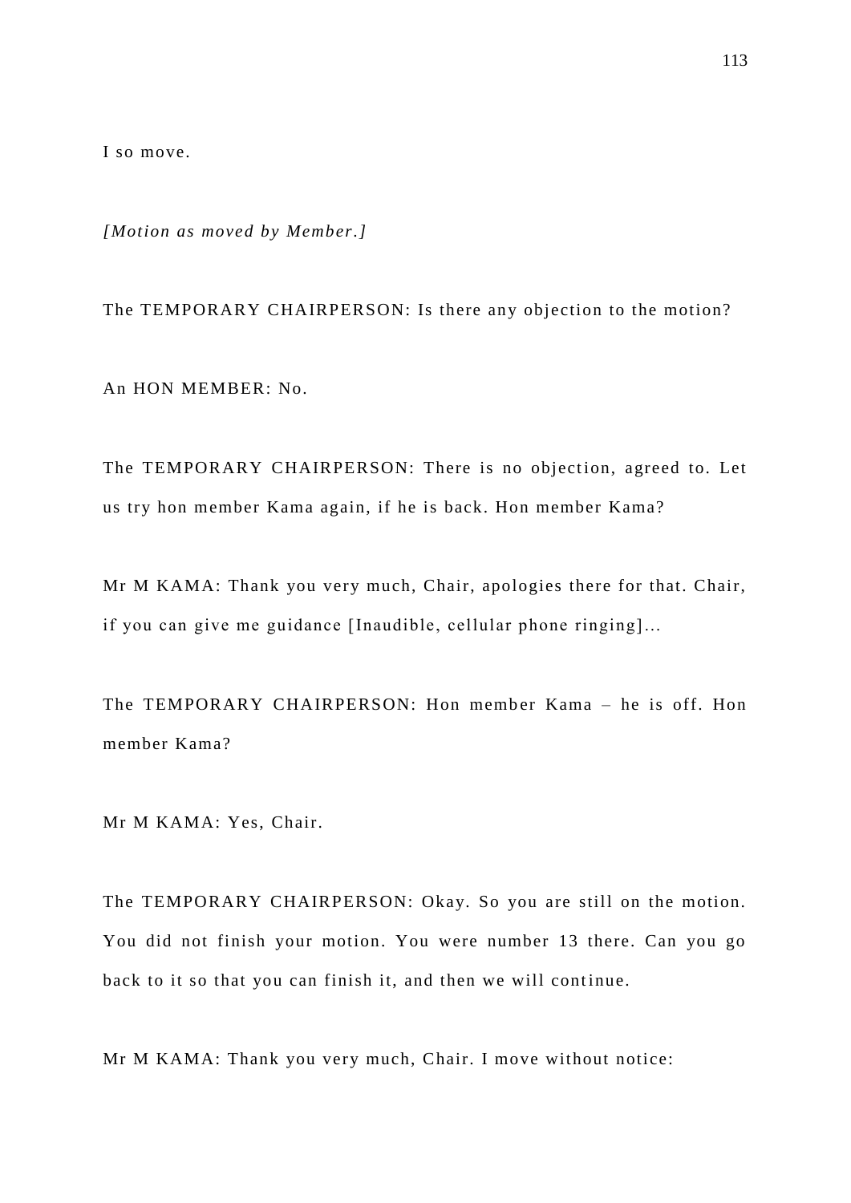I so move.

*[Motion as moved by Member.]*

The TEMPORARY CHAIRPERSON: Is there any objection to the motion?

An HON MEMBER: No.

The TEMPORARY CHAIRPERSON: There is no objection, agreed to. Let us try hon member Kama again, if he is back. Hon member Kama?

Mr M KAMA: Thank you very much, Chair, apologies there for that. Chair, if you can give me guidance [Inaudible, cellular phone ringing]...

The TEMPORARY CHAIRPERSON: Hon member Kama – he is off. Hon member Kama?

Mr M KAMA: Yes, Chair.

The TEMPORARY CHAIRPERSON: Okay. So you are still on the motion. You did not finish your motion. You were number 13 there. Can you go back to it so that you can finish it, and then we will continue.

Mr M KAMA: Thank you very much, Chair. I move without notice: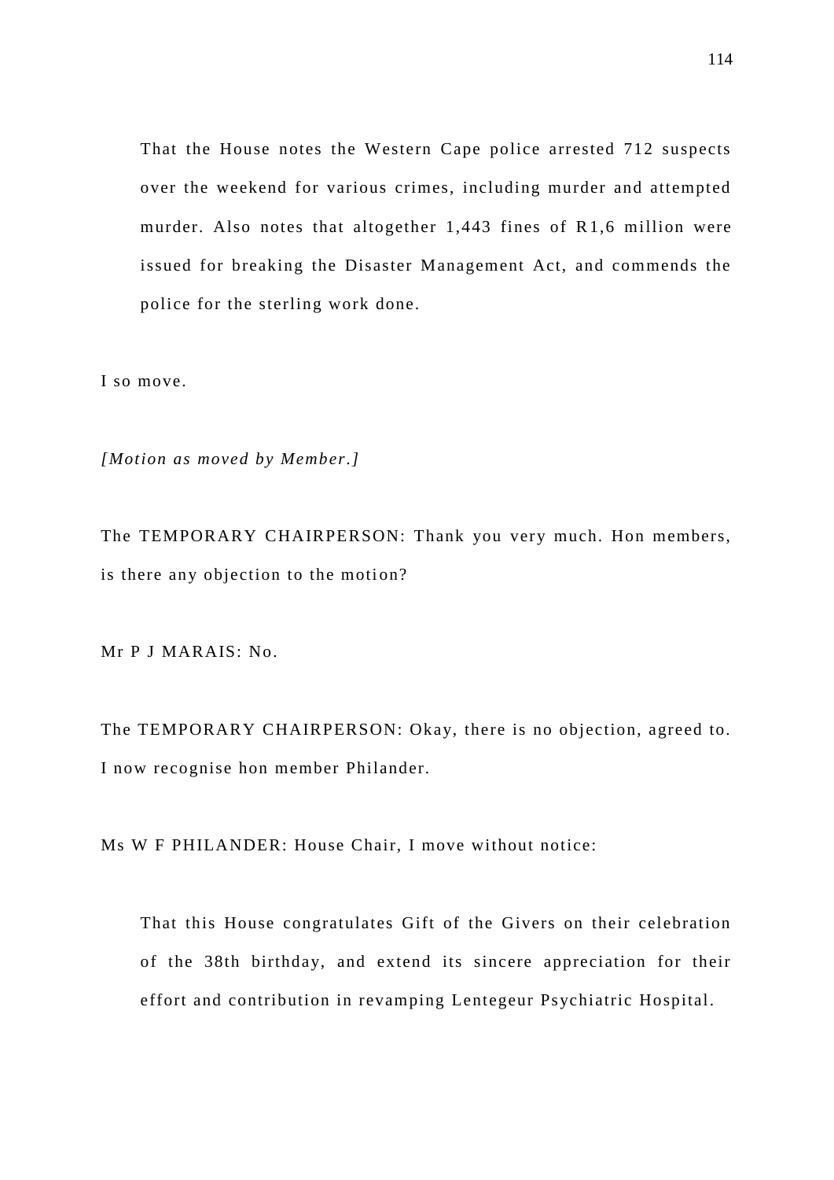> That the House notes the Western Cape police arrested 712 suspects over the weekend for various crimes, including murder and attempted murder. Also notes that altogether 1,443 fines of R1,6 million were issued for breaking the Disaster Management Act, and commends the police for the sterling work done.

I so move.

*[Motion as moved by Member.]*

The TEMPORARY CHAIRPERSON: Thank you very much. Hon members, is there any objection to the motion?

Mr P J MARAIS: No.

The TEMPORARY CHAIRPERSON: Okay, there is no objection, agreed to. I now recognise hon member Philander.

Ms W F PHILANDER: House Chair, I move without notice:

> That this House congratulates Gift of the Givers on their celebration of the 38th birthday, and extend its sincere appreciation for their effort and contribution in revamping Lentegeur Psychiatric Hospital.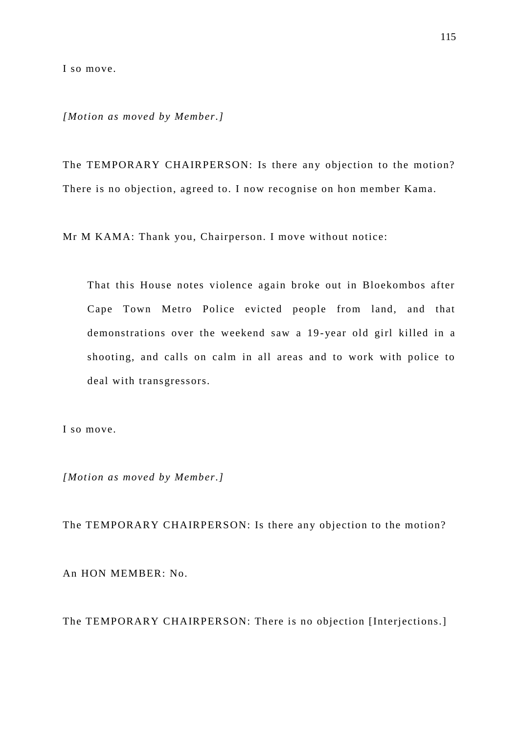I so move.

*[Motion as moved by Member.]*

The TEMPORARY CHAIRPERSON: Is there any objection to the motion? There is no objection, agreed to. I now recognise on hon member Kama.

Mr M KAMA: Thank you, Chairperson. I move without notice:

> That this House notes violence again broke out in Bloekombos after Cape Town Metro Police evicted people from land, and that demonstrations over the weekend saw a 19-year old girl killed in a shooting, and calls on calm in all areas and to work with police to deal with transgressors.

I so move.

*[Motion as moved by Member.]*

The TEMPORARY CHAIRPERSON: Is there any objection to the motion?

An HON MEMBER: No.

The TEMPORARY CHAIRPERSON: There is no objection [Interjections.]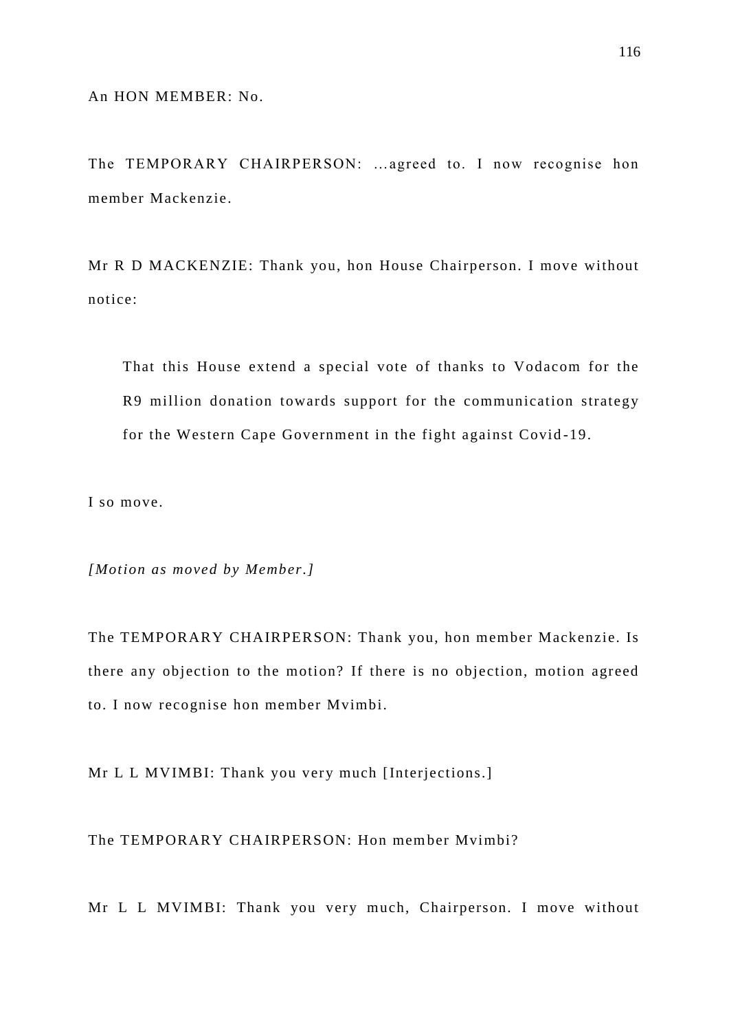An HON MEMBER: No.

The TEMPORARY CHAIRPERSON: ...agreed to. I now recognise hon member Mackenzie.

Mr R D MACKENZIE: Thank you, hon House Chairperson. I move without notice:

> That this House extend a special vote of thanks to Vodacom for the R9 million donation towards support for the communication strategy for the Western Cape Government in the fight against Covid-19.

I so move.

*[Motion as moved by Member.]*

The TEMPORARY CHAIRPERSON: Thank you, hon member Mackenzie. Is there any objection to the motion? If there is no objection, motion agreed to. I now recognise hon member Mvimbi.

Mr L L MVIMBI: Thank you very much [Interjections.]

The TEMPORARY CHAIRPERSON: Hon member Mvimbi?

Mr L L MVIMBI: Thank you very much, Chairperson. I move without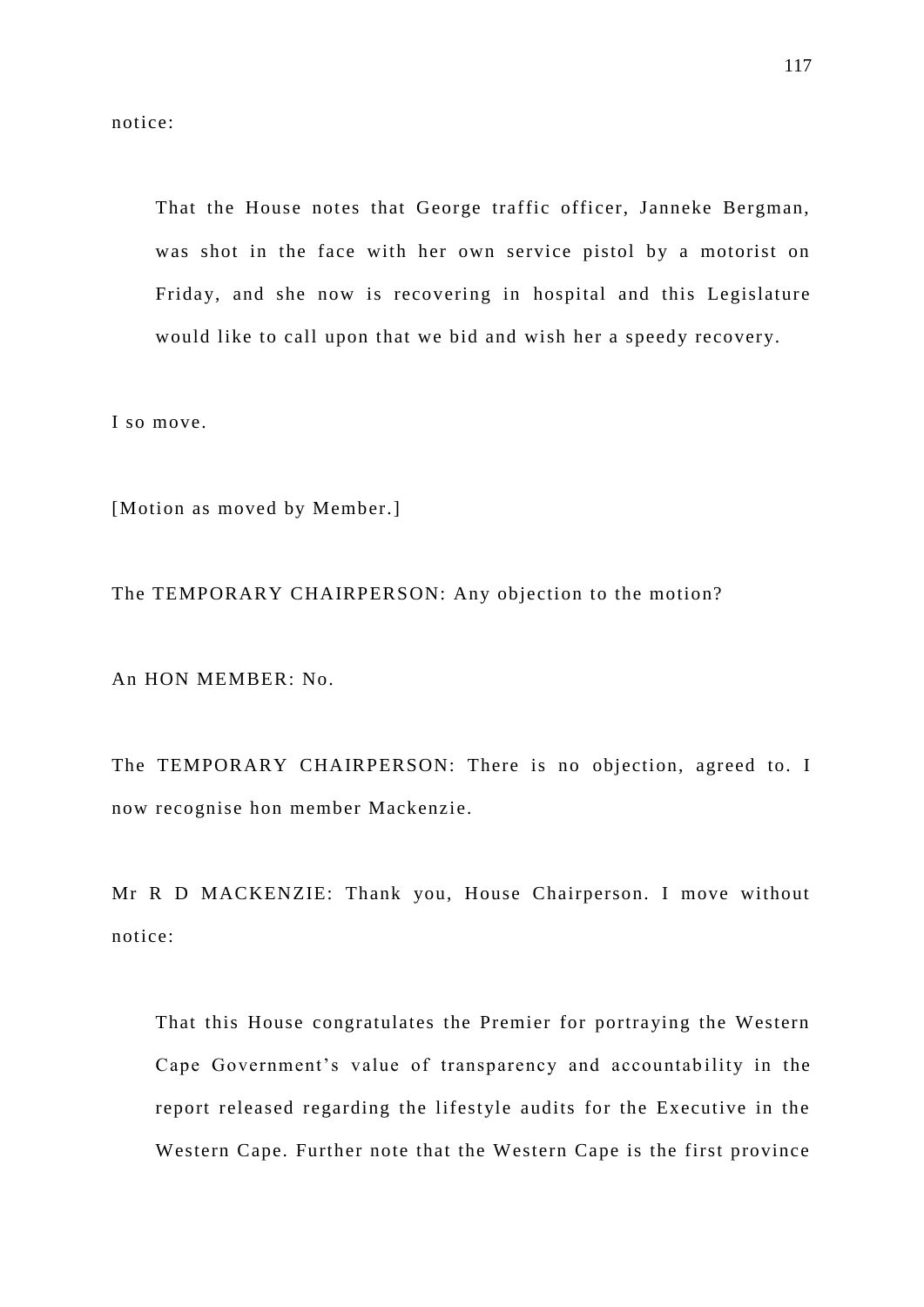notice:

> That the House notes that George traffic officer, Janneke Bergman, was shot in the face with her own service pistol by a motorist on Friday, and she now is recovering in hospital and this Legislature would like to call upon that we bid and wish her a speedy recovery.

I so move.

[Motion as moved by Member.]

The TEMPORARY CHAIRPERSON: Any objection to the motion?

An HON MEMBER: No.

The TEMPORARY CHAIRPERSON: There is no objection, agreed to. I now recognise hon member Mackenzie.

Mr R D MACKENZIE: Thank you, House Chairperson. I move without notice:

> That this House congratulates the Premier for portraying the Western Cape Government's value of transparency and accountability in the report released regarding the lifestyle audits for the Executive in the Western Cape. Further note that the Western Cape is the first province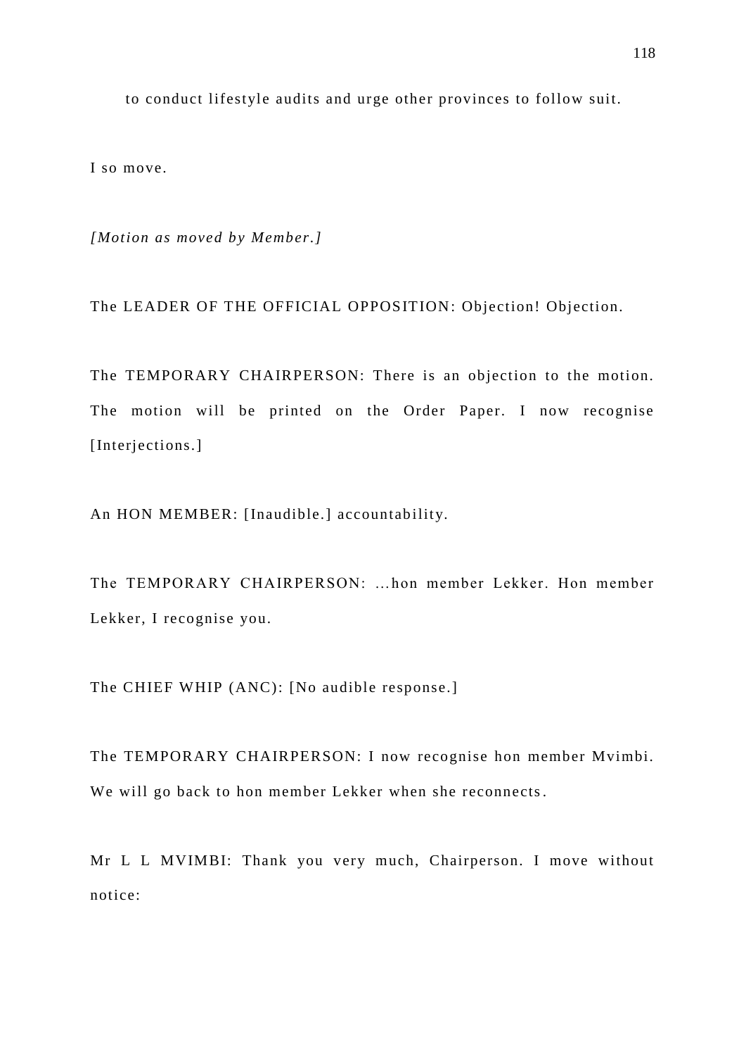to conduct lifestyle audits and urge other provinces to follow suit.

I so move.

*[Motion as moved by Member.]*

The LEADER OF THE OFFICIAL OPPOSITION: Objection! Objection.

The TEMPORARY CHAIRPERSON: There is an objection to the motion. The motion will be printed on the Order Paper. I now recognise [Interjections.]

An HON MEMBER: [Inaudible.] accountability.

The TEMPORARY CHAIRPERSON: …hon member Lekker. Hon member Lekker, I recognise you.

The CHIEF WHIP (ANC): [No audible response.]

The TEMPORARY CHAIRPERSON: I now recognise hon member Mvimbi. We will go back to hon member Lekker when she reconnects.

Mr L L MVIMBI: Thank you very much, Chairperson. I move without notice: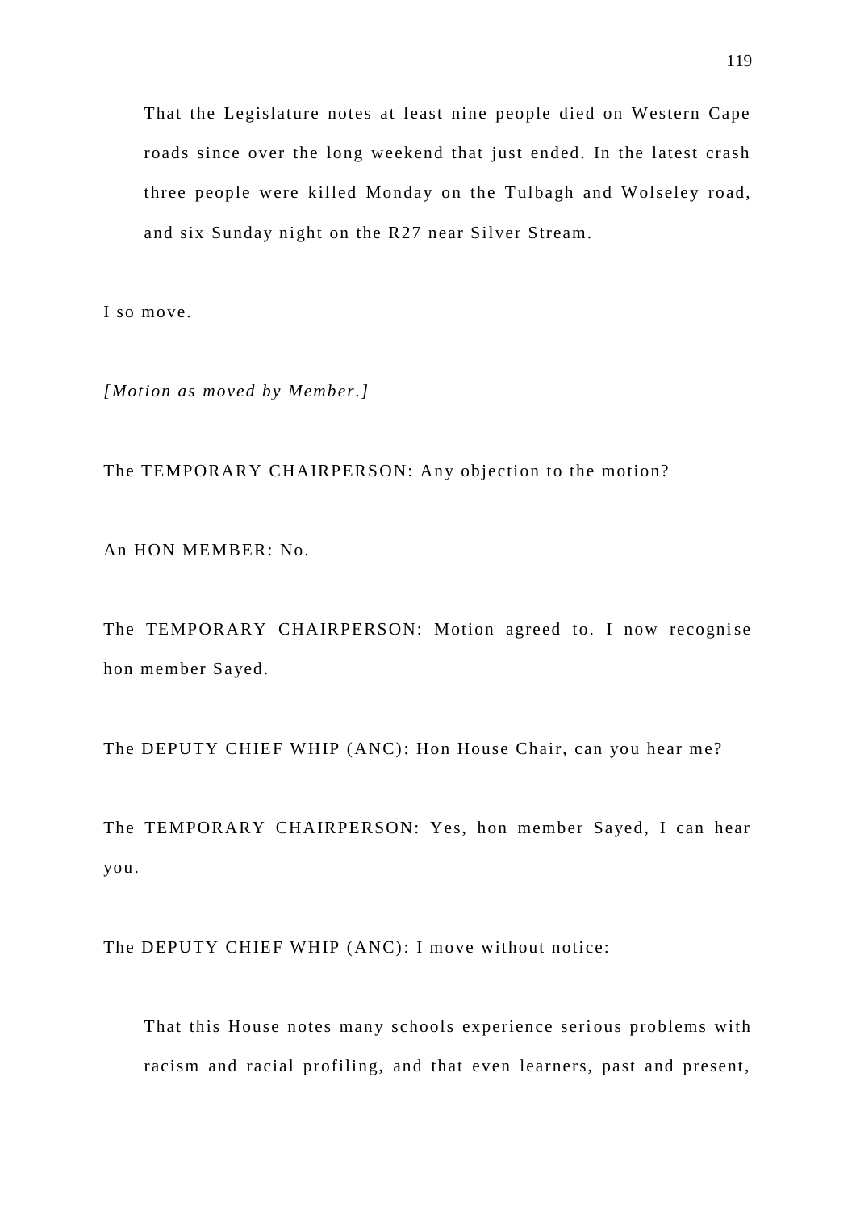> That the Legislature notes at least nine people died on Western Cape roads since over the long weekend that just ended. In the latest crash three people were killed Monday on the Tulbagh and Wolseley road, and six Sunday night on the R27 near Silver Stream.

I so move.

*[Motion as moved by Member.]*

The TEMPORARY CHAIRPERSON: Any objection to the motion?

An HON MEMBER: No.

The TEMPORARY CHAIRPERSON: Motion agreed to. I now recognise hon member Sayed.

The DEPUTY CHIEF WHIP (ANC): Hon House Chair, can you hear me?

The TEMPORARY CHAIRPERSON: Yes, hon member Sayed, I can hear you.

The DEPUTY CHIEF WHIP (ANC): I move without notice:

> That this House notes many schools experience serious problems with racism and racial profiling, and that even learners, past and present,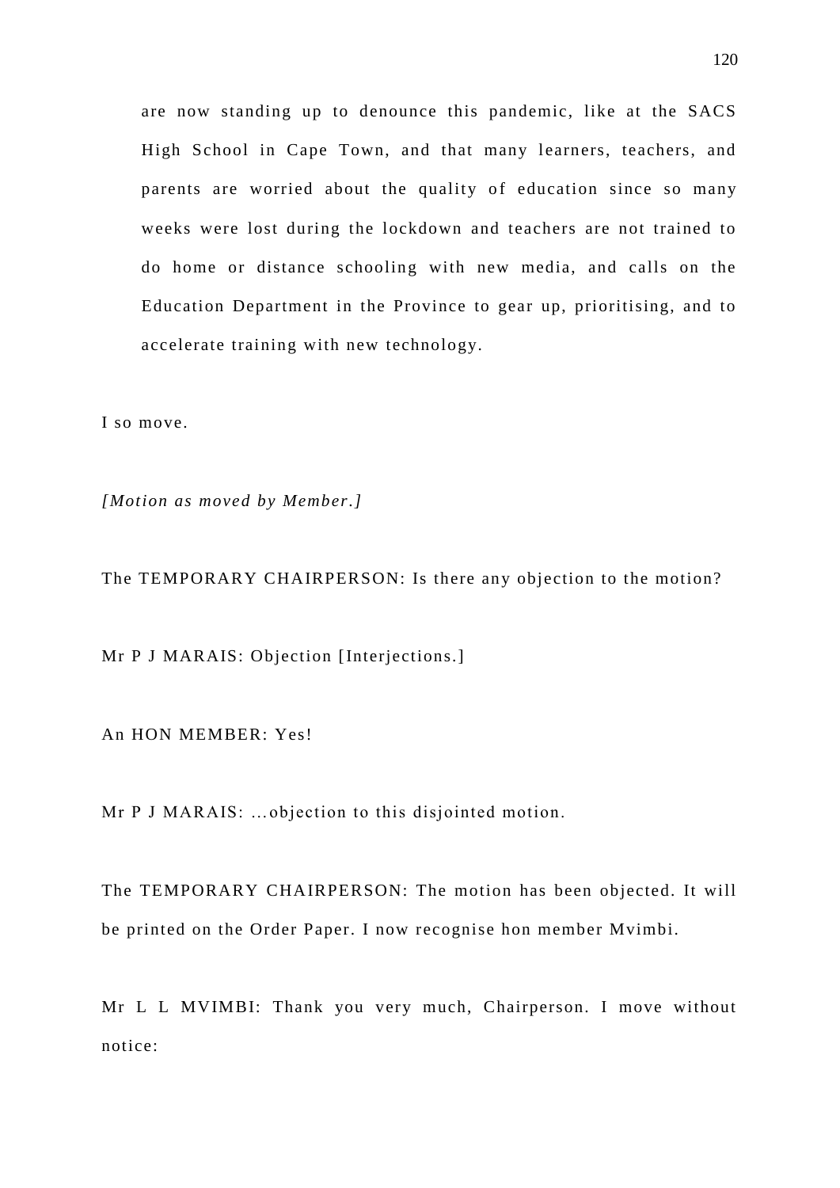are now standing up to denounce this pandemic, like at the SACS High School in Cape Town, and that many learners, teachers, and parents are worried about the quality of education since so many weeks were lost during the lockdown and teachers are not trained to do home or distance schooling with new media, and calls on the Education Department in the Province to gear up, prioritising, and to accelerate training with new technology.

I so move.

*[Motion as moved by Member.]*

The TEMPORARY CHAIRPERSON: Is there any objection to the motion?

Mr P J MARAIS: Objection [Interjections.]

An HON MEMBER: Yes!

Mr P J MARAIS: …objection to this disjointed motion.

The TEMPORARY CHAIRPERSON: The motion has been objected. It will be printed on the Order Paper. I now recognise hon member Mvimbi.

Mr L L MVIMBI: Thank you very much, Chairperson. I move without notice: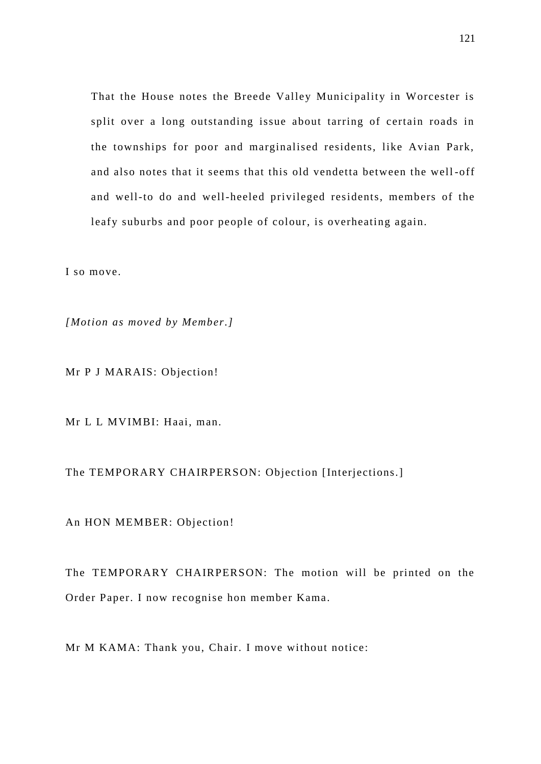> That the House notes the Breede Valley Municipality in Worcester is split over a long outstanding issue about tarring of certain roads in the townships for poor and marginalised residents, like Avian Park, and also notes that it seems that this old vendetta between the well-off and well-to do and well-heeled privileged residents, members of the leafy suburbs and poor people of colour, is overheating again.

I so move.

*[Motion as moved by Member.]*

Mr P J MARAIS: Objection!

Mr L L MVIMBI: Haai, man.

The TEMPORARY CHAIRPERSON: Objection [Interjections.]

An HON MEMBER: Objection!

The TEMPORARY CHAIRPERSON: The motion will be printed on the Order Paper. I now recognise hon member Kama.

Mr M KAMA: Thank you, Chair. I move without notice: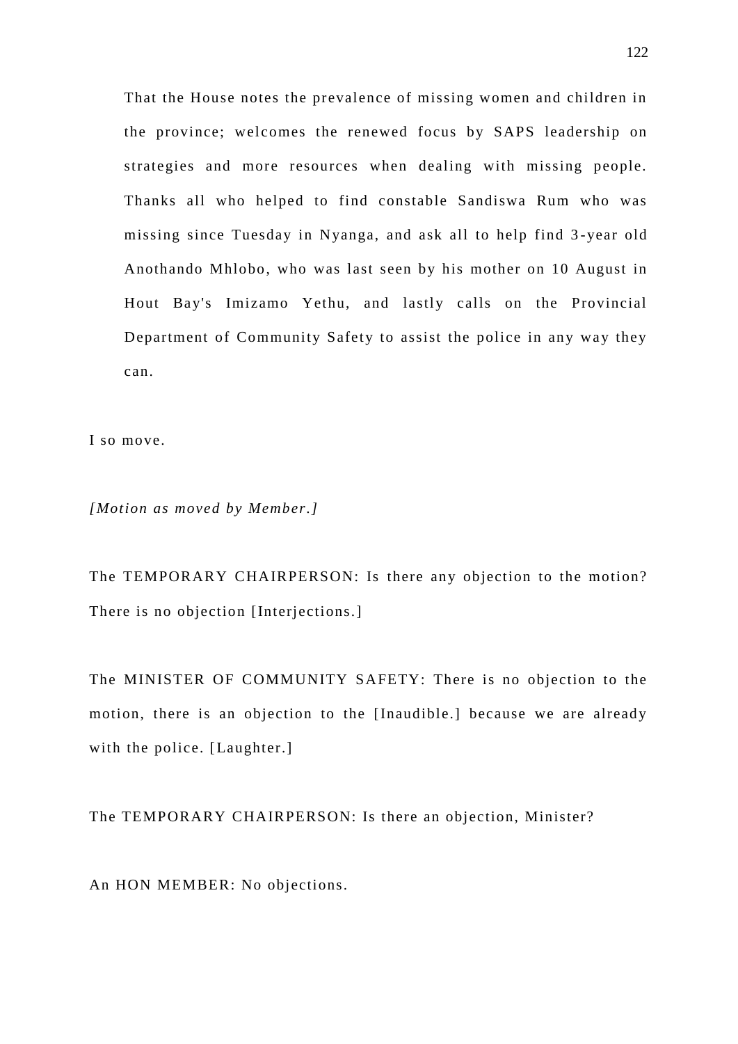> That the House notes the prevalence of missing women and children in the province; welcomes the renewed focus by SAPS leadership on strategies and more resources when dealing with missing people. Thanks all who helped to find constable Sandiswa Rum who was missing since Tuesday in Nyanga, and ask all to help find 3-year old Anothando Mhlobo, who was last seen by his mother on 10 August in Hout Bay's Imizamo Yethu, and lastly calls on the Provincial Department of Community Safety to assist the police in any way they can.

I so move.

*[Motion as moved by Member.]*

The TEMPORARY CHAIRPERSON: Is there any objection to the motion? There is no objection [Interjections.]

The MINISTER OF COMMUNITY SAFETY: There is no objection to the motion, there is an objection to the [Inaudible.] because we are already with the police. [Laughter.]

The TEMPORARY CHAIRPERSON: Is there an objection, Minister?

An HON MEMBER: No objections.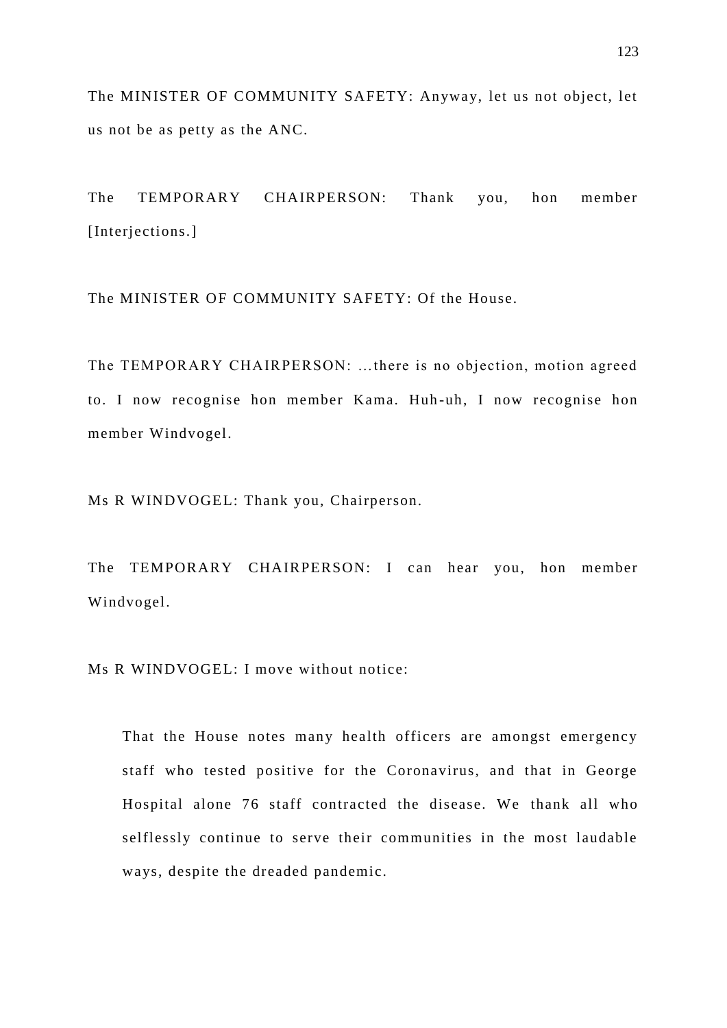The MINISTER OF COMMUNITY SAFETY: Anyway, let us not object, let us not be as petty as the ANC.

The TEMPORARY CHAIRPERSON: Thank you, hon member [Interjections.]

The MINISTER OF COMMUNITY SAFETY: Of the House.

The TEMPORARY CHAIRPERSON: ...there is no objection, motion agreed to. I now recognise hon member Kama. Huh-uh, I now recognise hon member Windvogel.

Ms R WINDVOGEL: Thank you, Chairperson.

The TEMPORARY CHAIRPERSON: I can hear you, hon member Windvogel.

Ms R WINDVOGEL: I move without notice:

> That the House notes many health officers are amongst emergency staff who tested positive for the Coronavirus, and that in George Hospital alone 76 staff contracted the disease. We thank all who selflessly continue to serve their communities in the most laudable ways, despite the dreaded pandemic.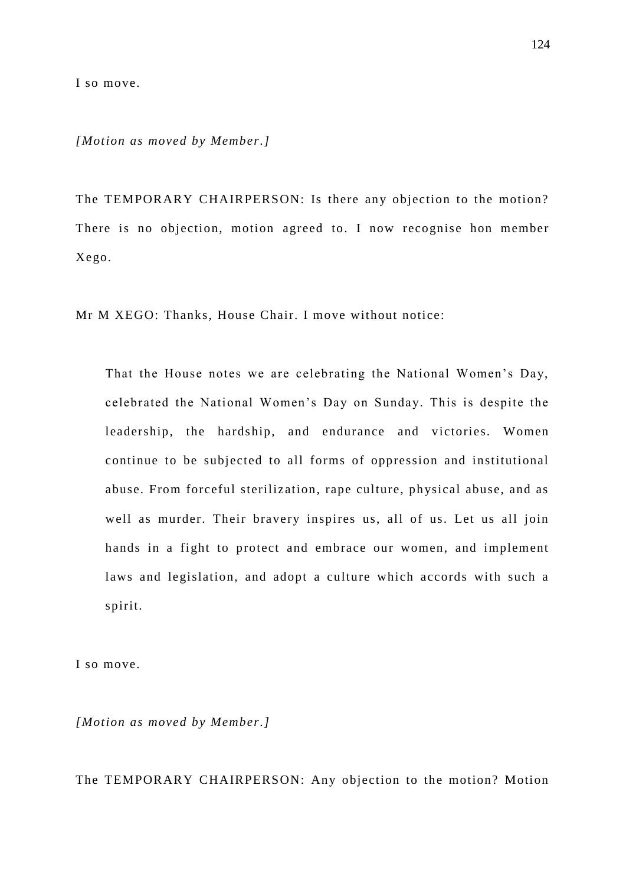I so move.

*[Motion as moved by Member.]*

The TEMPORARY CHAIRPERSON: Is there any objection to the motion? There is no objection, motion agreed to. I now recognise hon member Xego.

Mr M XEGO: Thanks, House Chair. I move without notice:

> That the House notes we are celebrating the National Women's Day, celebrated the National Women's Day on Sunday. This is despite the leadership, the hardship, and endurance and victories. Women continue to be subjected to all forms of oppression and institutional abuse. From forceful sterilization, rape culture, physical abuse, and as well as murder. Their bravery inspires us, all of us. Let us all join hands in a fight to protect and embrace our women, and implement laws and legislation, and adopt a culture which accords with such a spirit.

I so move.

*[Motion as moved by Member.]*

The TEMPORARY CHAIRPERSON: Any objection to the motion? Motion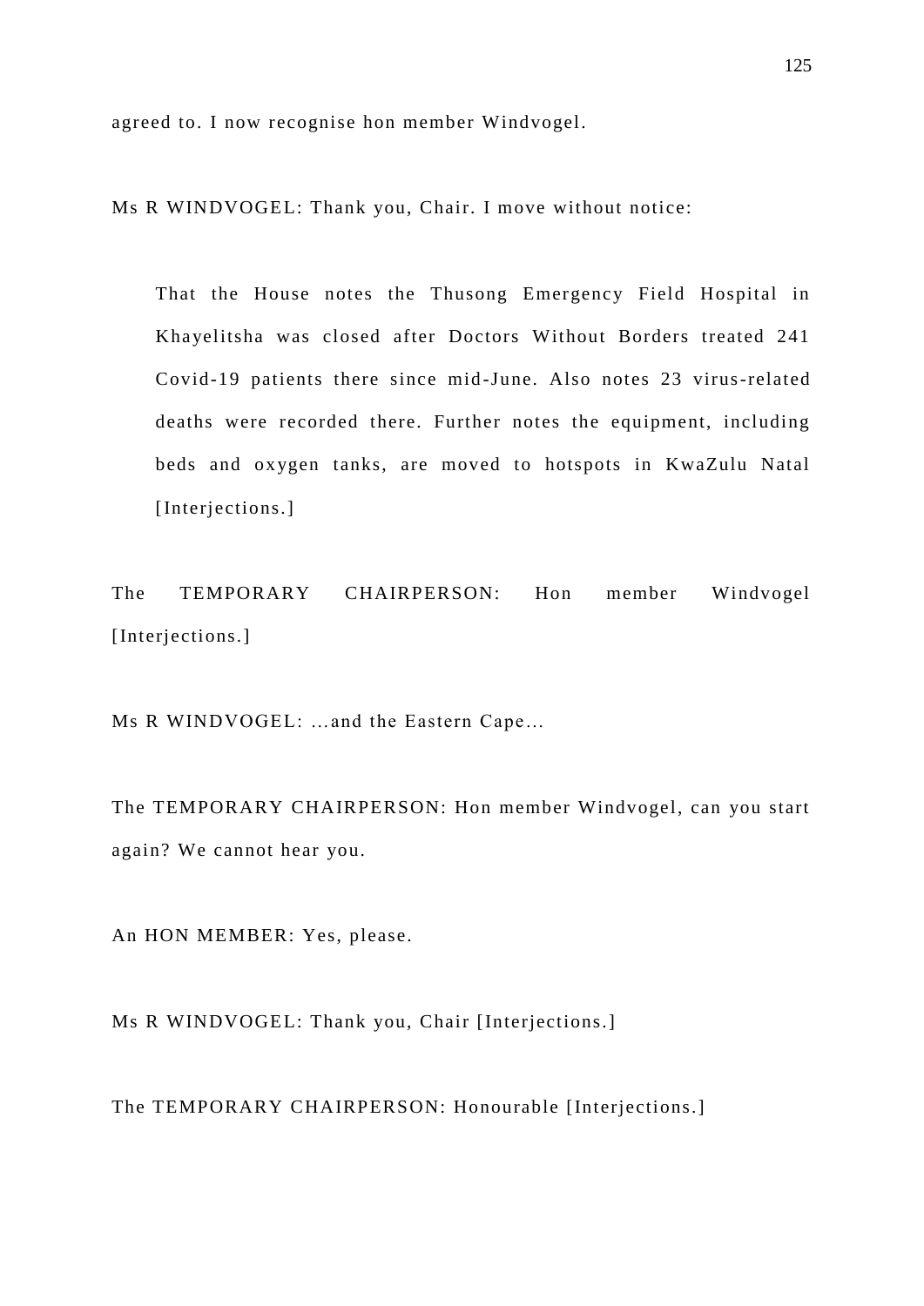agreed to. I now recognise hon member Windvogel.

Ms R WINDVOGEL: Thank you, Chair. I move without notice:

> That the House notes the Thusong Emergency Field Hospital in Khayelitsha was closed after Doctors Without Borders treated 241 Covid-19 patients there since mid-June. Also notes 23 virus-related deaths were recorded there. Further notes the equipment, including beds and oxygen tanks, are moved to hotspots in KwaZulu Natal [Interjections.]

The TEMPORARY CHAIRPERSON: Hon member Windvogel [Interjections.]

Ms R WINDVOGEL: …and the Eastern Cape…

The TEMPORARY CHAIRPERSON: Hon member Windvogel, can you start again? We cannot hear you.

An HON MEMBER: Yes, please.

Ms R WINDVOGEL: Thank you, Chair [Interjections.]

The TEMPORARY CHAIRPERSON: Honourable [Interjections.]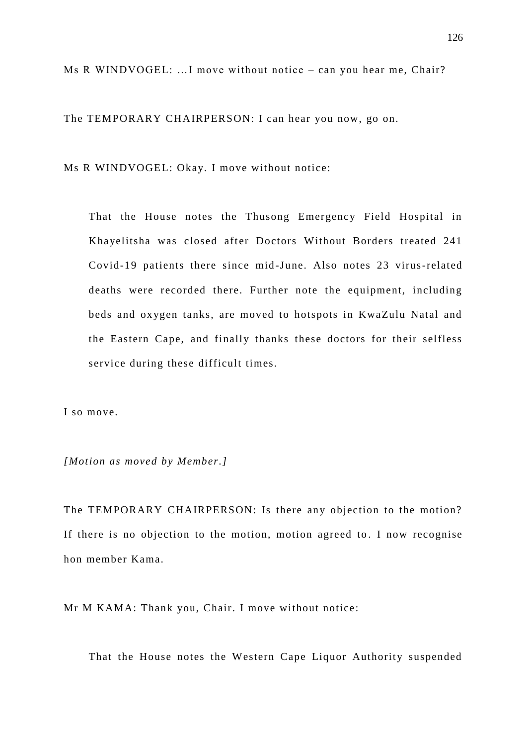Ms R WINDVOGEL: ...I move without notice – can you hear me, Chair?

The TEMPORARY CHAIRPERSON: I can hear you now, go on.

Ms R WINDVOGEL: Okay. I move without notice:

> That the House notes the Thusong Emergency Field Hospital in Khayelitsha was closed after Doctors Without Borders treated 241 Covid-19 patients there since mid-June. Also notes 23 virus-related deaths were recorded there. Further note the equipment, including beds and oxygen tanks, are moved to hotspots in KwaZulu Natal and the Eastern Cape, and finally thanks these doctors for their selfless service during these difficult times.

I so move.

*[Motion as moved by Member.]*

The TEMPORARY CHAIRPERSON: Is there any objection to the motion? If there is no objection to the motion, motion agreed to. I now recognise hon member Kama.

Mr M KAMA: Thank you, Chair. I move without notice:

> That the House notes the Western Cape Liquor Authority suspended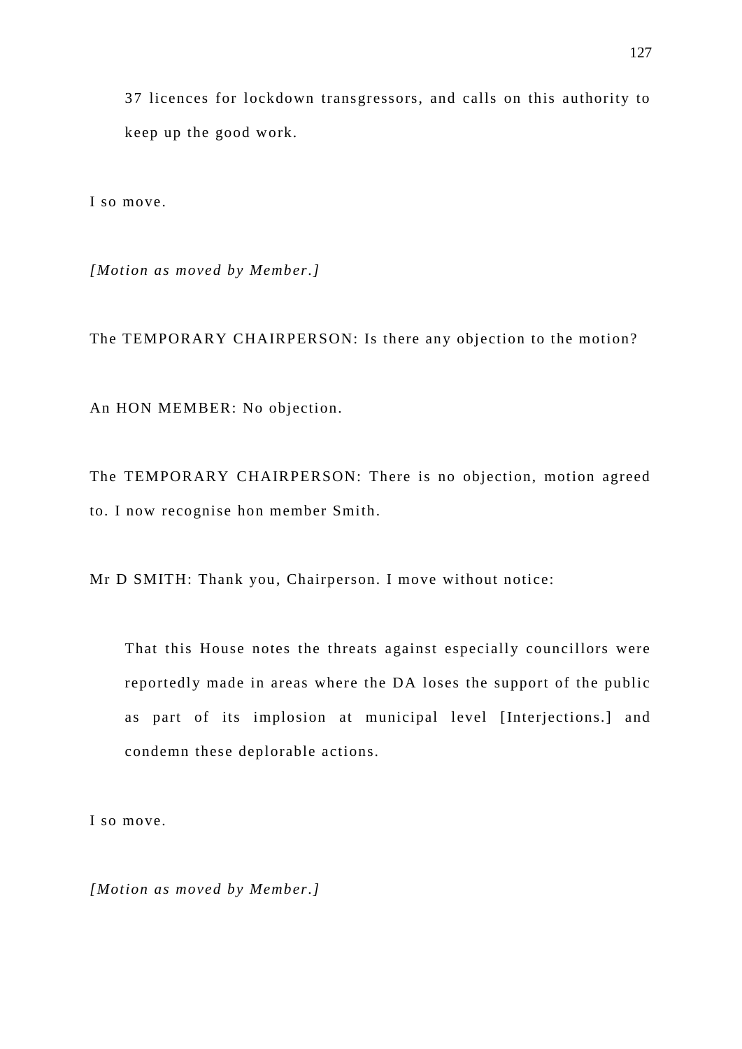> 37 licences for lockdown transgressors, and calls on this authority to keep up the good work.

I so move.

*[Motion as moved by Member.]*

The TEMPORARY CHAIRPERSON: Is there any objection to the motion?

An HON MEMBER: No objection.

The TEMPORARY CHAIRPERSON: There is no objection, motion agreed to. I now recognise hon member Smith.

Mr D SMITH: Thank you, Chairperson. I move without notice:

> That this House notes the threats against especially councillors were reportedly made in areas where the DA loses the support of the public as part of its implosion at municipal level [Interjections.] and condemn these deplorable actions.

I so move.

*[Motion as moved by Member.]*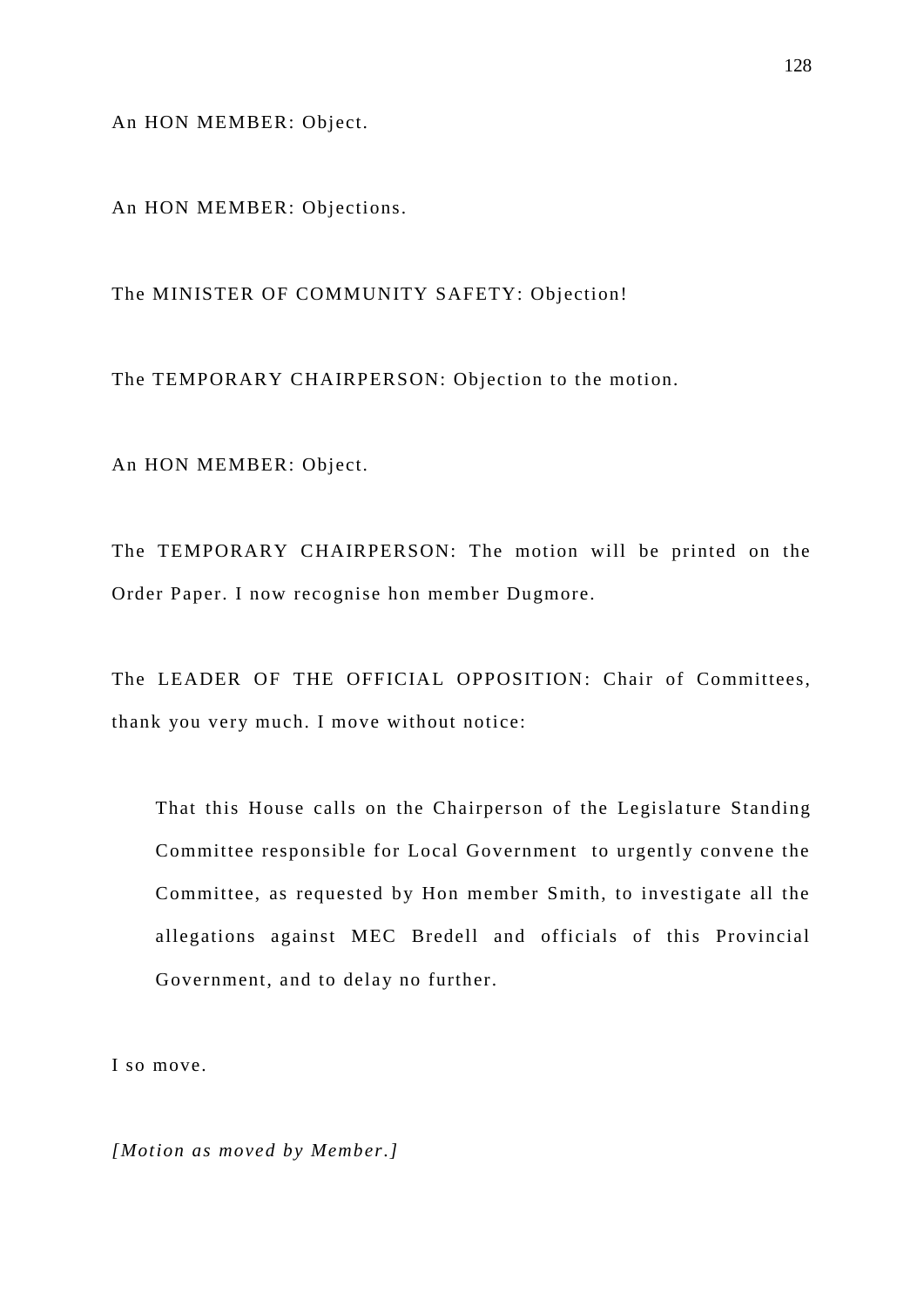An HON MEMBER: Object.

An HON MEMBER: Objections.

The MINISTER OF COMMUNITY SAFETY: Objection!

The TEMPORARY CHAIRPERSON: Objection to the motion.

An HON MEMBER: Object.

The TEMPORARY CHAIRPERSON: The motion will be printed on the Order Paper. I now recognise hon member Dugmore.

The LEADER OF THE OFFICIAL OPPOSITION: Chair of Committees, thank you very much. I move without notice:

> That this House calls on the Chairperson of the Legislature Standing Committee responsible for Local Government to urgently convene the Committee, as requested by Hon member Smith, to investigate all the allegations against MEC Bredell and officials of this Provincial Government, and to delay no further.

I so move.

*[Motion as moved by Member.]*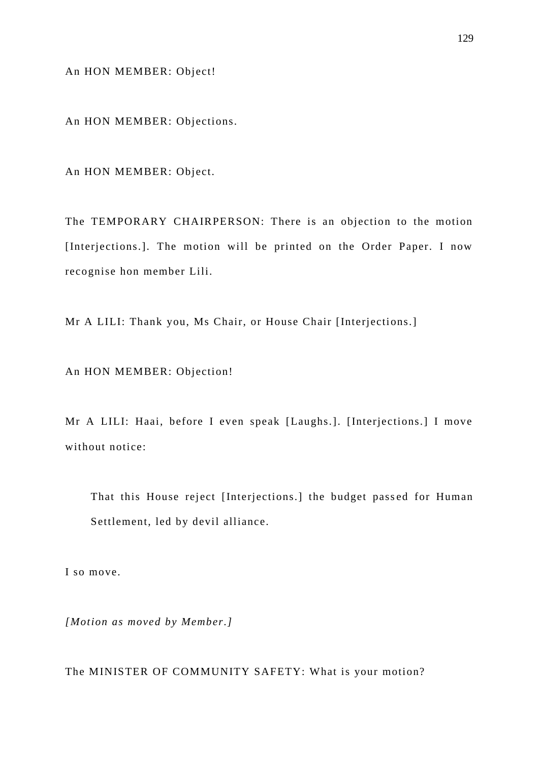An HON MEMBER: Object!

An HON MEMBER: Objections.

An HON MEMBER: Object.

The TEMPORARY CHAIRPERSON: There is an objection to the motion [Interjections.]. The motion will be printed on the Order Paper. I now recognise hon member Lili.

Mr A LILI: Thank you, Ms Chair, or House Chair [Interjections.]

An HON MEMBER: Objection!

Mr A LILI: Haai, before I even speak [Laughs.]. [Interjections.] I move without notice:

> That this House reject [Interjections.] the budget passed for Human Settlement, led by devil alliance.

I so move.

*[Motion as moved by Member.]*

The MINISTER OF COMMUNITY SAFETY: What is your motion?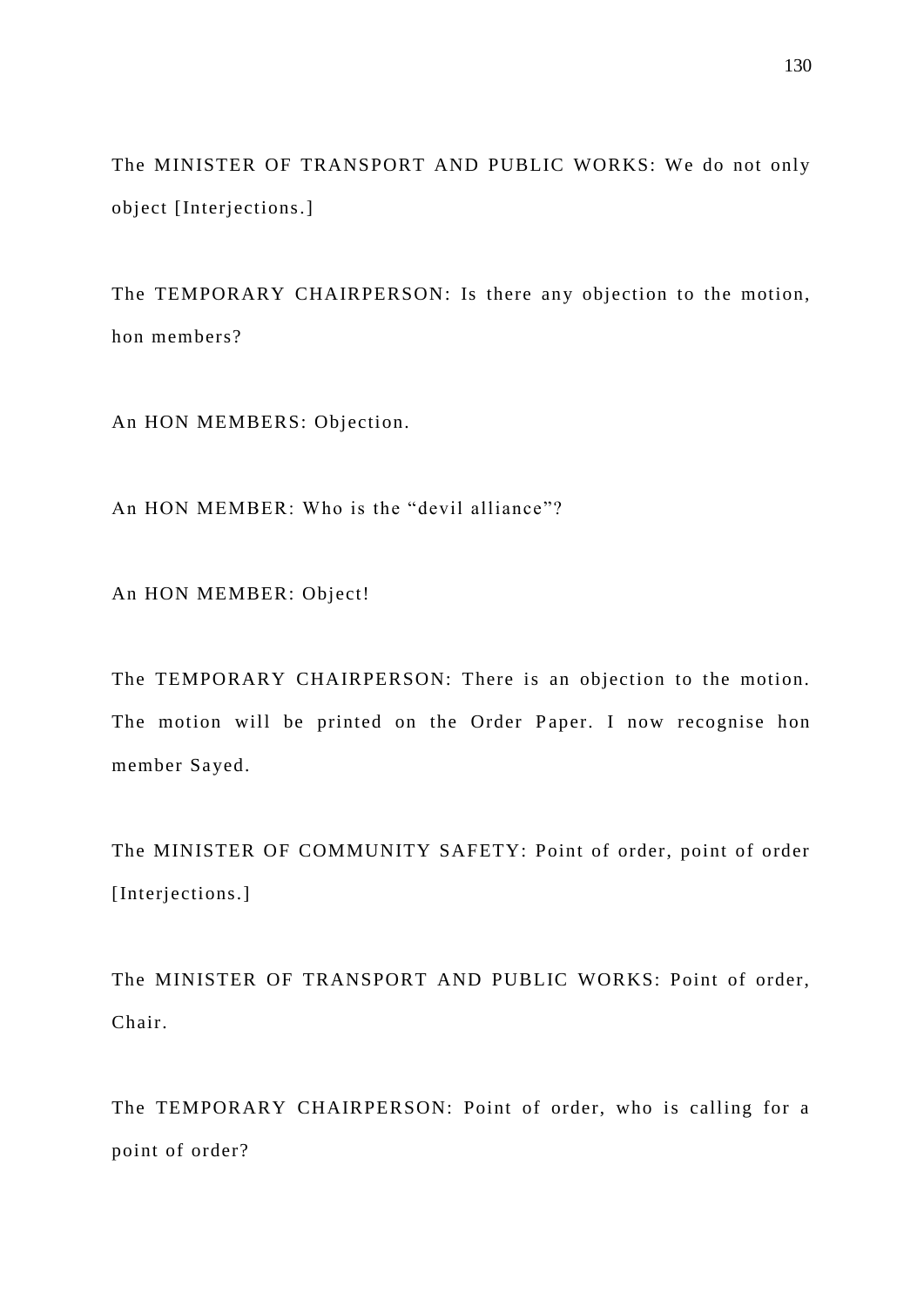The MINISTER OF TRANSPORT AND PUBLIC WORKS: We do not only object [Interjections.]

The TEMPORARY CHAIRPERSON: Is there any objection to the motion, hon members?

An HON MEMBERS: Objection.

An HON MEMBER: Who is the "devil alliance"?

An HON MEMBER: Object!

The TEMPORARY CHAIRPERSON: There is an objection to the motion. The motion will be printed on the Order Paper. I now recognise hon member Sayed.

The MINISTER OF COMMUNITY SAFETY: Point of order, point of order [Interjections.]

The MINISTER OF TRANSPORT AND PUBLIC WORKS: Point of order, Chair.

The TEMPORARY CHAIRPERSON: Point of order, who is calling for a point of order?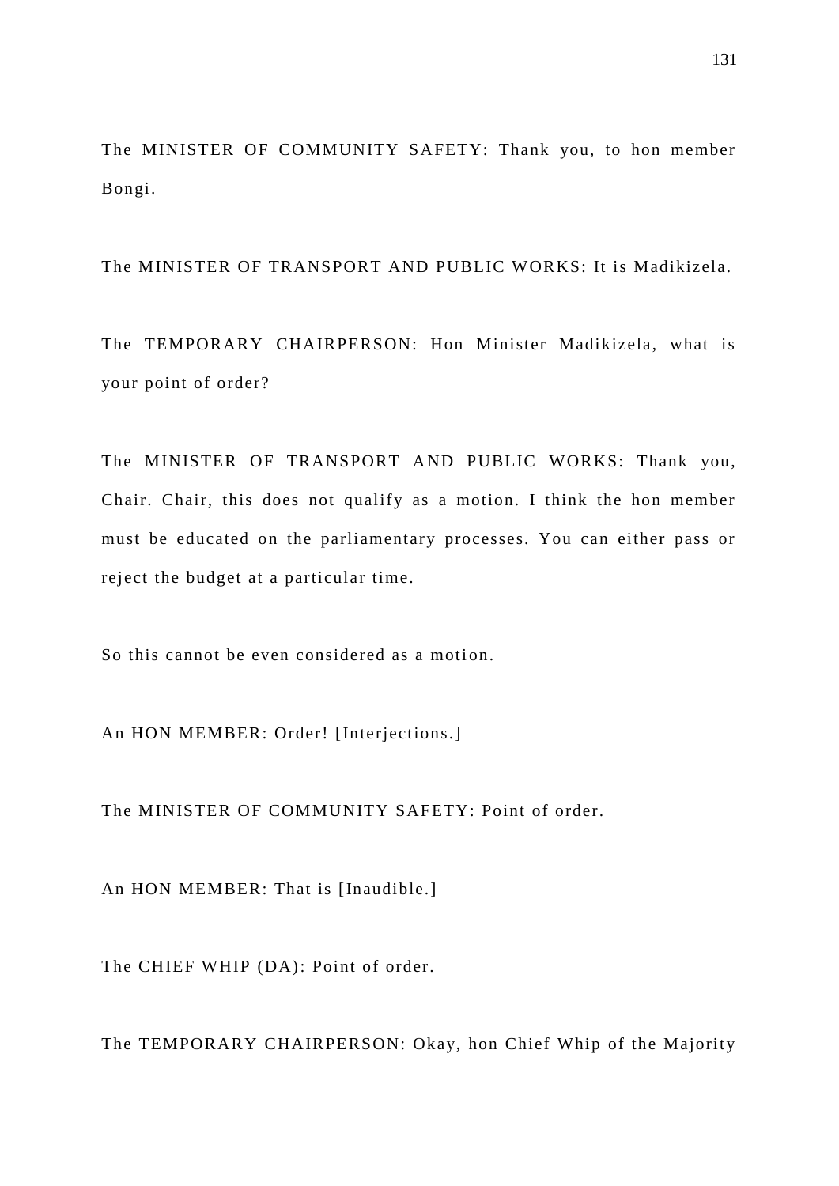The MINISTER OF COMMUNITY SAFETY: Thank you, to hon member Bongi.

The MINISTER OF TRANSPORT AND PUBLIC WORKS: It is Madikizela.

The TEMPORARY CHAIRPERSON: Hon Minister Madikizela, what is your point of order?

The MINISTER OF TRANSPORT AND PUBLIC WORKS: Thank you, Chair. Chair, this does not qualify as a motion. I think the hon member must be educated on the parliamentary processes. You can either pass or reject the budget at a particular time.

So this cannot be even considered as a motion.

An HON MEMBER: Order! [Interjections.]

The MINISTER OF COMMUNITY SAFETY: Point of order.

An HON MEMBER: That is [Inaudible.]

The CHIEF WHIP (DA): Point of order.

The TEMPORARY CHAIRPERSON: Okay, hon Chief Whip of the Majority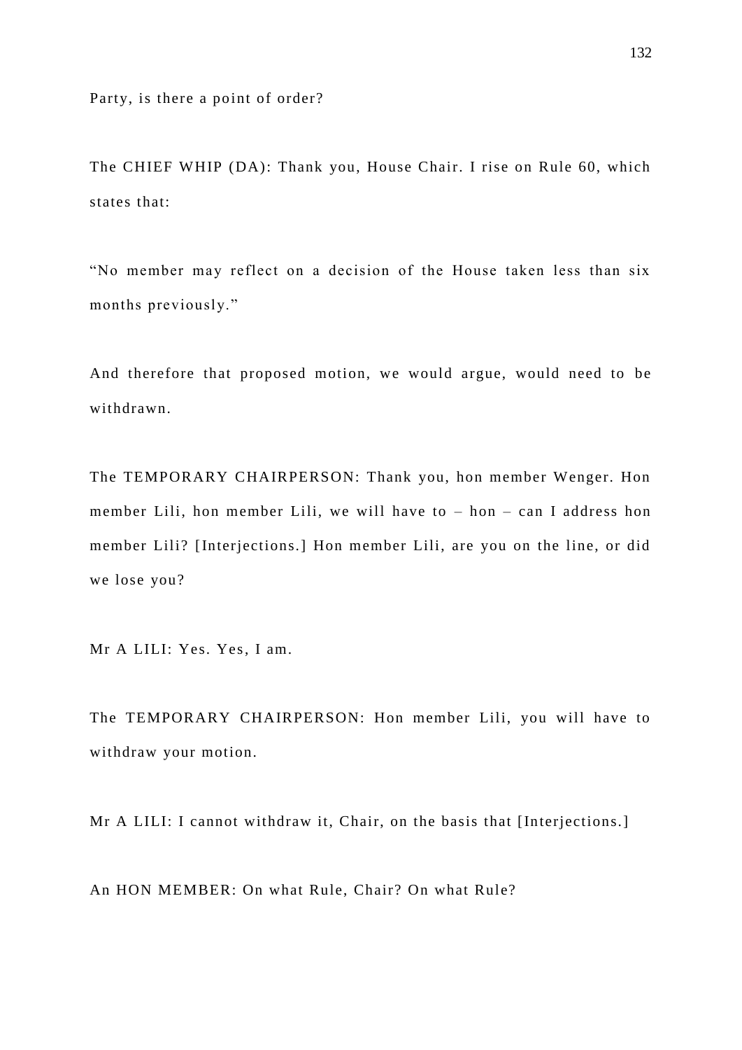Party, is there a point of order?

The CHIEF WHIP (DA): Thank you, House Chair. I rise on Rule 60, which states that:

"No member may reflect on a decision of the House taken less than six months previously."

And therefore that proposed motion, we would argue, would need to be withdrawn.

The TEMPORARY CHAIRPERSON: Thank you, hon member Wenger. Hon member Lili, hon member Lili, we will have to – hon – can I address hon member Lili? [Interjections.] Hon member Lili, are you on the line, or did we lose you?

Mr A LILI: Yes. Yes, I am.

The TEMPORARY CHAIRPERSON: Hon member Lili, you will have to withdraw your motion.

Mr A LILI: I cannot withdraw it, Chair, on the basis that [Interjections.]

An HON MEMBER: On what Rule, Chair? On what Rule?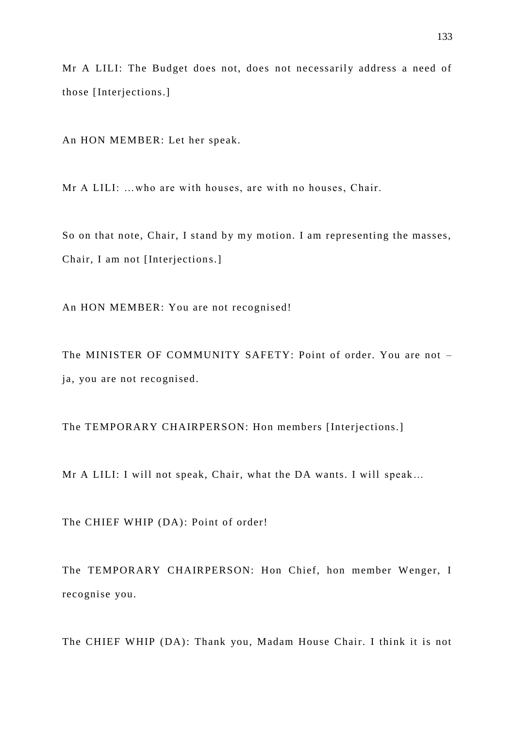Mr A LILI: The Budget does not, does not necessarily address a need of those [Interjections.]

An HON MEMBER: Let her speak.

Mr A LILI: …who are with houses, are with no houses, Chair.

So on that note, Chair, I stand by my motion. I am representing the masses, Chair, I am not [Interjections.]

An HON MEMBER: You are not recognised!

The MINISTER OF COMMUNITY SAFETY: Point of order. You are not – ja, you are not recognised.

The TEMPORARY CHAIRPERSON: Hon members [Interjections.]

Mr A LILI: I will not speak, Chair, what the DA wants. I will speak…

The CHIEF WHIP (DA): Point of order!

The TEMPORARY CHAIRPERSON: Hon Chief, hon member Wenger, I recognise you.

The CHIEF WHIP (DA): Thank you, Madam House Chair. I think it is not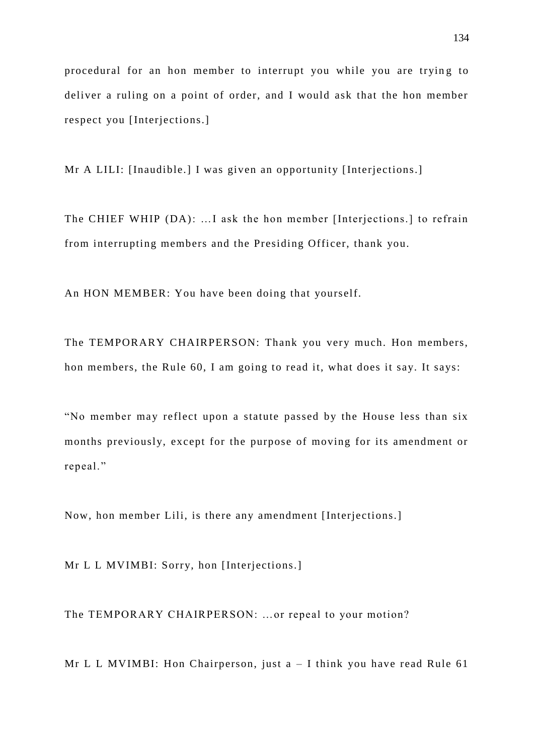procedural for an hon member to interrupt you while you are trying to deliver a ruling on a point of order, and I would ask that the hon member respect you [Interjections.]

Mr A LILI: [Inaudible.] I was given an opportunity [Interjections.]

The CHIEF WHIP (DA): ...I ask the hon member [Interjections.] to refrain from interrupting members and the Presiding Officer, thank you.

An HON MEMBER: You have been doing that yourself.

The TEMPORARY CHAIRPERSON: Thank you very much. Hon members, hon members, the Rule 60, I am going to read it, what does it say. It says:

"No member may reflect upon a statute passed by the House less than six months previously, except for the purpose of moving for its amendment or repeal."

Now, hon member Lili, is there any amendment [Interjections.]

Mr L L MVIMBI: Sorry, hon [Interjections.]

The TEMPORARY CHAIRPERSON: ...or repeal to your motion?

Mr L L MVIMBI: Hon Chairperson, just a – I think you have read Rule 61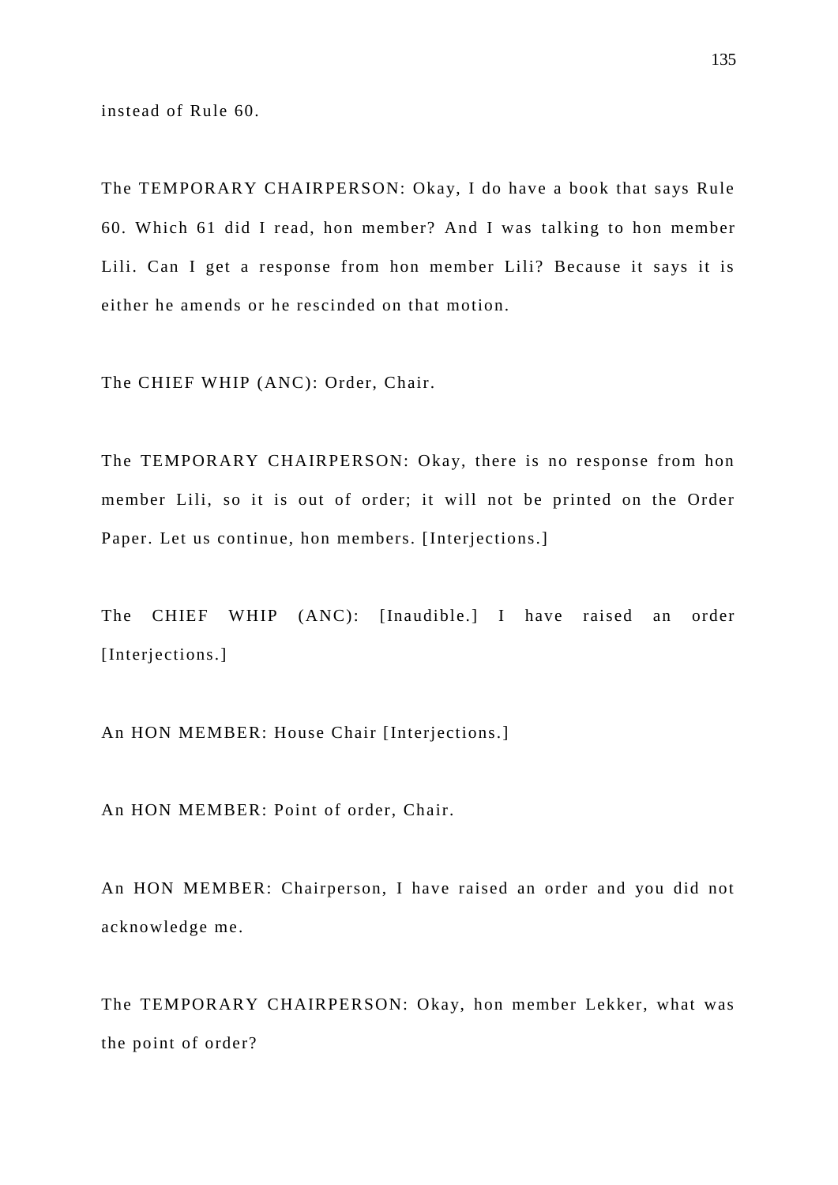instead of Rule 60.

The TEMPORARY CHAIRPERSON: Okay, I do have a book that says Rule 60. Which 61 did I read, hon member? And I was talking to hon member Lili. Can I get a response from hon member Lili? Because it says it is either he amends or he rescinded on that motion.

The CHIEF WHIP (ANC): Order, Chair.

The TEMPORARY CHAIRPERSON: Okay, there is no response from hon member Lili, so it is out of order; it will not be printed on the Order Paper. Let us continue, hon members. [Interjections.]

The CHIEF WHIP (ANC): [Inaudible.] I have raised an order [Interjections.]

An HON MEMBER: House Chair [Interjections.]

An HON MEMBER: Point of order, Chair.

An HON MEMBER: Chairperson, I have raised an order and you did not acknowledge me.

The TEMPORARY CHAIRPERSON: Okay, hon member Lekker, what was the point of order?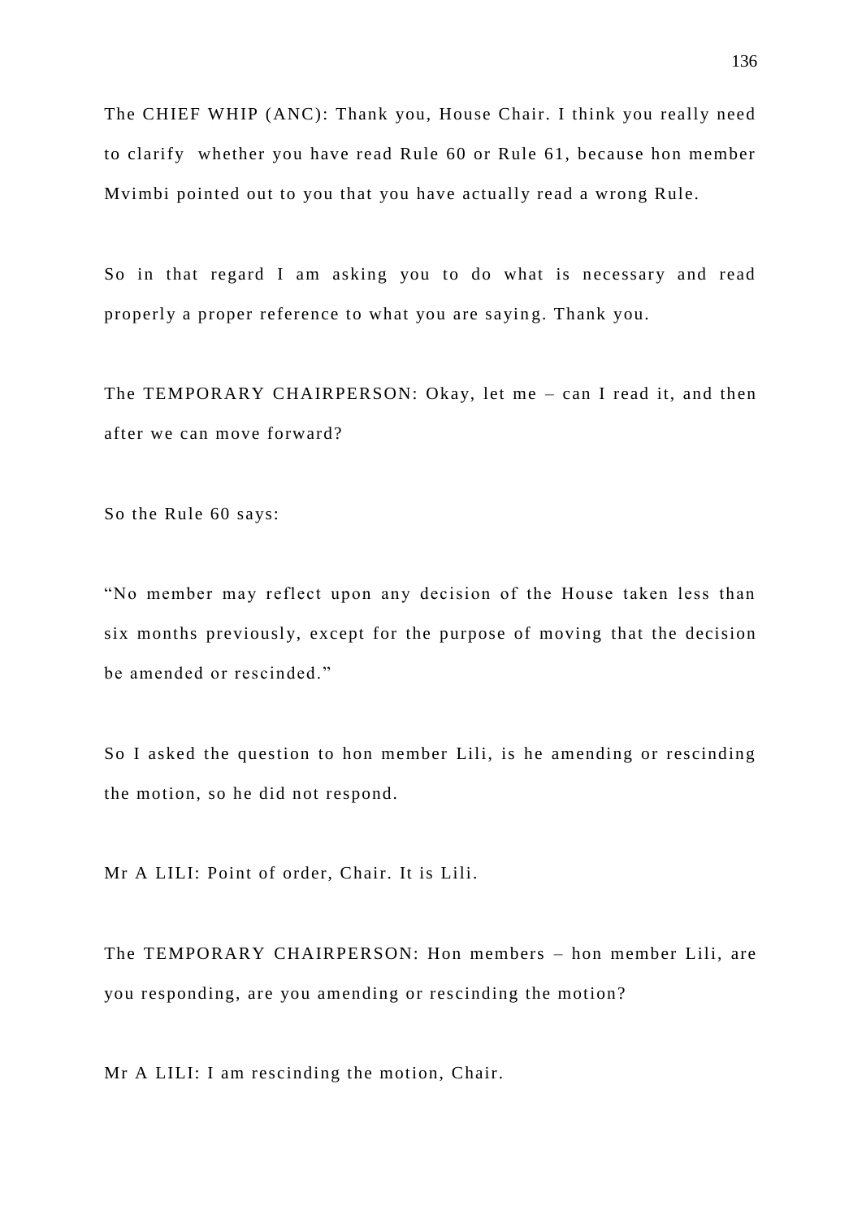The CHIEF WHIP (ANC): Thank you, House Chair. I think you really need to clarify whether you have read Rule 60 or Rule 61, because hon member Mvimbi pointed out to you that you have actually read a wrong Rule.

So in that regard I am asking you to do what is necessary and read properly a proper reference to what you are saying. Thank you.

The TEMPORARY CHAIRPERSON: Okay, let me – can I read it, and then after we can move forward?

So the Rule 60 says:

"No member may reflect upon any decision of the House taken less than six months previously, except for the purpose of moving that the decision be amended or rescinded."

So I asked the question to hon member Lili, is he amending or rescinding the motion, so he did not respond.

Mr A LILI: Point of order, Chair. It is Lili.

The TEMPORARY CHAIRPERSON: Hon members – hon member Lili, are you responding, are you amending or rescinding the motion?

Mr A LILI: I am rescinding the motion, Chair.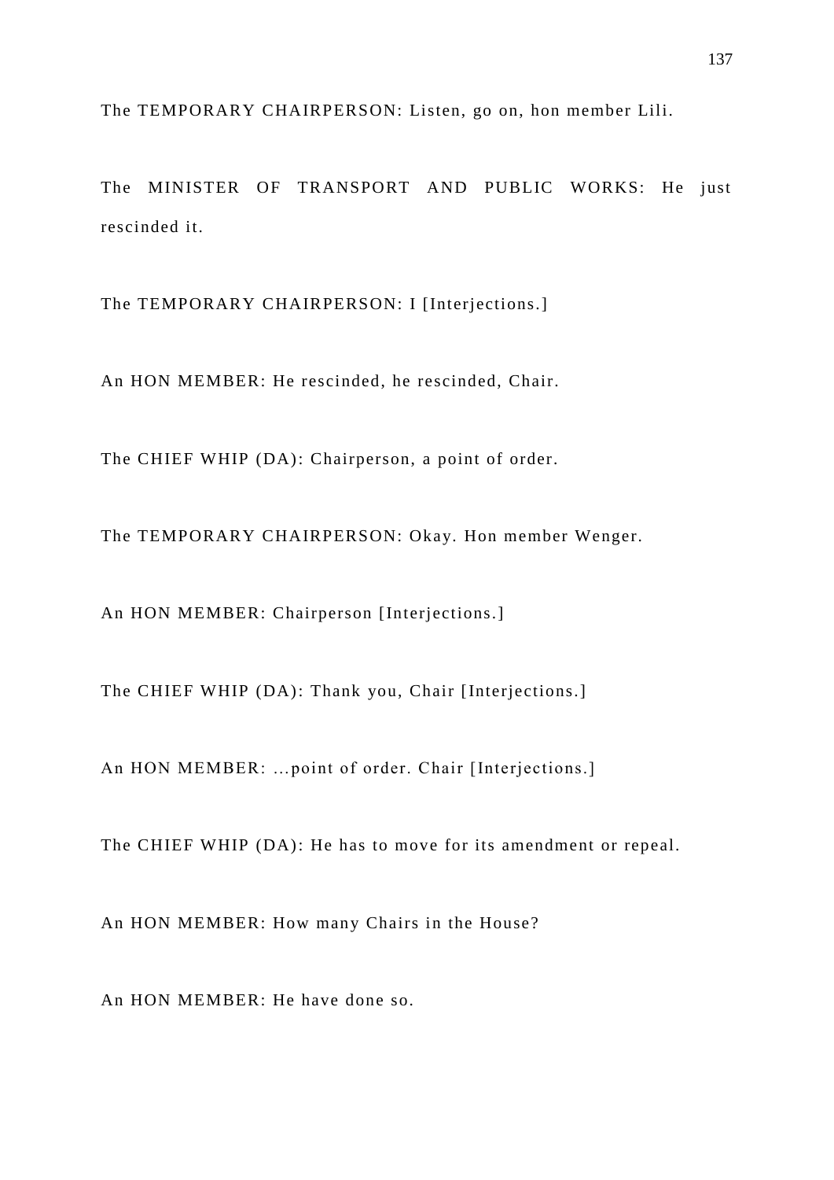The TEMPORARY CHAIRPERSON: Listen, go on, hon member Lili.

The MINISTER OF TRANSPORT AND PUBLIC WORKS: He just rescinded it.

The TEMPORARY CHAIRPERSON: I [Interjections.]

An HON MEMBER: He rescinded, he rescinded, Chair.

The CHIEF WHIP (DA): Chairperson, a point of order.

The TEMPORARY CHAIRPERSON: Okay. Hon member Wenger.

An HON MEMBER: Chairperson [Interjections.]

The CHIEF WHIP (DA): Thank you, Chair [Interjections.]

An HON MEMBER: ...point of order. Chair [Interjections.]

The CHIEF WHIP (DA): He has to move for its amendment or repeal.

An HON MEMBER: How many Chairs in the House?

An HON MEMBER: He have done so.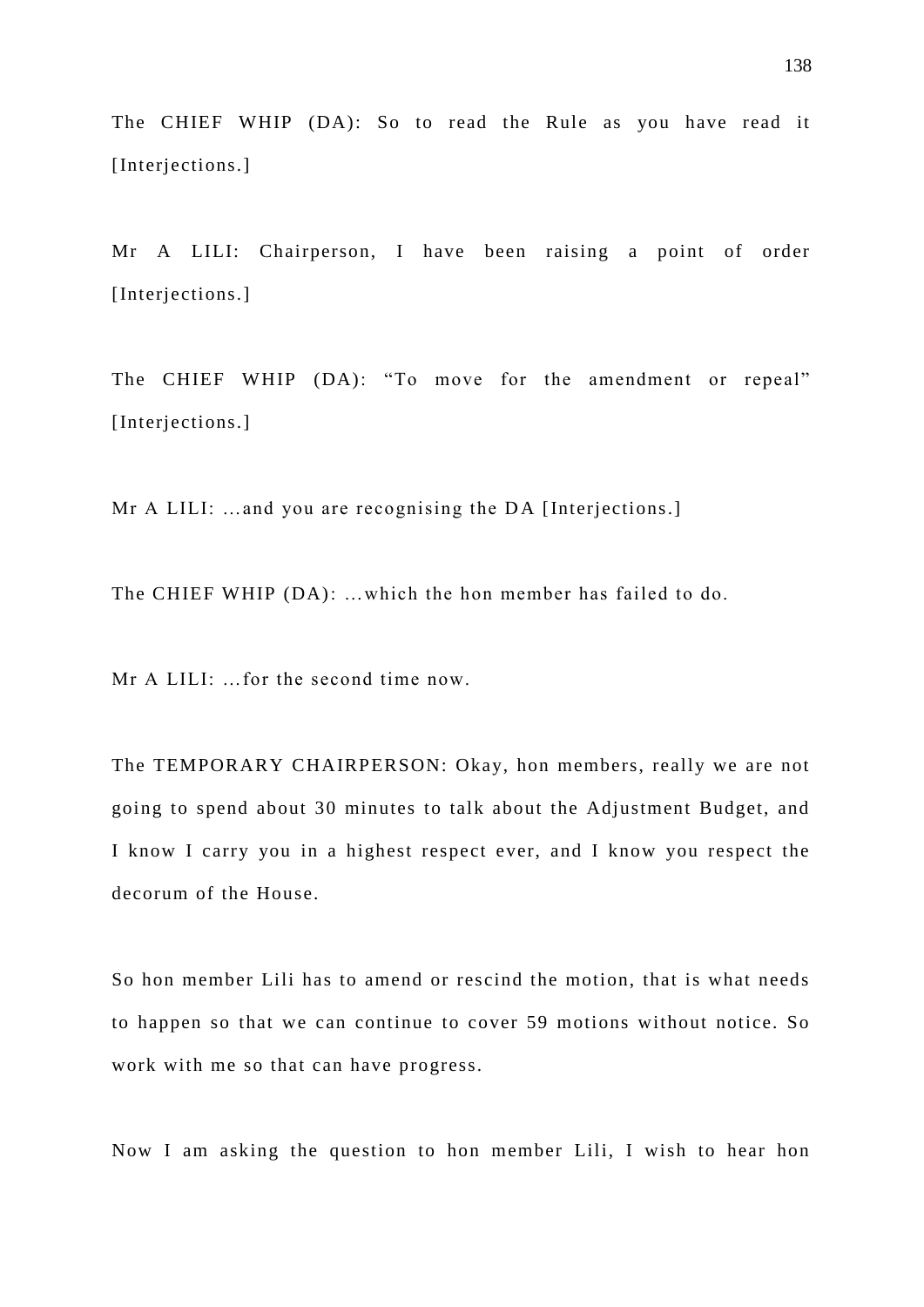The CHIEF WHIP (DA): So to read the Rule as you have read it [Interjections.]

Mr A LILI: Chairperson, I have been raising a point of order [Interjections.]

The CHIEF WHIP (DA): “To move for the amendment or repeal” [Interjections.]

Mr A LILI: ...and you are recognising the DA [Interjections.]

The CHIEF WHIP (DA): ...which the hon member has failed to do.

Mr A LILI: ...for the second time now.

The TEMPORARY CHAIRPERSON: Okay, hon members, really we are not going to spend about 30 minutes to talk about the Adjustment Budget, and I know I carry you in a highest respect ever, and I know you respect the decorum of the House.

So hon member Lili has to amend or rescind the motion, that is what needs to happen so that we can continue to cover 59 motions without notice. So work with me so that can have progress.

Now I am asking the question to hon member Lili, I wish to hear hon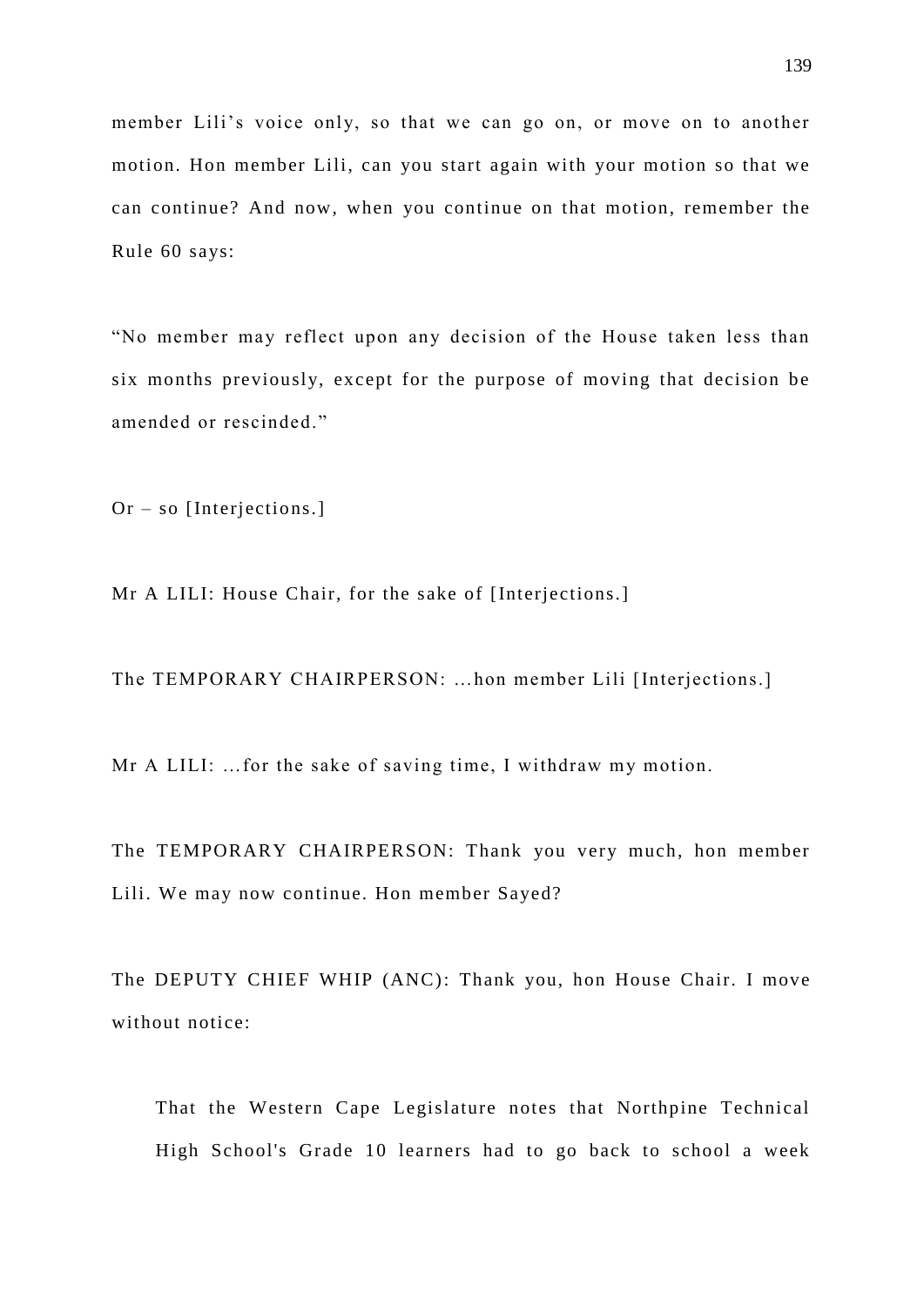member Lili's voice only, so that we can go on, or move on to another motion. Hon member Lili, can you start again with your motion so that we can continue? And now, when you continue on that motion, remember the Rule 60 says:

"No member may reflect upon any decision of the House taken less than six months previously, except for the purpose of moving that decision be amended or rescinded."

Or – so [Interjections.]

Mr A LILI: House Chair, for the sake of [Interjections.]

The TEMPORARY CHAIRPERSON: …hon member Lili [Interjections.]

Mr A LILI: …for the sake of saving time, I withdraw my motion.

The TEMPORARY CHAIRPERSON: Thank you very much, hon member Lili. We may now continue. Hon member Sayed?

The DEPUTY CHIEF WHIP (ANC): Thank you, hon House Chair. I move without notice:

> That the Western Cape Legislature notes that Northpine Technical High School's Grade 10 learners had to go back to school a week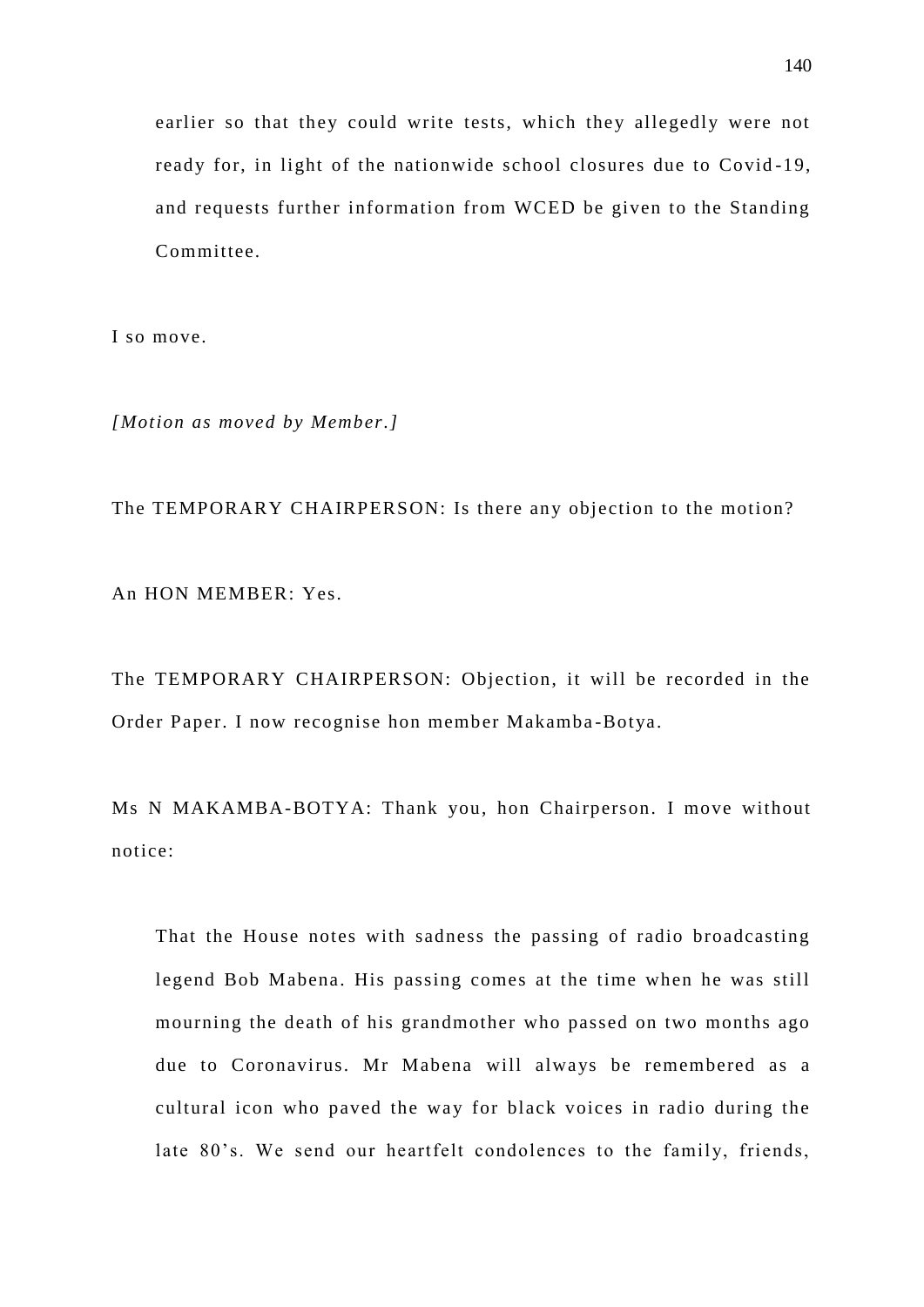earlier so that they could write tests, which they allegedly were not ready for, in light of the nationwide school closures due to Covid-19, and requests further information from WCED be given to the Standing Committee.

I so move.

*[Motion as moved by Member.]*

The TEMPORARY CHAIRPERSON: Is there any objection to the motion?

An HON MEMBER: Yes.

The TEMPORARY CHAIRPERSON: Objection, it will be recorded in the Order Paper. I now recognise hon member Makamba-Botya.

Ms N MAKAMBA-BOTYA: Thank you, hon Chairperson. I move without notice:

> That the House notes with sadness the passing of radio broadcasting legend Bob Mabena. His passing comes at the time when he was still mourning the death of his grandmother who passed on two months ago due to Coronavirus. Mr Mabena will always be remembered as a cultural icon who paved the way for black voices in radio during the late 80's. We send our heartfelt condolences to the family, friends,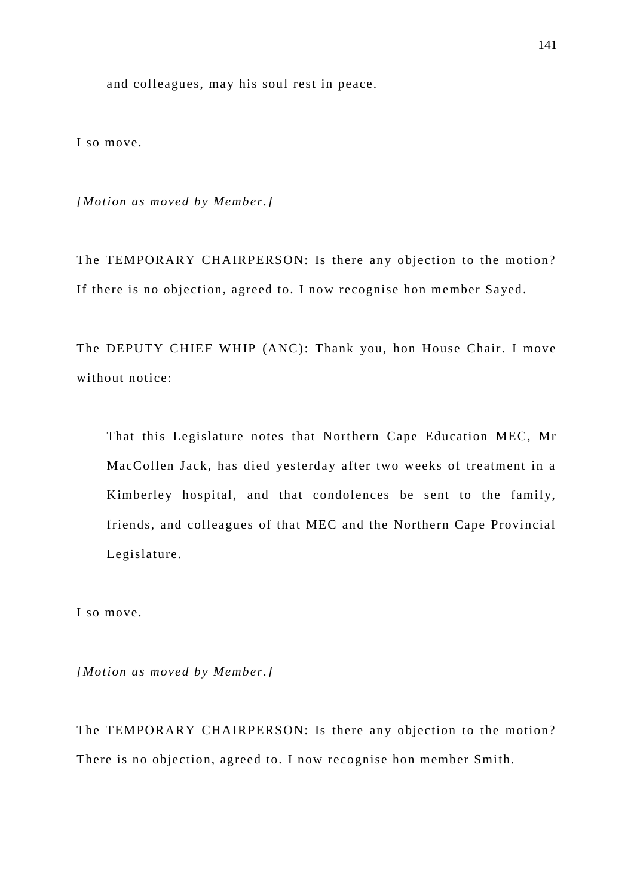> and colleagues, may his soul rest in peace.

I so move.

*[Motion as moved by Member.]*

The TEMPORARY CHAIRPERSON: Is there any objection to the motion? If there is no objection, agreed to. I now recognise hon member Sayed.

The DEPUTY CHIEF WHIP (ANC): Thank you, hon House Chair. I move without notice:

> That this Legislature notes that Northern Cape Education MEC, Mr MacCollen Jack, has died yesterday after two weeks of treatment in a Kimberley hospital, and that condolences be sent to the family, friends, and colleagues of that MEC and the Northern Cape Provincial Legislature.

I so move.

*[Motion as moved by Member.]*

The TEMPORARY CHAIRPERSON: Is there any objection to the motion? There is no objection, agreed to. I now recognise hon member Smith.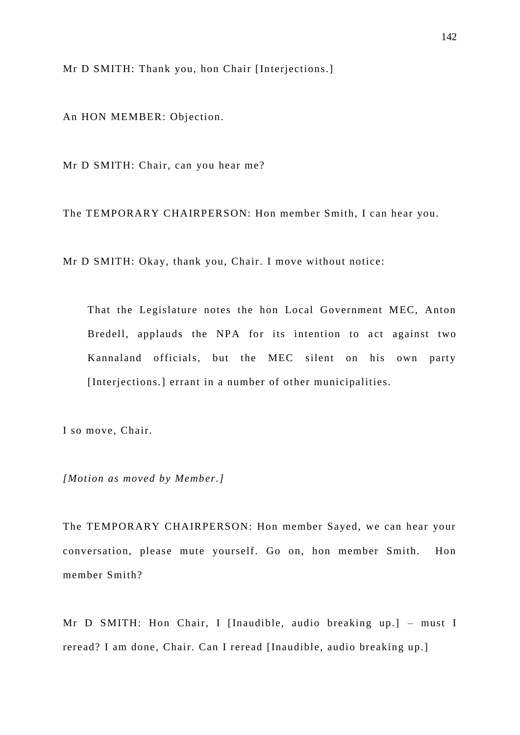Mr D SMITH: Thank you, hon Chair [Interjections.]

An HON MEMBER: Objection.

Mr D SMITH: Chair, can you hear me?

The TEMPORARY CHAIRPERSON: Hon member Smith, I can hear you.

Mr D SMITH: Okay, thank you, Chair. I move without notice:

> That the Legislature notes the hon Local Government MEC, Anton Bredell, applauds the NPA for its intention to act against two Kannaland officials, but the MEC silent on his own party [Interjections.] errant in a number of other municipalities.

I so move, Chair.

*[Motion as moved by Member.]*

The TEMPORARY CHAIRPERSON: Hon member Sayed, we can hear your conversation, please mute yourself. Go on, hon member Smith. Hon member Smith?

Mr D SMITH: Hon Chair, I [Inaudible, audio breaking up.] – must I reread? I am done, Chair. Can I reread [Inaudible, audio breaking up.]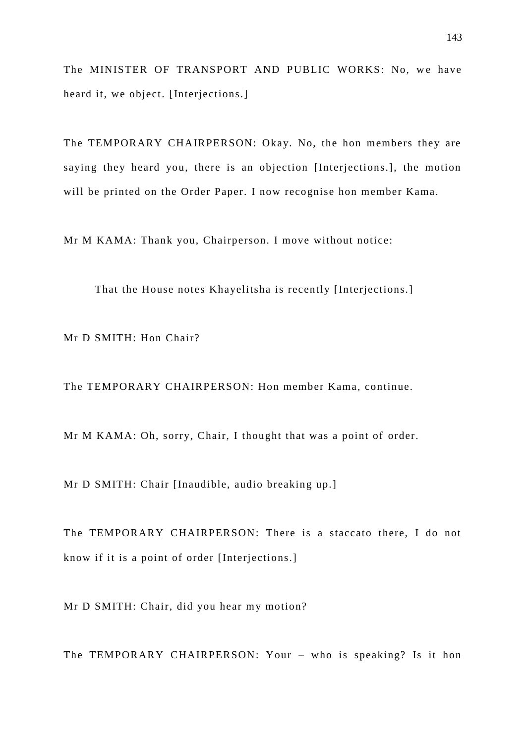The MINISTER OF TRANSPORT AND PUBLIC WORKS: No, we have heard it, we object. [Interjections.]

The TEMPORARY CHAIRPERSON: Okay. No, the hon members they are saying they heard you, there is an objection [Interjections.], the motion will be printed on the Order Paper. I now recognise hon member Kama.

Mr M KAMA: Thank you, Chairperson. I move without notice:

> That the House notes Khayelitsha is recently [Interjections.]

Mr D SMITH: Hon Chair?

The TEMPORARY CHAIRPERSON: Hon member Kama, continue.

Mr M KAMA: Oh, sorry, Chair, I thought that was a point of order.

Mr D SMITH: Chair [Inaudible, audio breaking up.]

The TEMPORARY CHAIRPERSON: There is a staccato there, I do not know if it is a point of order [Interjections.]

Mr D SMITH: Chair, did you hear my motion?

The TEMPORARY CHAIRPERSON: Your – who is speaking? Is it hon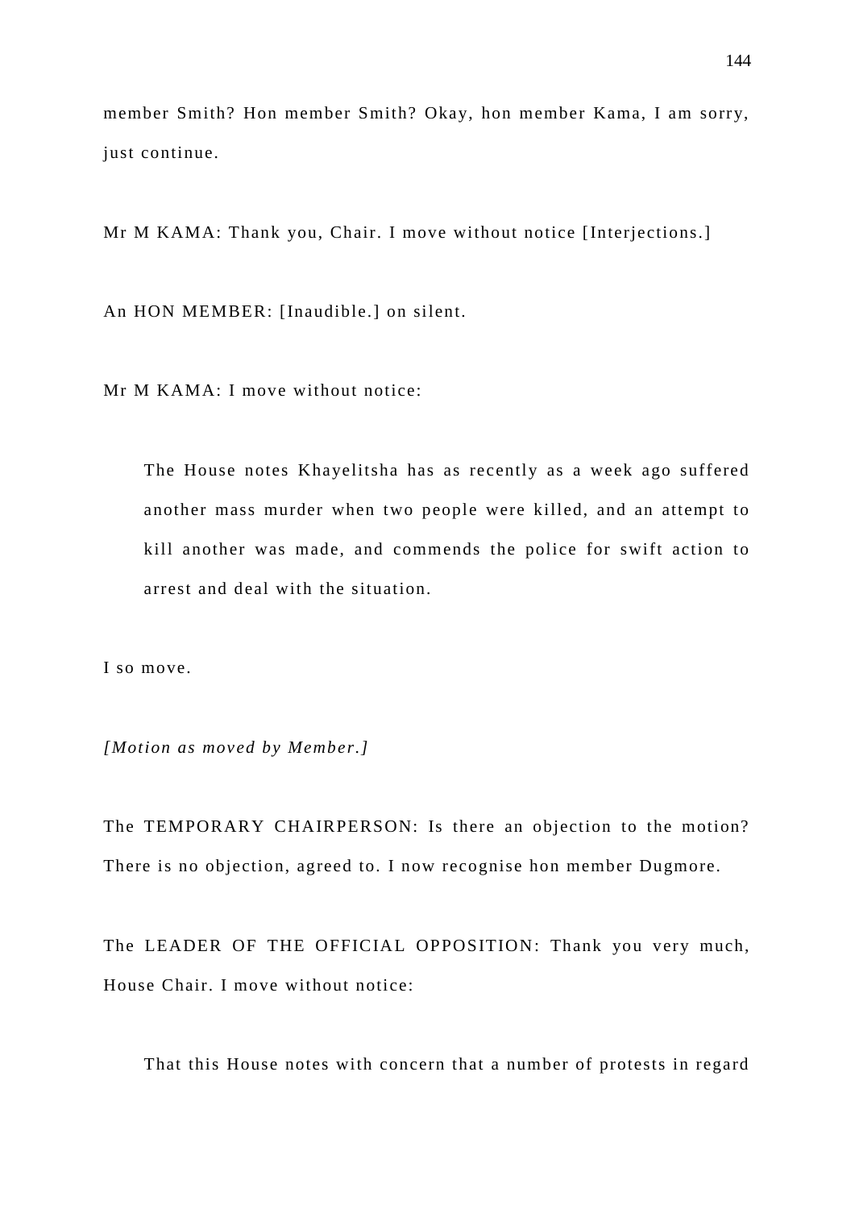member Smith? Hon member Smith? Okay, hon member Kama, I am sorry, just continue.

Mr M KAMA: Thank you, Chair. I move without notice [Interjections.]

An HON MEMBER: [Inaudible.] on silent.

Mr M KAMA: I move without notice:

> The House notes Khayelitsha has as recently as a week ago suffered another mass murder when two people were killed, and an attempt to kill another was made, and commends the police for swift action to arrest and deal with the situation.

I so move.

*[Motion as moved by Member.]*

The TEMPORARY CHAIRPERSON: Is there an objection to the motion? There is no objection, agreed to. I now recognise hon member Dugmore.

The LEADER OF THE OFFICIAL OPPOSITION: Thank you very much, House Chair. I move without notice:

> That this House notes with concern that a number of protests in regard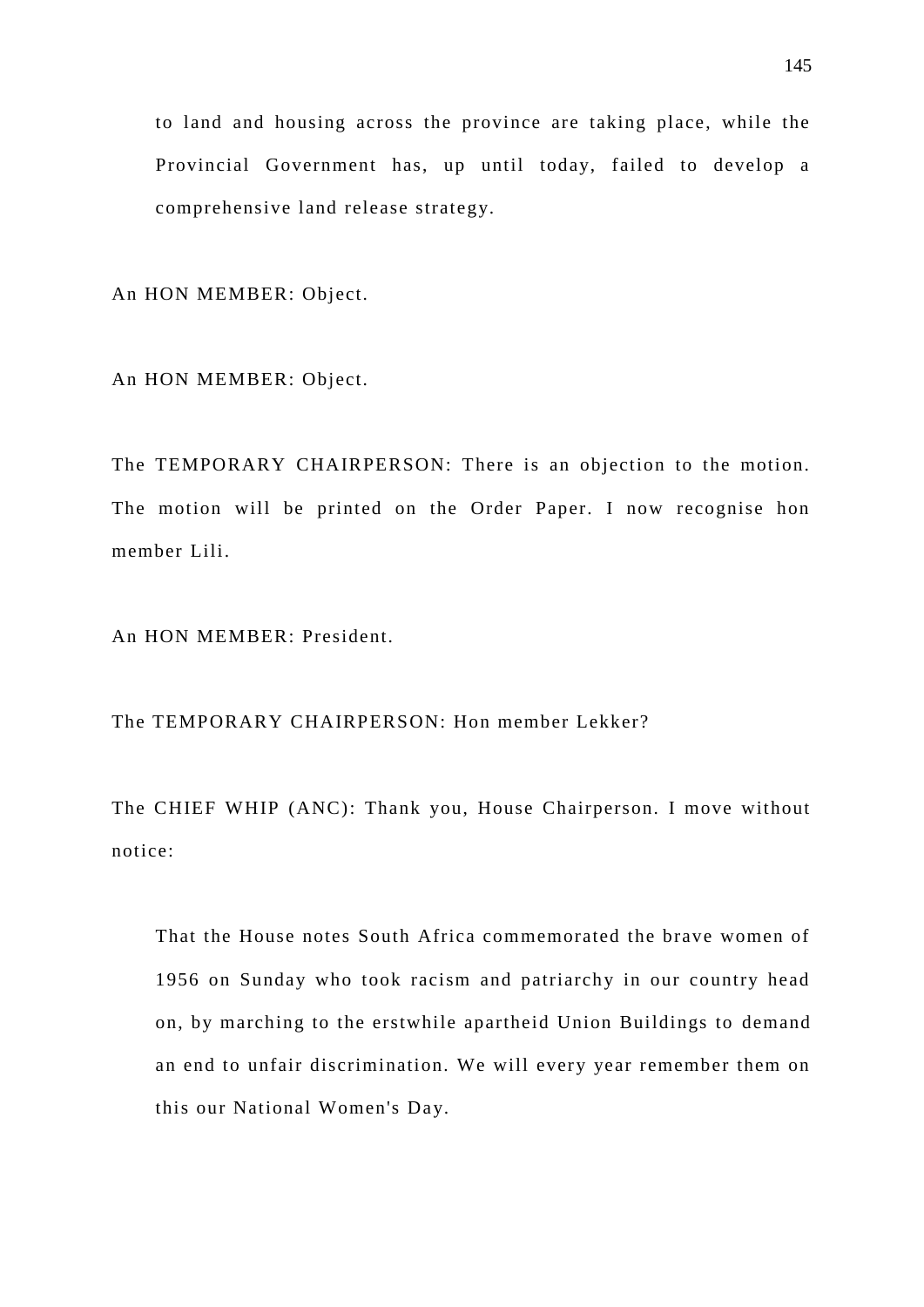> to land and housing across the province are taking place, while the Provincial Government has, up until today, failed to develop a comprehensive land release strategy.

An HON MEMBER: Object.

An HON MEMBER: Object.

The TEMPORARY CHAIRPERSON: There is an objection to the motion. The motion will be printed on the Order Paper. I now recognise hon member Lili.

An HON MEMBER: President.

The TEMPORARY CHAIRPERSON: Hon member Lekker?

The CHIEF WHIP (ANC): Thank you, House Chairperson. I move without notice:

> That the House notes South Africa commemorated the brave women of 1956 on Sunday who took racism and patriarchy in our country head on, by marching to the erstwhile apartheid Union Buildings to demand an end to unfair discrimination. We will every year remember them on this our National Women's Day.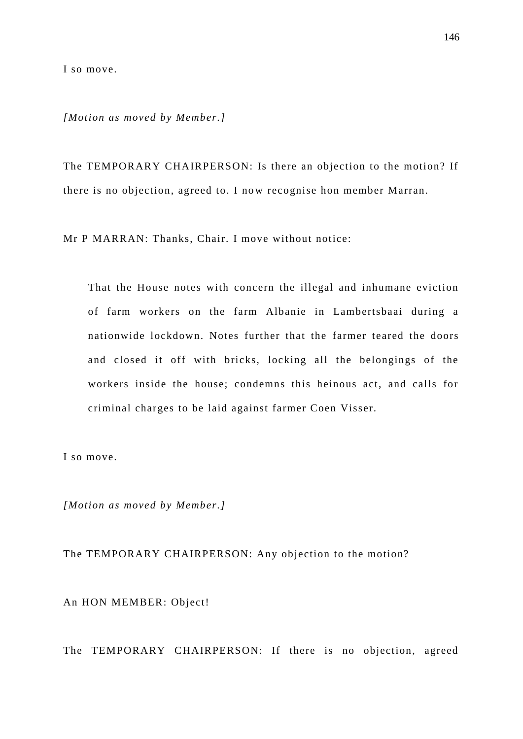I so move.

*[Motion as moved by Member.]*

The TEMPORARY CHAIRPERSON: Is there an objection to the motion? If there is no objection, agreed to. I now recognise hon member Marran.

Mr P MARRAN: Thanks, Chair. I move without notice:

> That the House notes with concern the illegal and inhumane eviction of farm workers on the farm Albanie in Lambertsbaai during a nationwide lockdown. Notes further that the farmer teared the doors and closed it off with bricks, locking all the belongings of the workers inside the house; condemns this heinous act, and calls for criminal charges to be laid against farmer Coen Visser.

I so move.

*[Motion as moved by Member.]*

The TEMPORARY CHAIRPERSON: Any objection to the motion?

An HON MEMBER: Object!

The TEMPORARY CHAIRPERSON: If there is no objection, agreed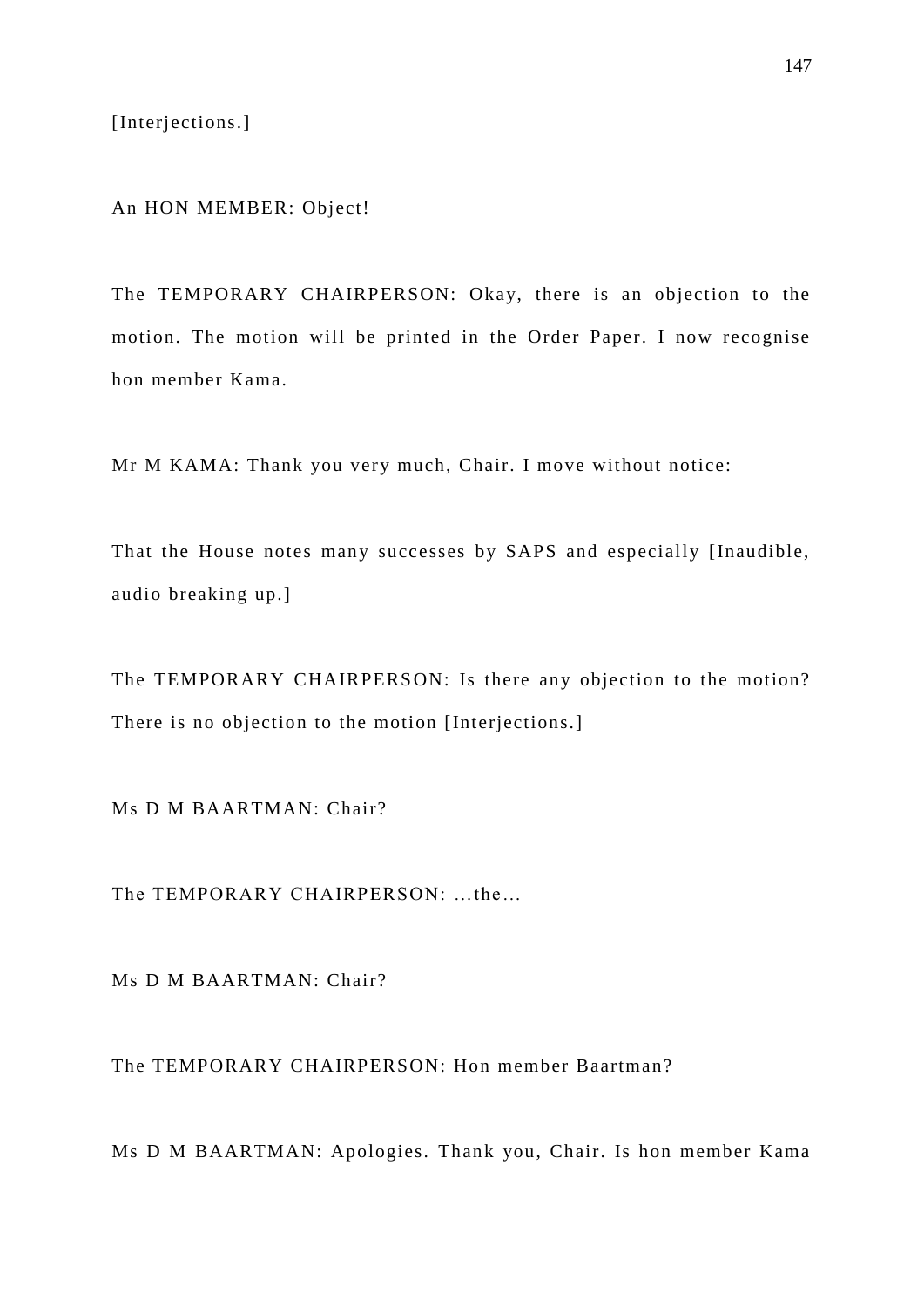[Interjections.]

An HON MEMBER: Object!

The TEMPORARY CHAIRPERSON: Okay, there is an objection to the motion. The motion will be printed in the Order Paper. I now recognise hon member Kama.

Mr M KAMA: Thank you very much, Chair. I move without notice:

That the House notes many successes by SAPS and especially [Inaudible, audio breaking up.]

The TEMPORARY CHAIRPERSON: Is there any objection to the motion? There is no objection to the motion [Interjections.]

Ms D M BAARTMAN: Chair?

The TEMPORARY CHAIRPERSON: …the…

Ms D M BAARTMAN: Chair?

The TEMPORARY CHAIRPERSON: Hon member Baartman?

Ms D M BAARTMAN: Apologies. Thank you, Chair. Is hon member Kama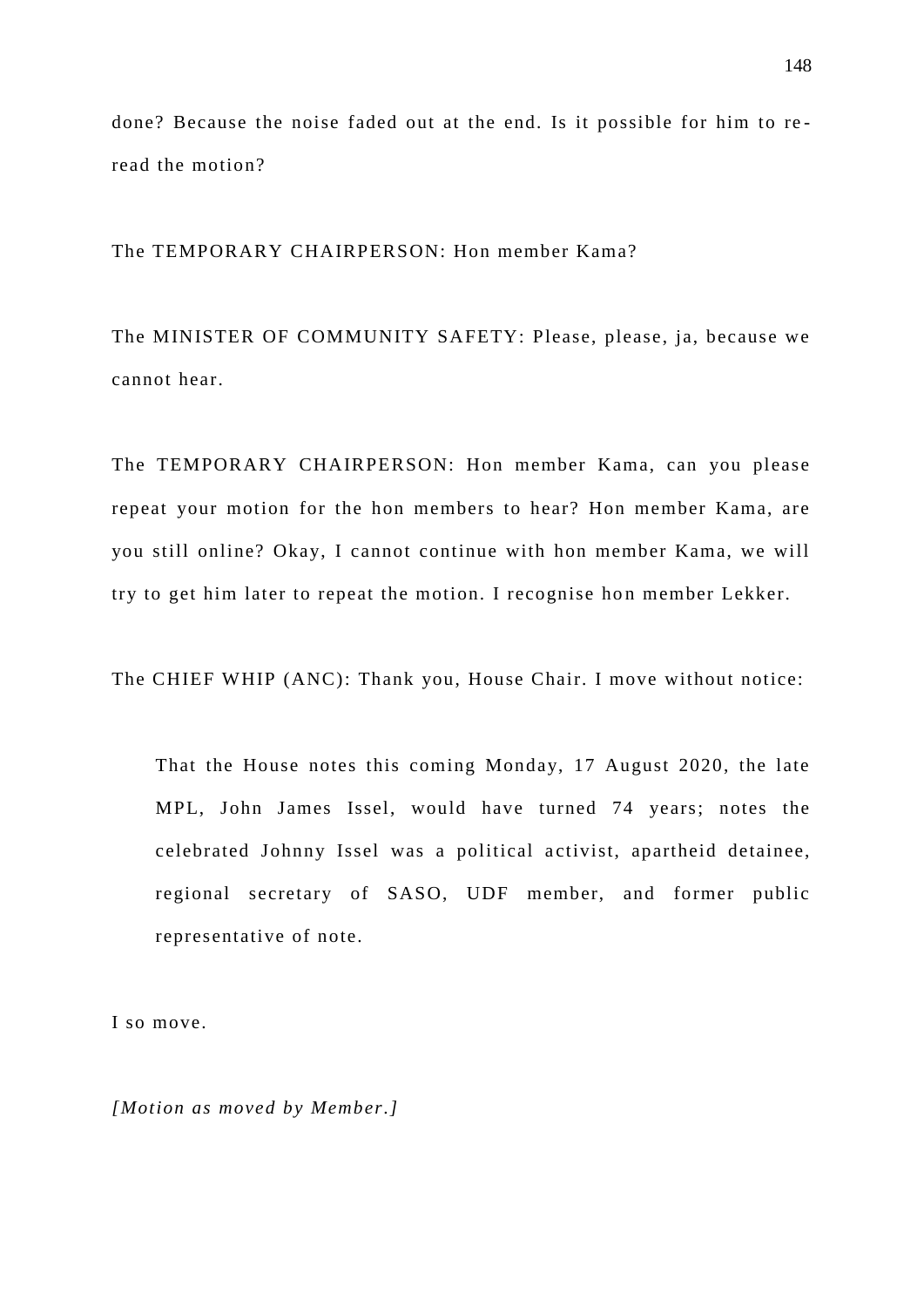done? Because the noise faded out at the end. Is it possible for him to re-read the motion?

The TEMPORARY CHAIRPERSON: Hon member Kama?

The MINISTER OF COMMUNITY SAFETY: Please, please, ja, because we cannot hear.

The TEMPORARY CHAIRPERSON: Hon member Kama, can you please repeat your motion for the hon members to hear? Hon member Kama, are you still online? Okay, I cannot continue with hon member Kama, we will try to get him later to repeat the motion. I recognise hon member Lekker.

The CHIEF WHIP (ANC): Thank you, House Chair. I move without notice:

> That the House notes this coming Monday, 17 August 2020, the late MPL, John James Issel, would have turned 74 years; notes the celebrated Johnny Issel was a political activist, apartheid detainee, regional secretary of SASO, UDF member, and former public representative of note.

I so move.

*[Motion as moved by Member.]*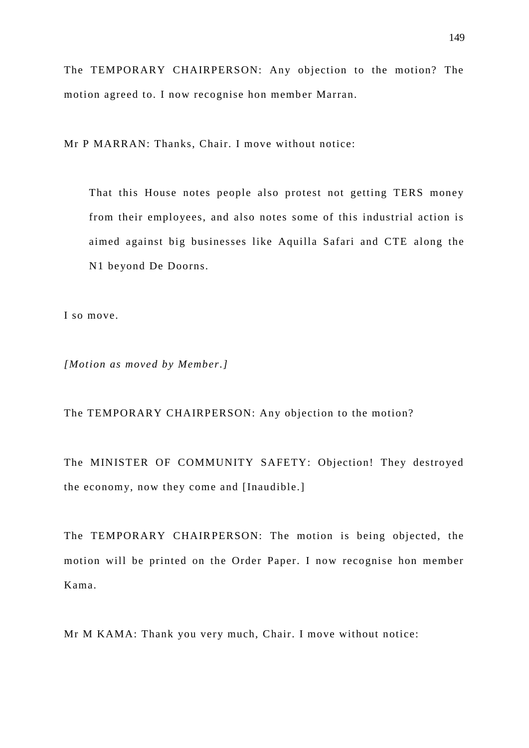The TEMPORARY CHAIRPERSON: Any objection to the motion? The motion agreed to. I now recognise hon member Marran.

Mr P MARRAN: Thanks, Chair. I move without notice:

> That this House notes people also protest not getting TERS money from their employees, and also notes some of this industrial action is aimed against big businesses like Aquilla Safari and CTE along the N1 beyond De Doorns.

I so move.

*[Motion as moved by Member.]*

The TEMPORARY CHAIRPERSON: Any objection to the motion?

The MINISTER OF COMMUNITY SAFETY: Objection! They destroyed the economy, now they come and [Inaudible.]

The TEMPORARY CHAIRPERSON: The motion is being objected, the motion will be printed on the Order Paper. I now recognise hon member Kama.

Mr M KAMA: Thank you very much, Chair. I move without notice: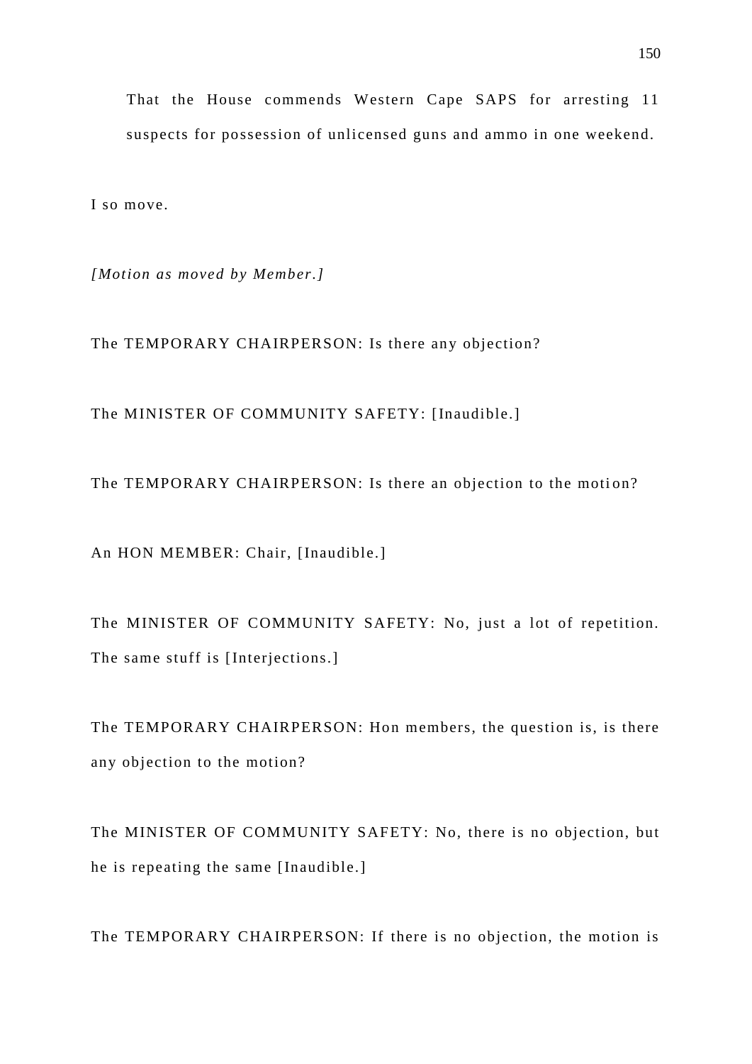That the House commends Western Cape SAPS for arresting 11 suspects for possession of unlicensed guns and ammo in one weekend.

I so move.

*[Motion as moved by Member.]*

The TEMPORARY CHAIRPERSON: Is there any objection?

The MINISTER OF COMMUNITY SAFETY: [Inaudible.]

The TEMPORARY CHAIRPERSON: Is there an objection to the motion?

An HON MEMBER: Chair, [Inaudible.]

The MINISTER OF COMMUNITY SAFETY: No, just a lot of repetition. The same stuff is [Interjections.]

The TEMPORARY CHAIRPERSON: Hon members, the question is, is there any objection to the motion?

The MINISTER OF COMMUNITY SAFETY: No, there is no objection, but he is repeating the same [Inaudible.]

The TEMPORARY CHAIRPERSON: If there is no objection, the motion is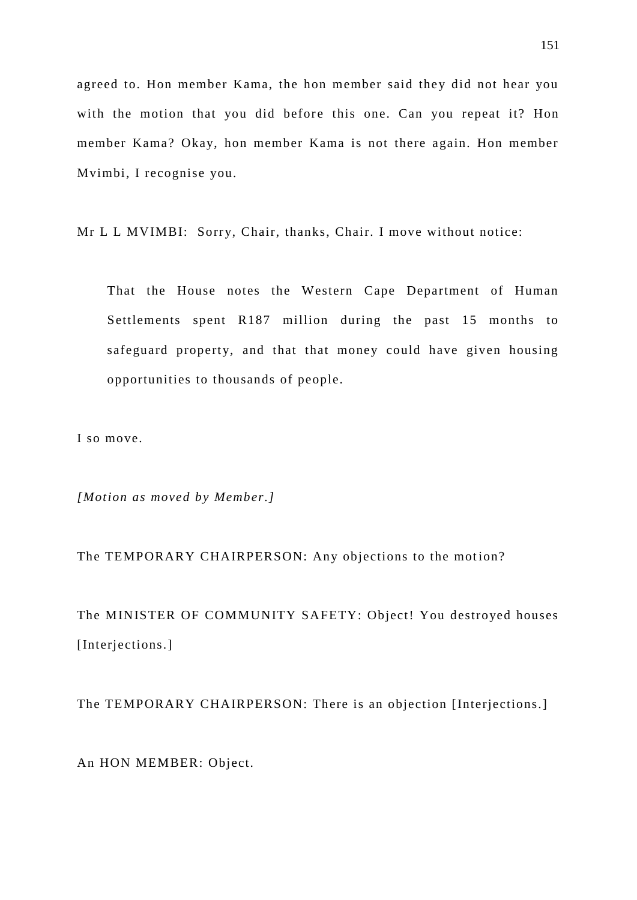agreed to. Hon member Kama, the hon member said they did not hear you with the motion that you did before this one. Can you repeat it? Hon member Kama? Okay, hon member Kama is not there again. Hon member Mvimbi, I recognise you.

Mr L L MVIMBI: Sorry, Chair, thanks, Chair. I move without notice:

> That the House notes the Western Cape Department of Human Settlements spent R187 million during the past 15 months to safeguard property, and that that money could have given housing opportunities to thousands of people.

I so move.

*[Motion as moved by Member.]*

The TEMPORARY CHAIRPERSON: Any objections to the motion?

The MINISTER OF COMMUNITY SAFETY: Object! You destroyed houses [Interjections.]

The TEMPORARY CHAIRPERSON: There is an objection [Interjections.]

An HON MEMBER: Object.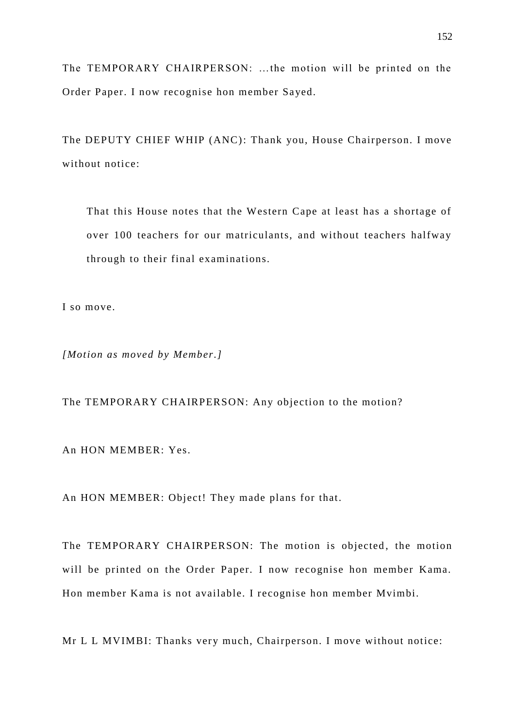The TEMPORARY CHAIRPERSON: …the motion will be printed on the Order Paper. I now recognise hon member Sayed.

The DEPUTY CHIEF WHIP (ANC): Thank you, House Chairperson. I move without notice:

> That this House notes that the Western Cape at least has a shortage of over 100 teachers for our matriculants, and without teachers halfway through to their final examinations.

I so move.

*[Motion as moved by Member.]*

The TEMPORARY CHAIRPERSON: Any objection to the motion?

An HON MEMBER: Yes.

An HON MEMBER: Object! They made plans for that.

The TEMPORARY CHAIRPERSON: The motion is objected, the motion will be printed on the Order Paper. I now recognise hon member Kama. Hon member Kama is not available. I recognise hon member Mvimbi.

Mr L L MVIMBI: Thanks very much, Chairperson. I move without notice: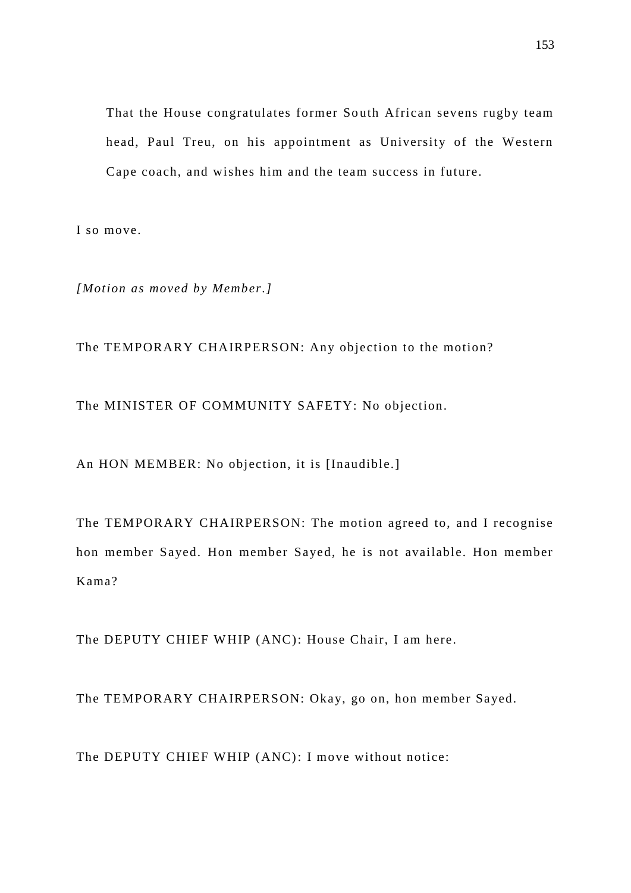> That the House congratulates former South African sevens rugby team head, Paul Treu, on his appointment as University of the Western Cape coach, and wishes him and the team success in future.

I so move.

*[Motion as moved by Member.]*

The TEMPORARY CHAIRPERSON: Any objection to the motion?

The MINISTER OF COMMUNITY SAFETY: No objection.

An HON MEMBER: No objection, it is [Inaudible.]

The TEMPORARY CHAIRPERSON: The motion agreed to, and I recognise hon member Sayed. Hon member Sayed, he is not available. Hon member Kama?

The DEPUTY CHIEF WHIP (ANC): House Chair, I am here.

The TEMPORARY CHAIRPERSON: Okay, go on, hon member Sayed.

The DEPUTY CHIEF WHIP (ANC): I move without notice: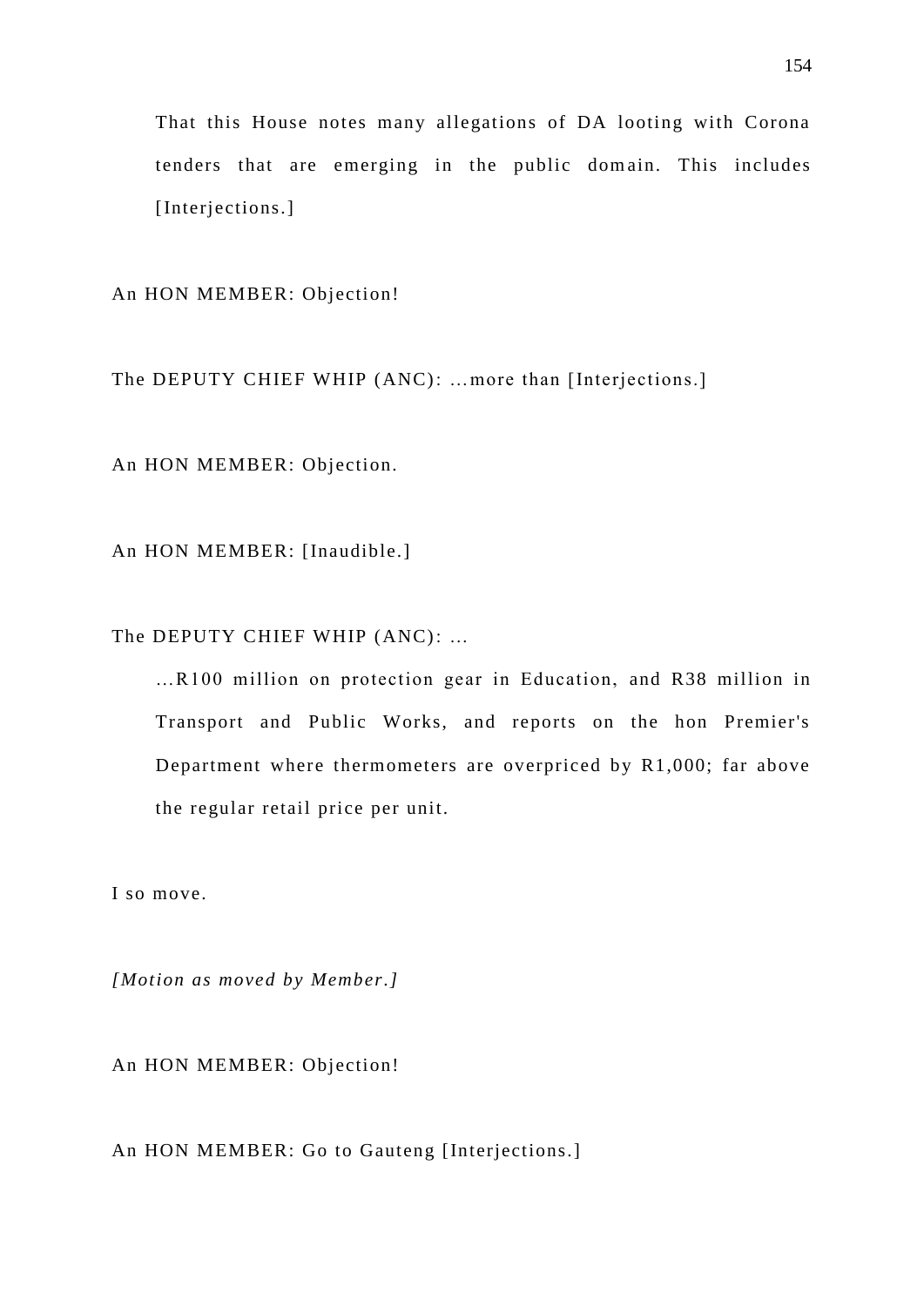That this House notes many allegations of DA looting with Corona tenders that are emerging in the public domain. This includes [Interjections.]

An HON MEMBER: Objection!

The DEPUTY CHIEF WHIP (ANC): ...more than [Interjections.]

An HON MEMBER: Objection.

An HON MEMBER: [Inaudible.]

The DEPUTY CHIEF WHIP (ANC): ...

...R100 million on protection gear in Education, and R38 million in Transport and Public Works, and reports on the hon Premier's Department where thermometers are overpriced by R1,000; far above the regular retail price per unit.

I so move.

*[Motion as moved by Member.]*

An HON MEMBER: Objection!

An HON MEMBER: Go to Gauteng [Interjections.]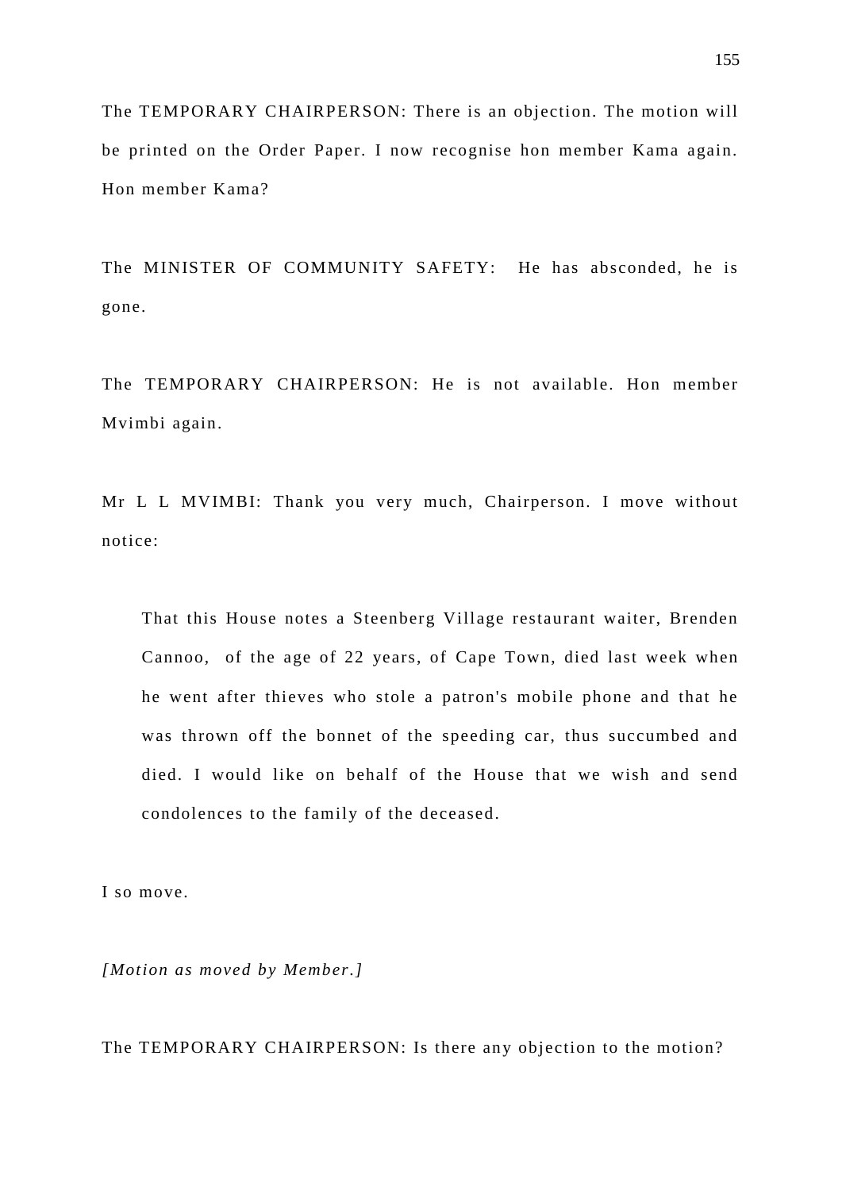The TEMPORARY CHAIRPERSON: There is an objection. The motion will be printed on the Order Paper. I now recognise hon member Kama again. Hon member Kama?

The MINISTER OF COMMUNITY SAFETY: He has absconded, he is gone.

The TEMPORARY CHAIRPERSON: He is not available. Hon member Mvimbi again.

Mr L L MVIMBI: Thank you very much, Chairperson. I move without notice:

> That this House notes a Steenberg Village restaurant waiter, Brenden Cannoo, of the age of 22 years, of Cape Town, died last week when he went after thieves who stole a patron's mobile phone and that he was thrown off the bonnet of the speeding car, thus succumbed and died. I would like on behalf of the House that we wish and send condolences to the family of the deceased.

I so move.

*[Motion as moved by Member.]*

The TEMPORARY CHAIRPERSON: Is there any objection to the motion?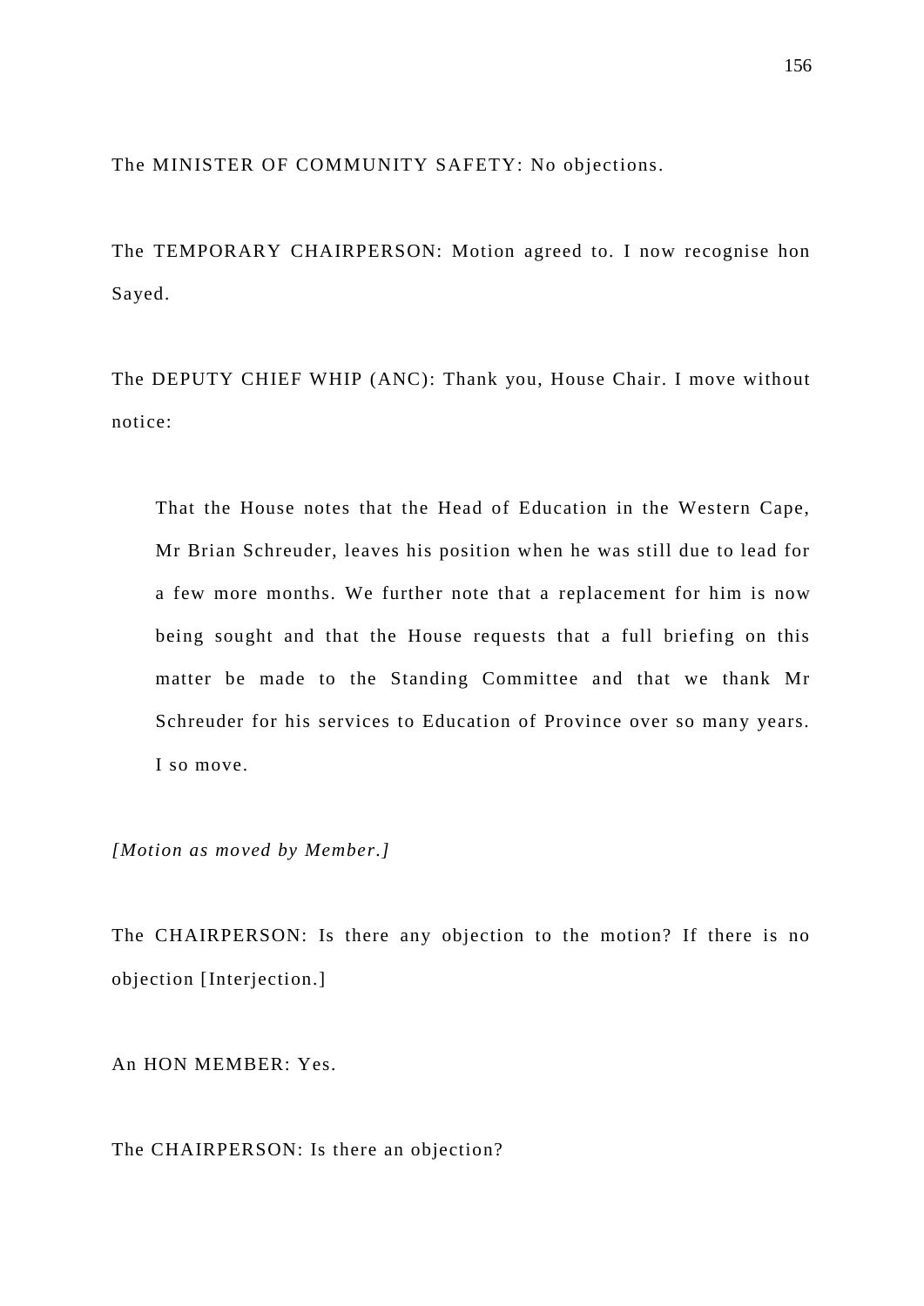The MINISTER OF COMMUNITY SAFETY: No objections.

The TEMPORARY CHAIRPERSON: Motion agreed to. I now recognise hon Sayed.

The DEPUTY CHIEF WHIP (ANC): Thank you, House Chair. I move without notice:

> That the House notes that the Head of Education in the Western Cape, Mr Brian Schreuder, leaves his position when he was still due to lead for a few more months. We further note that a replacement for him is now being sought and that the House requests that a full briefing on this matter be made to the Standing Committee and that we thank Mr Schreuder for his services to Education of Province over so many years. I so move.

*[Motion as moved by Member.]*

The CHAIRPERSON: Is there any objection to the motion? If there is no objection [Interjection.]

An HON MEMBER: Yes.

The CHAIRPERSON: Is there an objection?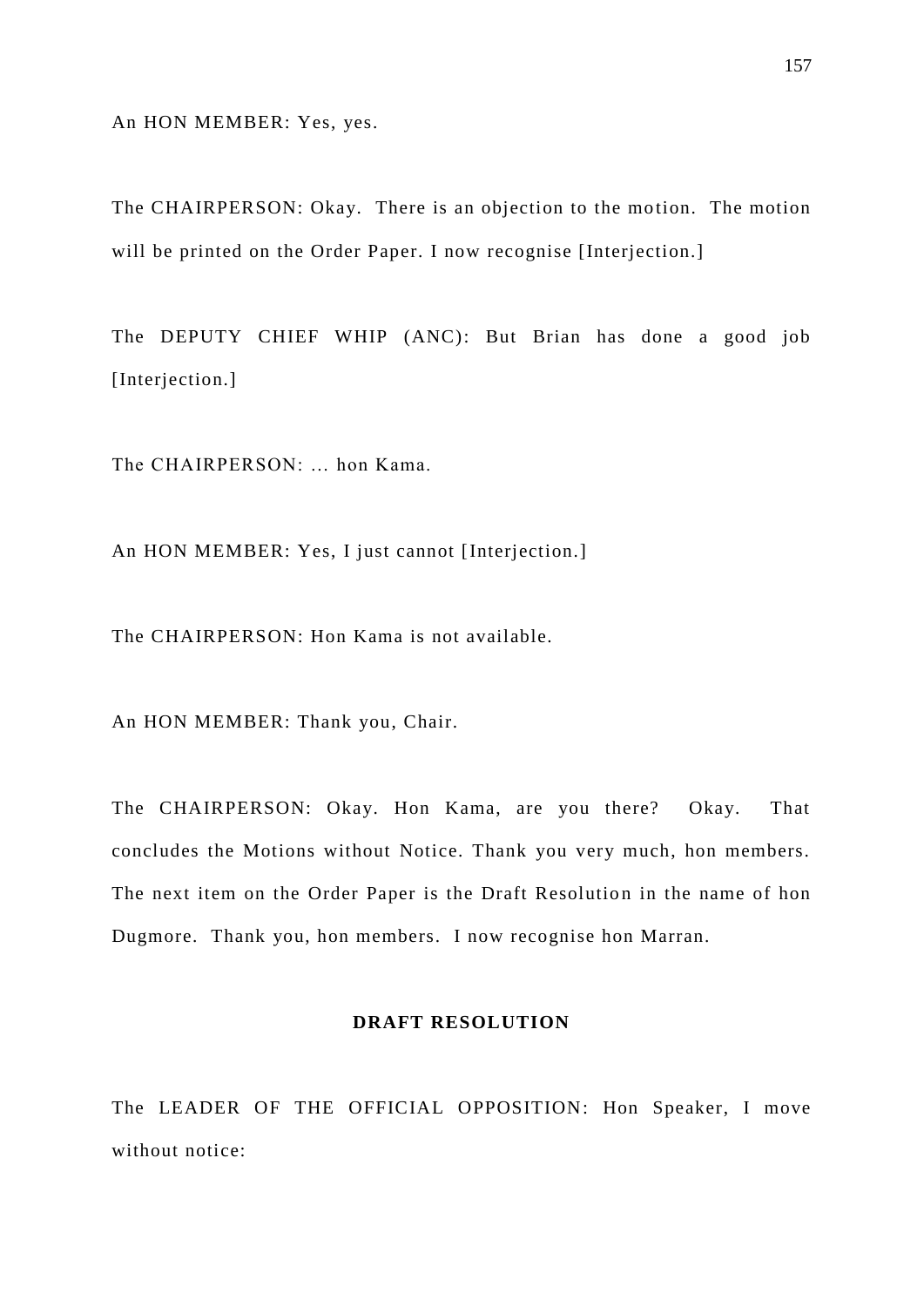An HON MEMBER: Yes, yes.

The CHAIRPERSON: Okay. There is an objection to the motion. The motion will be printed on the Order Paper. I now recognise [Interjection.]

The DEPUTY CHIEF WHIP (ANC): But Brian has done a good job [Interjection.]

The CHAIRPERSON: ... hon Kama.

An HON MEMBER: Yes, I just cannot [Interjection.]

The CHAIRPERSON: Hon Kama is not available.

An HON MEMBER: Thank you, Chair.

The CHAIRPERSON: Okay. Hon Kama, are you there? Okay. That concludes the Motions without Notice. Thank you very much, hon members. The next item on the Order Paper is the Draft Resolution in the name of hon Dugmore. Thank you, hon members. I now recognise hon Marran.

**DRAFT RESOLUTION**

The LEADER OF THE OFFICIAL OPPOSITION: Hon Speaker, I move without notice: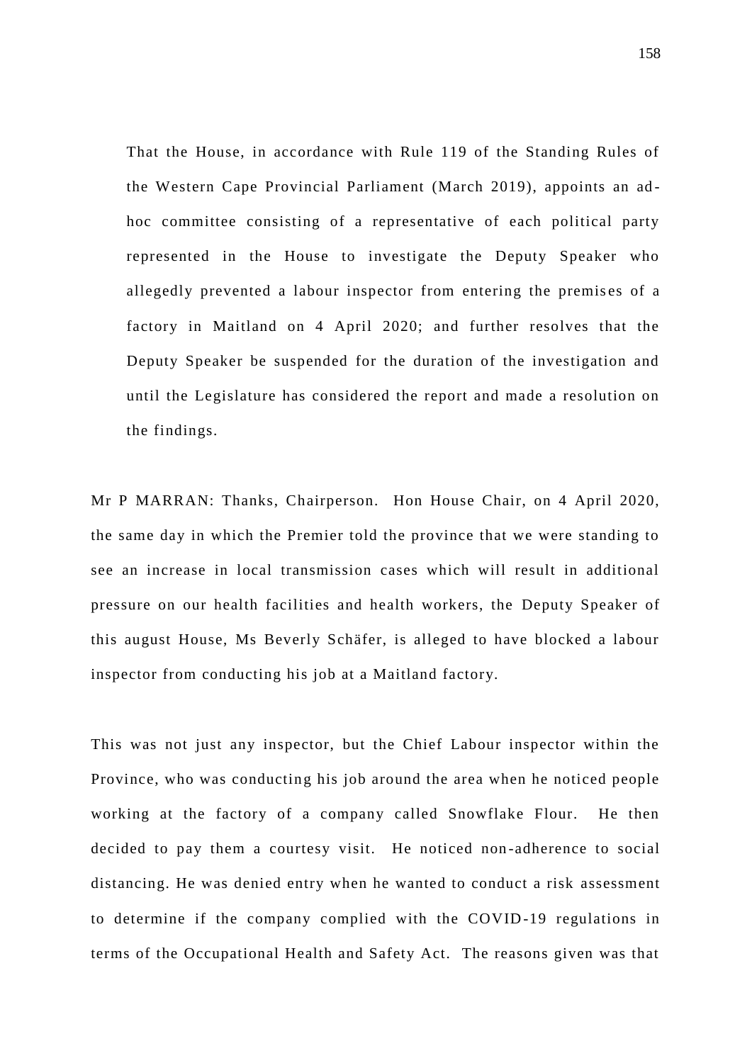That the House, in accordance with Rule 119 of the Standing Rules of the Western Cape Provincial Parliament (March 2019), appoints an ad-hoc committee consisting of a representative of each political party represented in the House to investigate the Deputy Speaker who allegedly prevented a labour inspector from entering the premises of a factory in Maitland on 4 April 2020; and further resolves that the Deputy Speaker be suspended for the duration of the investigation and until the Legislature has considered the report and made a resolution on the findings.

Mr P MARRAN: Thanks, Chairperson. Hon House Chair, on 4 April 2020, the same day in which the Premier told the province that we were standing to see an increase in local transmission cases which will result in additional pressure on our health facilities and health workers, the Deputy Speaker of this august House, Ms Beverly Schäfer, is alleged to have blocked a labour inspector from conducting his job at a Maitland factory.

This was not just any inspector, but the Chief Labour inspector within the Province, who was conducting his job around the area when he noticed people working at the factory of a company called Snowflake Flour. He then decided to pay them a courtesy visit. He noticed non-adherence to social distancing. He was denied entry when he wanted to conduct a risk assessment to determine if the company complied with the COVID-19 regulations in terms of the Occupational Health and Safety Act. The reasons given was that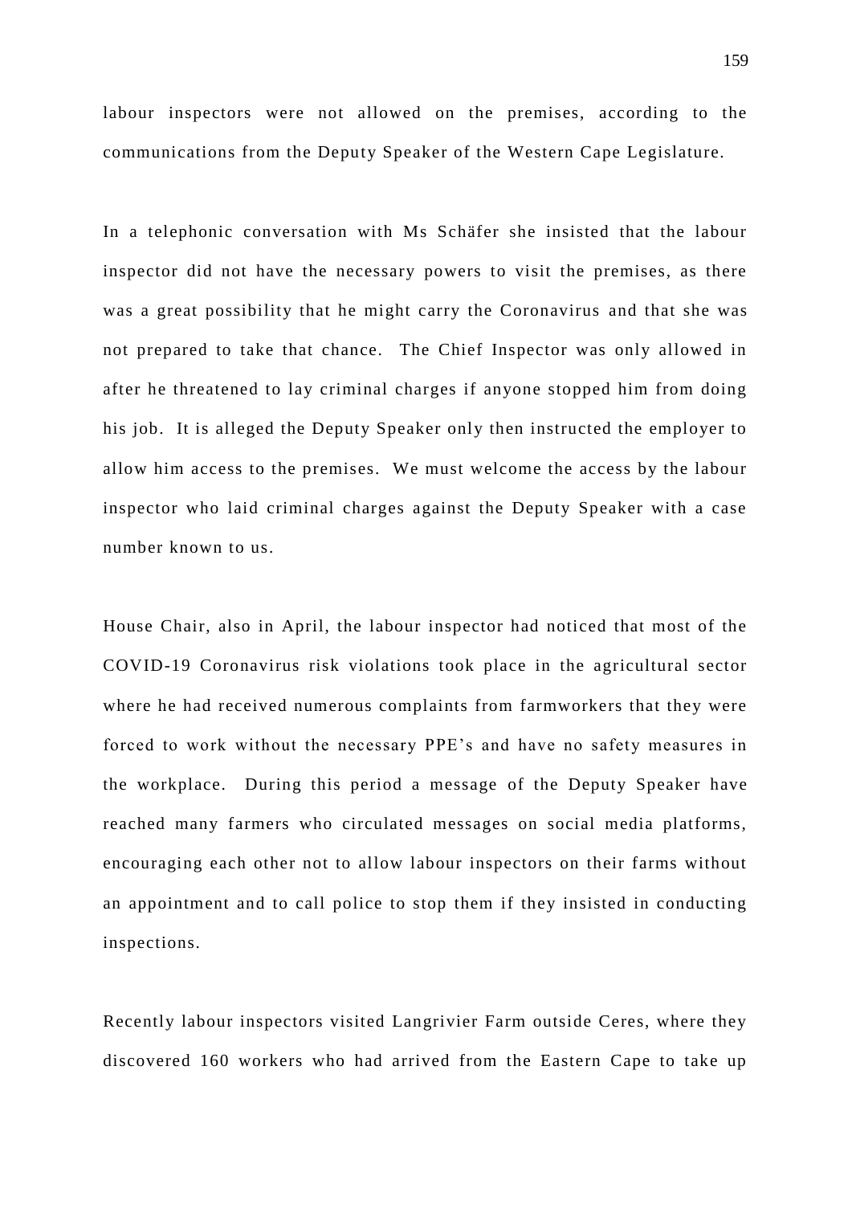labour inspectors were not allowed on the premises, according to the communications from the Deputy Speaker of the Western Cape Legislature.

In a telephonic conversation with Ms Schäfer she insisted that the labour inspector did not have the necessary powers to visit the premises, as there was a great possibility that he might carry the Coronavirus and that she was not prepared to take that chance. The Chief Inspector was only allowed in after he threatened to lay criminal charges if anyone stopped him from doing his job. It is alleged the Deputy Speaker only then instructed the employer to allow him access to the premises. We must welcome the access by the labour inspector who laid criminal charges against the Deputy Speaker with a case number known to us.

House Chair, also in April, the labour inspector had noticed that most of the COVID-19 Coronavirus risk violations took place in the agricultural sector where he had received numerous complaints from farmworkers that they were forced to work without the necessary PPE's and have no safety measures in the workplace. During this period a message of the Deputy Speaker have reached many farmers who circulated messages on social media platforms, encouraging each other not to allow labour inspectors on their farms without an appointment and to call police to stop them if they insisted in conducting inspections.

Recently labour inspectors visited Langrivier Farm outside Ceres, where they discovered 160 workers who had arrived from the Eastern Cape to take up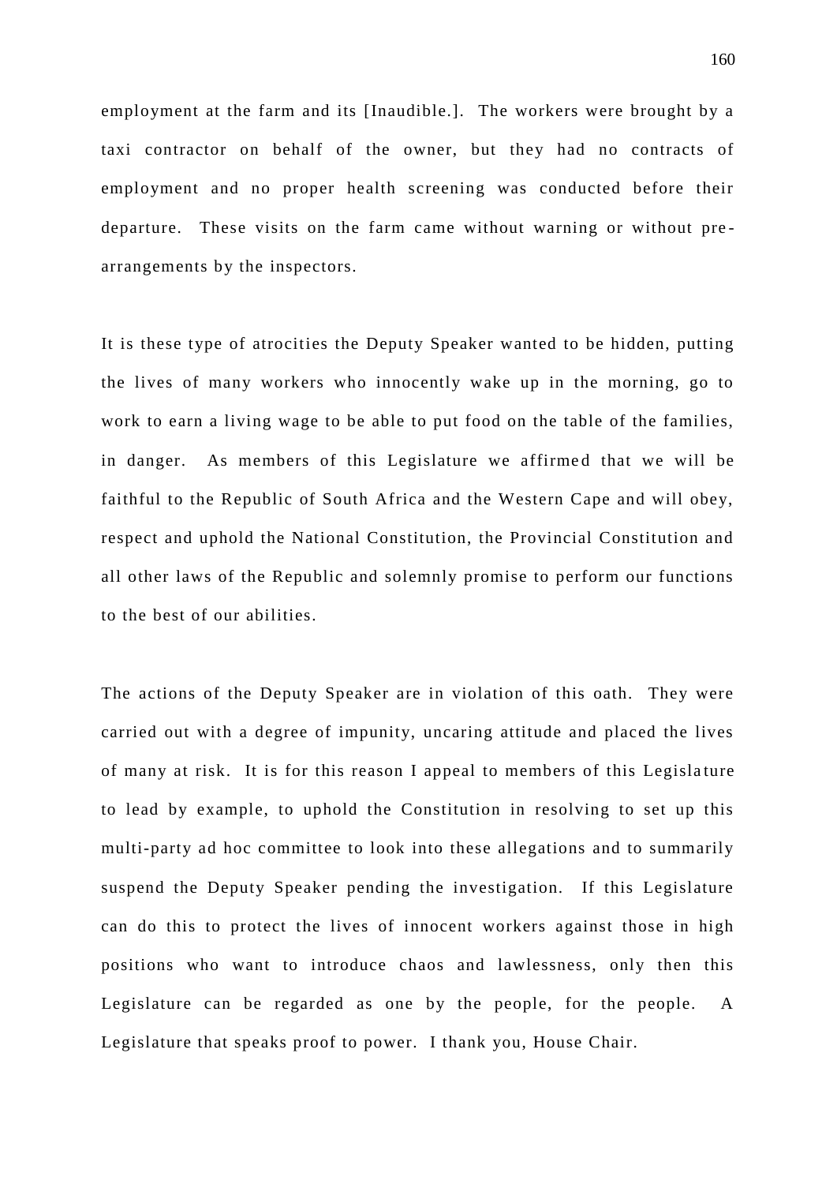employment at the farm and its [Inaudible.]. The workers were brought by a taxi contractor on behalf of the owner, but they had no contracts of employment and no proper health screening was conducted before their departure. These visits on the farm came without warning or without pre-arrangements by the inspectors.

It is these type of atrocities the Deputy Speaker wanted to be hidden, putting the lives of many workers who innocently wake up in the morning, go to work to earn a living wage to be able to put food on the table of the families, in danger. As members of this Legislature we affirmed that we will be faithful to the Republic of South Africa and the Western Cape and will obey, respect and uphold the National Constitution, the Provincial Constitution and all other laws of the Republic and solemnly promise to perform our functions to the best of our abilities.

The actions of the Deputy Speaker are in violation of this oath. They were carried out with a degree of impunity, uncaring attitude and placed the lives of many at risk. It is for this reason I appeal to members of this Legislature to lead by example, to uphold the Constitution in resolving to set up this multi-party ad hoc committee to look into these allegations and to summarily suspend the Deputy Speaker pending the investigation. If this Legislature can do this to protect the lives of innocent workers against those in high positions who want to introduce chaos and lawlessness, only then this Legislature can be regarded as one by the people, for the people. A Legislature that speaks proof to power. I thank you, House Chair.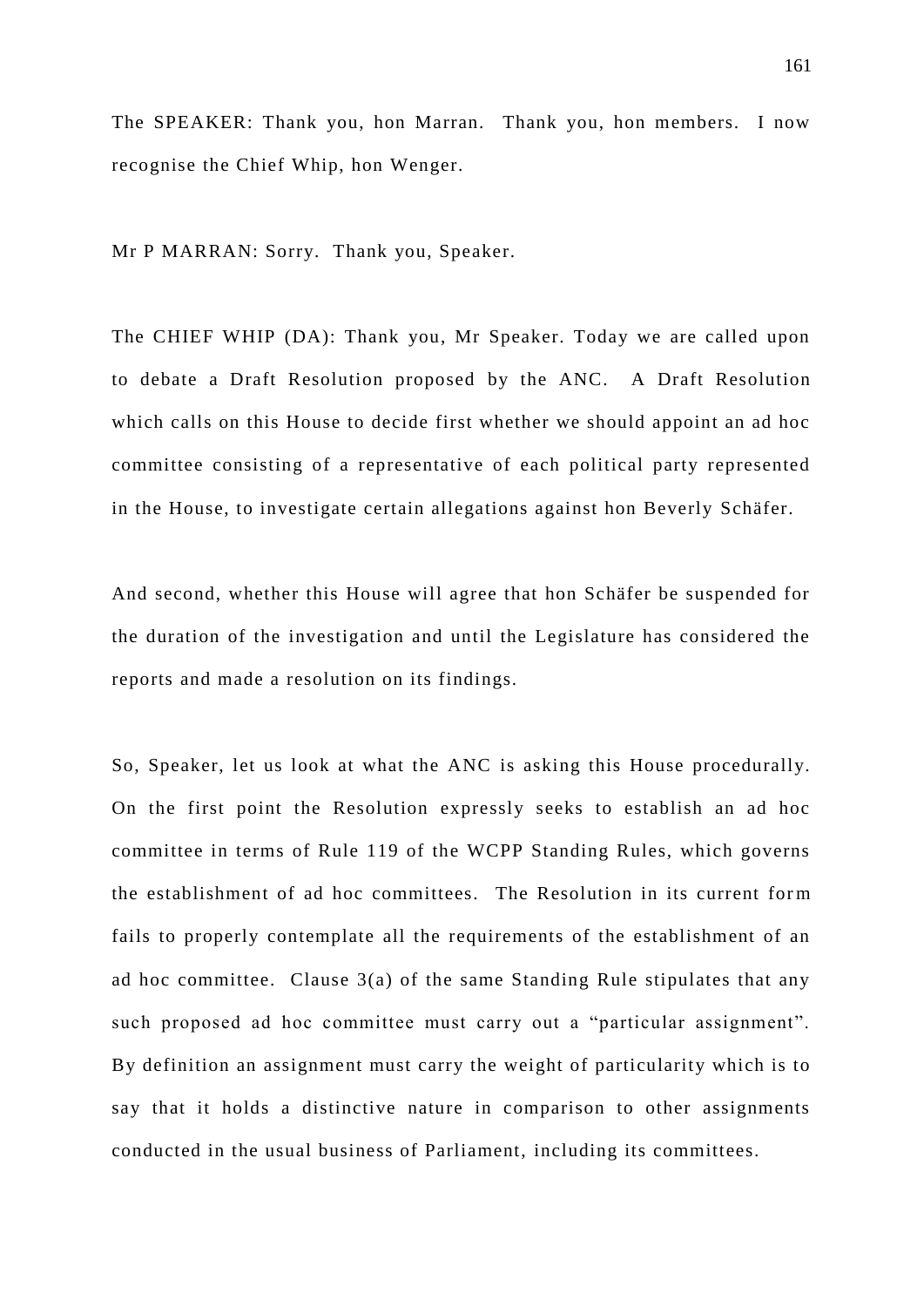The SPEAKER: Thank you, hon Marran. Thank you, hon members. I now recognise the Chief Whip, hon Wenger.

Mr P MARRAN: Sorry. Thank you, Speaker.

The CHIEF WHIP (DA): Thank you, Mr Speaker. Today we are called upon to debate a Draft Resolution proposed by the ANC. A Draft Resolution which calls on this House to decide first whether we should appoint an ad hoc committee consisting of a representative of each political party represented in the House, to investigate certain allegations against hon Beverly Schäfer.

And second, whether this House will agree that hon Schäfer be suspended for the duration of the investigation and until the Legislature has considered the reports and made a resolution on its findings.

So, Speaker, let us look at what the ANC is asking this House procedurally. On the first point the Resolution expressly seeks to establish an ad hoc committee in terms of Rule 119 of the WCPP Standing Rules, which governs the establishment of ad hoc committees. The Resolution in its current form fails to properly contemplate all the requirements of the establishment of an ad hoc committee. Clause 3(a) of the same Standing Rule stipulates that any such proposed ad hoc committee must carry out a "particular assignment". By definition an assignment must carry the weight of particularity which is to say that it holds a distinctive nature in comparison to other assignments conducted in the usual business of Parliament, including its committees.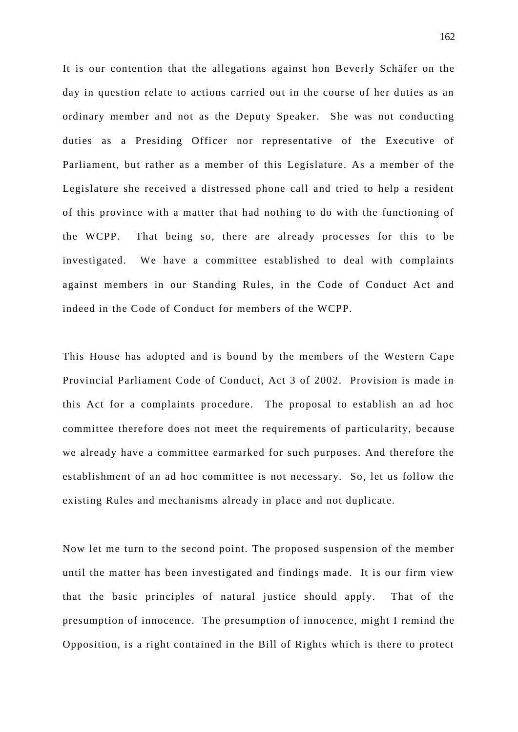It is our contention that the allegations against hon Beverly Schäfer on the day in question relate to actions carried out in the course of her duties as an ordinary member and not as the Deputy Speaker. She was not conducting duties as a Presiding Officer nor representative of the Executive of Parliament, but rather as a member of this Legislature. As a member of the Legislature she received a distressed phone call and tried to help a resident of this province with a matter that had nothing to do with the functioning of the WCPP. That being so, there are already processes for this to be investigated. We have a committee established to deal with complaints against members in our Standing Rules, in the Code of Conduct Act and indeed in the Code of Conduct for members of the WCPP.

This House has adopted and is bound by the members of the Western Cape Provincial Parliament Code of Conduct, Act 3 of 2002. Provision is made in this Act for a complaints procedure. The proposal to establish an ad hoc committee therefore does not meet the requirements of particularity, because we already have a committee earmarked for such purposes. And therefore the establishment of an ad hoc committee is not necessary. So, let us follow the existing Rules and mechanisms already in place and not duplicate.

Now let me turn to the second point. The proposed suspension of the member until the matter has been investigated and findings made. It is our firm view that the basic principles of natural justice should apply. That of the presumption of innocence. The presumption of innocence, might I remind the Opposition, is a right contained in the Bill of Rights which is there to protect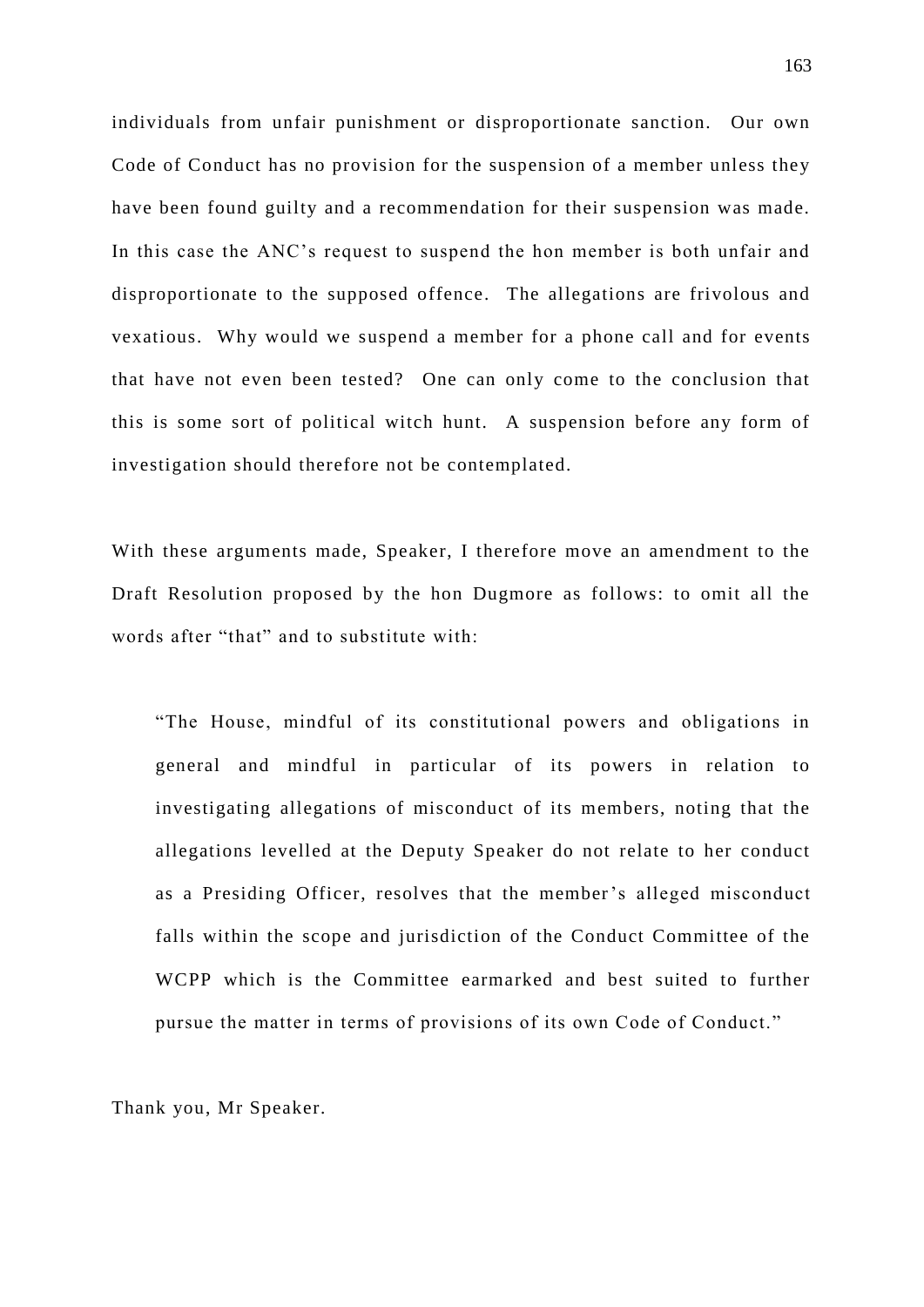individuals from unfair punishment or disproportionate sanction. Our own Code of Conduct has no provision for the suspension of a member unless they have been found guilty and a recommendation for their suspension was made. In this case the ANC's request to suspend the hon member is both unfair and disproportionate to the supposed offence. The allegations are frivolous and vexatious. Why would we suspend a member for a phone call and for events that have not even been tested? One can only come to the conclusion that this is some sort of political witch hunt. A suspension before any form of investigation should therefore not be contemplated.

With these arguments made, Speaker, I therefore move an amendment to the Draft Resolution proposed by the hon Dugmore as follows: to omit all the words after "that" and to substitute with:

> "The House, mindful of its constitutional powers and obligations in general and mindful in particular of its powers in relation to investigating allegations of misconduct of its members, noting that the allegations levelled at the Deputy Speaker do not relate to her conduct as a Presiding Officer, resolves that the member's alleged misconduct falls within the scope and jurisdiction of the Conduct Committee of the WCPP which is the Committee earmarked and best suited to further pursue the matter in terms of provisions of its own Code of Conduct."

Thank you, Mr Speaker.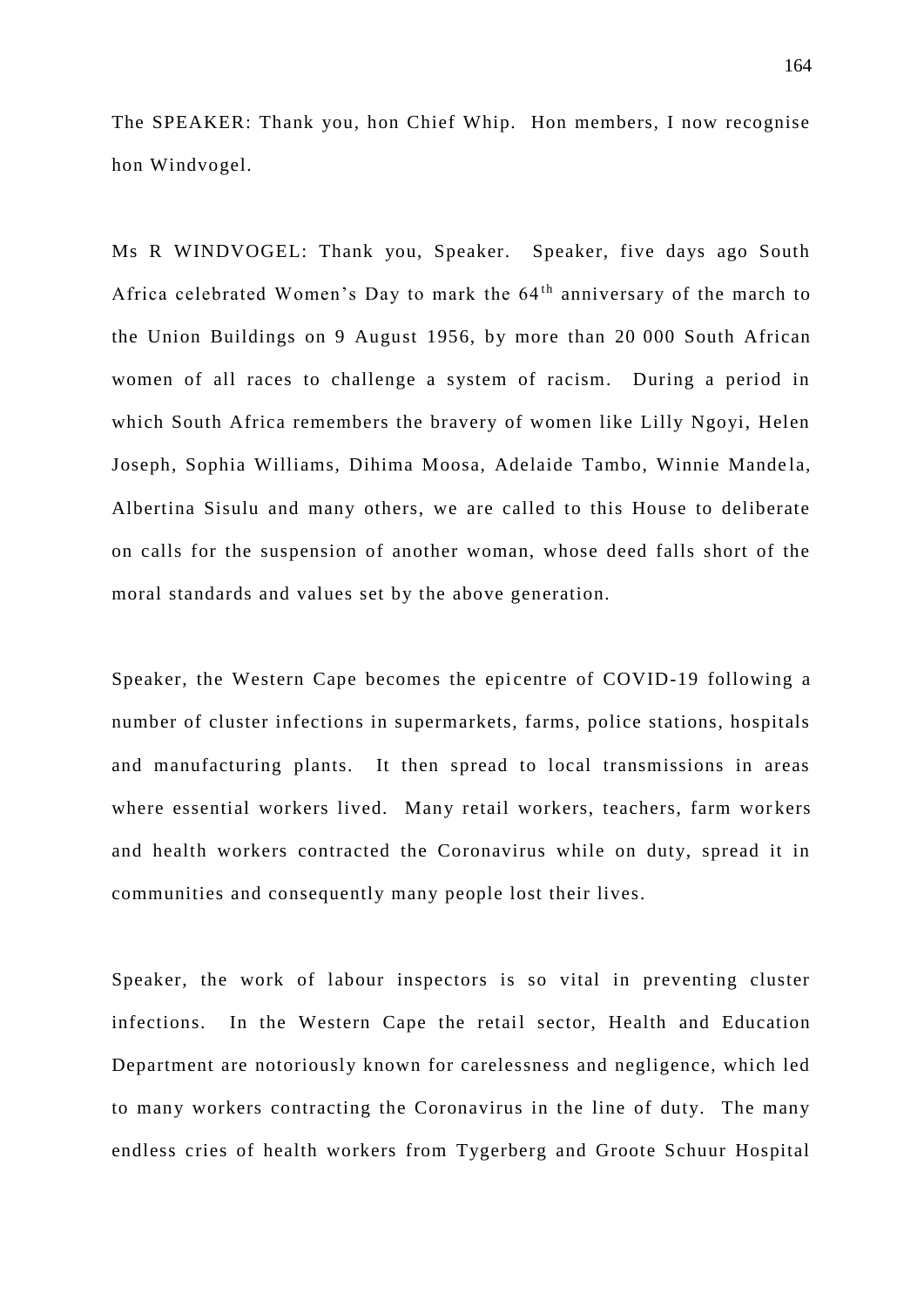The SPEAKER: Thank you, hon Chief Whip. Hon members, I now recognise hon Windvogel.

Ms R WINDVOGEL: Thank you, Speaker. Speaker, five days ago South Africa celebrated Women's Day to mark the 64th anniversary of the march to the Union Buildings on 9 August 1956, by more than 20 000 South African women of all races to challenge a system of racism. During a period in which South Africa remembers the bravery of women like Lilly Ngoyi, Helen Joseph, Sophia Williams, Dihima Moosa, Adelaide Tambo, Winnie Mandela, Albertina Sisulu and many others, we are called to this House to deliberate on calls for the suspension of another woman, whose deed falls short of the moral standards and values set by the above generation.

Speaker, the Western Cape becomes the epicentre of COVID-19 following a number of cluster infections in supermarkets, farms, police stations, hospitals and manufacturing plants. It then spread to local transmissions in areas where essential workers lived. Many retail workers, teachers, farm workers and health workers contracted the Coronavirus while on duty, spread it in communities and consequently many people lost their lives.

Speaker, the work of labour inspectors is so vital in preventing cluster infections. In the Western Cape the retail sector, Health and Education Department are notoriously known for carelessness and negligence, which led to many workers contracting the Coronavirus in the line of duty. The many endless cries of health workers from Tygerberg and Groote Schuur Hospital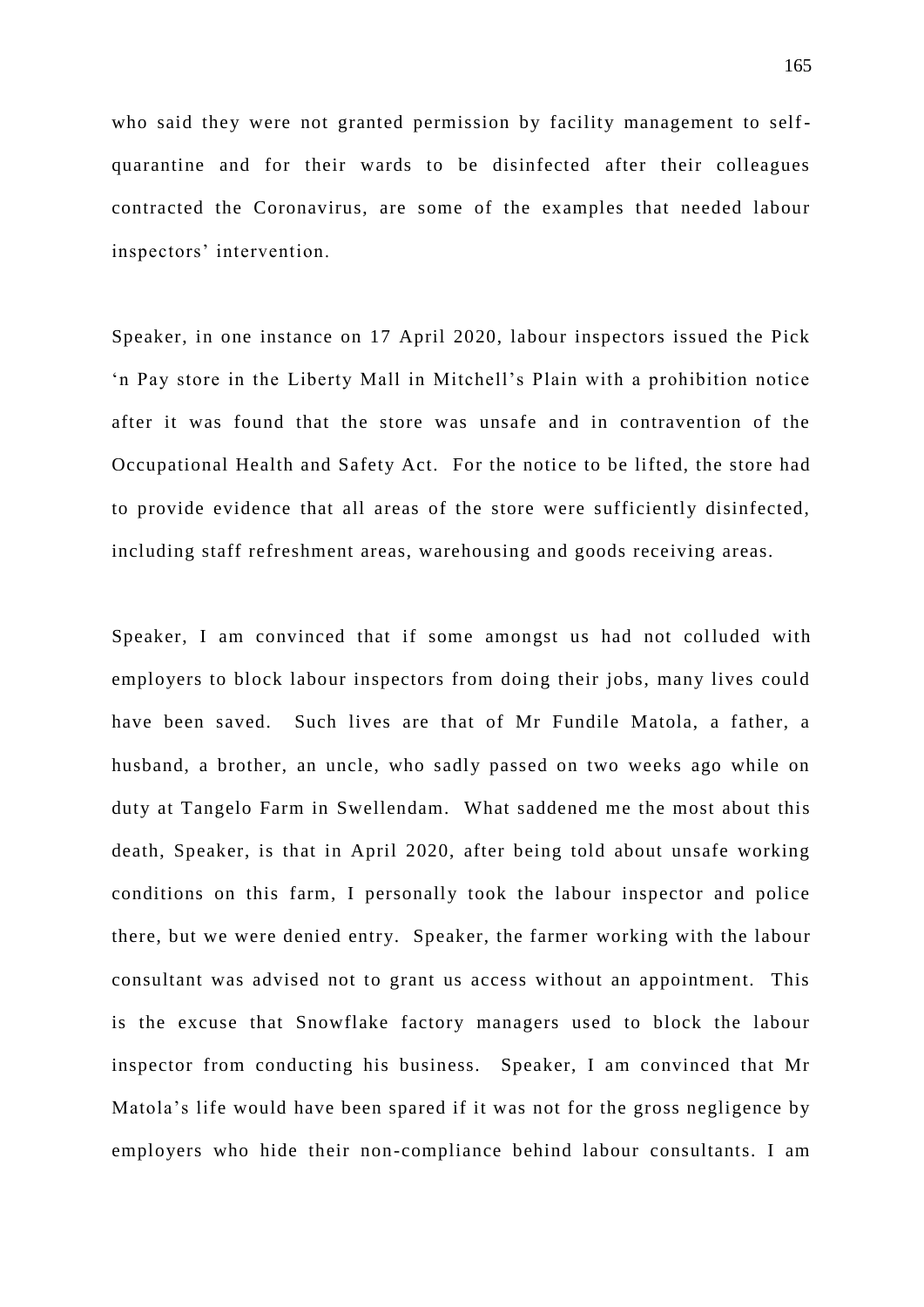who said they were not granted permission by facility management to self-quarantine and for their wards to be disinfected after their colleagues contracted the Coronavirus, are some of the examples that needed labour inspectors' intervention.

Speaker, in one instance on 17 April 2020, labour inspectors issued the Pick 'n Pay store in the Liberty Mall in Mitchell's Plain with a prohibition notice after it was found that the store was unsafe and in contravention of the Occupational Health and Safety Act. For the notice to be lifted, the store had to provide evidence that all areas of the store were sufficiently disinfected, including staff refreshment areas, warehousing and goods receiving areas.

Speaker, I am convinced that if some amongst us had not colluded with employers to block labour inspectors from doing their jobs, many lives could have been saved. Such lives are that of Mr Fundile Matola, a father, a husband, a brother, an uncle, who sadly passed on two weeks ago while on duty at Tangelo Farm in Swellendam. What saddened me the most about this death, Speaker, is that in April 2020, after being told about unsafe working conditions on this farm, I personally took the labour inspector and police there, but we were denied entry. Speaker, the farmer working with the labour consultant was advised not to grant us access without an appointment. This is the excuse that Snowflake factory managers used to block the labour inspector from conducting his business. Speaker, I am convinced that Mr Matola's life would have been spared if it was not for the gross negligence by employers who hide their non-compliance behind labour consultants. I am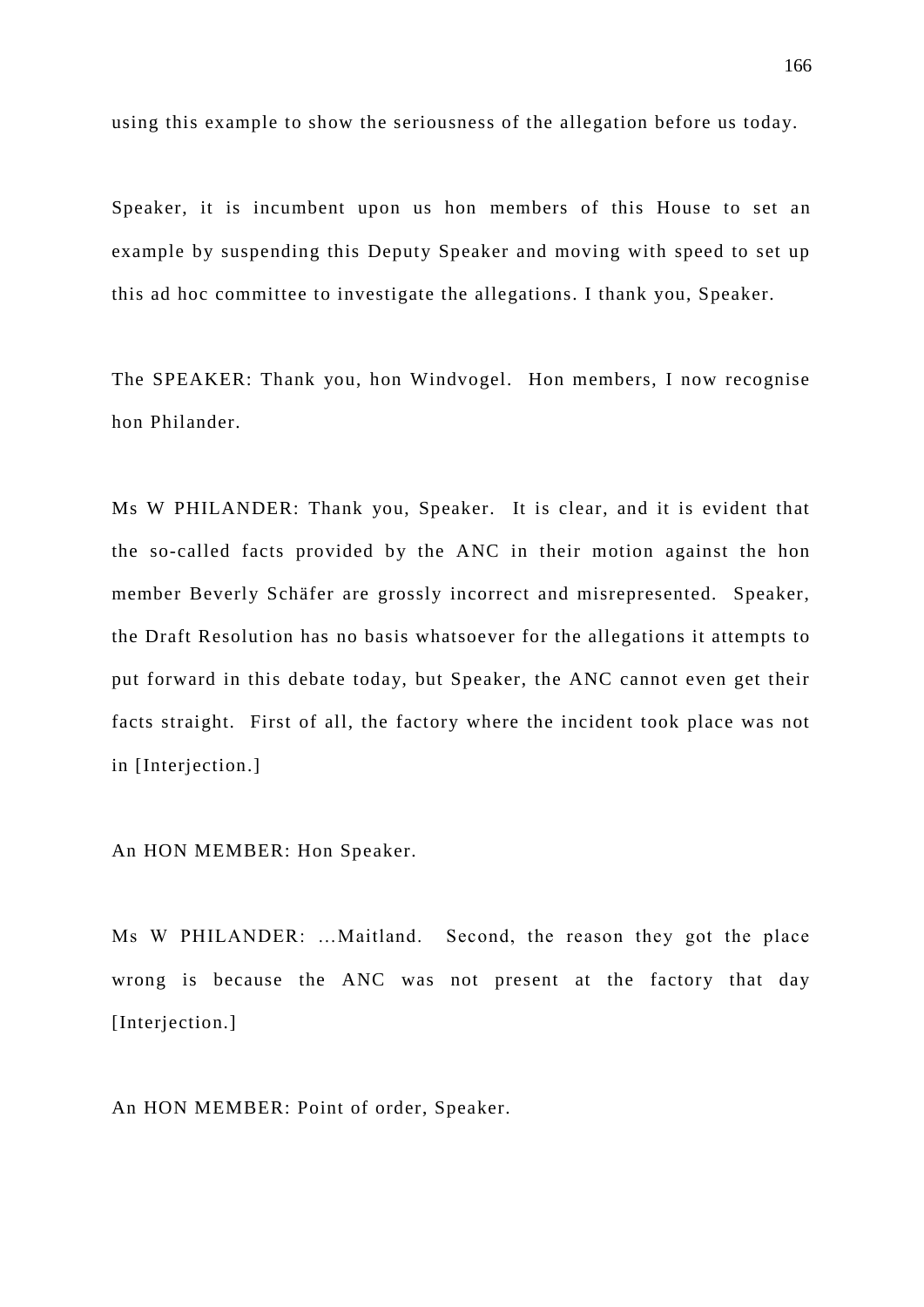using this example to show the seriousness of the allegation before us today.

Speaker, it is incumbent upon us hon members of this House to set an example by suspending this Deputy Speaker and moving with speed to set up this ad hoc committee to investigate the allegations. I thank you, Speaker.

The SPEAKER: Thank you, hon Windvogel. Hon members, I now recognise hon Philander.

Ms W PHILANDER: Thank you, Speaker. It is clear, and it is evident that the so-called facts provided by the ANC in their motion against the hon member Beverly Schäfer are grossly incorrect and misrepresented. Speaker, the Draft Resolution has no basis whatsoever for the allegations it attempts to put forward in this debate today, but Speaker, the ANC cannot even get their facts straight. First of all, the factory where the incident took place was not in [Interjection.]

An HON MEMBER: Hon Speaker.

Ms W PHILANDER: …Maitland. Second, the reason they got the place wrong is because the ANC was not present at the factory that day [Interjection.]

An HON MEMBER: Point of order, Speaker.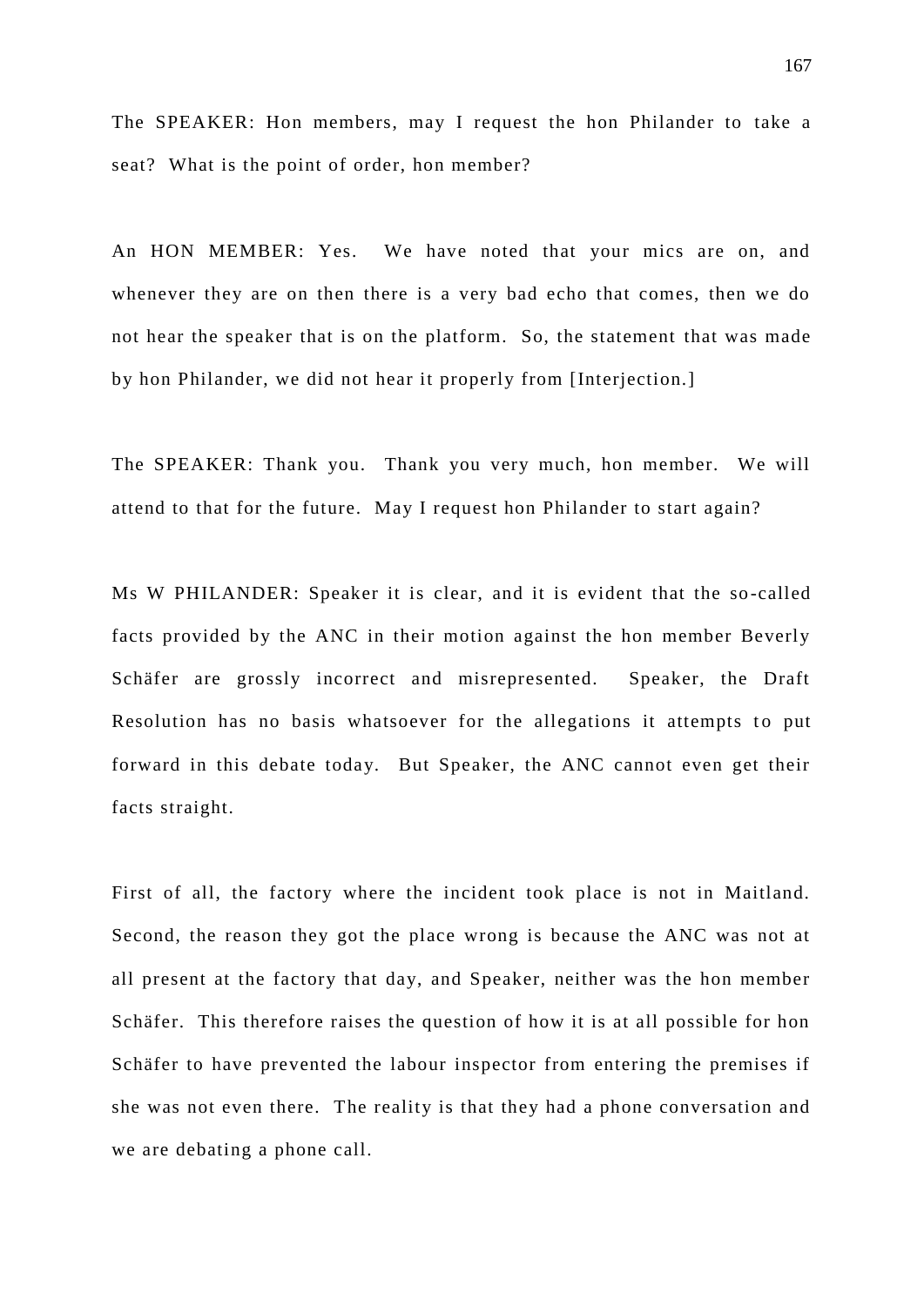The SPEAKER: Hon members, may I request the hon Philander to take a seat? What is the point of order, hon member?

An HON MEMBER: Yes. We have noted that your mics are on, and whenever they are on then there is a very bad echo that comes, then we do not hear the speaker that is on the platform. So, the statement that was made by hon Philander, we did not hear it properly from [Interjection.]

The SPEAKER: Thank you. Thank you very much, hon member. We will attend to that for the future. May I request hon Philander to start again?

Ms W PHILANDER: Speaker it is clear, and it is evident that the so-called facts provided by the ANC in their motion against the hon member Beverly Schäfer are grossly incorrect and misrepresented. Speaker, the Draft Resolution has no basis whatsoever for the allegations it attempts to put forward in this debate today. But Speaker, the ANC cannot even get their facts straight.

First of all, the factory where the incident took place is not in Maitland. Second, the reason they got the place wrong is because the ANC was not at all present at the factory that day, and Speaker, neither was the hon member Schäfer. This therefore raises the question of how it is at all possible for hon Schäfer to have prevented the labour inspector from entering the premises if she was not even there. The reality is that they had a phone conversation and we are debating a phone call.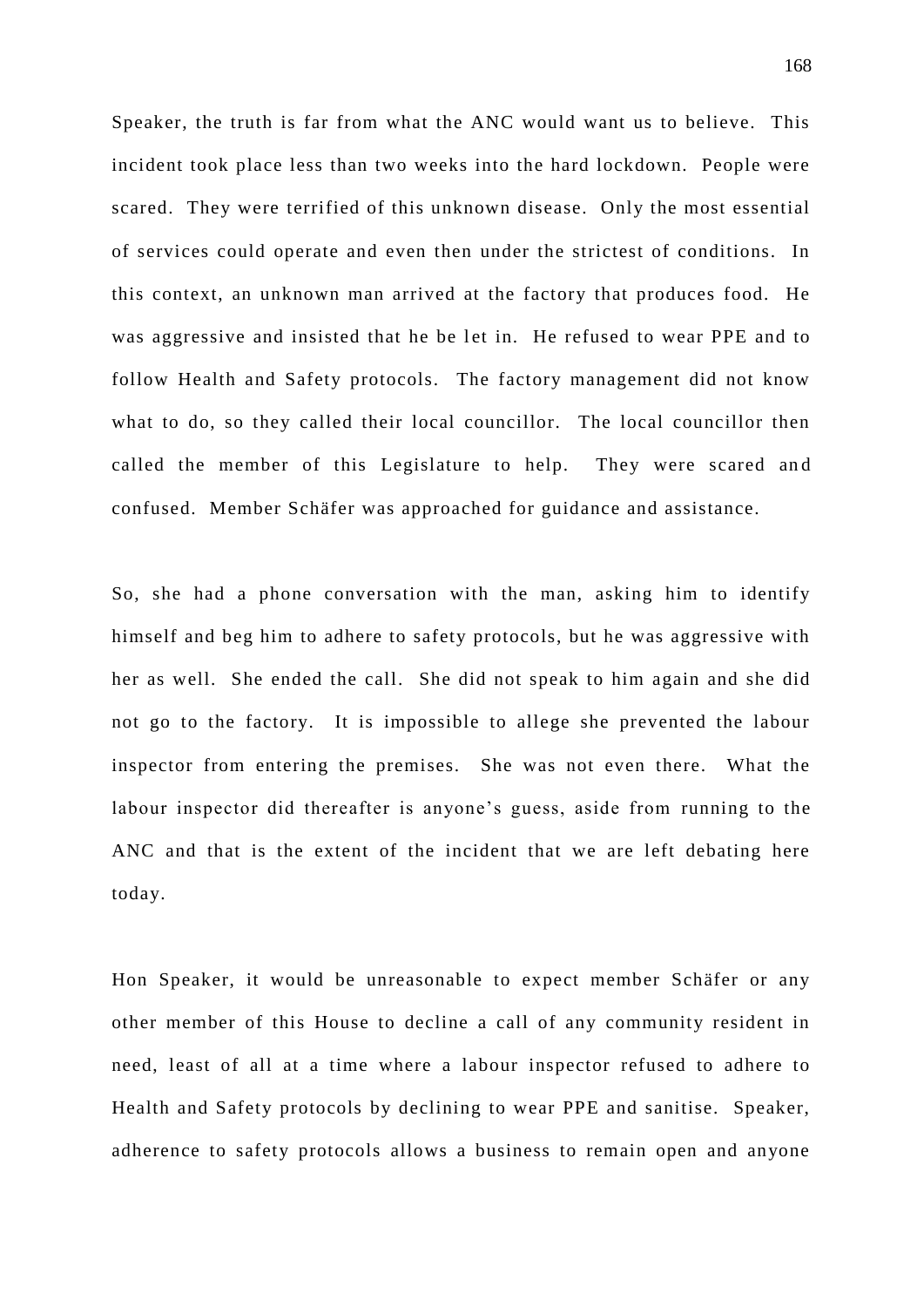Speaker, the truth is far from what the ANC would want us to believe. This incident took place less than two weeks into the hard lockdown. People were scared. They were terrified of this unknown disease. Only the most essential of services could operate and even then under the strictest of conditions. In this context, an unknown man arrived at the factory that produces food. He was aggressive and insisted that he be let in. He refused to wear PPE and to follow Health and Safety protocols. The factory management did not know what to do, so they called their local councillor. The local councillor then called the member of this Legislature to help. They were scared and confused. Member Schäfer was approached for guidance and assistance.

So, she had a phone conversation with the man, asking him to identify himself and beg him to adhere to safety protocols, but he was aggressive with her as well. She ended the call. She did not speak to him again and she did not go to the factory. It is impossible to allege she prevented the labour inspector from entering the premises. She was not even there. What the labour inspector did thereafter is anyone's guess, aside from running to the ANC and that is the extent of the incident that we are left debating here today.

Hon Speaker, it would be unreasonable to expect member Schäfer or any other member of this House to decline a call of any community resident in need, least of all at a time where a labour inspector refused to adhere to Health and Safety protocols by declining to wear PPE and sanitise. Speaker, adherence to safety protocols allows a business to remain open and anyone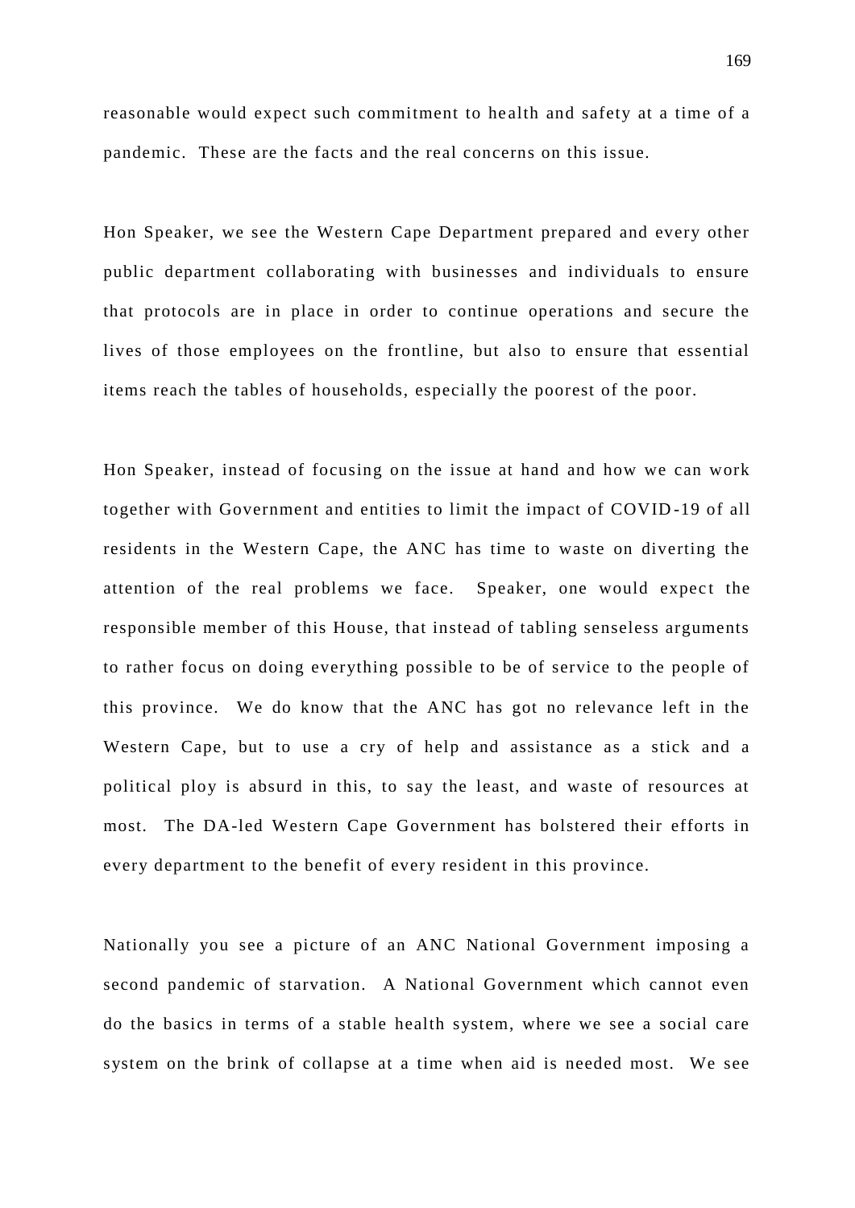reasonable would expect such commitment to health and safety at a time of a pandemic. These are the facts and the real concerns on this issue.

Hon Speaker, we see the Western Cape Department prepared and every other public department collaborating with businesses and individuals to ensure that protocols are in place in order to continue operations and secure the lives of those employees on the frontline, but also to ensure that essential items reach the tables of households, especially the poorest of the poor.

Hon Speaker, instead of focusing on the issue at hand and how we can work together with Government and entities to limit the impact of COVID-19 of all residents in the Western Cape, the ANC has time to waste on diverting the attention of the real problems we face. Speaker, one would expect the responsible member of this House, that instead of tabling senseless arguments to rather focus on doing everything possible to be of service to the people of this province. We do know that the ANC has got no relevance left in the Western Cape, but to use a cry of help and assistance as a stick and a political ploy is absurd in this, to say the least, and waste of resources at most. The DA-led Western Cape Government has bolstered their efforts in every department to the benefit of every resident in this province.

Nationally you see a picture of an ANC National Government imposing a second pandemic of starvation. A National Government which cannot even do the basics in terms of a stable health system, where we see a social care system on the brink of collapse at a time when aid is needed most. We see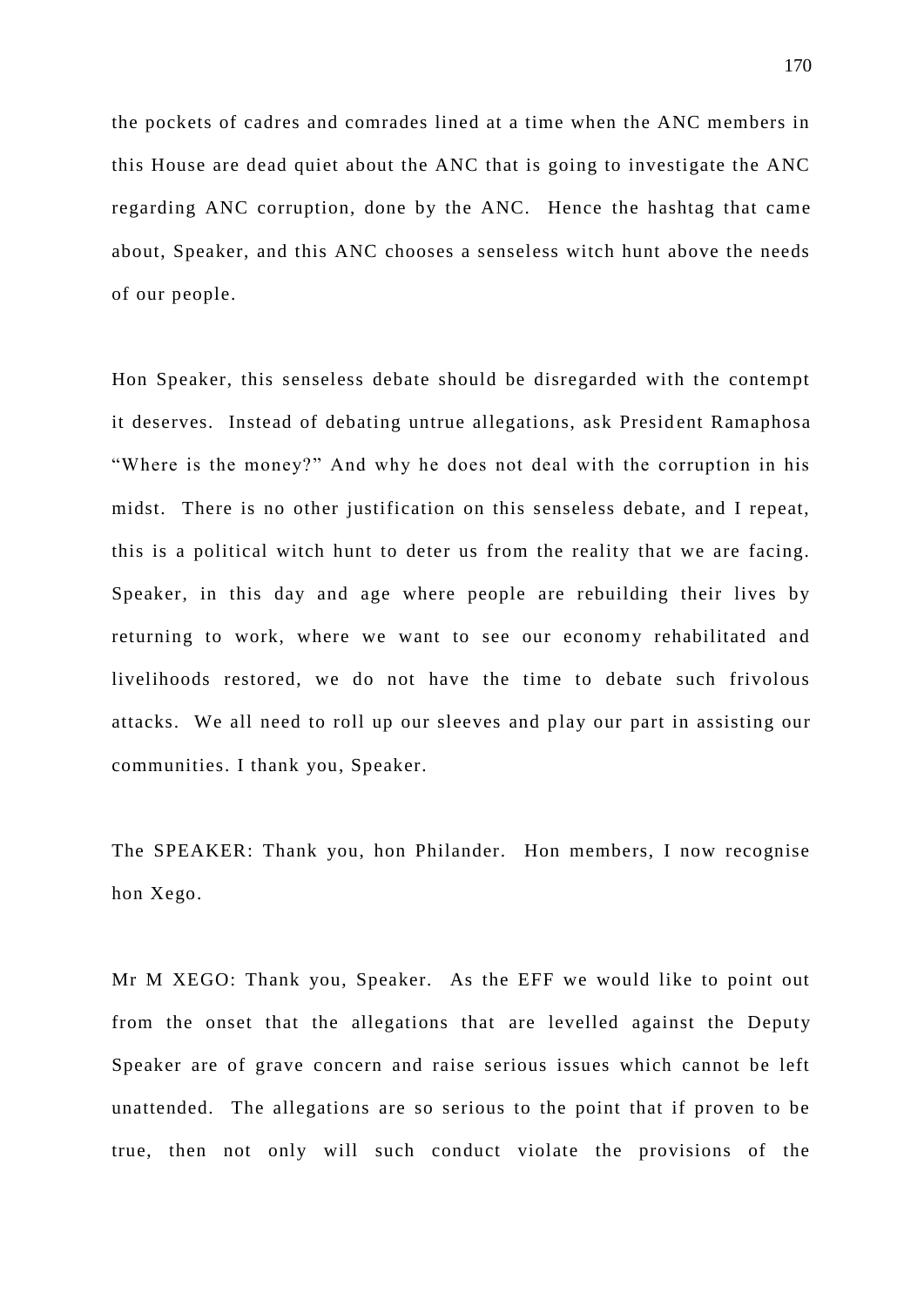the pockets of cadres and comrades lined at a time when the ANC members in this House are dead quiet about the ANC that is going to investigate the ANC regarding ANC corruption, done by the ANC. Hence the hashtag that came about, Speaker, and this ANC chooses a senseless witch hunt above the needs of our people.

Hon Speaker, this senseless debate should be disregarded with the contempt it deserves. Instead of debating untrue allegations, ask President Ramaphosa "Where is the money?" And why he does not deal with the corruption in his midst. There is no other justification on this senseless debate, and I repeat, this is a political witch hunt to deter us from the reality that we are facing. Speaker, in this day and age where people are rebuilding their lives by returning to work, where we want to see our economy rehabilitated and livelihoods restored, we do not have the time to debate such frivolous attacks. We all need to roll up our sleeves and play our part in assisting our communities. I thank you, Speaker.

The SPEAKER: Thank you, hon Philander. Hon members, I now recognise hon Xego.

Mr M XEGO: Thank you, Speaker. As the EFF we would like to point out from the onset that the allegations that are levelled against the Deputy Speaker are of grave concern and raise serious issues which cannot be left unattended. The allegations are so serious to the point that if proven to be true, then not only will such conduct violate the provisions of the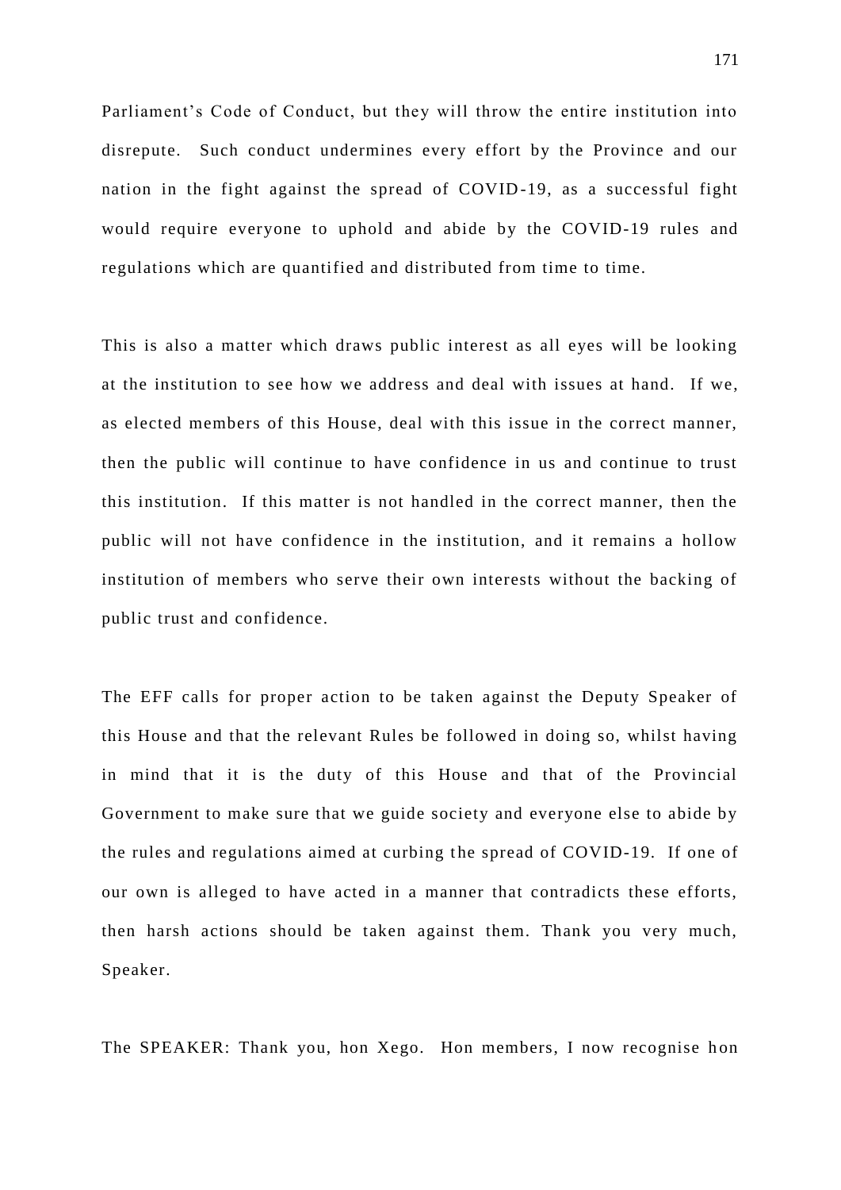Parliament's Code of Conduct, but they will throw the entire institution into disrepute. Such conduct undermines every effort by the Province and our nation in the fight against the spread of COVID-19, as a successful fight would require everyone to uphold and abide by the COVID-19 rules and regulations which are quantified and distributed from time to time.

This is also a matter which draws public interest as all eyes will be looking at the institution to see how we address and deal with issues at hand. If we, as elected members of this House, deal with this issue in the correct manner, then the public will continue to have confidence in us and continue to trust this institution. If this matter is not handled in the correct manner, then the public will not have confidence in the institution, and it remains a hollow institution of members who serve their own interests without the backing of public trust and confidence.

The EFF calls for proper action to be taken against the Deputy Speaker of this House and that the relevant Rules be followed in doing so, whilst having in mind that it is the duty of this House and that of the Provincial Government to make sure that we guide society and everyone else to abide by the rules and regulations aimed at curbing the spread of COVID-19. If one of our own is alleged to have acted in a manner that contradicts these efforts, then harsh actions should be taken against them. Thank you very much, Speaker.

The SPEAKER: Thank you, hon Xego. Hon members, I now recognise hon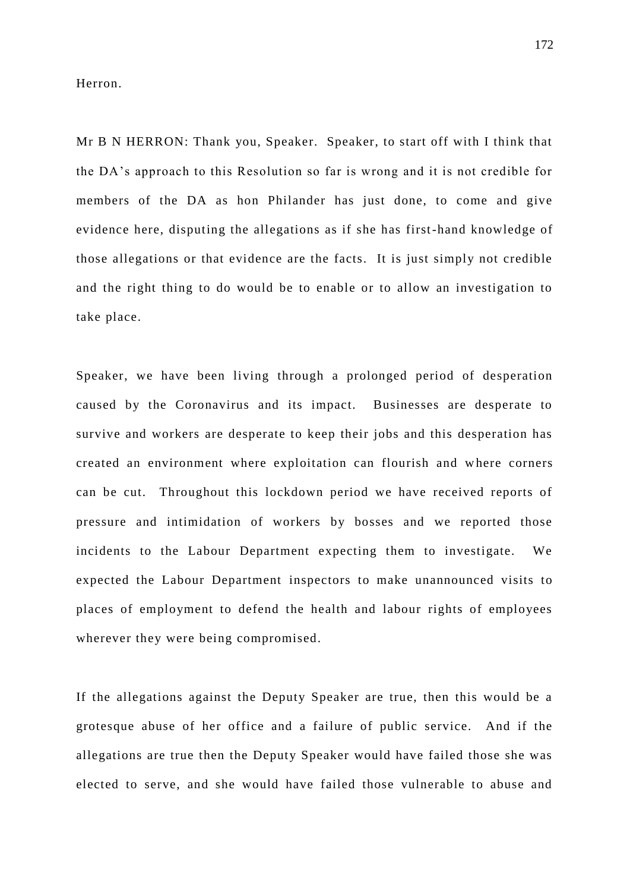Herron.

Mr B N HERRON: Thank you, Speaker. Speaker, to start off with I think that the DA's approach to this Resolution so far is wrong and it is not credible for members of the DA as hon Philander has just done, to come and give evidence here, disputing the allegations as if she has first-hand knowledge of those allegations or that evidence are the facts. It is just simply not credible and the right thing to do would be to enable or to allow an investigation to take place.

Speaker, we have been living through a prolonged period of desperation caused by the Coronavirus and its impact. Businesses are desperate to survive and workers are desperate to keep their jobs and this desperation has created an environment where exploitation can flourish and where corners can be cut. Throughout this lockdown period we have received reports of pressure and intimidation of workers by bosses and we reported those incidents to the Labour Department expecting them to investigate. We expected the Labour Department inspectors to make unannounced visits to places of employment to defend the health and labour rights of employees wherever they were being compromised.

If the allegations against the Deputy Speaker are true, then this would be a grotesque abuse of her office and a failure of public service. And if the allegations are true then the Deputy Speaker would have failed those she was elected to serve, and she would have failed those vulnerable to abuse and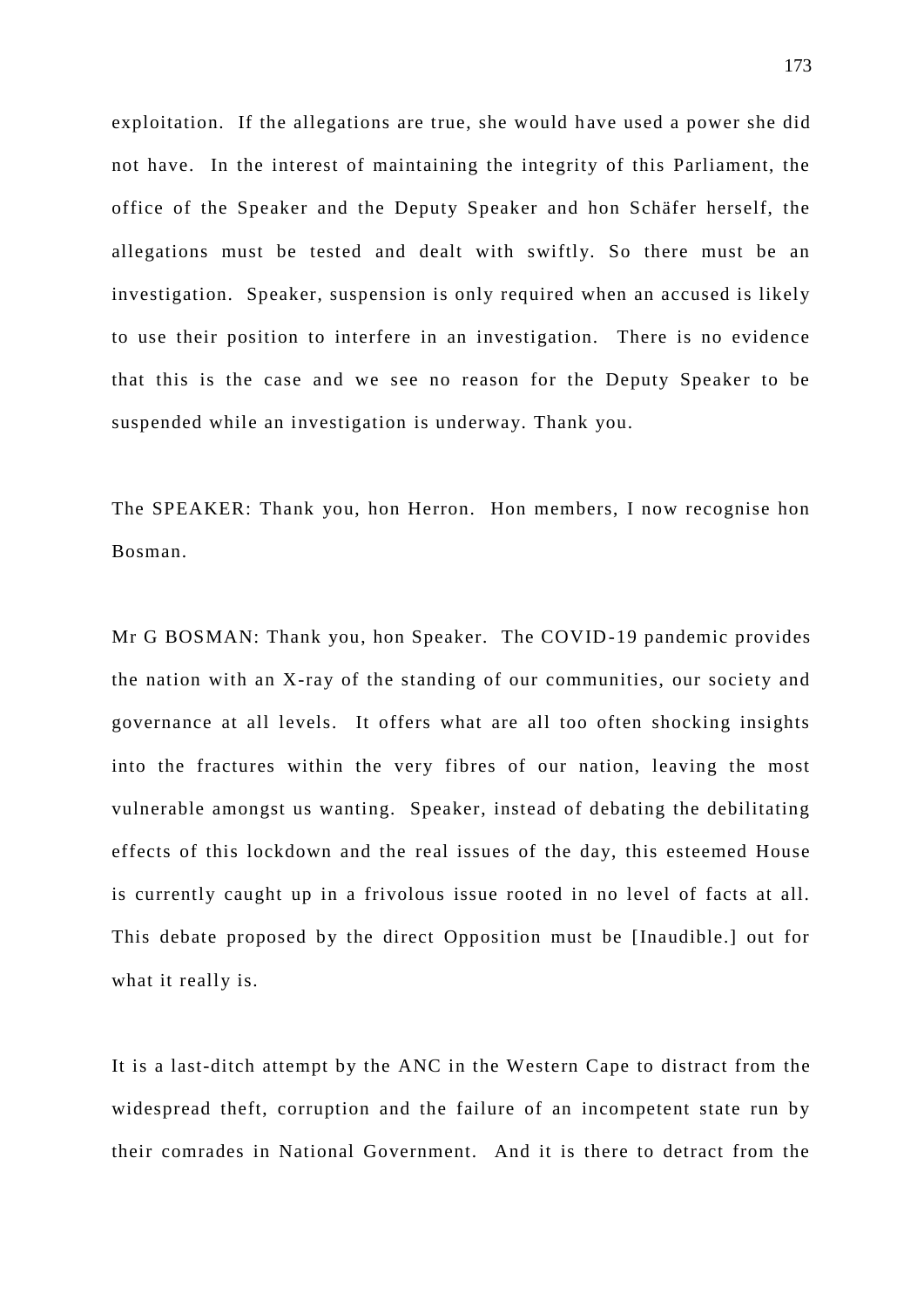exploitation. If the allegations are true, she would have used a power she did not have. In the interest of maintaining the integrity of this Parliament, the office of the Speaker and the Deputy Speaker and hon Schäfer herself, the allegations must be tested and dealt with swiftly. So there must be an investigation. Speaker, suspension is only required when an accused is likely to use their position to interfere in an investigation. There is no evidence that this is the case and we see no reason for the Deputy Speaker to be suspended while an investigation is underway. Thank you.

The SPEAKER: Thank you, hon Herron. Hon members, I now recognise hon Bosman.

Mr G BOSMAN: Thank you, hon Speaker. The COVID-19 pandemic provides the nation with an X-ray of the standing of our communities, our society and governance at all levels. It offers what are all too often shocking insights into the fractures within the very fibres of our nation, leaving the most vulnerable amongst us wanting. Speaker, instead of debating the debilitating effects of this lockdown and the real issues of the day, this esteemed House is currently caught up in a frivolous issue rooted in no level of facts at all. This debate proposed by the direct Opposition must be [Inaudible.] out for what it really is.

It is a last-ditch attempt by the ANC in the Western Cape to distract from the widespread theft, corruption and the failure of an incompetent state run by their comrades in National Government. And it is there to detract from the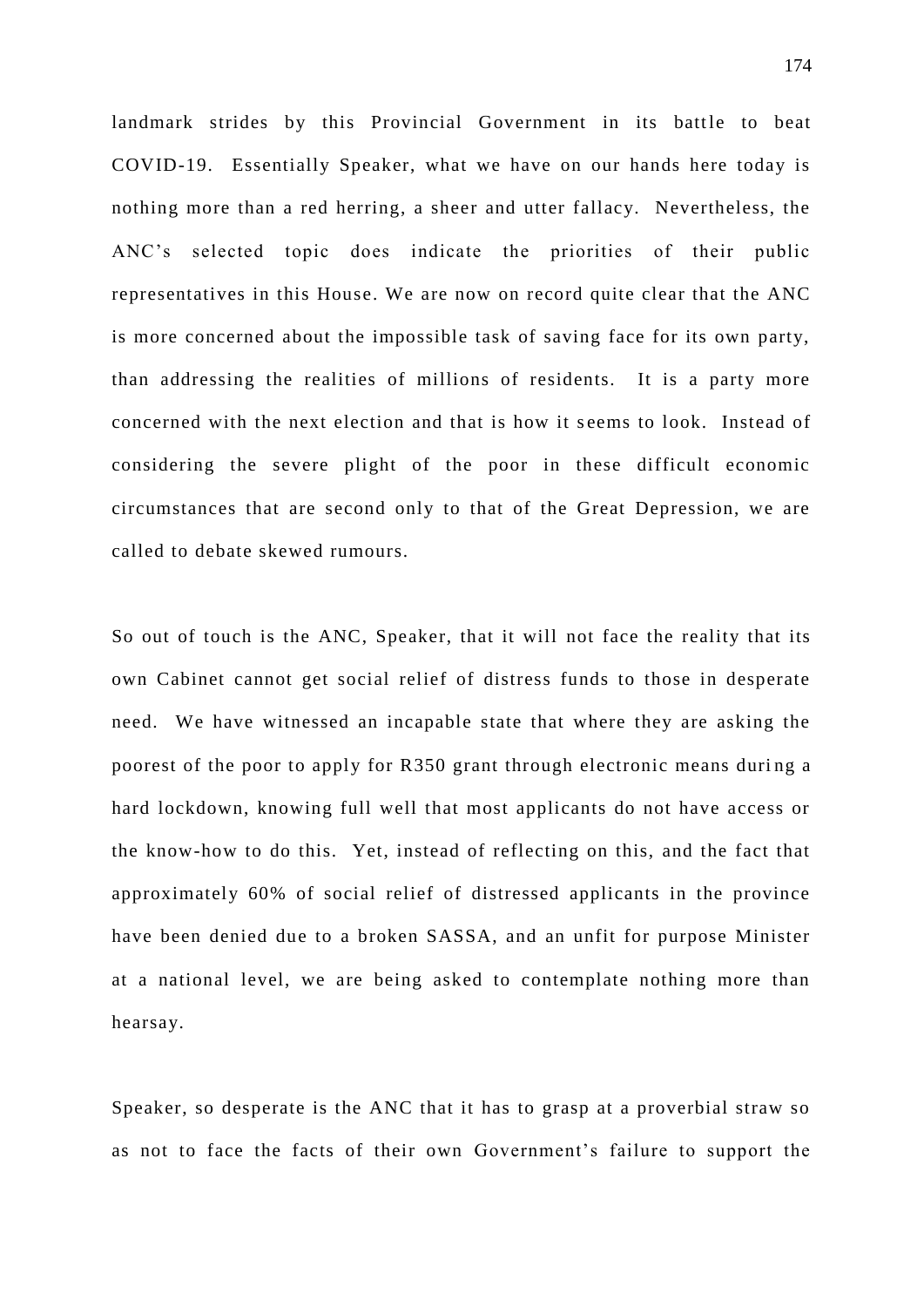landmark strides by this Provincial Government in its battle to beat COVID-19. Essentially Speaker, what we have on our hands here today is nothing more than a red herring, a sheer and utter fallacy. Nevertheless, the ANC's selected topic does indicate the priorities of their public representatives in this House. We are now on record quite clear that the ANC is more concerned about the impossible task of saving face for its own party, than addressing the realities of millions of residents. It is a party more concerned with the next election and that is how it seems to look. Instead of considering the severe plight of the poor in these difficult economic circumstances that are second only to that of the Great Depression, we are called to debate skewed rumours.

So out of touch is the ANC, Speaker, that it will not face the reality that its own Cabinet cannot get social relief of distress funds to those in desperate need. We have witnessed an incapable state that where they are asking the poorest of the poor to apply for R350 grant through electronic means during a hard lockdown, knowing full well that most applicants do not have access or the know-how to do this. Yet, instead of reflecting on this, and the fact that approximately 60% of social relief of distressed applicants in the province have been denied due to a broken SASSA, and an unfit for purpose Minister at a national level, we are being asked to contemplate nothing more than hearsay.

Speaker, so desperate is the ANC that it has to grasp at a proverbial straw so as not to face the facts of their own Government's failure to support the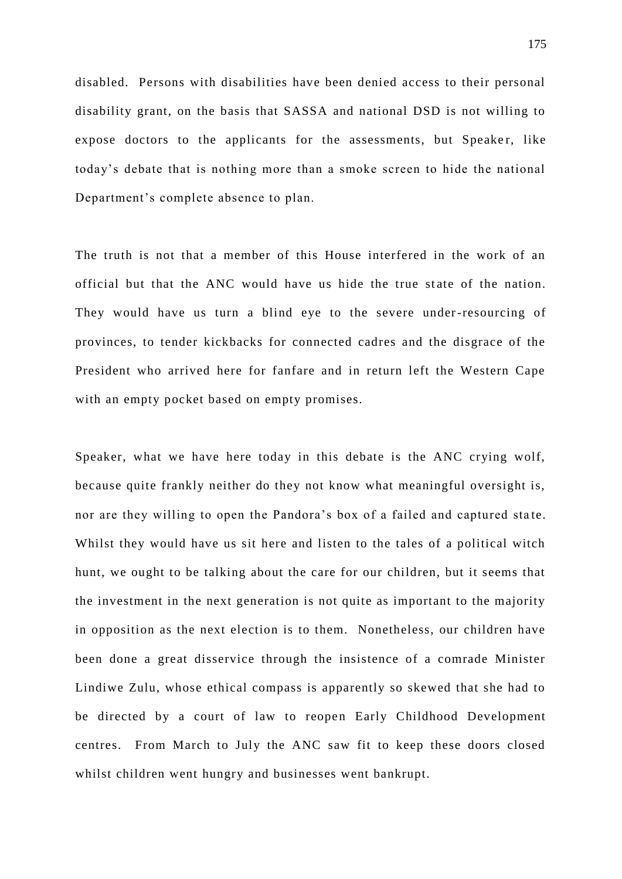disabled. Persons with disabilities have been denied access to their personal disability grant, on the basis that SASSA and national DSD is not willing to expose doctors to the applicants for the assessments, but Speaker, like today's debate that is nothing more than a smoke screen to hide the national Department's complete absence to plan.

The truth is not that a member of this House interfered in the work of an official but that the ANC would have us hide the true state of the nation. They would have us turn a blind eye to the severe under-resourcing of provinces, to tender kickbacks for connected cadres and the disgrace of the President who arrived here for fanfare and in return left the Western Cape with an empty pocket based on empty promises.

Speaker, what we have here today in this debate is the ANC crying wolf, because quite frankly neither do they not know what meaningful oversight is, nor are they willing to open the Pandora's box of a failed and captured state. Whilst they would have us sit here and listen to the tales of a political witch hunt, we ought to be talking about the care for our children, but it seems that the investment in the next generation is not quite as important to the majority in opposition as the next election is to them. Nonetheless, our children have been done a great disservice through the insistence of a comrade Minister Lindiwe Zulu, whose ethical compass is apparently so skewed that she had to be directed by a court of law to reopen Early Childhood Development centres. From March to July the ANC saw fit to keep these doors closed whilst children went hungry and businesses went bankrupt.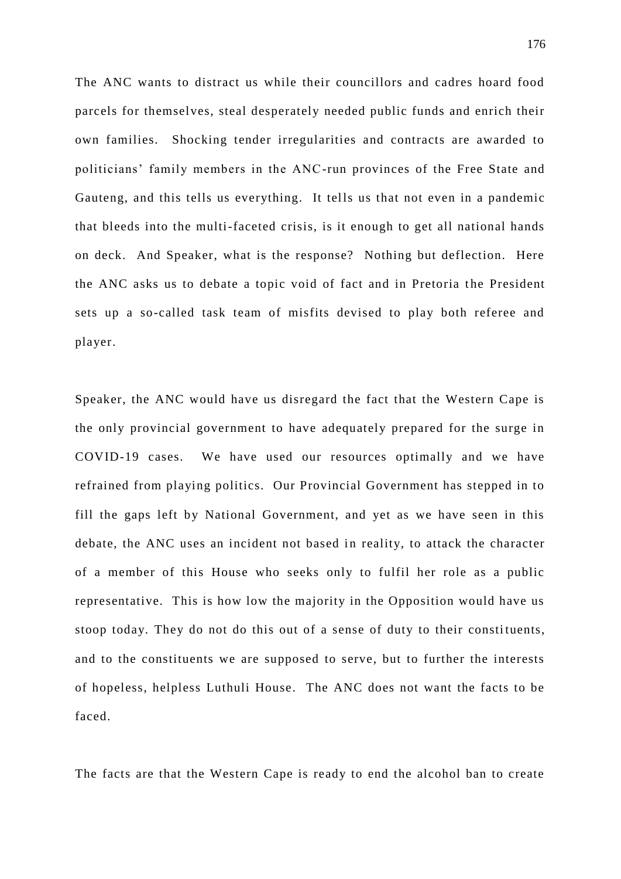The ANC wants to distract us while their councillors and cadres hoard food parcels for themselves, steal desperately needed public funds and enrich their own families. Shocking tender irregularities and contracts are awarded to politicians' family members in the ANC-run provinces of the Free State and Gauteng, and this tells us everything. It tells us that not even in a pandemic that bleeds into the multi-faceted crisis, is it enough to get all national hands on deck. And Speaker, what is the response? Nothing but deflection. Here the ANC asks us to debate a topic void of fact and in Pretoria the President sets up a so-called task team of misfits devised to play both referee and player.

Speaker, the ANC would have us disregard the fact that the Western Cape is the only provincial government to have adequately prepared for the surge in COVID-19 cases. We have used our resources optimally and we have refrained from playing politics. Our Provincial Government has stepped in to fill the gaps left by National Government, and yet as we have seen in this debate, the ANC uses an incident not based in reality, to attack the character of a member of this House who seeks only to fulfil her role as a public representative. This is how low the majority in the Opposition would have us stoop today. They do not do this out of a sense of duty to their constituents, and to the constituents we are supposed to serve, but to further the interests of hopeless, helpless Luthuli House. The ANC does not want the facts to be faced.

The facts are that the Western Cape is ready to end the alcohol ban to create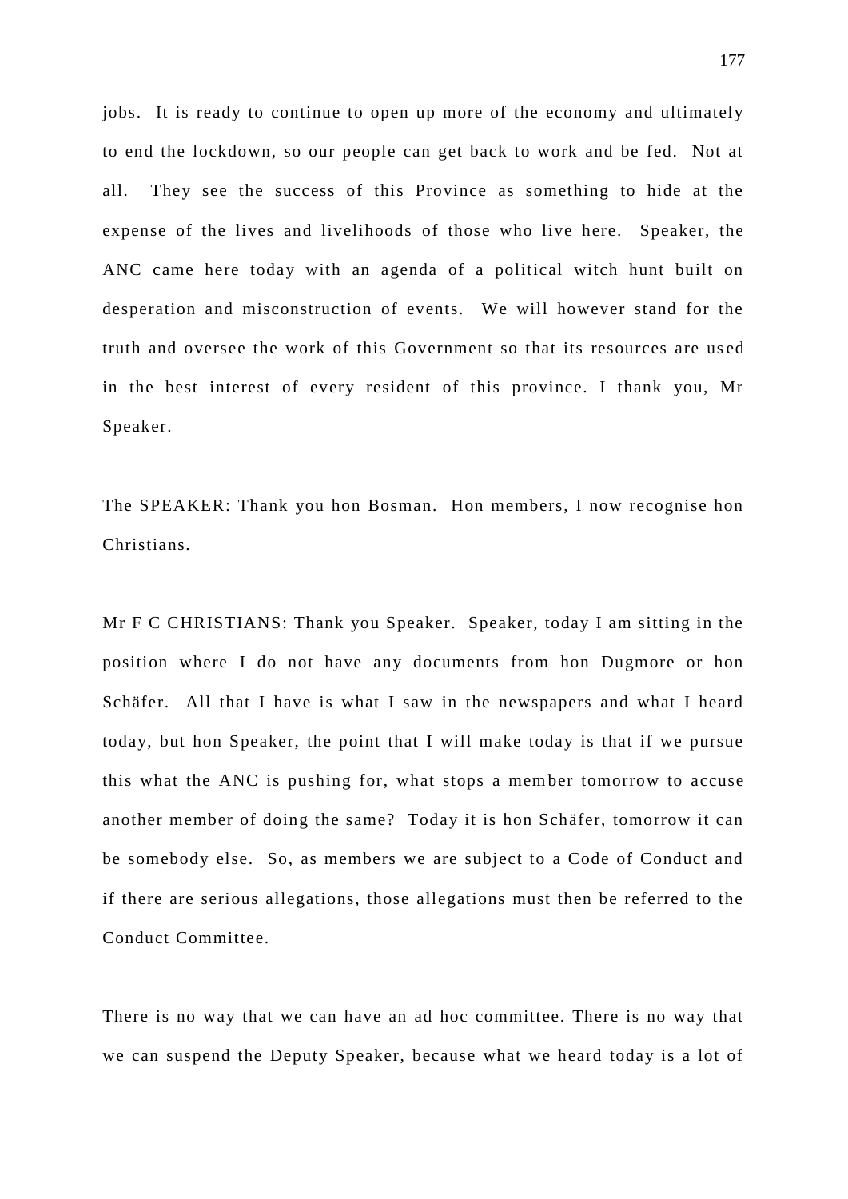jobs. It is ready to continue to open up more of the economy and ultimately to end the lockdown, so our people can get back to work and be fed. Not at all. They see the success of this Province as something to hide at the expense of the lives and livelihoods of those who live here. Speaker, the ANC came here today with an agenda of a political witch hunt built on desperation and misconstruction of events. We will however stand for the truth and oversee the work of this Government so that its resources are used in the best interest of every resident of this province. I thank you, Mr Speaker.

The SPEAKER: Thank you hon Bosman. Hon members, I now recognise hon Christians.

Mr F C CHRISTIANS: Thank you Speaker. Speaker, today I am sitting in the position where I do not have any documents from hon Dugmore or hon Schäfer. All that I have is what I saw in the newspapers and what I heard today, but hon Speaker, the point that I will make today is that if we pursue this what the ANC is pushing for, what stops a member tomorrow to accuse another member of doing the same? Today it is hon Schäfer, tomorrow it can be somebody else. So, as members we are subject to a Code of Conduct and if there are serious allegations, those allegations must then be referred to the Conduct Committee.

There is no way that we can have an ad hoc committee. There is no way that we can suspend the Deputy Speaker, because what we heard today is a lot of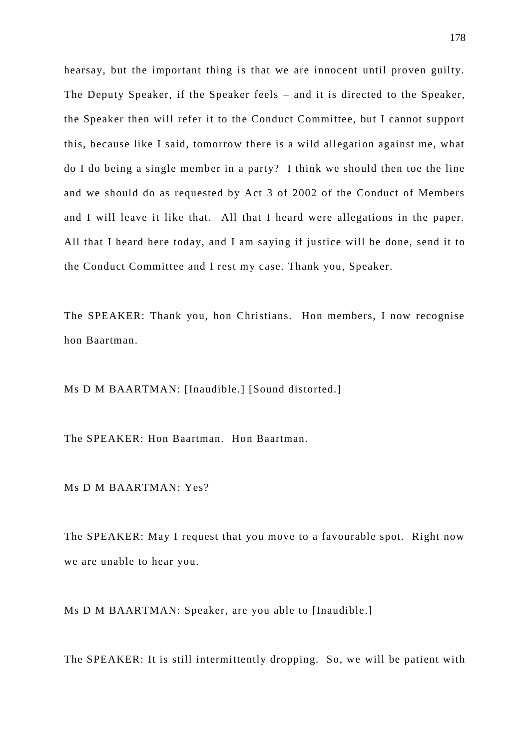hearsay, but the important thing is that we are innocent until proven guilty. The Deputy Speaker, if the Speaker feels – and it is directed to the Speaker, the Speaker then will refer it to the Conduct Committee, but I cannot support this, because like I said, tomorrow there is a wild allegation against me, what do I do being a single member in a party? I think we should then toe the line and we should do as requested by Act 3 of 2002 of the Conduct of Members and I will leave it like that. All that I heard were allegations in the paper. All that I heard here today, and I am saying if justice will be done, send it to the Conduct Committee and I rest my case. Thank you, Speaker.

The SPEAKER: Thank you, hon Christians. Hon members, I now recognise hon Baartman.

Ms D M BAARTMAN: [Inaudible.] [Sound distorted.]

The SPEAKER: Hon Baartman. Hon Baartman.

Ms D M BAARTMAN: Yes?

The SPEAKER: May I request that you move to a favourable spot. Right now we are unable to hear you.

Ms D M BAARTMAN: Speaker, are you able to [Inaudible.]

The SPEAKER: It is still intermittently dropping. So, we will be patient with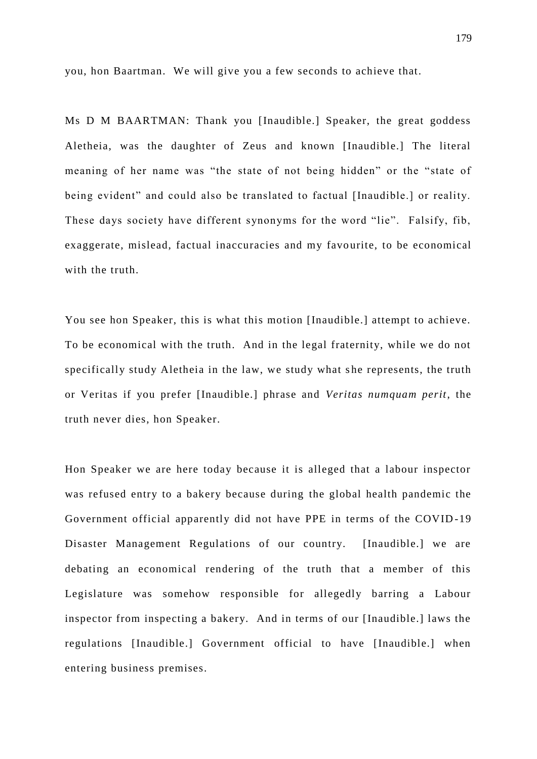you, hon Baartman. We will give you a few seconds to achieve that.

Ms D M BAARTMAN: Thank you [Inaudible.] Speaker, the great goddess Aletheia, was the daughter of Zeus and known [Inaudible.] The literal meaning of her name was "the state of not being hidden" or the "state of being evident" and could also be translated to factual [Inaudible.] or reality. These days society have different synonyms for the word "lie". Falsify, fib, exaggerate, mislead, factual inaccuracies and my favourite, to be economical with the truth.

You see hon Speaker, this is what this motion [Inaudible.] attempt to achieve. To be economical with the truth. And in the legal fraternity, while we do not specifically study Aletheia in the law, we study what she represents, the truth or Veritas if you prefer [Inaudible.] phrase and *Veritas numquam perit*, the truth never dies, hon Speaker.

Hon Speaker we are here today because it is alleged that a labour inspector was refused entry to a bakery because during the global health pandemic the Government official apparently did not have PPE in terms of the COVID-19 Disaster Management Regulations of our country. [Inaudible.] we are debating an economical rendering of the truth that a member of this Legislature was somehow responsible for allegedly barring a Labour inspector from inspecting a bakery. And in terms of our [Inaudible.] laws the regulations [Inaudible.] Government official to have [Inaudible.] when entering business premises.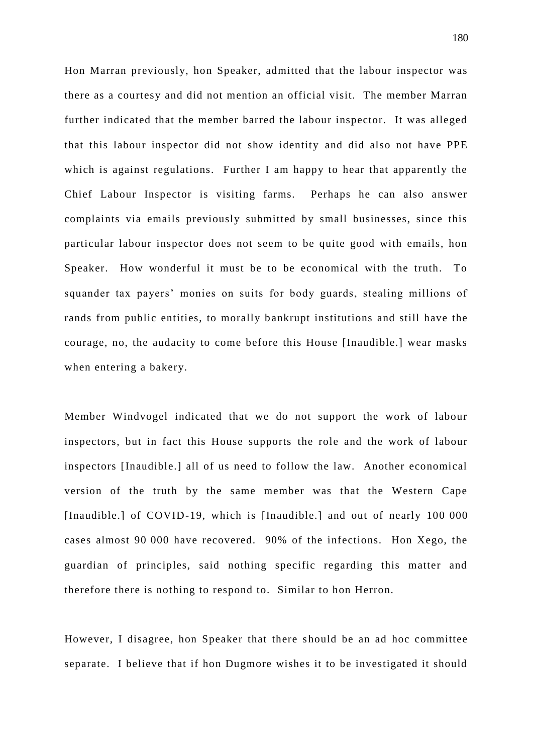Hon Marran previously, hon Speaker, admitted that the labour inspector was there as a courtesy and did not mention an official visit. The member Marran further indicated that the member barred the labour inspector. It was alleged that this labour inspector did not show identity and did also not have PPE which is against regulations. Further I am happy to hear that apparently the Chief Labour Inspector is visiting farms. Perhaps he can also answer complaints via emails previously submitted by small businesses, since this particular labour inspector does not seem to be quite good with emails, hon Speaker. How wonderful it must be to be economical with the truth. To squander tax payers' monies on suits for body guards, stealing millions of rands from public entities, to morally bankrupt institutions and still have the courage, no, the audacity to come before this House [Inaudible.] wear masks when entering a bakery.

Member Windvogel indicated that we do not support the work of labour inspectors, but in fact this House supports the role and the work of labour inspectors [Inaudible.] all of us need to follow the law. Another economical version of the truth by the same member was that the Western Cape [Inaudible.] of COVID-19, which is [Inaudible.] and out of nearly 100 000 cases almost 90 000 have recovered. 90% of the infections. Hon Xego, the guardian of principles, said nothing specific regarding this matter and therefore there is nothing to respond to. Similar to hon Herron.

However, I disagree, hon Speaker that there should be an ad hoc committee separate. I believe that if hon Dugmore wishes it to be investigated it should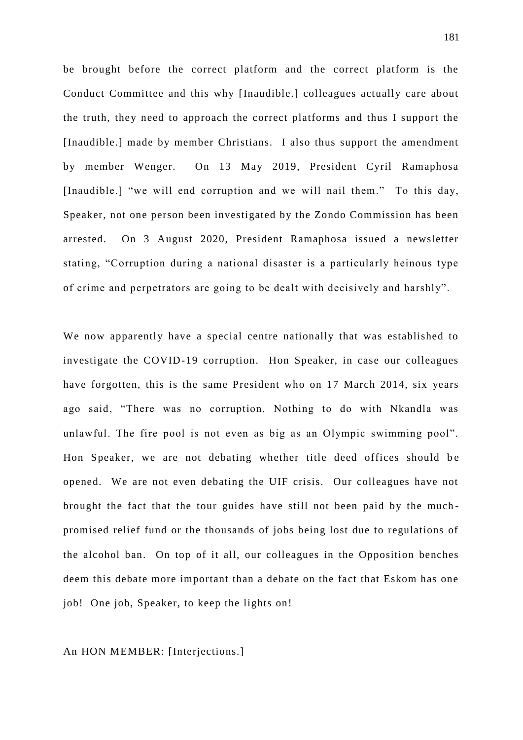be brought before the correct platform and the correct platform is the Conduct Committee and this why [Inaudible.] colleagues actually care about the truth, they need to approach the correct platforms and thus I support the [Inaudible.] made by member Christians. I also thus support the amendment by member Wenger. On 13 May 2019, President Cyril Ramaphosa [Inaudible.] "we will end corruption and we will nail them." To this day, Speaker, not one person been investigated by the Zondo Commission has been arrested. On 3 August 2020, President Ramaphosa issued a newsletter stating, "Corruption during a national disaster is a particularly heinous type of crime and perpetrators are going to be dealt with decisively and harshly".

We now apparently have a special centre nationally that was established to investigate the COVID-19 corruption. Hon Speaker, in case our colleagues have forgotten, this is the same President who on 17 March 2014, six years ago said, "There was no corruption. Nothing to do with Nkandla was unlawful. The fire pool is not even as big as an Olympic swimming pool". Hon Speaker, we are not debating whether title deed offices should be opened. We are not even debating the UIF crisis. Our colleagues have not brought the fact that the tour guides have still not been paid by the much-promised relief fund or the thousands of jobs being lost due to regulations of the alcohol ban. On top of it all, our colleagues in the Opposition benches deem this debate more important than a debate on the fact that Eskom has one job! One job, Speaker, to keep the lights on!

An HON MEMBER: [Interjections.]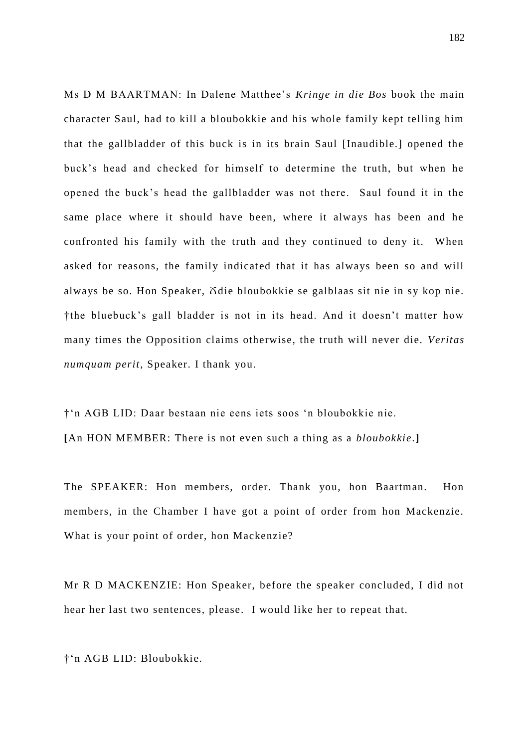Ms D M BAARTMAN: In Dalene Matthee's *Kringe in die Bos* book the main character Saul, had to kill a bloubokkie and his whole family kept telling him that the gallbladder of this buck is in its brain Saul [Inaudible.] opened the buck's head and checked for himself to determine the truth, but when he opened the buck's head the gallbladder was not there. Saul found it in the same place where it should have been, where it always has been and he confronted his family with the truth and they continued to deny it. When asked for reasons, the family indicated that it has always been so and will always be so. Hon Speaker, ∆die bloubokkie se galblaas sit nie in sy kop nie. †the bluebuck's gall bladder is not in its head. And it doesn't matter how many times the Opposition claims otherwise, the truth will never die. *Veritas numquam perit*, Speaker. I thank you.

†'n AGB LID: Daar bestaan nie eens iets soos 'n bloubokkie nie.
**[**An HON MEMBER: There is not even such a thing as a *bloubokkie*.**]**

The SPEAKER: Hon members, order. Thank you, hon Baartman. Hon members, in the Chamber I have got a point of order from hon Mackenzie. What is your point of order, hon Mackenzie?

Mr R D MACKENZIE: Hon Speaker, before the speaker concluded, I did not hear her last two sentences, please. I would like her to repeat that.

†'n AGB LID: Bloubokkie.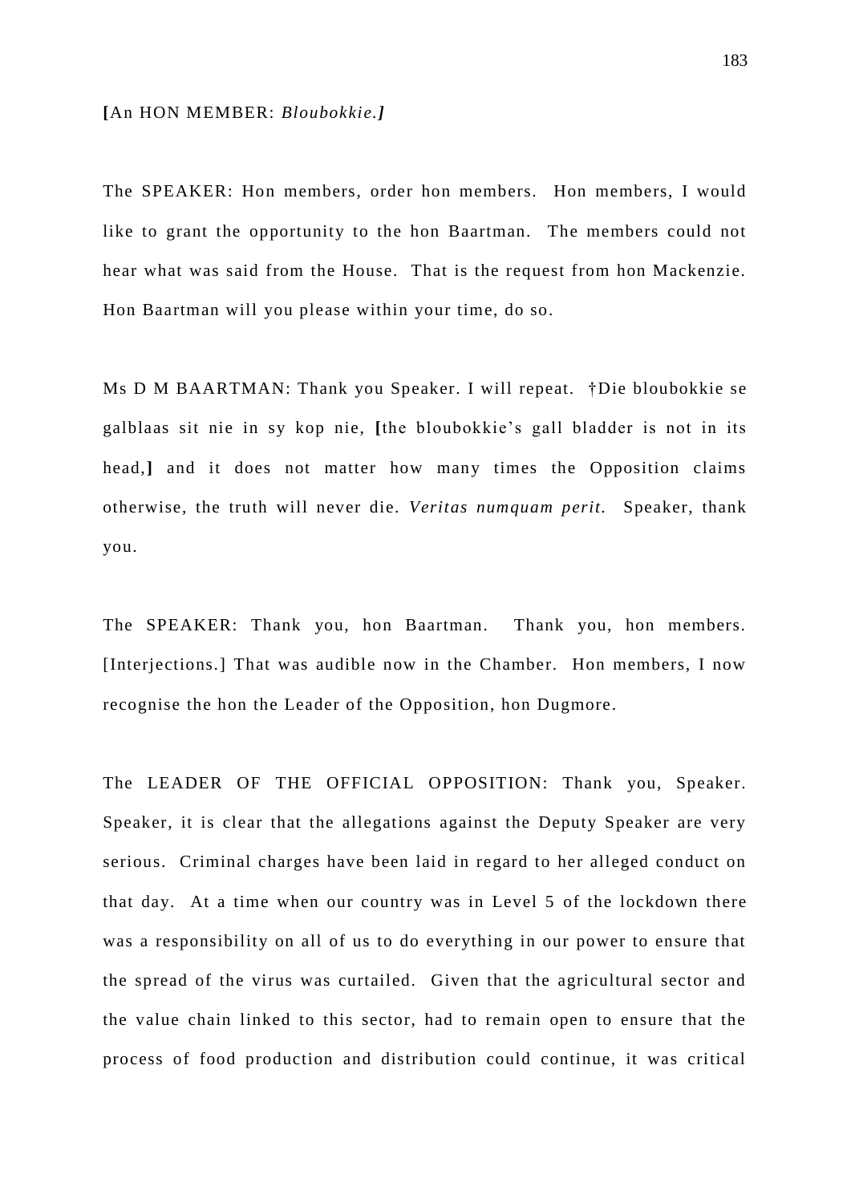**[**An HON MEMBER: *Bloubokkie.]*

The SPEAKER: Hon members, order hon members. Hon members, I would like to grant the opportunity to the hon Baartman. The members could not hear what was said from the House. That is the request from hon Mackenzie. Hon Baartman will you please within your time, do so.

Ms D M BAARTMAN: Thank you Speaker. I will repeat. †Die bloubokkie se galblaas sit nie in sy kop nie, **[**the bloubokkie's gall bladder is not in its head,**]** and it does not matter how many times the Opposition claims otherwise, the truth will never die. *Veritas numquam perit.* Speaker, thank you.

The SPEAKER: Thank you, hon Baartman. Thank you, hon members. [Interjections.] That was audible now in the Chamber. Hon members, I now recognise the hon the Leader of the Opposition, hon Dugmore.

The LEADER OF THE OFFICIAL OPPOSITION: Thank you, Speaker. Speaker, it is clear that the allegations against the Deputy Speaker are very serious. Criminal charges have been laid in regard to her alleged conduct on that day. At a time when our country was in Level 5 of the lockdown there was a responsibility on all of us to do everything in our power to ensure that the spread of the virus was curtailed. Given that the agricultural sector and the value chain linked to this sector, had to remain open to ensure that the process of food production and distribution could continue, it was critical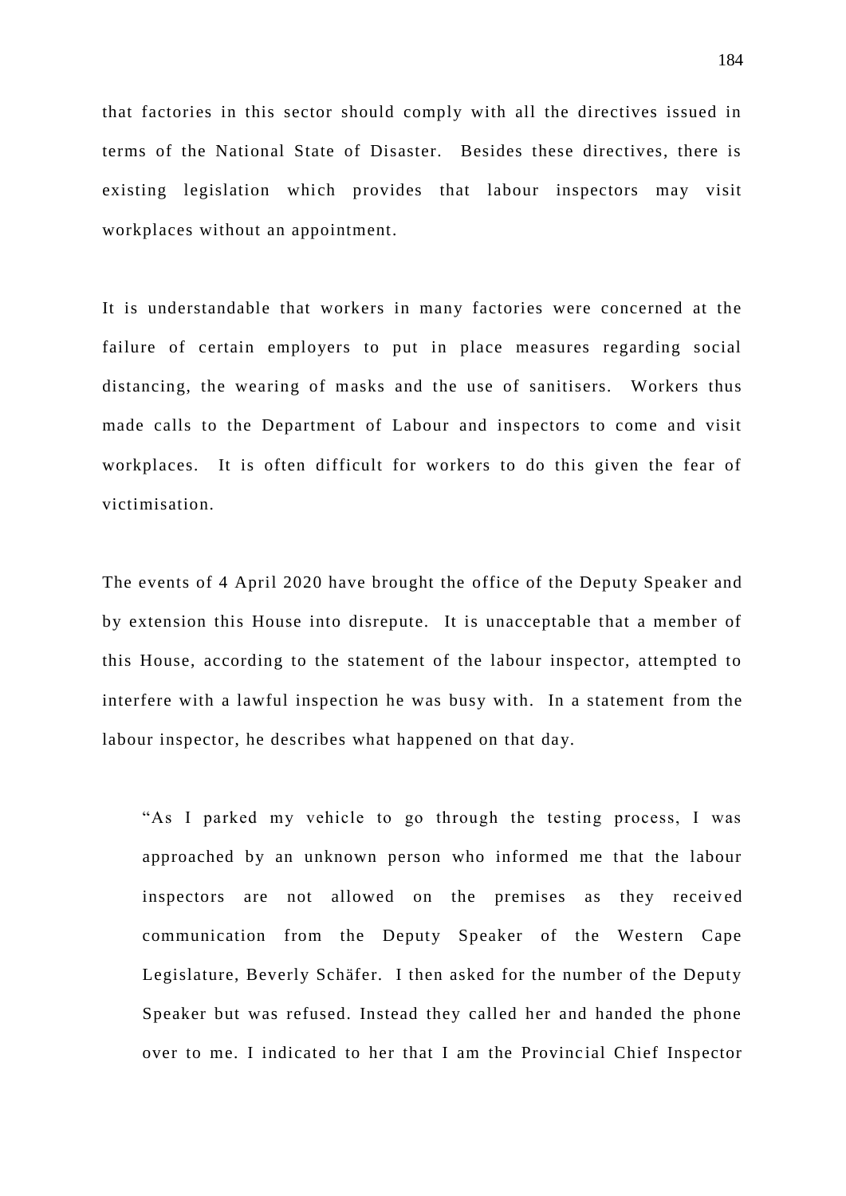that factories in this sector should comply with all the directives issued in terms of the National State of Disaster. Besides these directives, there is existing legislation which provides that labour inspectors may visit workplaces without an appointment.

It is understandable that workers in many factories were concerned at the failure of certain employers to put in place measures regarding social distancing, the wearing of masks and the use of sanitisers. Workers thus made calls to the Department of Labour and inspectors to come and visit workplaces. It is often difficult for workers to do this given the fear of victimisation.

The events of 4 April 2020 have brought the office of the Deputy Speaker and by extension this House into disrepute. It is unacceptable that a member of this House, according to the statement of the labour inspector, attempted to interfere with a lawful inspection he was busy with. In a statement from the labour inspector, he describes what happened on that day.

> "As I parked my vehicle to go through the testing process, I was approached by an unknown person who informed me that the labour inspectors are not allowed on the premises as they received communication from the Deputy Speaker of the Western Cape Legislature, Beverly Schäfer. I then asked for the number of the Deputy Speaker but was refused. Instead they called her and handed the phone over to me. I indicated to her that I am the Provincial Chief Inspector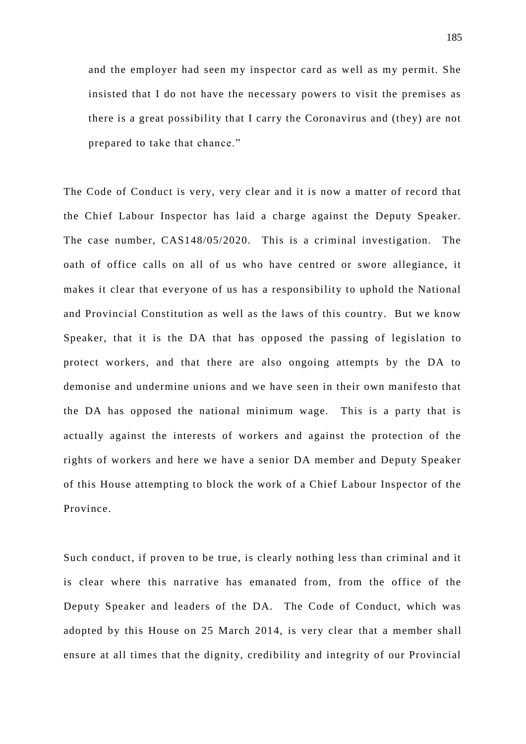and the employer had seen my inspector card as well as my permit. She insisted that I do not have the necessary powers to visit the premises as there is a great possibility that I carry the Coronavirus and (they) are not prepared to take that chance."

The Code of Conduct is very, very clear and it is now a matter of record that the Chief Labour Inspector has laid a charge against the Deputy Speaker. The case number, CAS148/05/2020. This is a criminal investigation. The oath of office calls on all of us who have centred or swore allegiance, it makes it clear that everyone of us has a responsibility to uphold the National and Provincial Constitution as well as the laws of this country. But we know Speaker, that it is the DA that has opposed the passing of legislation to protect workers, and that there are also ongoing attempts by the DA to demonise and undermine unions and we have seen in their own manifesto that the DA has opposed the national minimum wage. This is a party that is actually against the interests of workers and against the protection of the rights of workers and here we have a senior DA member and Deputy Speaker of this House attempting to block the work of a Chief Labour Inspector of the Province.

Such conduct, if proven to be true, is clearly nothing less than criminal and it is clear where this narrative has emanated from, from the office of the Deputy Speaker and leaders of the DA. The Code of Conduct, which was adopted by this House on 25 March 2014, is very clear that a member shall ensure at all times that the dignity, credibility and integrity of our Provincial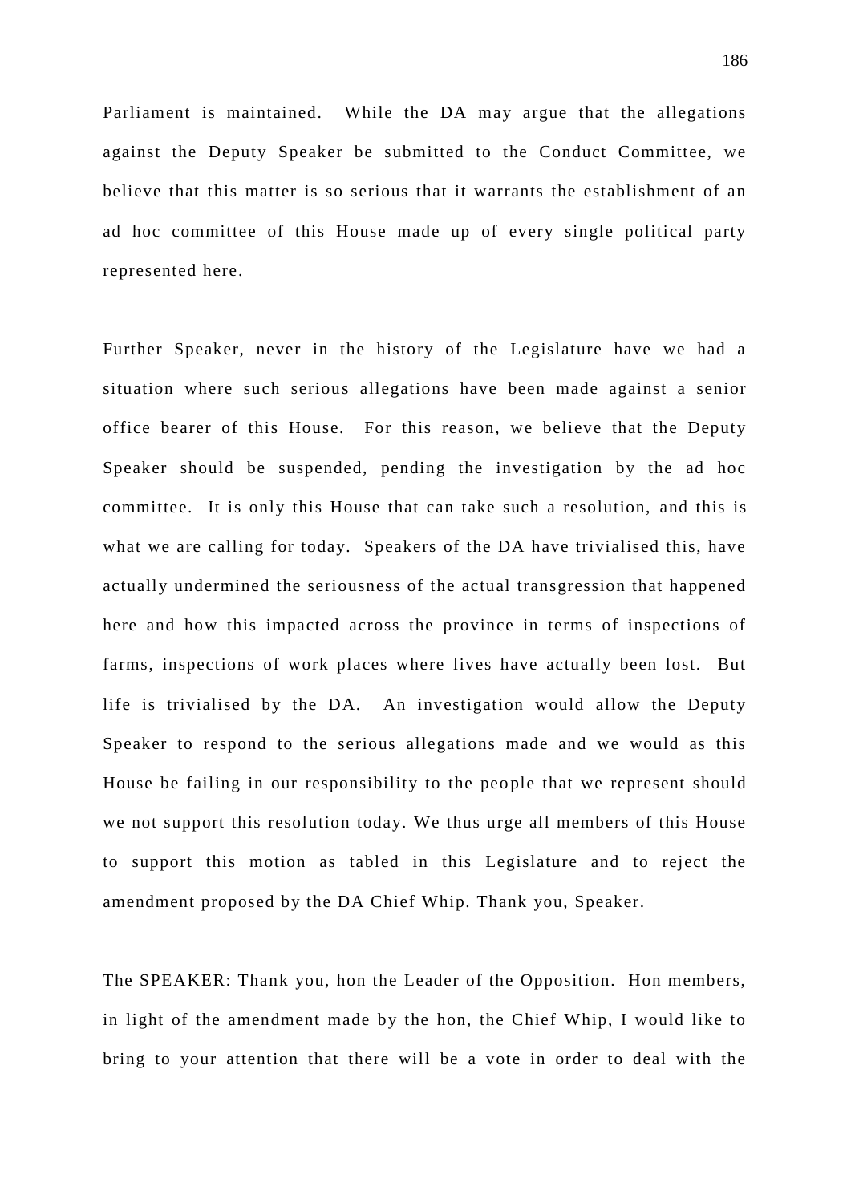Parliament is maintained. While the DA may argue that the allegations against the Deputy Speaker be submitted to the Conduct Committee, we believe that this matter is so serious that it warrants the establishment of an ad hoc committee of this House made up of every single political party represented here.

Further Speaker, never in the history of the Legislature have we had a situation where such serious allegations have been made against a senior office bearer of this House. For this reason, we believe that the Deputy Speaker should be suspended, pending the investigation by the ad hoc committee. It is only this House that can take such a resolution, and this is what we are calling for today. Speakers of the DA have trivialised this, have actually undermined the seriousness of the actual transgression that happened here and how this impacted across the province in terms of inspections of farms, inspections of work places where lives have actually been lost. But life is trivialised by the DA. An investigation would allow the Deputy Speaker to respond to the serious allegations made and we would as this House be failing in our responsibility to the people that we represent should we not support this resolution today. We thus urge all members of this House to support this motion as tabled in this Legislature and to reject the amendment proposed by the DA Chief Whip. Thank you, Speaker.

The SPEAKER: Thank you, hon the Leader of the Opposition. Hon members, in light of the amendment made by the hon, the Chief Whip, I would like to bring to your attention that there will be a vote in order to deal with the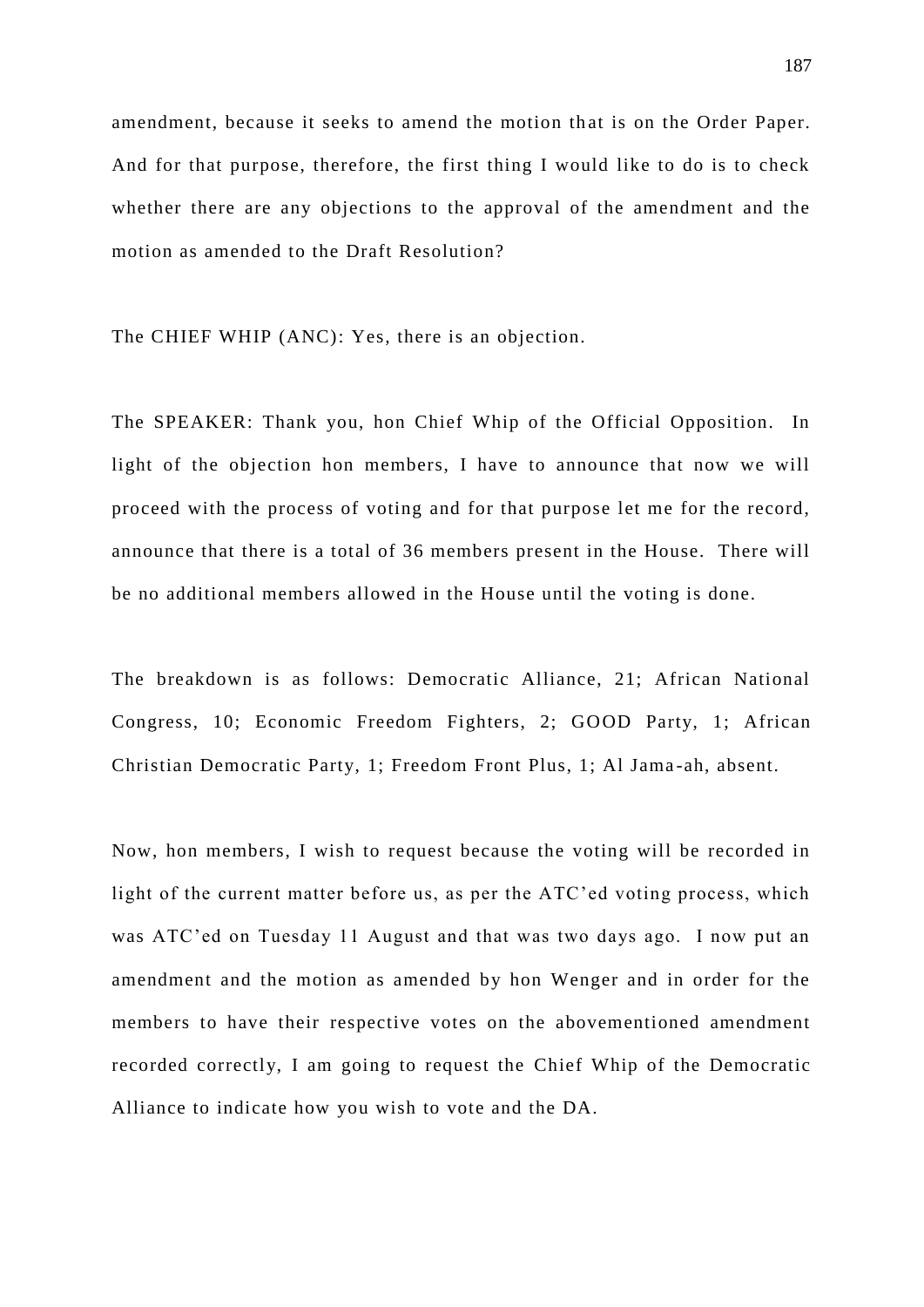amendment, because it seeks to amend the motion that is on the Order Paper. And for that purpose, therefore, the first thing I would like to do is to check whether there are any objections to the approval of the amendment and the motion as amended to the Draft Resolution?

The CHIEF WHIP (ANC): Yes, there is an objection.

The SPEAKER: Thank you, hon Chief Whip of the Official Opposition. In light of the objection hon members, I have to announce that now we will proceed with the process of voting and for that purpose let me for the record, announce that there is a total of 36 members present in the House. There will be no additional members allowed in the House until the voting is done.

The breakdown is as follows: Democratic Alliance, 21; African National Congress, 10; Economic Freedom Fighters, 2; GOOD Party, 1; African Christian Democratic Party, 1; Freedom Front Plus, 1; Al Jama-ah, absent.

Now, hon members, I wish to request because the voting will be recorded in light of the current matter before us, as per the ATC'ed voting process, which was ATC'ed on Tuesday 11 August and that was two days ago. I now put an amendment and the motion as amended by hon Wenger and in order for the members to have their respective votes on the abovementioned amendment recorded correctly, I am going to request the Chief Whip of the Democratic Alliance to indicate how you wish to vote and the DA.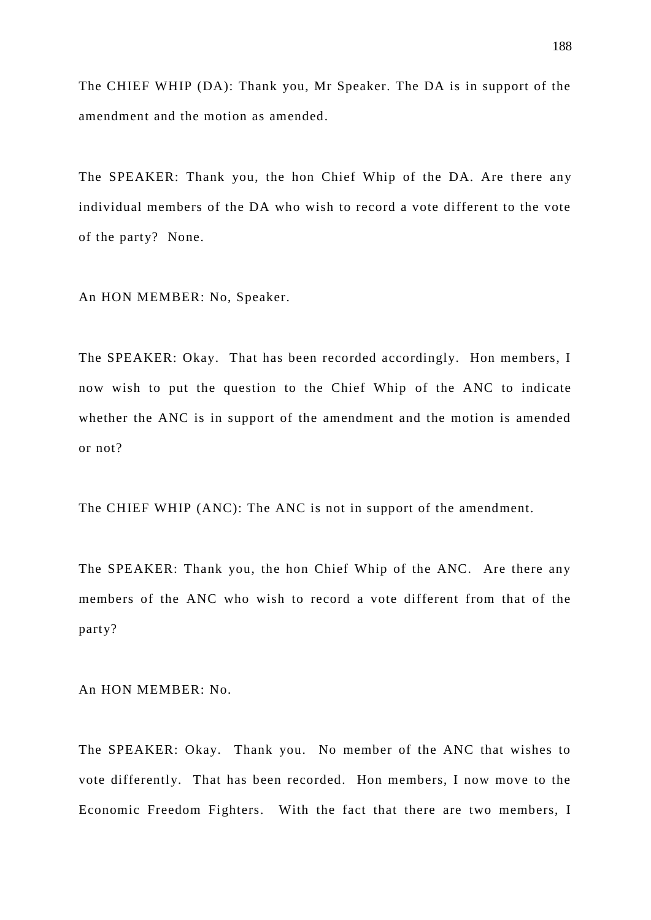The CHIEF WHIP (DA): Thank you, Mr Speaker. The DA is in support of the amendment and the motion as amended.

The SPEAKER: Thank you, the hon Chief Whip of the DA. Are there any individual members of the DA who wish to record a vote different to the vote of the party? None.

An HON MEMBER: No, Speaker.

The SPEAKER: Okay. That has been recorded accordingly. Hon members, I now wish to put the question to the Chief Whip of the ANC to indicate whether the ANC is in support of the amendment and the motion is amended or not?

The CHIEF WHIP (ANC): The ANC is not in support of the amendment.

The SPEAKER: Thank you, the hon Chief Whip of the ANC. Are there any members of the ANC who wish to record a vote different from that of the party?

An HON MEMBER: No.

The SPEAKER: Okay. Thank you. No member of the ANC that wishes to vote differently. That has been recorded. Hon members, I now move to the Economic Freedom Fighters. With the fact that there are two members, I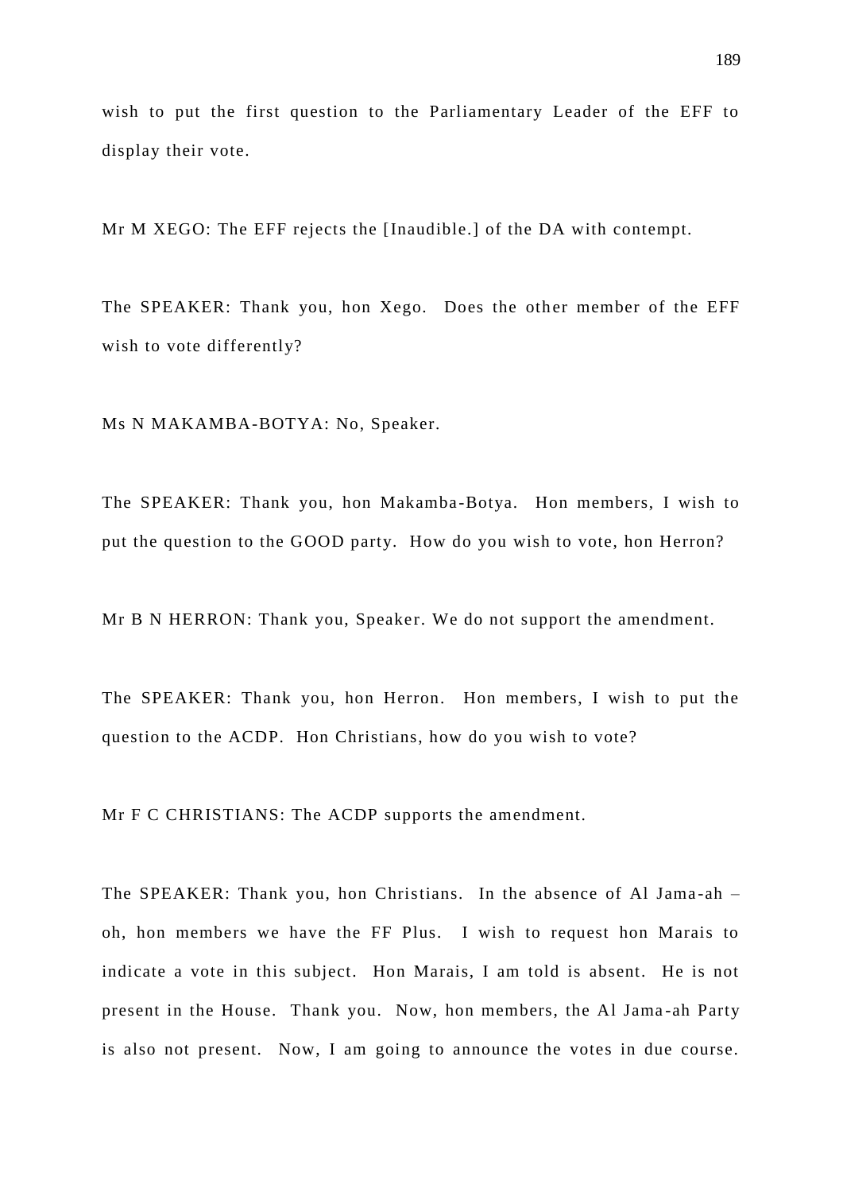wish to put the first question to the Parliamentary Leader of the EFF to display their vote.

Mr M XEGO: The EFF rejects the [Inaudible.] of the DA with contempt.

The SPEAKER: Thank you, hon Xego. Does the other member of the EFF wish to vote differently?

Ms N MAKAMBA-BOTYA: No, Speaker.

The SPEAKER: Thank you, hon Makamba-Botya. Hon members, I wish to put the question to the GOOD party. How do you wish to vote, hon Herron?

Mr B N HERRON: Thank you, Speaker. We do not support the amendment.

The SPEAKER: Thank you, hon Herron. Hon members, I wish to put the question to the ACDP. Hon Christians, how do you wish to vote?

Mr F C CHRISTIANS: The ACDP supports the amendment.

The SPEAKER: Thank you, hon Christians. In the absence of Al Jama-ah – oh, hon members we have the FF Plus. I wish to request hon Marais to indicate a vote in this subject. Hon Marais, I am told is absent. He is not present in the House. Thank you. Now, hon members, the Al Jama-ah Party is also not present. Now, I am going to announce the votes in due course.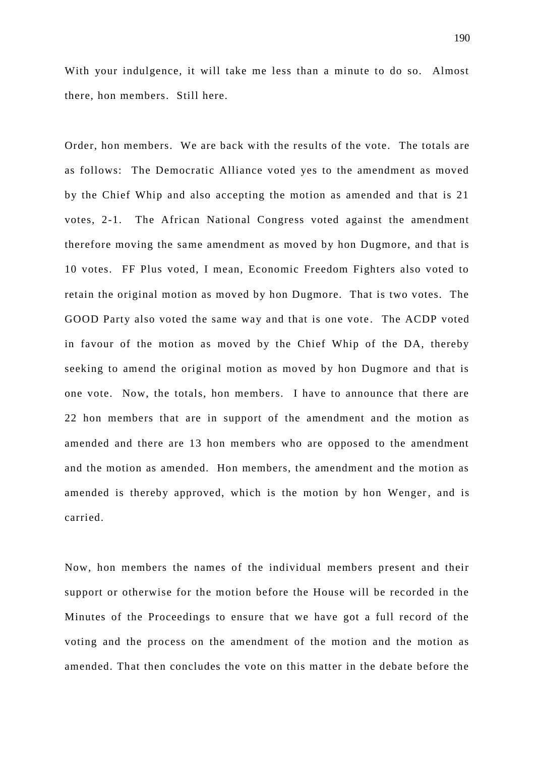With your indulgence, it will take me less than a minute to do so. Almost there, hon members. Still here.

Order, hon members. We are back with the results of the vote. The totals are as follows: The Democratic Alliance voted yes to the amendment as moved by the Chief Whip and also accepting the motion as amended and that is 21 votes, 2-1. The African National Congress voted against the amendment therefore moving the same amendment as moved by hon Dugmore, and that is 10 votes. FF Plus voted, I mean, Economic Freedom Fighters also voted to retain the original motion as moved by hon Dugmore. That is two votes. The GOOD Party also voted the same way and that is one vote. The ACDP voted in favour of the motion as moved by the Chief Whip of the DA, thereby seeking to amend the original motion as moved by hon Dugmore and that is one vote. Now, the totals, hon members. I have to announce that there are 22 hon members that are in support of the amendment and the motion as amended and there are 13 hon members who are opposed to the amendment and the motion as amended. Hon members, the amendment and the motion as amended is thereby approved, which is the motion by hon Wenger, and is carried.

Now, hon members the names of the individual members present and their support or otherwise for the motion before the House will be recorded in the Minutes of the Proceedings to ensure that we have got a full record of the voting and the process on the amendment of the motion and the motion as amended. That then concludes the vote on this matter in the debate before the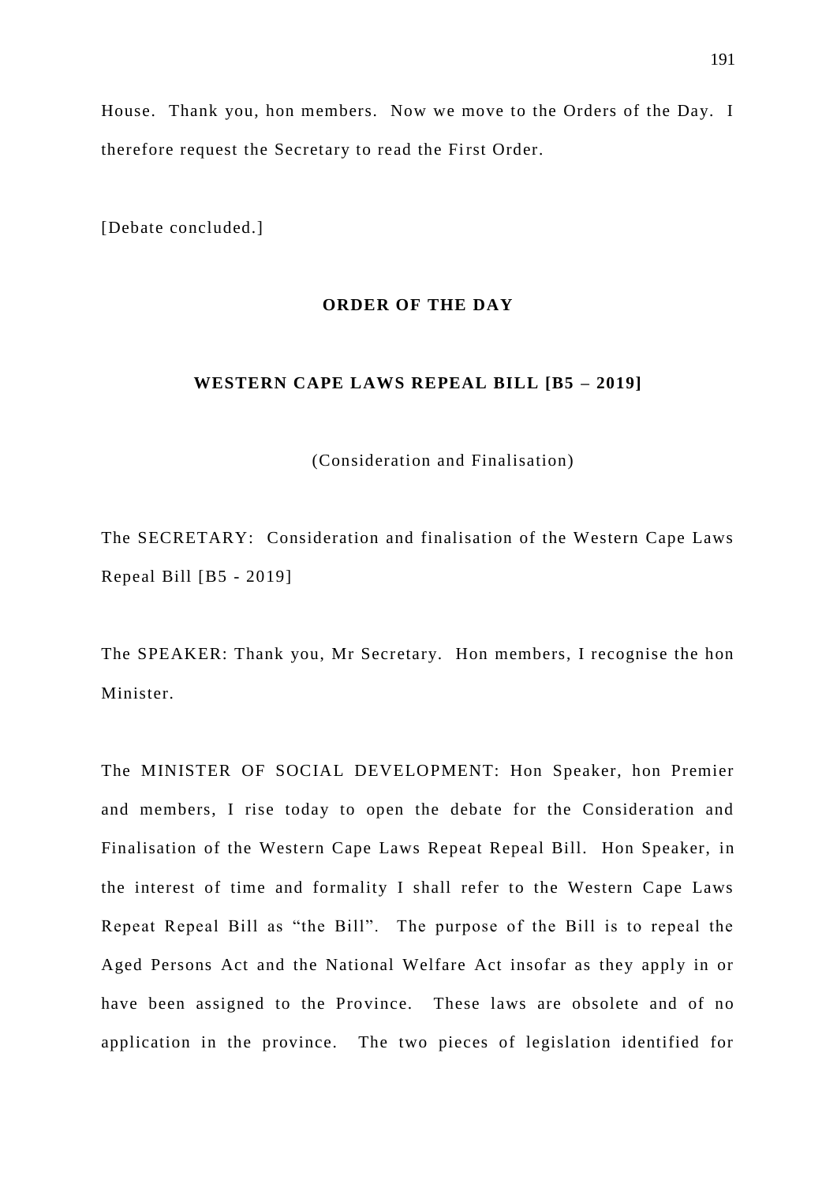House. Thank you, hon members. Now we move to the Orders of the Day. I therefore request the Secretary to read the First Order.

[Debate concluded.]

**ORDER OF THE DAY**

**WESTERN CAPE LAWS REPEAL BILL [B5 – 2019]**

(Consideration and Finalisation)

The SECRETARY: Consideration and finalisation of the Western Cape Laws Repeal Bill [B5 - 2019]

The SPEAKER: Thank you, Mr Secretary. Hon members, I recognise the hon Minister.

The MINISTER OF SOCIAL DEVELOPMENT: Hon Speaker, hon Premier and members, I rise today to open the debate for the Consideration and Finalisation of the Western Cape Laws Repeat Repeal Bill. Hon Speaker, in the interest of time and formality I shall refer to the Western Cape Laws Repeat Repeal Bill as "the Bill". The purpose of the Bill is to repeal the Aged Persons Act and the National Welfare Act insofar as they apply in or have been assigned to the Province. These laws are obsolete and of no application in the province. The two pieces of legislation identified for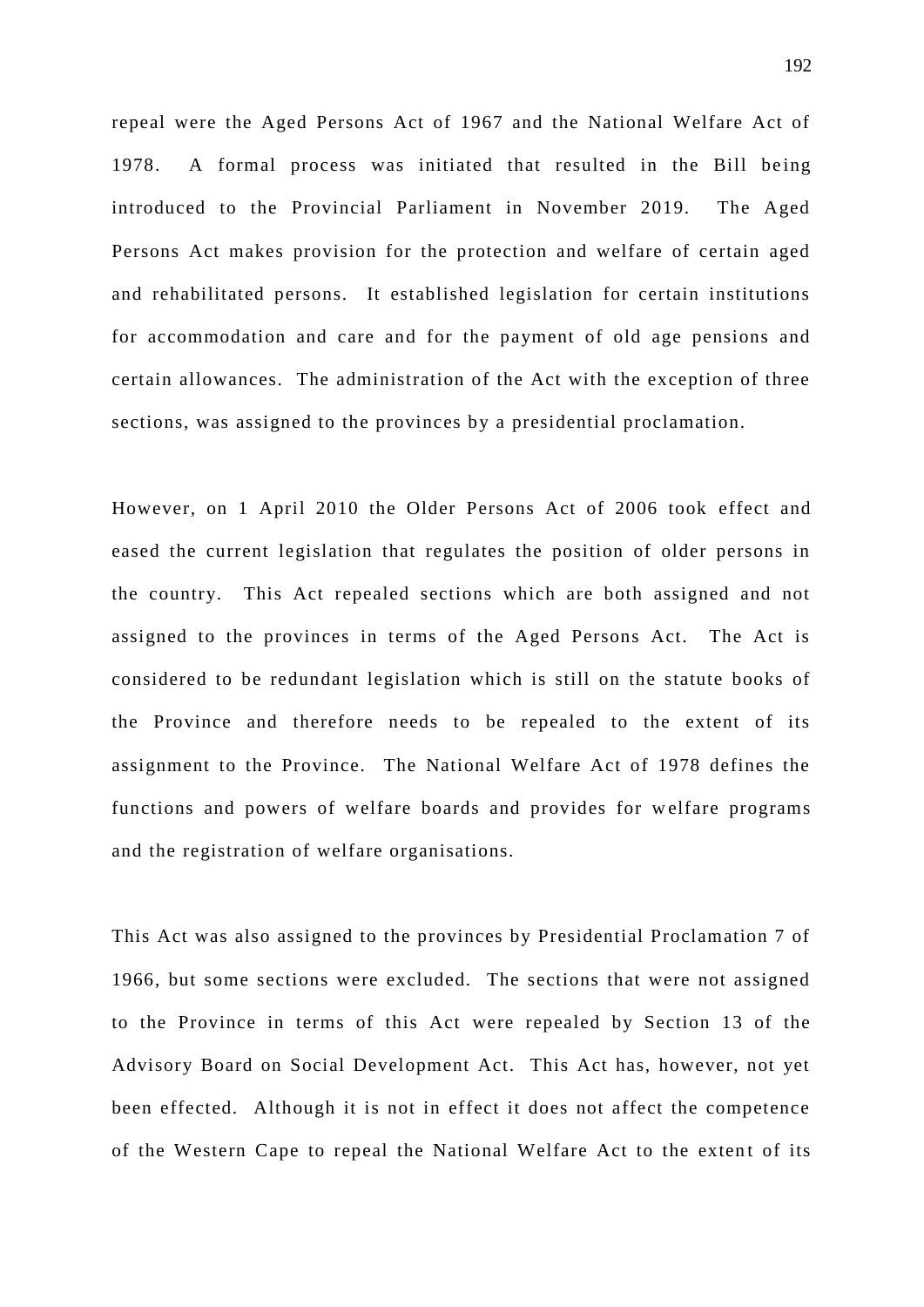repeal were the Aged Persons Act of 1967 and the National Welfare Act of 1978. A formal process was initiated that resulted in the Bill being introduced to the Provincial Parliament in November 2019. The Aged Persons Act makes provision for the protection and welfare of certain aged and rehabilitated persons. It established legislation for certain institutions for accommodation and care and for the payment of old age pensions and certain allowances. The administration of the Act with the exception of three sections, was assigned to the provinces by a presidential proclamation.

However, on 1 April 2010 the Older Persons Act of 2006 took effect and eased the current legislation that regulates the position of older persons in the country. This Act repealed sections which are both assigned and not assigned to the provinces in terms of the Aged Persons Act. The Act is considered to be redundant legislation which is still on the statute books of the Province and therefore needs to be repealed to the extent of its assignment to the Province. The National Welfare Act of 1978 defines the functions and powers of welfare boards and provides for welfare programs and the registration of welfare organisations.

This Act was also assigned to the provinces by Presidential Proclamation 7 of 1966, but some sections were excluded. The sections that were not assigned to the Province in terms of this Act were repealed by Section 13 of the Advisory Board on Social Development Act. This Act has, however, not yet been effected. Although it is not in effect it does not affect the competence of the Western Cape to repeal the National Welfare Act to the extent of its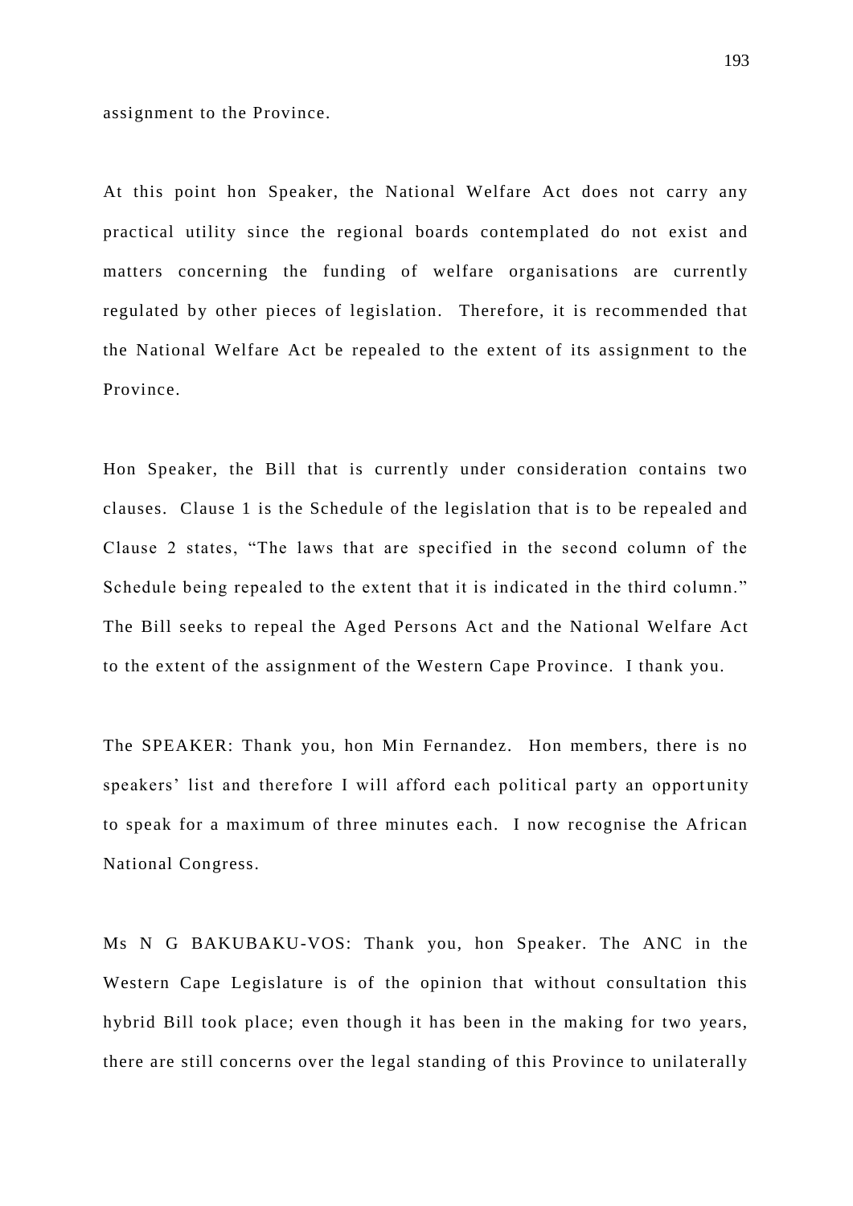assignment to the Province.

At this point hon Speaker, the National Welfare Act does not carry any practical utility since the regional boards contemplated do not exist and matters concerning the funding of welfare organisations are currently regulated by other pieces of legislation. Therefore, it is recommended that the National Welfare Act be repealed to the extent of its assignment to the Province.

Hon Speaker, the Bill that is currently under consideration contains two clauses. Clause 1 is the Schedule of the legislation that is to be repealed and Clause 2 states, "The laws that are specified in the second column of the Schedule being repealed to the extent that it is indicated in the third column." The Bill seeks to repeal the Aged Persons Act and the National Welfare Act to the extent of the assignment of the Western Cape Province. I thank you.

The SPEAKER: Thank you, hon Min Fernandez. Hon members, there is no speakers' list and therefore I will afford each political party an opportunity to speak for a maximum of three minutes each. I now recognise the African National Congress.

Ms N G BAKUBAKU-VOS: Thank you, hon Speaker. The ANC in the Western Cape Legislature is of the opinion that without consultation this hybrid Bill took place; even though it has been in the making for two years, there are still concerns over the legal standing of this Province to unilaterally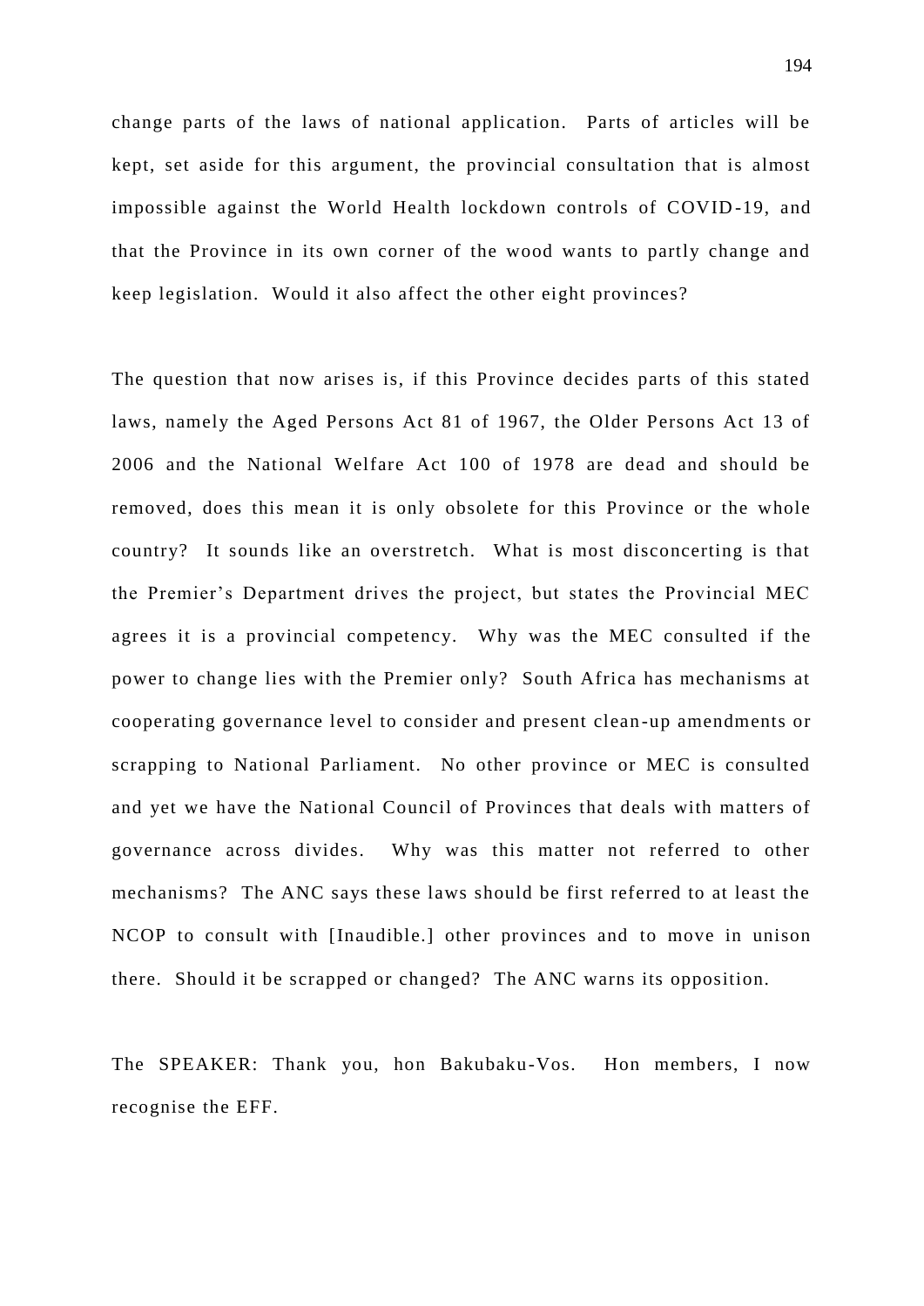change parts of the laws of national application. Parts of articles will be kept, set aside for this argument, the provincial consultation that is almost impossible against the World Health lockdown controls of COVID-19, and that the Province in its own corner of the wood wants to partly change and keep legislation. Would it also affect the other eight provinces?

The question that now arises is, if this Province decides parts of this stated laws, namely the Aged Persons Act 81 of 1967, the Older Persons Act 13 of 2006 and the National Welfare Act 100 of 1978 are dead and should be removed, does this mean it is only obsolete for this Province or the whole country? It sounds like an overstretch. What is most disconcerting is that the Premier's Department drives the project, but states the Provincial MEC agrees it is a provincial competency. Why was the MEC consulted if the power to change lies with the Premier only? South Africa has mechanisms at cooperating governance level to consider and present clean-up amendments or scrapping to National Parliament. No other province or MEC is consulted and yet we have the National Council of Provinces that deals with matters of governance across divides. Why was this matter not referred to other mechanisms? The ANC says these laws should be first referred to at least the NCOP to consult with [Inaudible.] other provinces and to move in unison there. Should it be scrapped or changed? The ANC warns its opposition.

The SPEAKER: Thank you, hon Bakubaku-Vos. Hon members, I now recognise the EFF.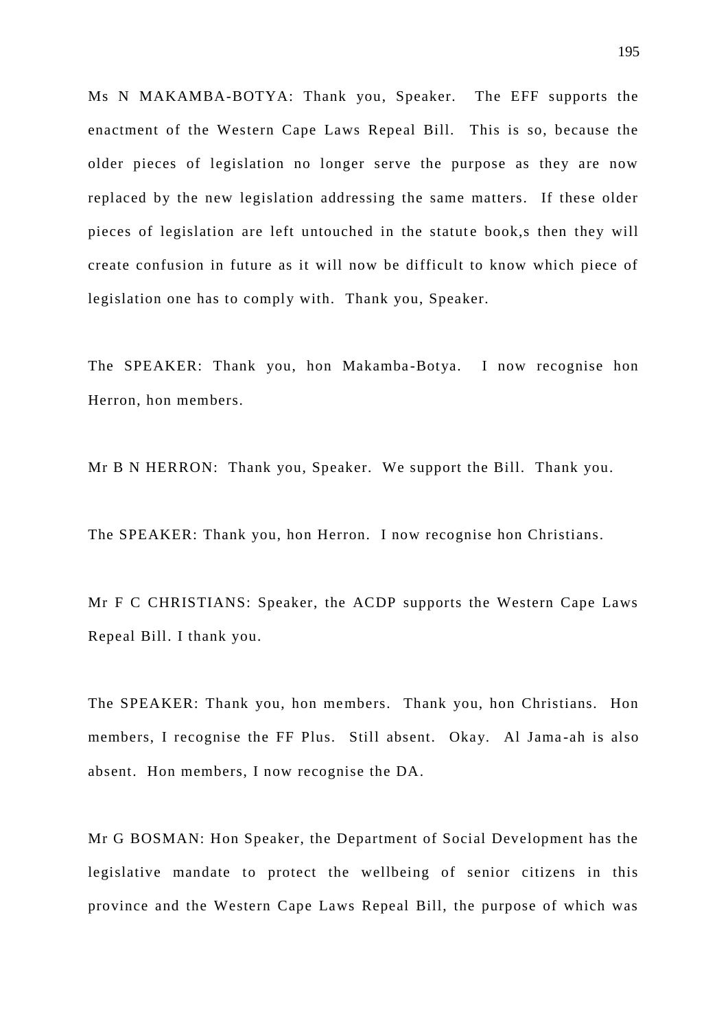Ms N MAKAMBA-BOTYA: Thank you, Speaker. The EFF supports the enactment of the Western Cape Laws Repeal Bill. This is so, because the older pieces of legislation no longer serve the purpose as they are now replaced by the new legislation addressing the same matters. If these older pieces of legislation are left untouched in the statute book,s then they will create confusion in future as it will now be difficult to know which piece of legislation one has to comply with. Thank you, Speaker.

The SPEAKER: Thank you, hon Makamba-Botya. I now recognise hon Herron, hon members.

Mr B N HERRON: Thank you, Speaker. We support the Bill. Thank you.

The SPEAKER: Thank you, hon Herron. I now recognise hon Christians.

Mr F C CHRISTIANS: Speaker, the ACDP supports the Western Cape Laws Repeal Bill. I thank you.

The SPEAKER: Thank you, hon members. Thank you, hon Christians. Hon members, I recognise the FF Plus. Still absent. Okay. Al Jama-ah is also absent. Hon members, I now recognise the DA.

Mr G BOSMAN: Hon Speaker, the Department of Social Development has the legislative mandate to protect the wellbeing of senior citizens in this province and the Western Cape Laws Repeal Bill, the purpose of which was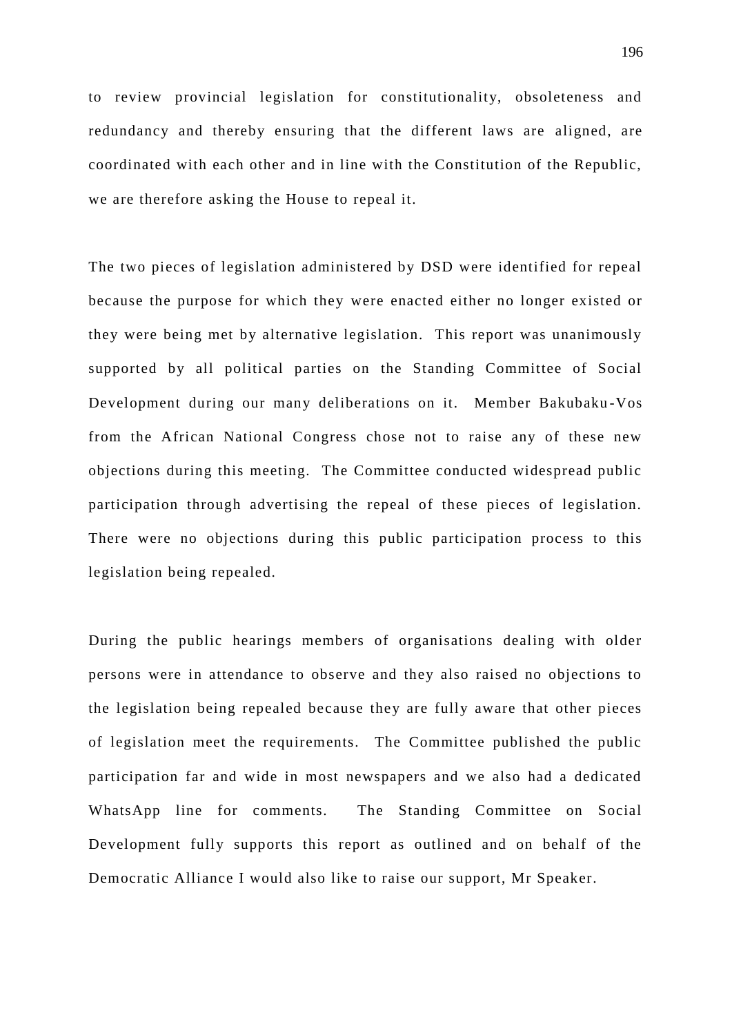to review provincial legislation for constitutionality, obsoleteness and redundancy and thereby ensuring that the different laws are aligned, are coordinated with each other and in line with the Constitution of the Republic, we are therefore asking the House to repeal it.

The two pieces of legislation administered by DSD were identified for repeal because the purpose for which they were enacted either no longer existed or they were being met by alternative legislation. This report was unanimously supported by all political parties on the Standing Committee of Social Development during our many deliberations on it. Member Bakubaku-Vos from the African National Congress chose not to raise any of these new objections during this meeting. The Committee conducted widespread public participation through advertising the repeal of these pieces of legislation. There were no objections during this public participation process to this legislation being repealed.

During the public hearings members of organisations dealing with older persons were in attendance to observe and they also raised no objections to the legislation being repealed because they are fully aware that other pieces of legislation meet the requirements. The Committee published the public participation far and wide in most newspapers and we also had a dedicated WhatsApp line for comments. The Standing Committee on Social Development fully supports this report as outlined and on behalf of the Democratic Alliance I would also like to raise our support, Mr Speaker.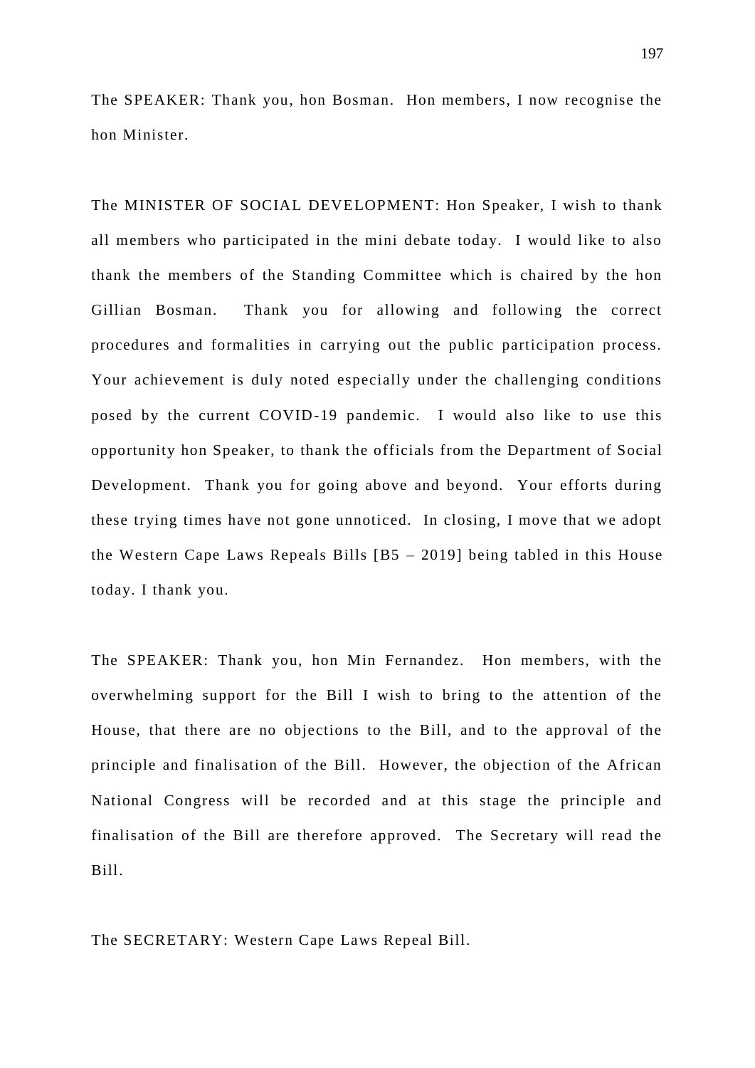The SPEAKER: Thank you, hon Bosman. Hon members, I now recognise the hon Minister.

The MINISTER OF SOCIAL DEVELOPMENT: Hon Speaker, I wish to thank all members who participated in the mini debate today. I would like to also thank the members of the Standing Committee which is chaired by the hon Gillian Bosman. Thank you for allowing and following the correct procedures and formalities in carrying out the public participation process. Your achievement is duly noted especially under the challenging conditions posed by the current COVID-19 pandemic. I would also like to use this opportunity hon Speaker, to thank the officials from the Department of Social Development. Thank you for going above and beyond. Your efforts during these trying times have not gone unnoticed. In closing, I move that we adopt the Western Cape Laws Repeals Bills [B5 – 2019] being tabled in this House today. I thank you.

The SPEAKER: Thank you, hon Min Fernandez. Hon members, with the overwhelming support for the Bill I wish to bring to the attention of the House, that there are no objections to the Bill, and to the approval of the principle and finalisation of the Bill. However, the objection of the African National Congress will be recorded and at this stage the principle and finalisation of the Bill are therefore approved. The Secretary will read the Bill.

The SECRETARY: Western Cape Laws Repeal Bill.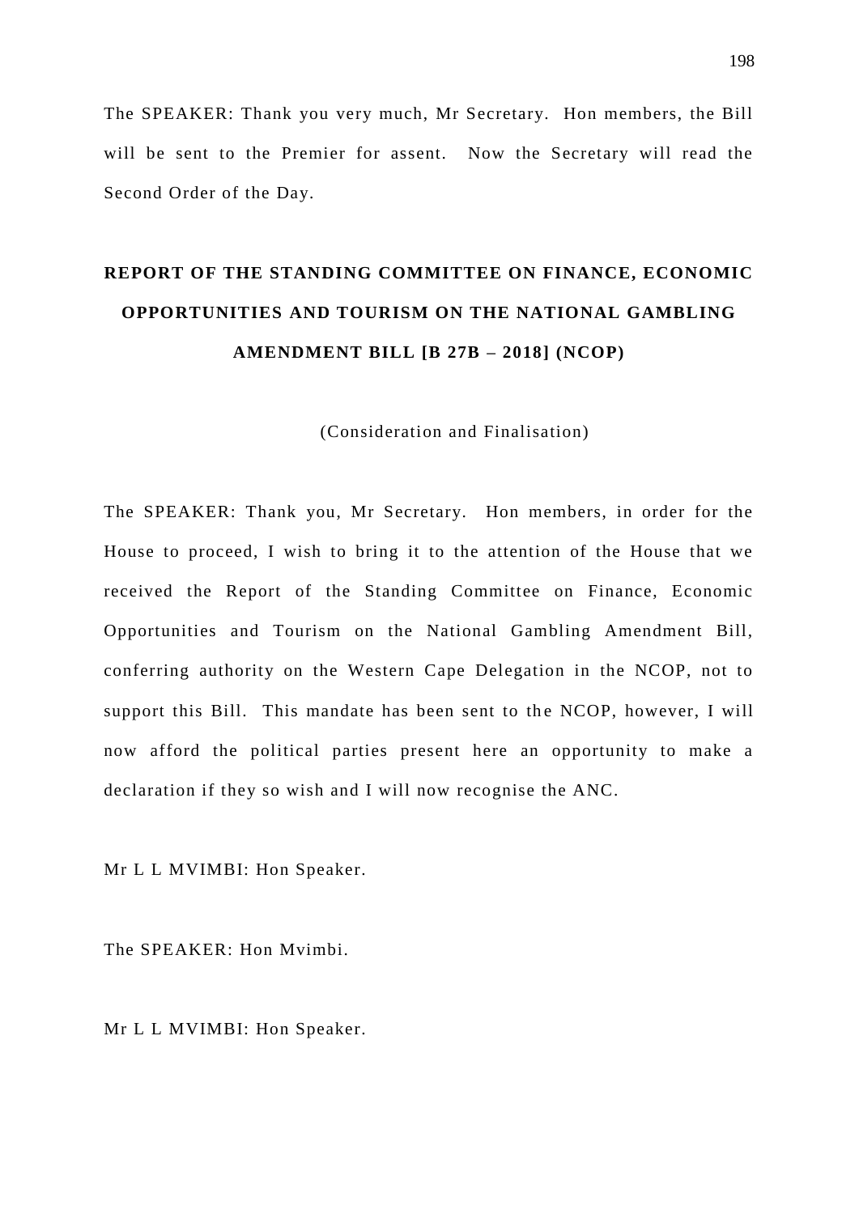The SPEAKER: Thank you very much, Mr Secretary. Hon members, the Bill will be sent to the Premier for assent. Now the Secretary will read the Second Order of the Day.

## REPORT OF THE STANDING COMMITTEE ON FINANCE, ECONOMIC OPPORTUNITIES AND TOURISM ON THE NATIONAL GAMBLING AMENDMENT BILL [B 27B – 2018] (NCOP)

(Consideration and Finalisation)

The SPEAKER: Thank you, Mr Secretary. Hon members, in order for the House to proceed, I wish to bring it to the attention of the House that we received the Report of the Standing Committee on Finance, Economic Opportunities and Tourism on the National Gambling Amendment Bill, conferring authority on the Western Cape Delegation in the NCOP, not to support this Bill. This mandate has been sent to the NCOP, however, I will now afford the political parties present here an opportunity to make a declaration if they so wish and I will now recognise the ANC.

Mr L L MVIMBI: Hon Speaker.

The SPEAKER: Hon Mvimbi.

Mr L L MVIMBI: Hon Speaker.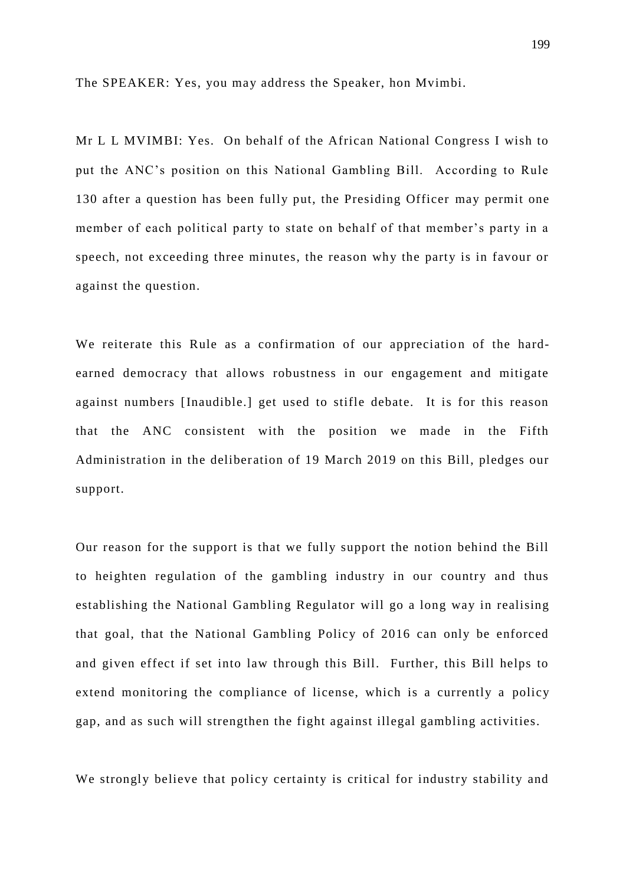The SPEAKER: Yes, you may address the Speaker, hon Mvimbi.

Mr L L MVIMBI: Yes. On behalf of the African National Congress I wish to put the ANC's position on this National Gambling Bill. According to Rule 130 after a question has been fully put, the Presiding Officer may permit one member of each political party to state on behalf of that member's party in a speech, not exceeding three minutes, the reason why the party is in favour or against the question.

We reiterate this Rule as a confirmation of our appreciation of the hard-earned democracy that allows robustness in our engagement and mitigate against numbers [Inaudible.] get used to stifle debate. It is for this reason that the ANC consistent with the position we made in the Fifth Administration in the deliberation of 19 March 2019 on this Bill, pledges our support.

Our reason for the support is that we fully support the notion behind the Bill to heighten regulation of the gambling industry in our country and thus establishing the National Gambling Regulator will go a long way in realising that goal, that the National Gambling Policy of 2016 can only be enforced and given effect if set into law through this Bill. Further, this Bill helps to extend monitoring the compliance of license, which is a currently a policy gap, and as such will strengthen the fight against illegal gambling activities.

We strongly believe that policy certainty is critical for industry stability and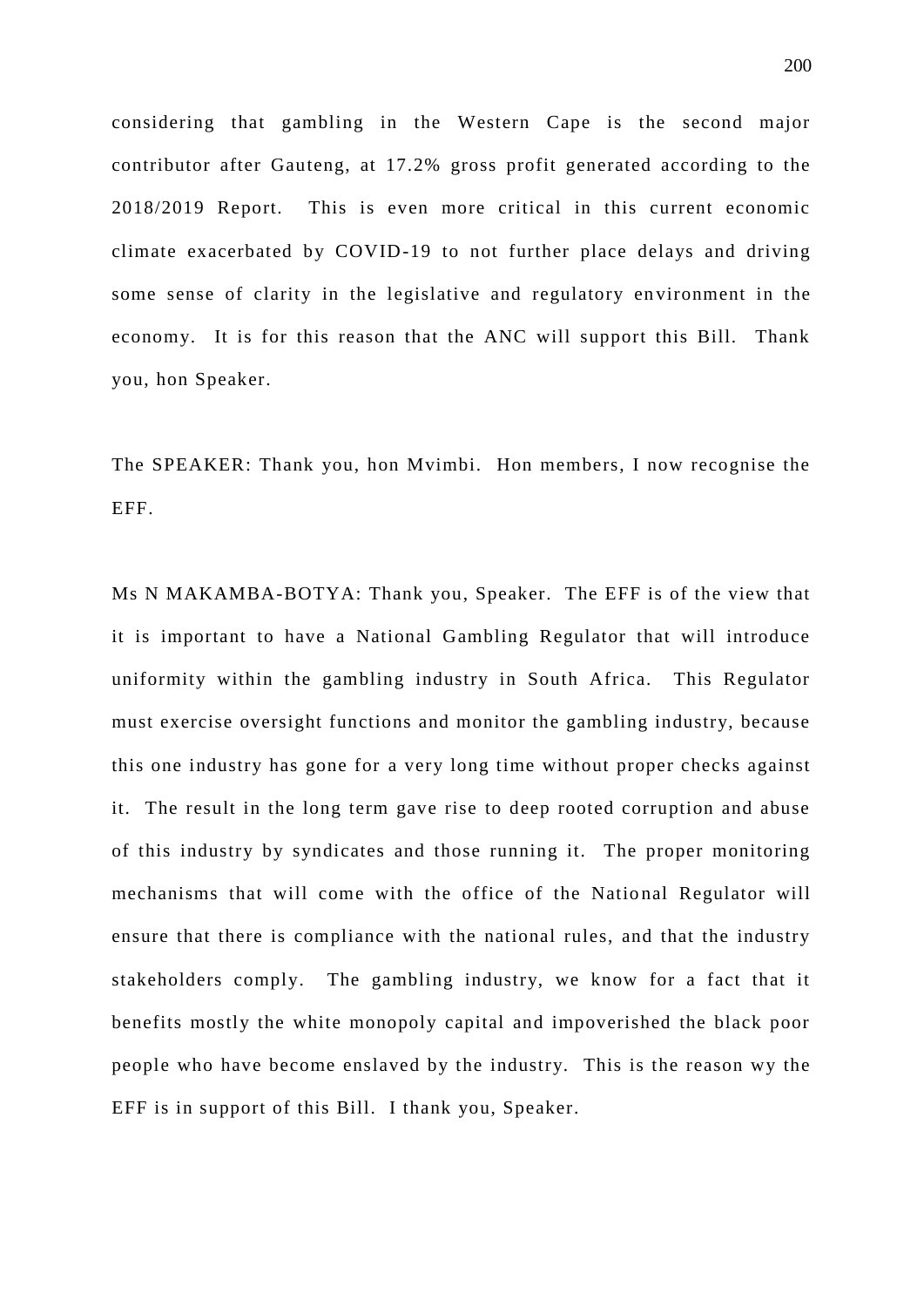considering that gambling in the Western Cape is the second major contributor after Gauteng, at 17.2% gross profit generated according to the 2018/2019 Report. This is even more critical in this current economic climate exacerbated by COVID-19 to not further place delays and driving some sense of clarity in the legislative and regulatory environment in the economy. It is for this reason that the ANC will support this Bill. Thank you, hon Speaker.

The SPEAKER: Thank you, hon Mvimbi. Hon members, I now recognise the EFF.

Ms N MAKAMBA-BOTYA: Thank you, Speaker. The EFF is of the view that it is important to have a National Gambling Regulator that will introduce uniformity within the gambling industry in South Africa. This Regulator must exercise oversight functions and monitor the gambling industry, because this one industry has gone for a very long time without proper checks against it. The result in the long term gave rise to deep rooted corruption and abuse of this industry by syndicates and those running it. The proper monitoring mechanisms that will come with the office of the National Regulator will ensure that there is compliance with the national rules, and that the industry stakeholders comply. The gambling industry, we know for a fact that it benefits mostly the white monopoly capital and impoverished the black poor people who have become enslaved by the industry. This is the reason wy the EFF is in support of this Bill. I thank you, Speaker.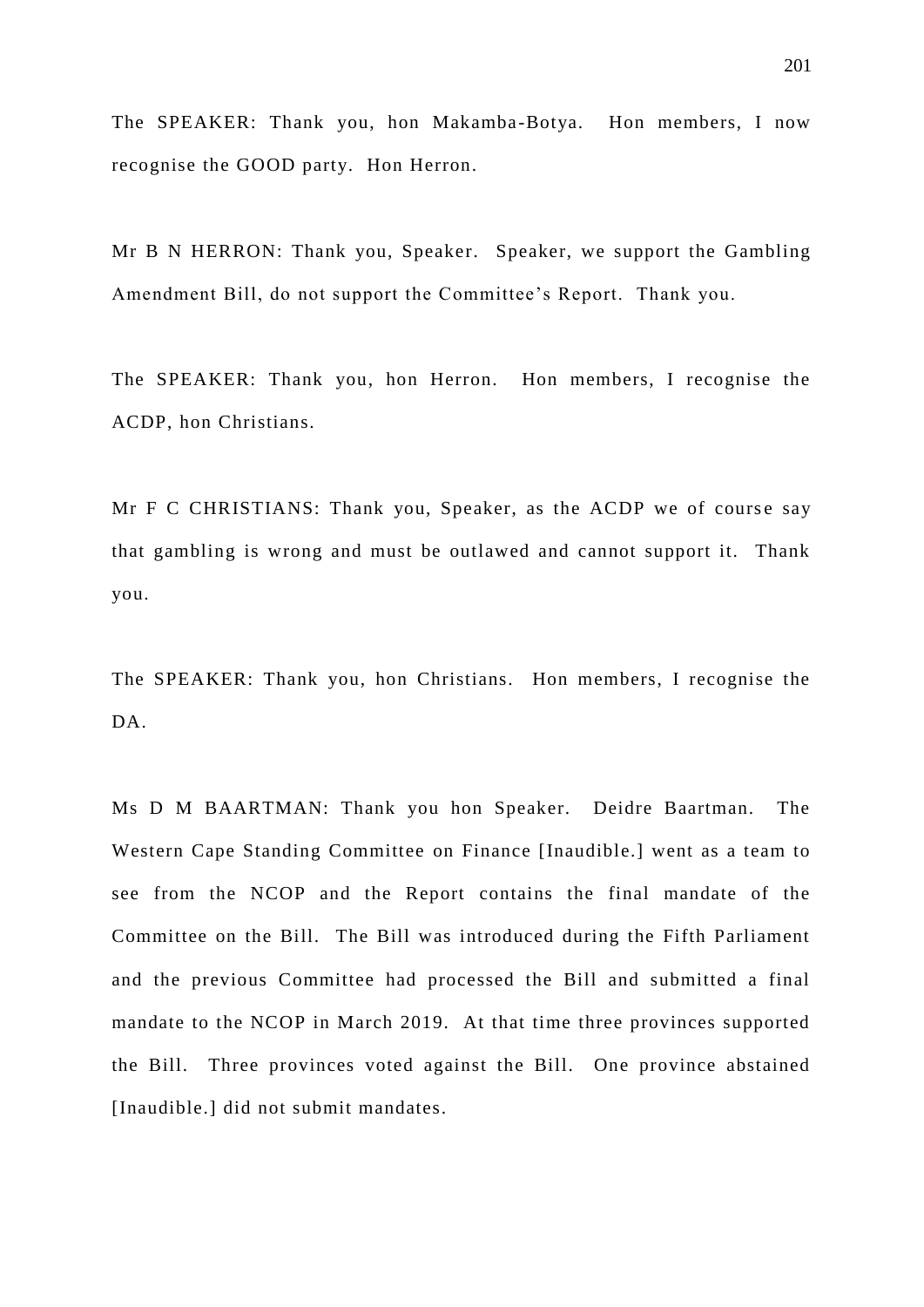The SPEAKER: Thank you, hon Makamba-Botya. Hon members, I now recognise the GOOD party. Hon Herron.

Mr B N HERRON: Thank you, Speaker. Speaker, we support the Gambling Amendment Bill, do not support the Committee's Report. Thank you.

The SPEAKER: Thank you, hon Herron. Hon members, I recognise the ACDP, hon Christians.

Mr F C CHRISTIANS: Thank you, Speaker, as the ACDP we of course say that gambling is wrong and must be outlawed and cannot support it. Thank you.

The SPEAKER: Thank you, hon Christians. Hon members, I recognise the DA.

Ms D M BAARTMAN: Thank you hon Speaker. Deidre Baartman. The Western Cape Standing Committee on Finance [Inaudible.] went as a team to see from the NCOP and the Report contains the final mandate of the Committee on the Bill. The Bill was introduced during the Fifth Parliament and the previous Committee had processed the Bill and submitted a final mandate to the NCOP in March 2019. At that time three provinces supported the Bill. Three provinces voted against the Bill. One province abstained [Inaudible.] did not submit mandates.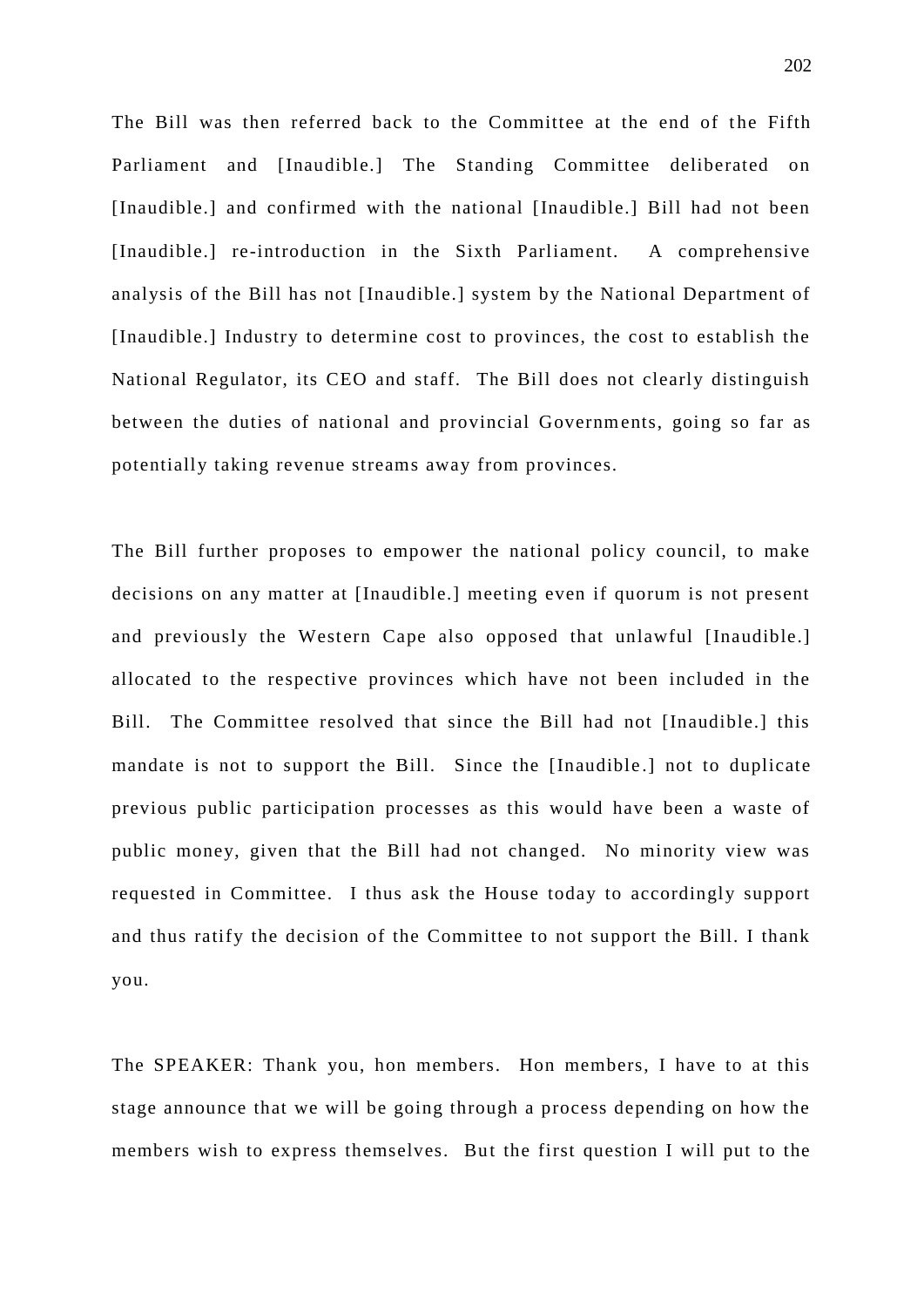The Bill was then referred back to the Committee at the end of the Fifth Parliament and [Inaudible.] The Standing Committee deliberated on [Inaudible.] and confirmed with the national [Inaudible.] Bill had not been [Inaudible.] re-introduction in the Sixth Parliament. A comprehensive analysis of the Bill has not [Inaudible.] system by the National Department of [Inaudible.] Industry to determine cost to provinces, the cost to establish the National Regulator, its CEO and staff. The Bill does not clearly distinguish between the duties of national and provincial Governments, going so far as potentially taking revenue streams away from provinces.

The Bill further proposes to empower the national policy council, to make decisions on any matter at [Inaudible.] meeting even if quorum is not present and previously the Western Cape also opposed that unlawful [Inaudible.] allocated to the respective provinces which have not been included in the Bill. The Committee resolved that since the Bill had not [Inaudible.] this mandate is not to support the Bill. Since the [Inaudible.] not to duplicate previous public participation processes as this would have been a waste of public money, given that the Bill had not changed. No minority view was requested in Committee. I thus ask the House today to accordingly support and thus ratify the decision of the Committee to not support the Bill. I thank you.

The SPEAKER: Thank you, hon members. Hon members, I have to at this stage announce that we will be going through a process depending on how the members wish to express themselves. But the first question I will put to the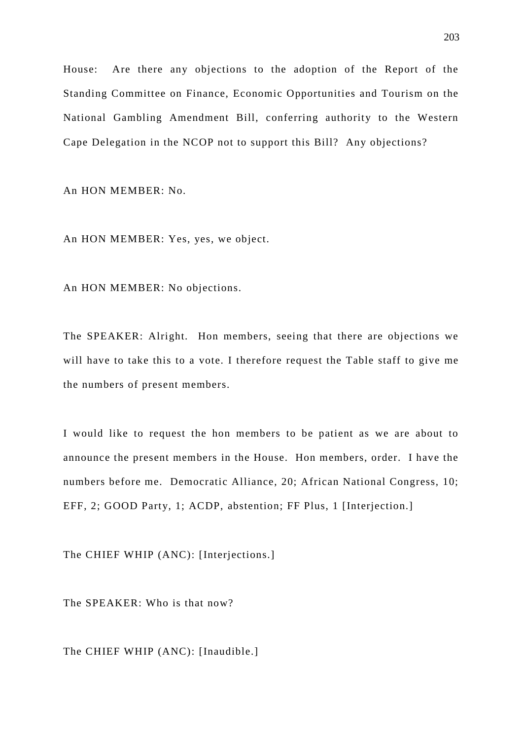House: Are there any objections to the adoption of the Report of the Standing Committee on Finance, Economic Opportunities and Tourism on the National Gambling Amendment Bill, conferring authority to the Western Cape Delegation in the NCOP not to support this Bill? Any objections?

An HON MEMBER: No.

An HON MEMBER: Yes, yes, we object.

An HON MEMBER: No objections.

The SPEAKER: Alright. Hon members, seeing that there are objections we will have to take this to a vote. I therefore request the Table staff to give me the numbers of present members.

I would like to request the hon members to be patient as we are about to announce the present members in the House. Hon members, order. I have the numbers before me. Democratic Alliance, 20; African National Congress, 10; EFF, 2; GOOD Party, 1; ACDP, abstention; FF Plus, 1 [Interjection.]

The CHIEF WHIP (ANC): [Interjections.]

The SPEAKER: Who is that now?

The CHIEF WHIP (ANC): [Inaudible.]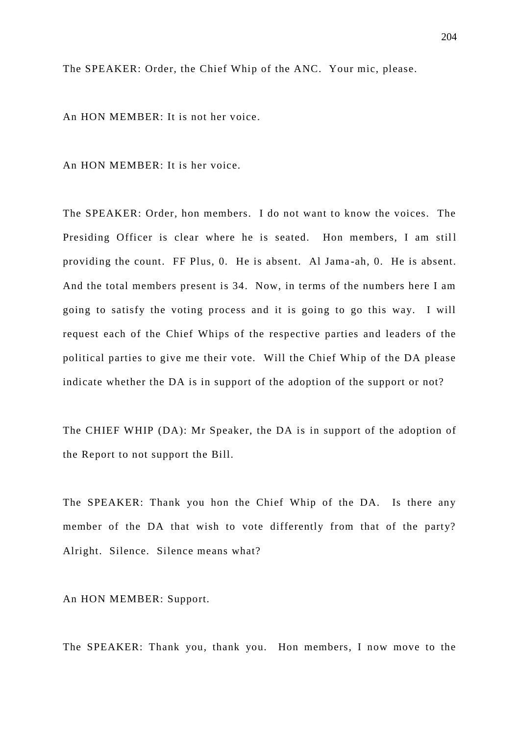The SPEAKER: Order, the Chief Whip of the ANC. Your mic, please.

An HON MEMBER: It is not her voice.

An HON MEMBER: It is her voice.

The SPEAKER: Order, hon members. I do not want to know the voices. The Presiding Officer is clear where he is seated. Hon members, I am still providing the count. FF Plus, 0. He is absent. Al Jama-ah, 0. He is absent. And the total members present is 34. Now, in terms of the numbers here I am going to satisfy the voting process and it is going to go this way. I will request each of the Chief Whips of the respective parties and leaders of the political parties to give me their vote. Will the Chief Whip of the DA please indicate whether the DA is in support of the adoption of the support or not?

The CHIEF WHIP (DA): Mr Speaker, the DA is in support of the adoption of the Report to not support the Bill.

The SPEAKER: Thank you hon the Chief Whip of the DA. Is there any member of the DA that wish to vote differently from that of the party? Alright. Silence. Silence means what?

An HON MEMBER: Support.

The SPEAKER: Thank you, thank you. Hon members, I now move to the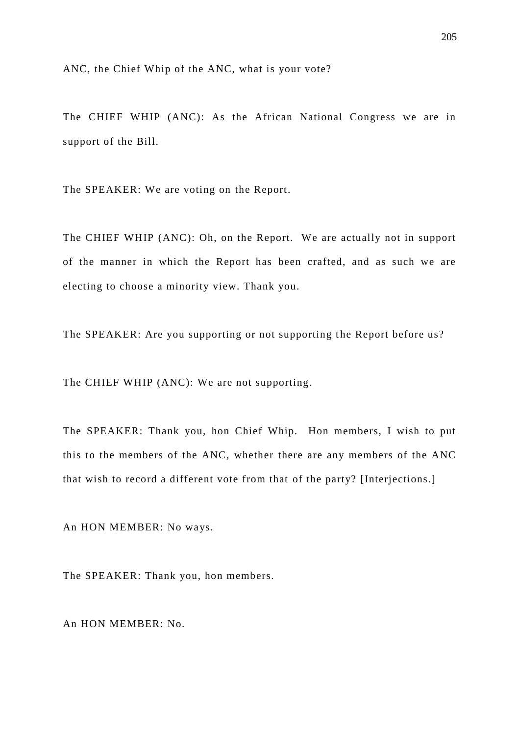ANC, the Chief Whip of the ANC, what is your vote?

The CHIEF WHIP (ANC): As the African National Congress we are in support of the Bill.

The SPEAKER: We are voting on the Report.

The CHIEF WHIP (ANC): Oh, on the Report. We are actually not in support of the manner in which the Report has been crafted, and as such we are electing to choose a minority view. Thank you.

The SPEAKER: Are you supporting or not supporting the Report before us?

The CHIEF WHIP (ANC): We are not supporting.

The SPEAKER: Thank you, hon Chief Whip. Hon members, I wish to put this to the members of the ANC, whether there are any members of the ANC that wish to record a different vote from that of the party? [Interjections.]

An HON MEMBER: No ways.

The SPEAKER: Thank you, hon members.

An HON MEMBER: No.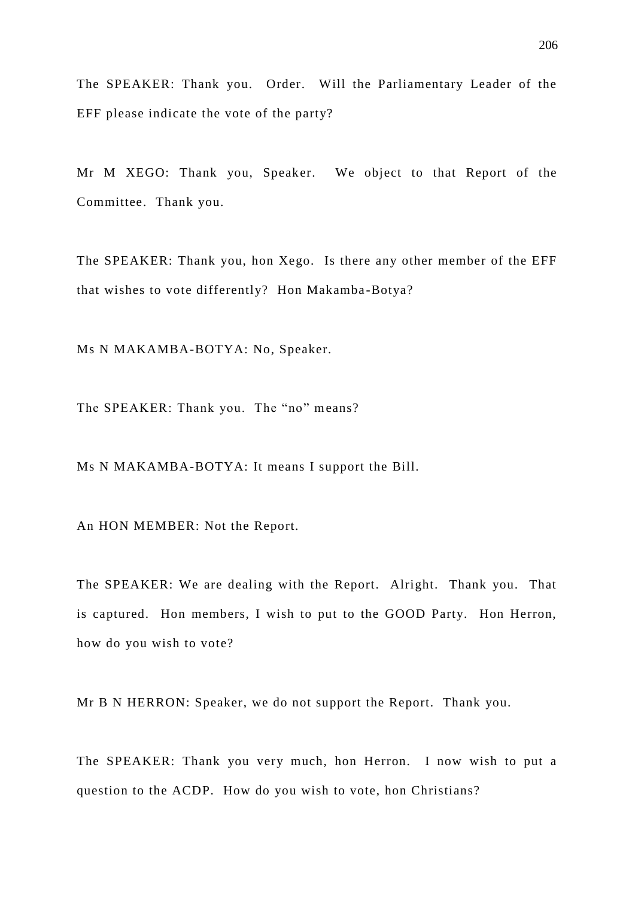The SPEAKER: Thank you. Order. Will the Parliamentary Leader of the EFF please indicate the vote of the party?

Mr M XEGO: Thank you, Speaker. We object to that Report of the Committee. Thank you.

The SPEAKER: Thank you, hon Xego. Is there any other member of the EFF that wishes to vote differently? Hon Makamba-Botya?

Ms N MAKAMBA-BOTYA: No, Speaker.

The SPEAKER: Thank you. The “no” means?

Ms N MAKAMBA-BOTYA: It means I support the Bill.

An HON MEMBER: Not the Report.

The SPEAKER: We are dealing with the Report. Alright. Thank you. That is captured. Hon members, I wish to put to the GOOD Party. Hon Herron, how do you wish to vote?

Mr B N HERRON: Speaker, we do not support the Report. Thank you.

The SPEAKER: Thank you very much, hon Herron. I now wish to put a question to the ACDP. How do you wish to vote, hon Christians?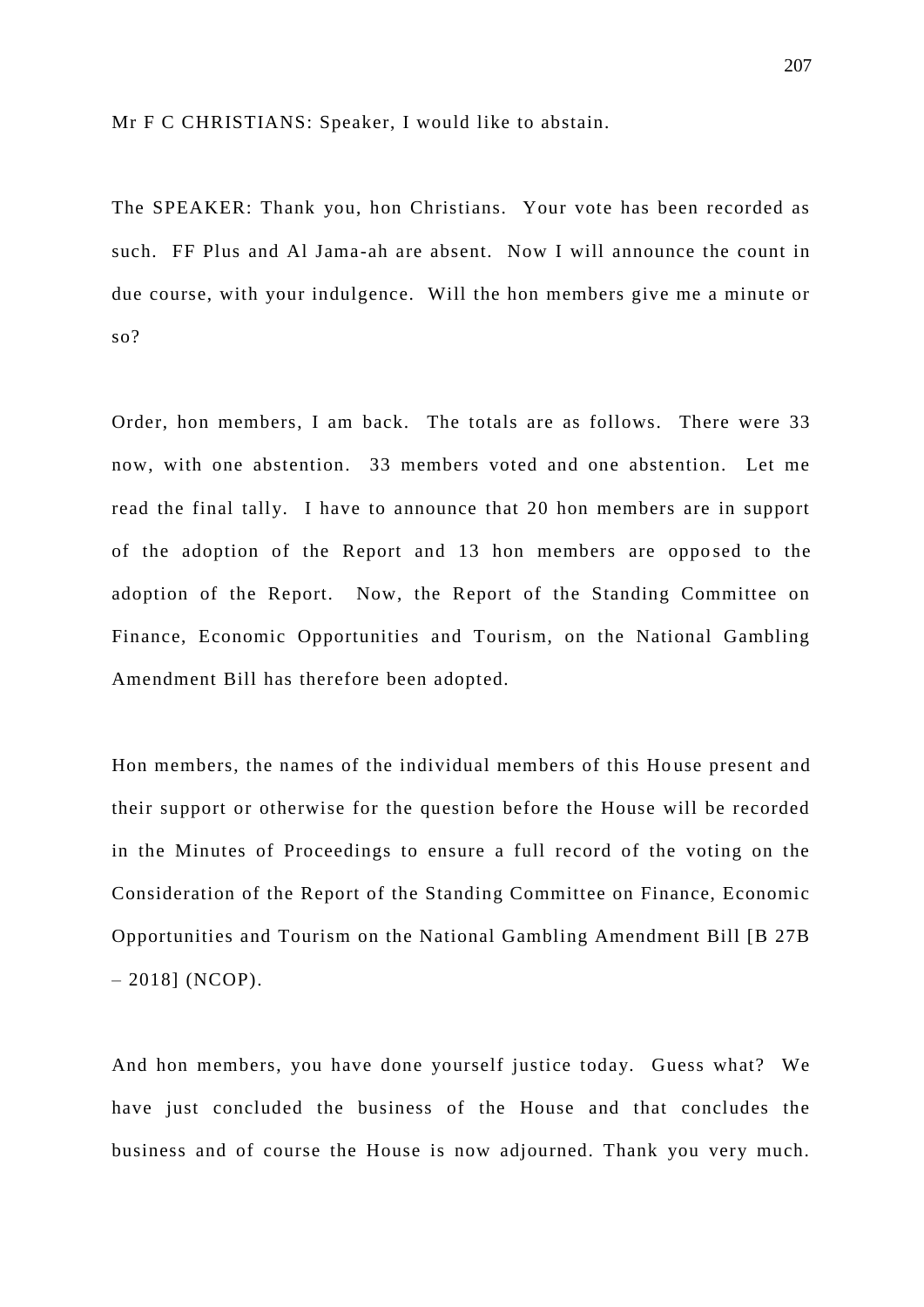Mr F C CHRISTIANS: Speaker, I would like to abstain.

The SPEAKER: Thank you, hon Christians. Your vote has been recorded as such. FF Plus and Al Jama-ah are absent. Now I will announce the count in due course, with your indulgence. Will the hon members give me a minute or so?

Order, hon members, I am back. The totals are as follows. There were 33 now, with one abstention. 33 members voted and one abstention. Let me read the final tally. I have to announce that 20 hon members are in support of the adoption of the Report and 13 hon members are opposed to the adoption of the Report. Now, the Report of the Standing Committee on Finance, Economic Opportunities and Tourism, on the National Gambling Amendment Bill has therefore been adopted.

Hon members, the names of the individual members of this House present and their support or otherwise for the question before the House will be recorded in the Minutes of Proceedings to ensure a full record of the voting on the Consideration of the Report of the Standing Committee on Finance, Economic Opportunities and Tourism on the National Gambling Amendment Bill [B 27B – 2018] (NCOP).

And hon members, you have done yourself justice today. Guess what? We have just concluded the business of the House and that concludes the business and of course the House is now adjourned. Thank you very much.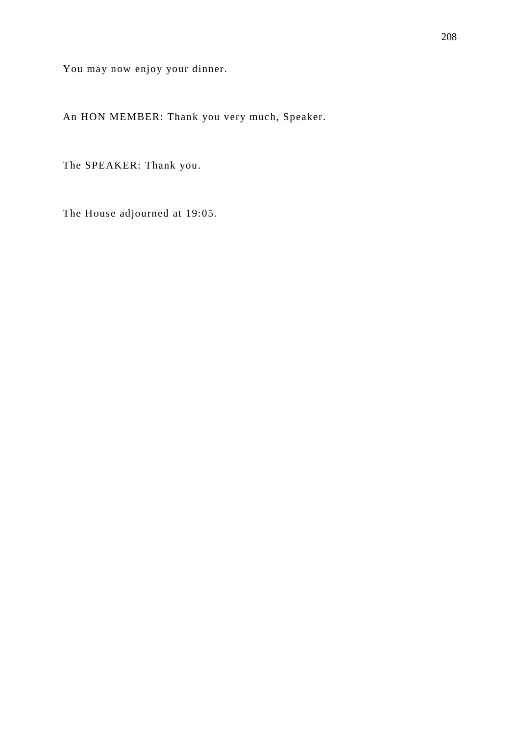You may now enjoy your dinner.

An HON MEMBER: Thank you very much, Speaker.

The SPEAKER: Thank you.

The House adjourned at 19:05.